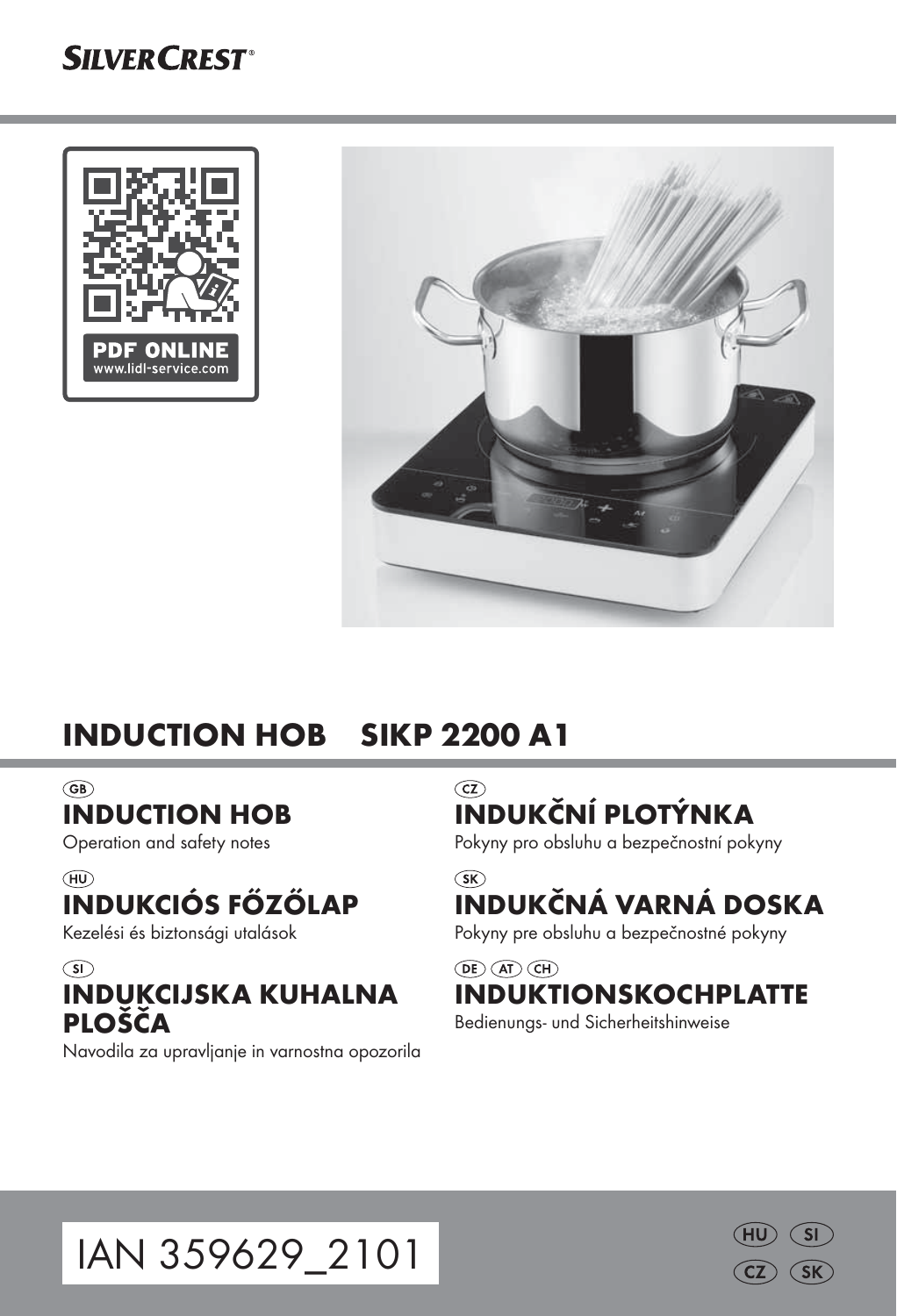**SILVERCREST®**

PDF ONLINE
www.lidl-service.com

# INDUCTION HOB SIKP 2200 A1

GB
## INDUCTION HOB
Operation and safety notes

HU
## INDUKCIÓS FŐZŐLAP
Kezelési és biztonsági utalások

SI
## INDUKCIJSKA KUHALNA PLOŠČA
Navodila za upravljanje in varnostna opozorila

CZ
## INDUKČNÍ PLOTÝNKA
Pokyny pro obsluhu a bezpečnostní pokyny

SK
## INDUKČNÁ VARNÁ DOSKA
Pokyny pre obsluhu a bezpečnostné pokyny

DE AT CH
## INDUKTIONSKOCHPLATTE
Bedienungs- und Sicherheitshinweise

IAN 359629_2101

HU SI
CZ SK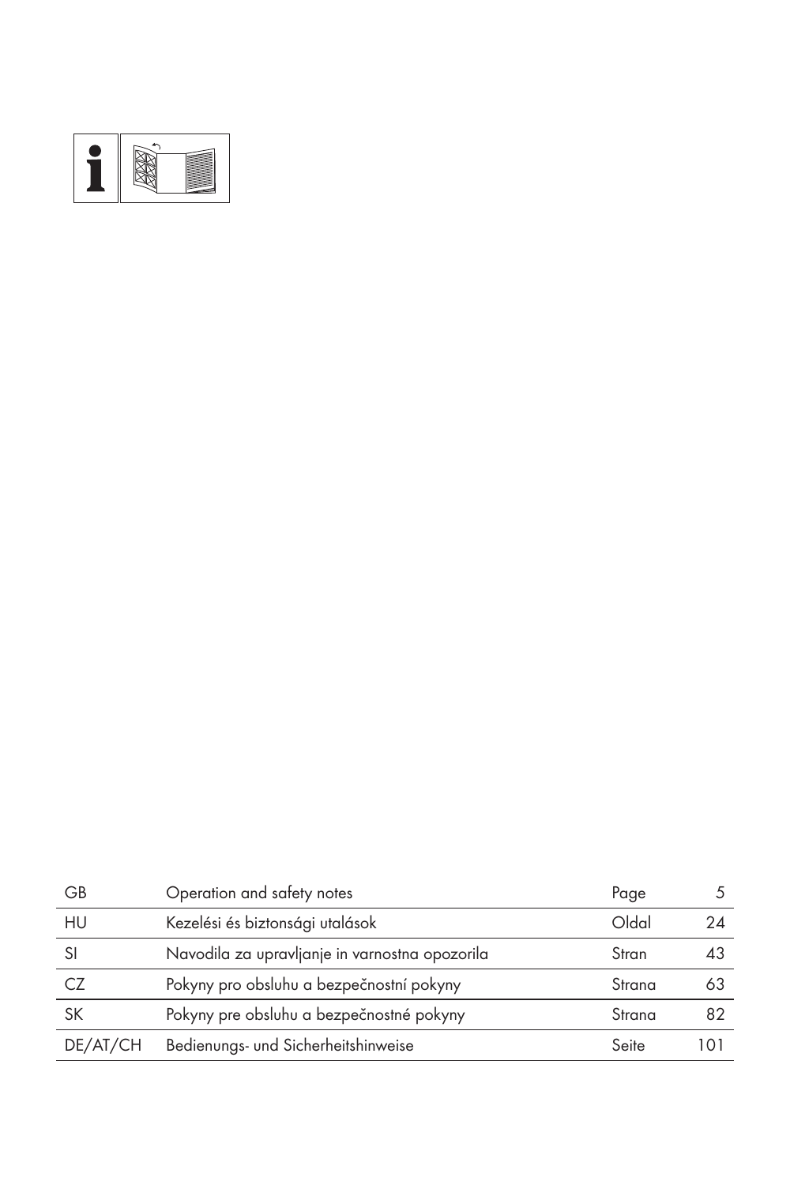| GB | Operation and safety notes | Page | 5 |
|---|---|---|---|
| HU | Kezelési és biztonsági utalások | Oldal | 24 |
| SI | Navodila za upravljanje in varnostna opozorila | Stran | 43 |
| CZ | Pokyny pro obsluhu a bezpečnostní pokyny | Strana | 63 |
| SK | Pokyny pre obsluhu a bezpečnostné pokyny | Strana | 82 |
| DE/AT/CH | Bedienungs- und Sicherheitshinweise | Seite | 101 |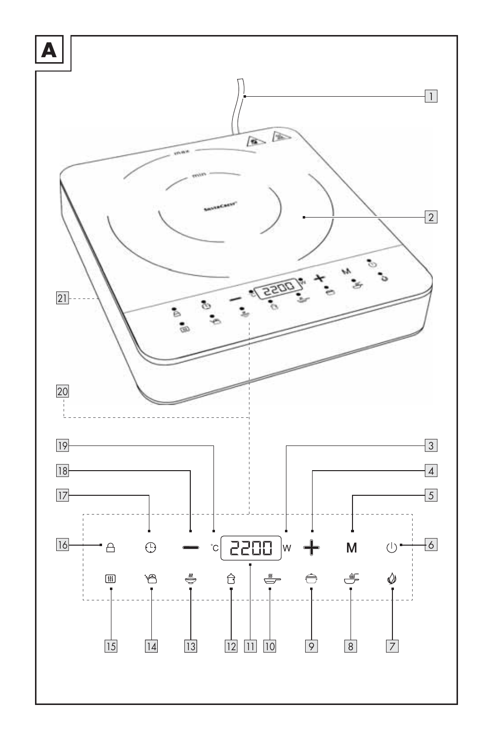# A

1

2

21

20

19

18

17

16

3

4

5

6

°C 2200 W

M

15 14 13 12 11 10 9 8 7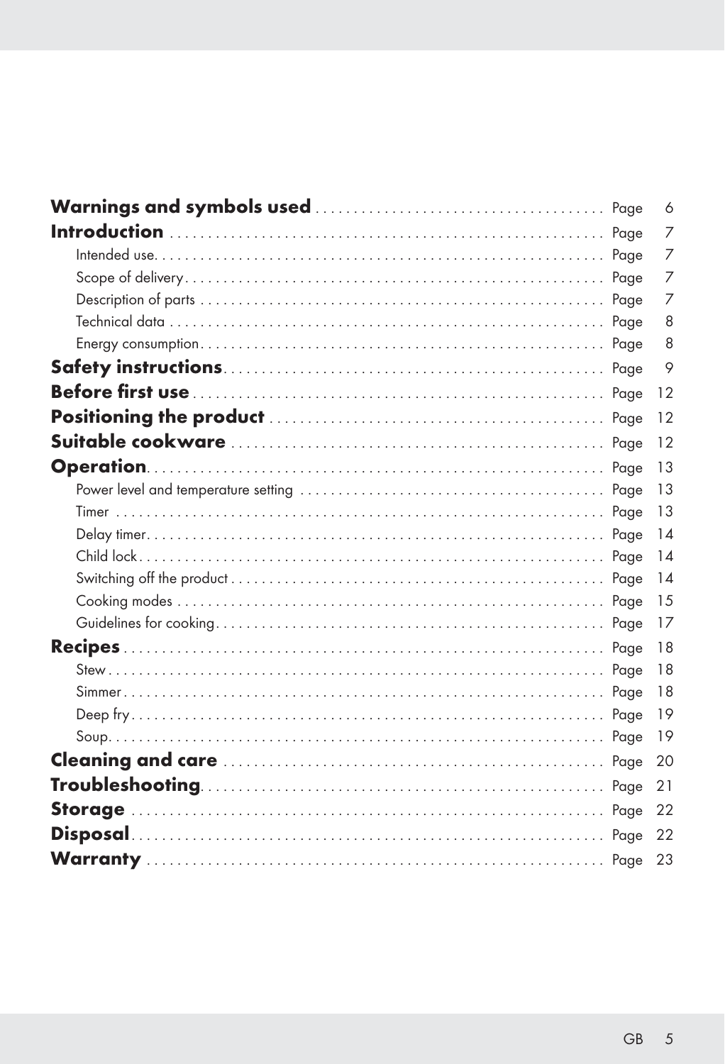| | |
|---|---|
| **Warnings and symbols used** | Page 6 |
| **Introduction** | Page 7 |
| Intended use | Page 7 |
| Scope of delivery | Page 7 |
| Description of parts | Page 7 |
| Technical data | Page 8 |
| Energy consumption | Page 8 |
| **Safety instructions** | Page 9 |
| **Before first use** | Page 12 |
| **Positioning the product** | Page 12 |
| **Suitable cookware** | Page 12 |
| **Operation** | Page 13 |
| Power level and temperature setting | Page 13 |
| Timer | Page 13 |
| Delay timer | Page 14 |
| Child lock | Page 14 |
| Switching off the product | Page 14 |
| Cooking modes | Page 15 |
| Guidelines for cooking | Page 17 |
| **Recipes** | Page 18 |
| Stew | Page 18 |
| Simmer | Page 18 |
| Deep fry | Page 19 |
| Soup | Page 19 |
| **Cleaning and care** | Page 20 |
| **Troubleshooting** | Page 21 |
| **Storage** | Page 22 |
| **Disposal** | Page 22 |
| **Warranty** | Page 23 |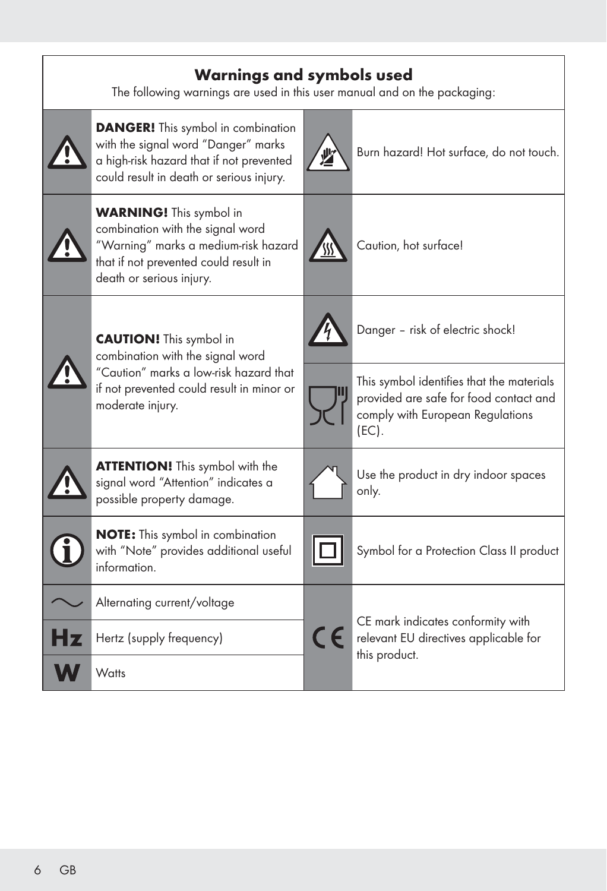## Warnings and symbols used

The following warnings are used in this user manual and on the packaging:

| Symbol | Description | Symbol | Description |
|---|---|---|---|
| ⚠ | **DANGER!** This symbol in combination with the signal word "Danger" marks a high-risk hazard that if not prevented could result in death or serious injury. | | Burn hazard! Hot surface, do not touch. |
| ⚠ | **WARNING!** This symbol in combination with the signal word "Warning" marks a medium-risk hazard that if not prevented could result in death or serious injury. | | Caution, hot surface! |
| ⚠ | **CAUTION!** This symbol in combination with the signal word "Caution" marks a low-risk hazard that if not prevented could result in minor or moderate injury. | | Danger – risk of electric shock! |
| | | | This symbol identifies that the materials provided are safe for food contact and comply with European Regulations (EC). |
| ⚠ | **ATTENTION!** This symbol with the signal word "Attention" indicates a possible property damage. | | Use the product in dry indoor spaces only. |
| ℹ | **NOTE:** This symbol in combination with "Note" provides additional useful information. | | Symbol for a Protection Class II product |
| ~ | Alternating current/voltage | CE | CE mark indicates conformity with relevant EU directives applicable for this product. |
| Hz | Hertz (supply frequency) | | |
| W | Watts | | |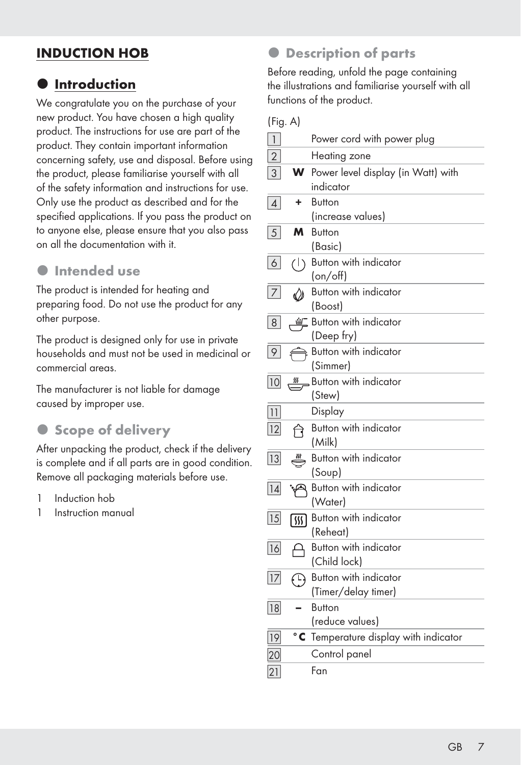# INDUCTION HOB

## Introduction

We congratulate you on the purchase of your new product. You have chosen a high quality product. The instructions for use are part of the product. They contain important information concerning safety, use and disposal. Before using the product, please familiarise yourself with all of the safety information and instructions for use. Only use the product as described and for the specified applications. If you pass the product on to anyone else, please ensure that you also pass on all the documentation with it.

## Intended use

The product is intended for heating and preparing food. Do not use the product for any other purpose.

The product is designed only for use in private households and must not be used in medicinal or commercial areas.

The manufacturer is not liable for damage caused by improper use.

## Scope of delivery

After unpacking the product, check if the delivery is complete and if all parts are in good condition. Remove all packaging materials before use.

1 Induction hob
1 Instruction manual

## Description of parts

Before reading, unfold the page containing the illustrations and familiarise yourself with all functions of the product.

(Fig. A)

| No. | Symbol | Description |
|---|---|---|
| 1 | | Power cord with power plug |
| 2 | | Heating zone |
| 3 | **W** | Power level display (in Watt) with indicator |
| 4 | **+** | Button (increase values) |
| 5 | **M** | Button (Basic) |
| 6 | | Button with indicator (on/off) |
| 7 | | Button with indicator (Boost) |
| 8 | | Button with indicator (Deep fry) |
| 9 | | Button with indicator (Simmer) |
| 10 | | Button with indicator (Stew) |
| 11 | | Display |
| 12 | | Button with indicator (Milk) |
| 13 | | Button with indicator (Soup) |
| 14 | | Button with indicator (Water) |
| 15 | | Button with indicator (Reheat) |
| 16 | | Button with indicator (Child lock) |
| 17 | | Button with indicator (Timer/delay timer) |
| 18 | **–** | Button (reduce values) |
| 19 | **°C** | Temperature display with indicator |
| 20 | | Control panel |
| 21 | | Fan |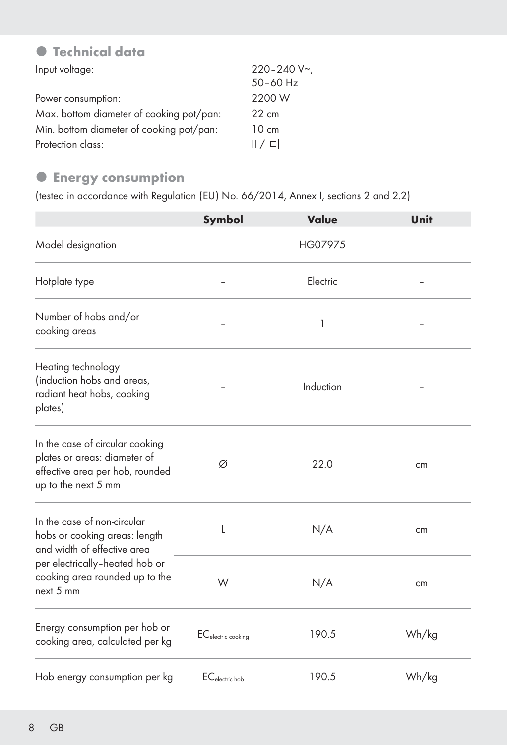## Technical data

| | |
|---|---|
| Input voltage: | 220–240 V~, 50–60 Hz |
| Power consumption: | 2200 W |
| Max. bottom diameter of cooking pot/pan: | 22 cm |
| Min. bottom diameter of cooking pot/pan: | 10 cm |
| Protection class: | II / ⧈ |

## Energy consumption

(tested in accordance with Regulation (EU) No. 66/2014, Annex I, sections 2 and 2.2)

| | Symbol | Value | Unit |
|---|---|---|---|
| Model designation | | HG07975 | |
| Hotplate type | – | Electric | – |
| Number of hobs and/or cooking areas | – | 1 | – |
| Heating technology (induction hobs and areas, radiant heat hobs, cooking plates) | – | Induction | – |
| In the case of circular cooking plates or areas: diameter of effective area per hob, rounded up to the next 5 mm | Ø | 22.0 | cm |
| In the case of non-circular hobs or cooking areas: length and width of effective area per electrically–heated hob or cooking area rounded up to the next 5 mm | L | N/A | cm |
| | W | N/A | cm |
| Energy consumption per hob or cooking area, calculated per kg | $EC_{electric\ cooking}$ | 190.5 | Wh/kg |
| Hob energy consumption per kg | $EC_{electric\ hob}$ | 190.5 | Wh/kg |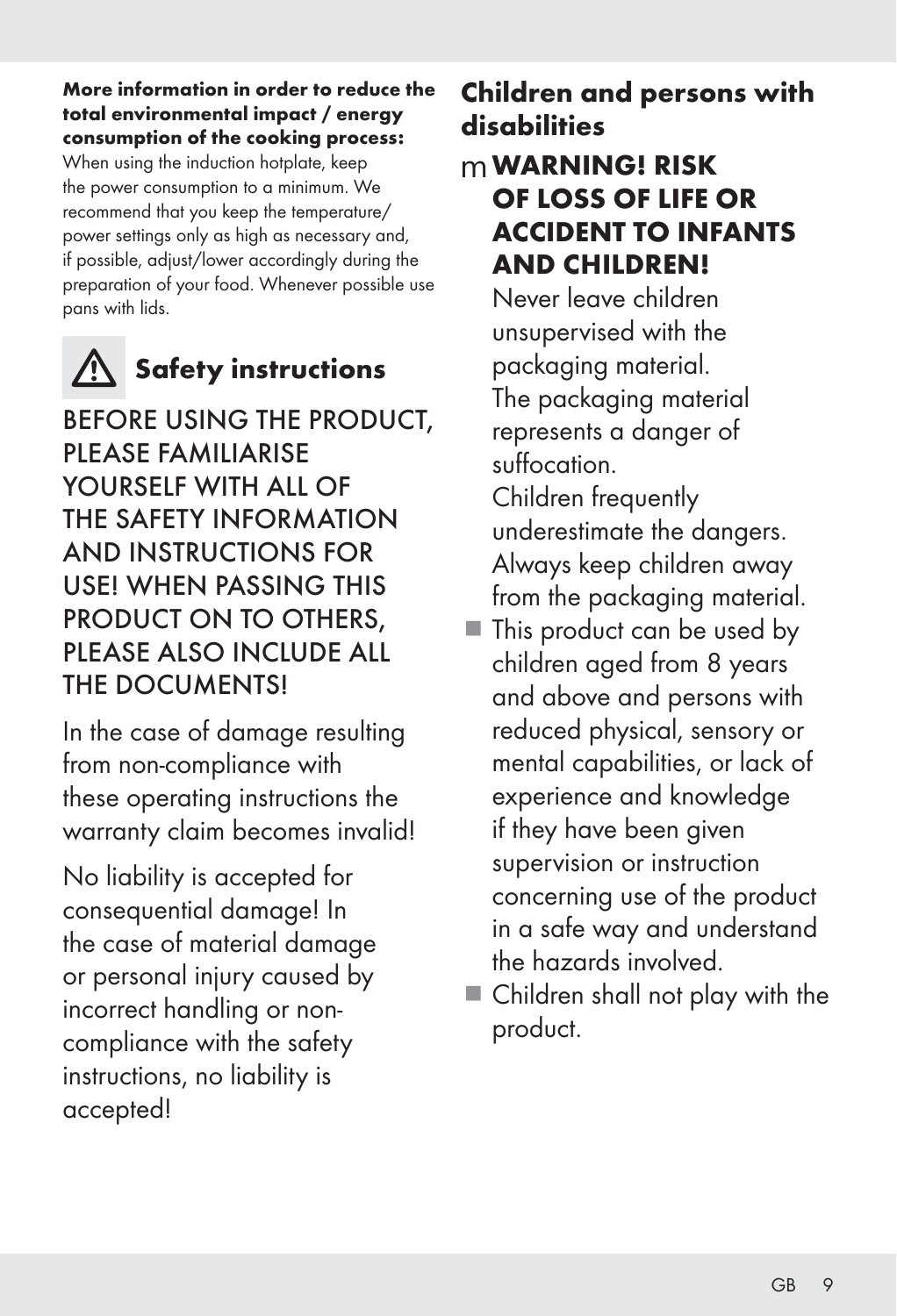**More information in order to reduce the total environmental impact / energy consumption of the cooking process:**
When using the induction hotplate, keep the power consumption to a minimum. We recommend that you keep the temperature/ power settings only as high as necessary and, if possible, adjust/lower accordingly during the preparation of your food. Whenever possible use pans with lids.

## ⚠ Safety instructions

BEFORE USING THE PRODUCT, PLEASE FAMILIARISE YOURSELF WITH ALL OF THE SAFETY INFORMATION AND INSTRUCTIONS FOR USE! WHEN PASSING THIS PRODUCT ON TO OTHERS, PLEASE ALSO INCLUDE ALL THE DOCUMENTS!

In the case of damage resulting from non-compliance with these operating instructions the warranty claim becomes invalid!

No liability is accepted for consequential damage! In the case of material damage or personal injury caused by incorrect handling or non-compliance with the safety instructions, no liability is accepted!

### Children and persons with disabilities

m **WARNING! RISK OF LOSS OF LIFE OR ACCIDENT TO INFANTS AND CHILDREN!**
Never leave children unsupervised with the packaging material. The packaging material represents a danger of suffocation. Children frequently underestimate the dangers. Always keep children away from the packaging material.

- This product can be used by children aged from 8 years and above and persons with reduced physical, sensory or mental capabilities, or lack of experience and knowledge if they have been given supervision or instruction concerning use of the product in a safe way and understand the hazards involved.
- Children shall not play with the product.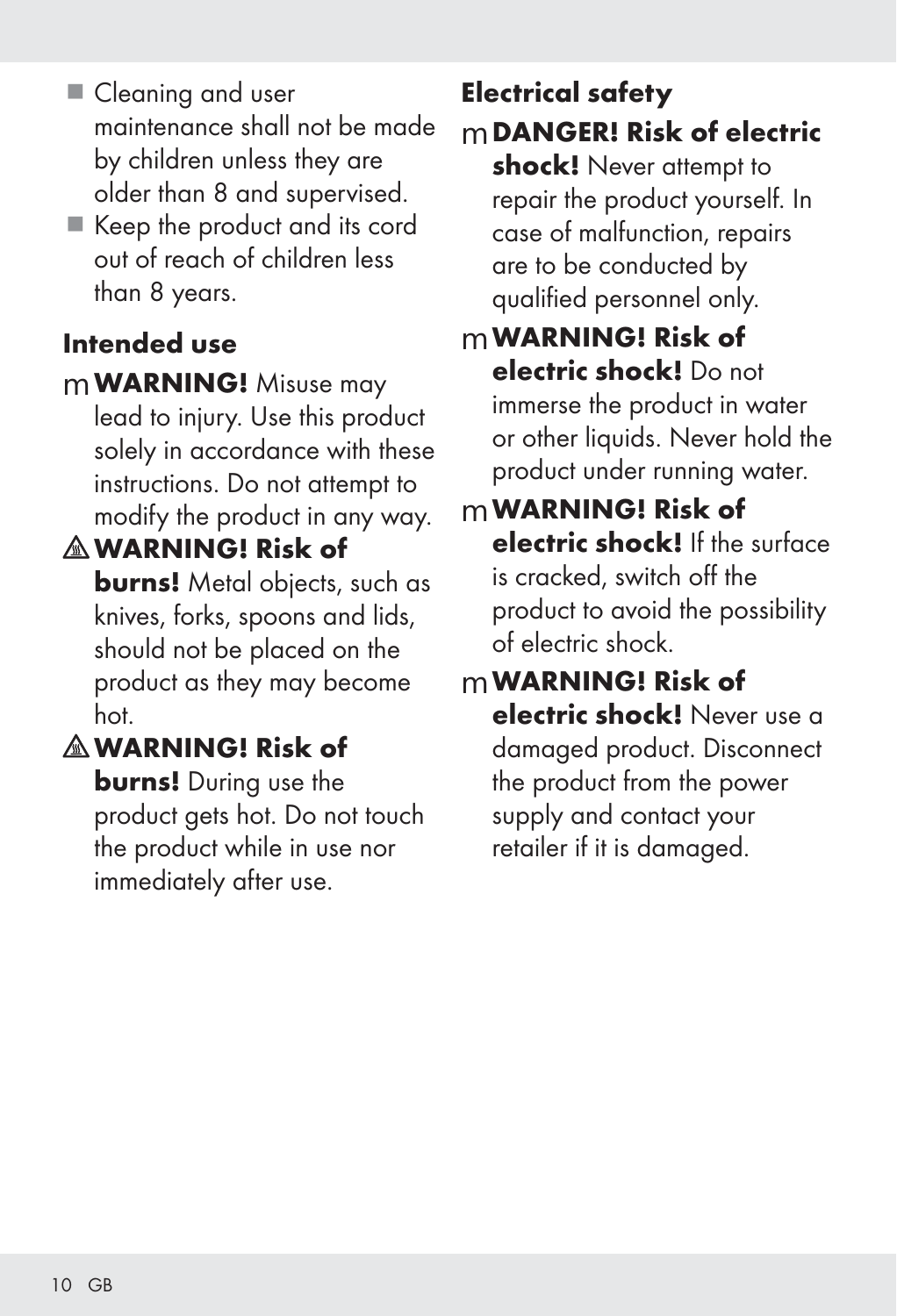- Cleaning and user maintenance shall not be made by children unless they are older than 8 and supervised.
- Keep the product and its cord out of reach of children less than 8 years.

## Intended use

m **WARNING!** Misuse may lead to injury. Use this product solely in accordance with these instructions. Do not attempt to modify the product in any way.

⚠ **WARNING! Risk of burns!** Metal objects, such as knives, forks, spoons and lids, should not be placed on the product as they may become hot.

⚠ **WARNING! Risk of burns!** During use the product gets hot. Do not touch the product while in use nor immediately after use.

## Electrical safety

m **DANGER! Risk of electric shock!** Never attempt to repair the product yourself. In case of malfunction, repairs are to be conducted by qualified personnel only.

m **WARNING! Risk of electric shock!** Do not immerse the product in water or other liquids. Never hold the product under running water.

m **WARNING! Risk of electric shock!** If the surface is cracked, switch off the product to avoid the possibility of electric shock.

m **WARNING! Risk of electric shock!** Never use a damaged product. Disconnect the product from the power supply and contact your retailer if it is damaged.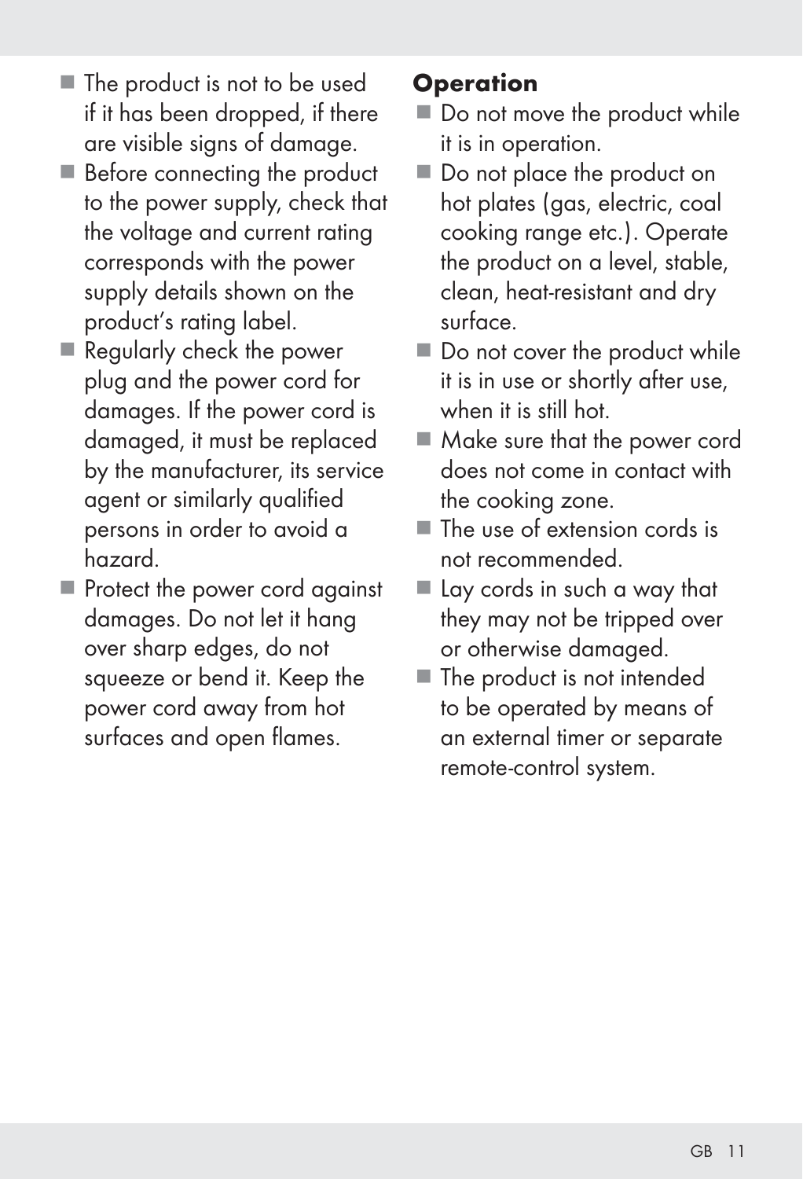- The product is not to be used if it has been dropped, if there are visible signs of damage.
- Before connecting the product to the power supply, check that the voltage and current rating corresponds with the power supply details shown on the product's rating label.
- Regularly check the power plug and the power cord for damages. If the power cord is damaged, it must be replaced by the manufacturer, its service agent or similarly qualified persons in order to avoid a hazard.
- Protect the power cord against damages. Do not let it hang over sharp edges, do not squeeze or bend it. Keep the power cord away from hot surfaces and open flames.

## Operation

- Do not move the product while it is in operation.
- Do not place the product on hot plates (gas, electric, coal cooking range etc.). Operate the product on a level, stable, clean, heat-resistant and dry surface.
- Do not cover the product while it is in use or shortly after use, when it is still hot.
- Make sure that the power cord does not come in contact with the cooking zone.
- The use of extension cords is not recommended.
- Lay cords in such a way that they may not be tripped over or otherwise damaged.
- The product is not intended to be operated by means of an external timer or separate remote-control system.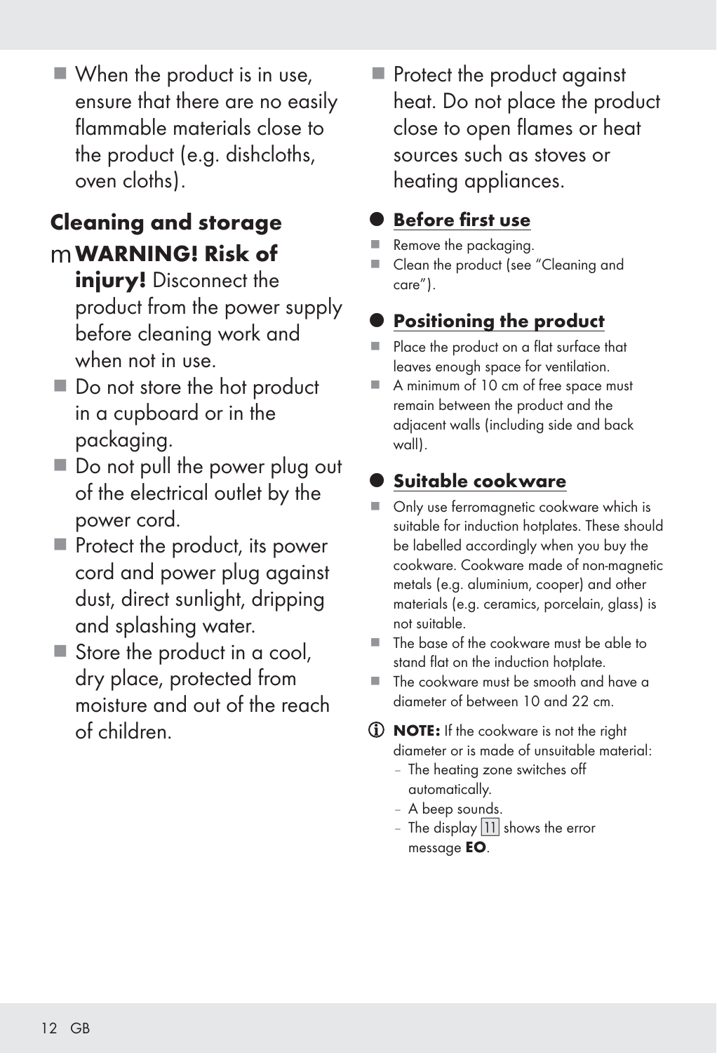- When the product is in use, ensure that there are no easily flammable materials close to the product (e.g. dishcloths, oven cloths).

## Cleaning and storage

m **WARNING! Risk of injury!** Disconnect the product from the power supply before cleaning work and when not in use.

- Do not store the hot product in a cupboard or in the packaging.
- Do not pull the power plug out of the electrical outlet by the power cord.
- Protect the product, its power cord and power plug against dust, direct sunlight, dripping and splashing water.
- Store the product in a cool, dry place, protected from moisture and out of the reach of children.
- Protect the product against heat. Do not place the product close to open flames or heat sources such as stoves or heating appliances.

## Before first use

- Remove the packaging.
- Clean the product (see “Cleaning and care”).

## Positioning the product

- Place the product on a flat surface that leaves enough space for ventilation.
- A minimum of 10 cm of free space must remain between the product and the adjacent walls (including side and back wall).

## Suitable cookware

- Only use ferromagnetic cookware which is suitable for induction hotplates. These should be labelled accordingly when you buy the cookware. Cookware made of non-magnetic metals (e.g. aluminium, cooper) and other materials (e.g. ceramics, porcelain, glass) is not suitable.
- The base of the cookware must be able to stand flat on the induction hotplate.
- The cookware must be smooth and have a diameter of between 10 and 22 cm.

**NOTE:** If the cookware is not the right diameter or is made of unsuitable material:

- The heating zone switches off automatically.
- A beep sounds.
- The display 11 shows the error message **EO**.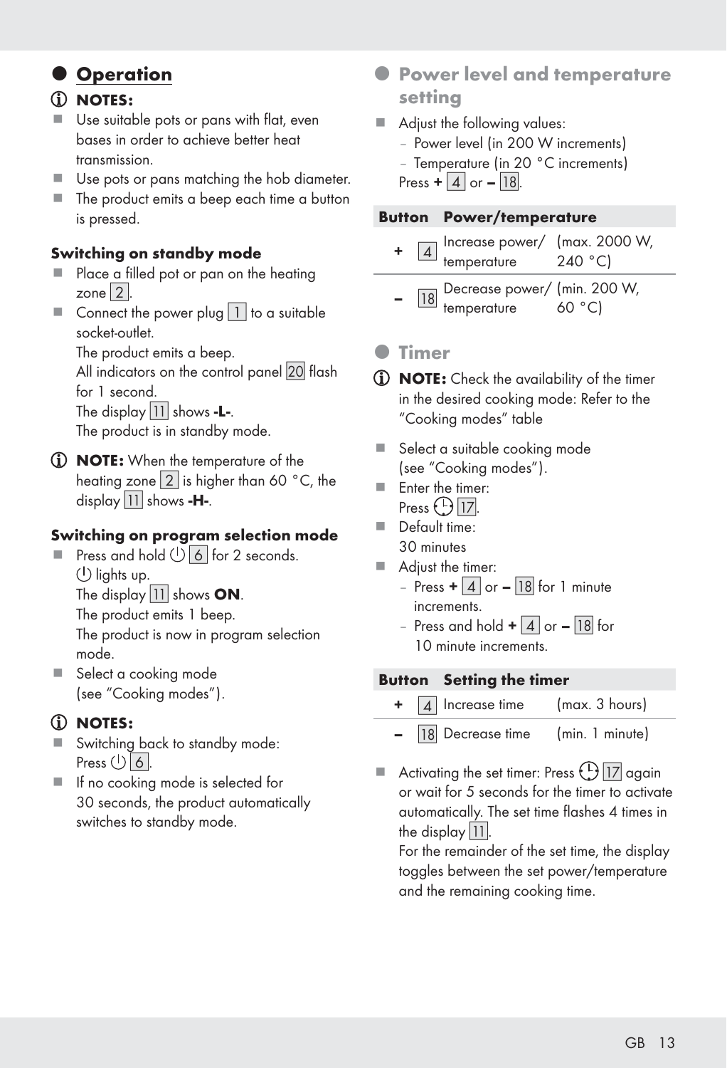## Operation

### NOTES:

- Use suitable pots or pans with flat, even bases in order to achieve better heat transmission.
- Use pots or pans matching the hob diameter.
- The product emits a beep each time a button is pressed.

**Switching on standby mode**

- Place a filled pot or pan on the heating zone 2.
- Connect the power plug 1 to a suitable socket-outlet.
  The product emits a beep.
  All indicators on the control panel 20 flash for 1 second.
  The display 11 shows **-L-**.
  The product is in standby mode.

**NOTE:** When the temperature of the heating zone 2 is higher than 60 °C, the display 11 shows **-H-**.

**Switching on program selection mode**

- Press and hold ⏻ 6 for 2 seconds.
  ⏻ lights up.
  The display 11 shows **ON**.
  The product emits 1 beep.
  The product is now in program selection mode.
- Select a cooking mode (see "Cooking modes").

### NOTES:

- Switching back to standby mode:
  Press ⏻ 6.
- If no cooking mode is selected for 30 seconds, the product automatically switches to standby mode.

## Power level and temperature setting

- Adjust the following values:
  - Power level (in 200 W increments)
  - Temperature (in 20 °C increments)

  Press **+** 4 or **–** 18.

| Button | | Power/temperature | |
|---|---|---|---|
| **+** | 4 | Increase power/ temperature | (max. 2000 W, 240 °C) |
| **–** | 18 | Decrease power/ temperature | (min. 200 W, 60 °C) |

## Timer

**NOTE:** Check the availability of the timer in the desired cooking mode: Refer to the "Cooking modes" table

- Select a suitable cooking mode (see "Cooking modes").
- Enter the timer:
  Press 🕒 17.
- Default time:
  30 minutes
- Adjust the timer:
  - Press **+** 4 or **–** 18 for 1 minute increments.
  - Press and hold **+** 4 or **–** 18 for 10 minute increments.

| Button | | Setting the timer | |
|---|---|---|---|
| **+** | 4 | Increase time | (max. 3 hours) |
| **–** | 18 | Decrease time | (min. 1 minute) |

- Activating the set timer: Press 🕒 17 again or wait for 5 seconds for the timer to activate automatically. The set time flashes 4 times in the display 11.
  For the remainder of the set time, the display toggles between the set power/temperature and the remaining cooking time.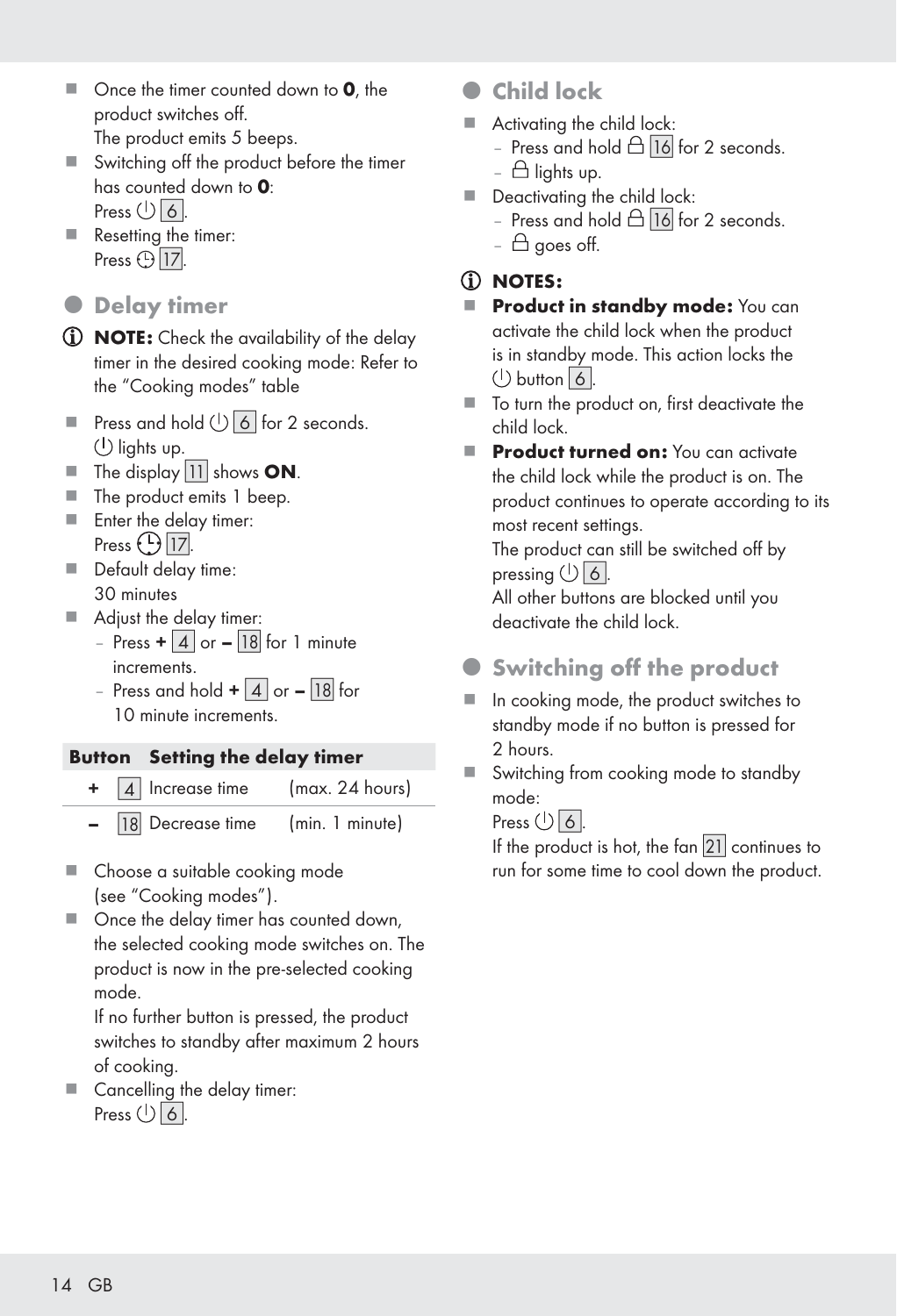- Once the timer counted down to **0**, the product switches off.
  The product emits 5 beeps.
- Switching off the product before the timer has counted down to **0**:
  Press ⏻ 6.
- Resetting the timer:
  Press ⏲ 17.

## Delay timer

ⓘ **NOTE:** Check the availability of the delay timer in the desired cooking mode: Refer to the "Cooking modes" table

- Press and hold ⏻ 6 for 2 seconds.
  ⏻ lights up.
- The display 11 shows **ON**.
- The product emits 1 beep.
- Enter the delay timer:
  Press ⏲ 17.
- Default delay time:
  30 minutes
- Adjust the delay timer:
  - Press **+** 4 or **–** 18 for 1 minute increments.
  - Press and hold **+** 4 or **–** 18 for 10 minute increments.

| Button | | Setting the delay timer | |
|---|---|---|---|
| **+** | 4 | Increase time | (max. 24 hours) |
| **–** | 18 | Decrease time | (min. 1 minute) |

- Choose a suitable cooking mode (see "Cooking modes").
- Once the delay timer has counted down, the selected cooking mode switches on. The product is now in the pre-selected cooking mode.
  If no further button is pressed, the product switches to standby after maximum 2 hours of cooking.
- Cancelling the delay timer:
  Press ⏻ 6.

## Child lock

- Activating the child lock:
  - Press and hold 🔒 16 for 2 seconds.
  - 🔒 lights up.
- Deactivating the child lock:
  - Press and hold 🔒 16 for 2 seconds.
  - 🔒 goes off.

ⓘ **NOTES:**

- **Product in standby mode:** You can activate the child lock when the product is in standby mode. This action locks the ⏻ button 6.
- To turn the product on, first deactivate the child lock.
- **Product turned on:** You can activate the child lock while the product is on. The product continues to operate according to its most recent settings.
  The product can still be switched off by pressing ⏻ 6.
  All other buttons are blocked until you deactivate the child lock.

## Switching off the product

- In cooking mode, the product switches to standby mode if no button is pressed for 2 hours.
- Switching from cooking mode to standby mode:
  Press ⏻ 6.
  If the product is hot, the fan 21 continues to run for some time to cool down the product.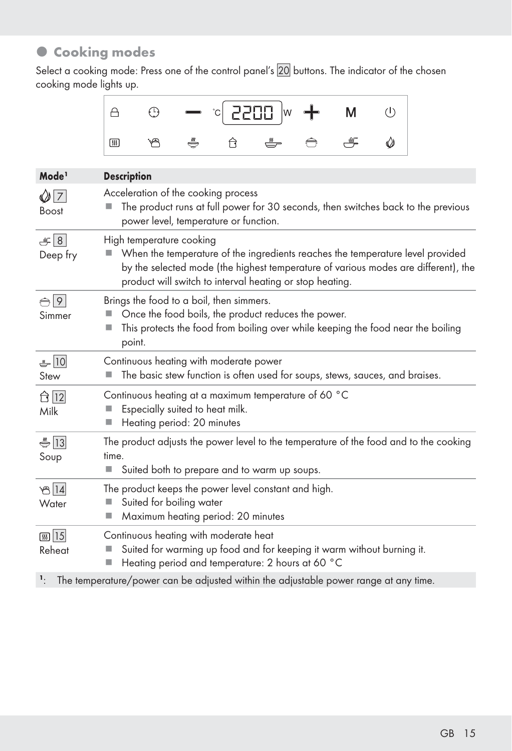## Cooking modes

Select a cooking mode: Press one of the control panel's 20 buttons. The indicator of the chosen cooking mode lights up.

| Mode[1] | Description |
|---|---|
| 7 Boost | Acceleration of the cooking process<br>■ The product runs at full power for 30 seconds, then switches back to the previous power level, temperature or function. |
| 8 Deep fry | High temperature cooking<br>■ When the temperature of the ingredients reaches the temperature level provided by the selected mode (the highest temperature of various modes are different), the product will switch to interval heating or stop heating. |
| 9 Simmer | Brings the food to a boil, then simmers.<br>■ Once the food boils, the product reduces the power.<br>■ This protects the food from boiling over while keeping the food near the boiling point. |
| 10 Stew | Continuous heating with moderate power<br>■ The basic stew function is often used for soups, stews, sauces, and braises. |
| 12 Milk | Continuous heating at a maximum temperature of 60 °C<br>■ Especially suited to heat milk.<br>■ Heating period: 20 minutes |
| 13 Soup | The product adjusts the power level to the temperature of the food and to the cooking time.<br>■ Suited both to prepare and to warm up soups. |
| 14 Water | The product keeps the power level constant and high.<br>■ Suited for boiling water<br>■ Maximum heating period: 20 minutes |
| 15 Reheat | Continuous heating with moderate heat<br>■ Suited for warming up food and for keeping it warm without burning it.<br>■ Heating period and temperature: 2 hours at 60 °C |

[1]: The temperature/power can be adjusted within the adjustable power range at any time.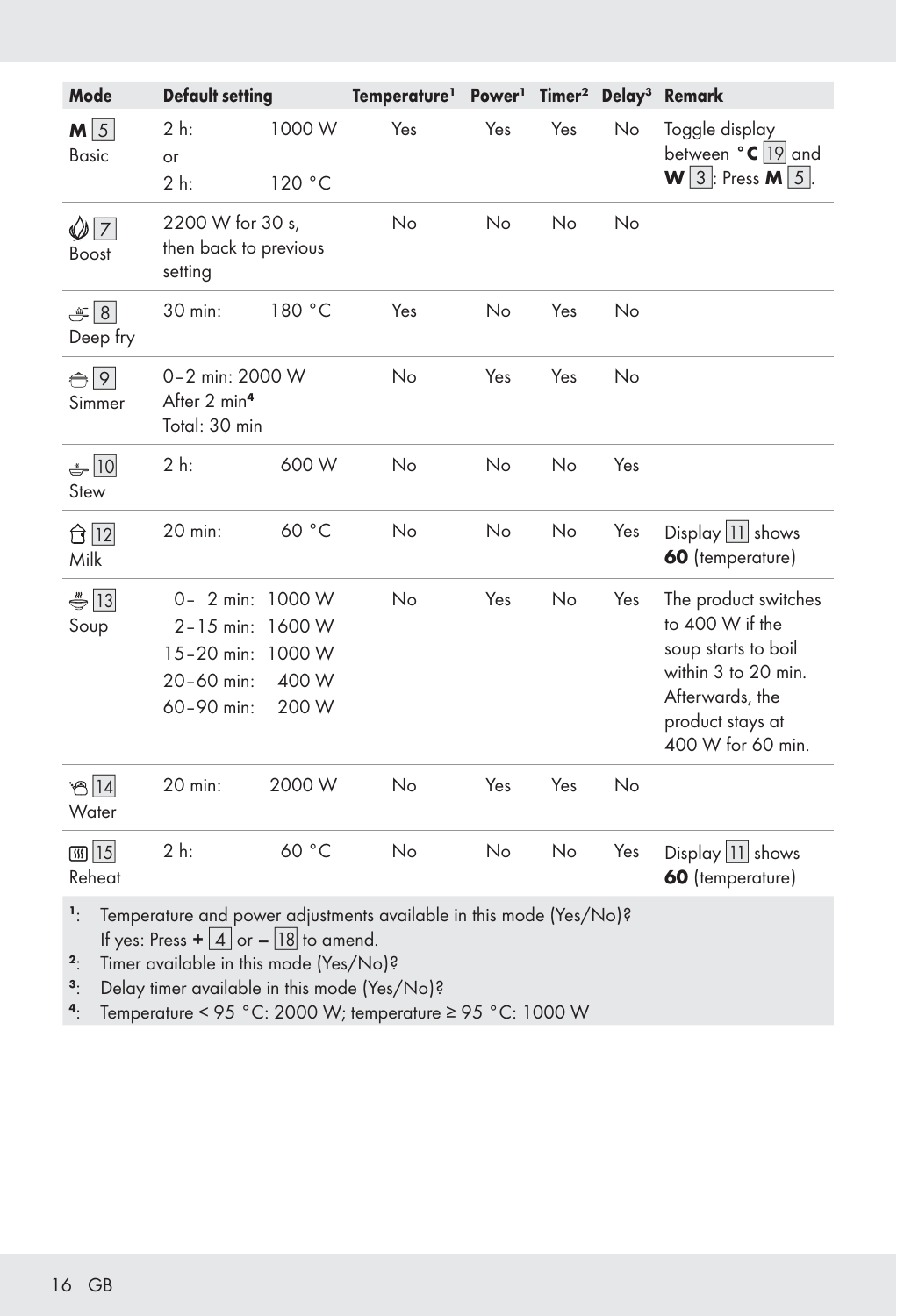| Mode | Default setting | | Temperature[1] | Power[1] | Timer[2] | Delay[3] | Remark |
|---|---|---|---|---|---|---|---|
| M [5] Basic | 2 h: or 2 h: | 1000 W 120 °C | Yes | Yes | Yes | No | Toggle display between **°C** [19] and **W** [3]: Press **M** [5]. |
| [7] Boost | 2200 W for 30 s, then back to previous setting | | No | No | No | No | |
| [8] Deep fry | 30 min: | 180 °C | Yes | No | Yes | No | |
| [9] Simmer | 0–2 min: 2000 W After 2 min[4] Total: 30 min | | No | Yes | Yes | No | |
| [10] Stew | 2 h: | 600 W | No | No | No | Yes | |
| [12] Milk | 20 min: | 60 °C | No | No | No | Yes | Display [11] shows **60** (temperature) |
| [13] Soup | 0– 2 min: 2–15 min: 15–20 min: 20–60 min: 60–90 min: | 1000 W 1600 W 1000 W 400 W 200 W | No | Yes | No | Yes | The product switches to 400 W if the soup starts to boil within 3 to 20 min. Afterwards, the product stays at 400 W for 60 min. |
| [14] Water | 20 min: | 2000 W | No | Yes | Yes | No | |
| [15] Reheat | 2 h: | 60 °C | No | No | No | Yes | Display [11] shows **60** (temperature) |

[1]: Temperature and power adjustments available in this mode (Yes/No)? If yes: Press **+** [4] or **–** [18] to amend.
[2]: Timer available in this mode (Yes/No)?
[3]: Delay timer available in this mode (Yes/No)?
[4]: Temperature < 95 °C: 2000 W; temperature ≥ 95 °C: 1000 W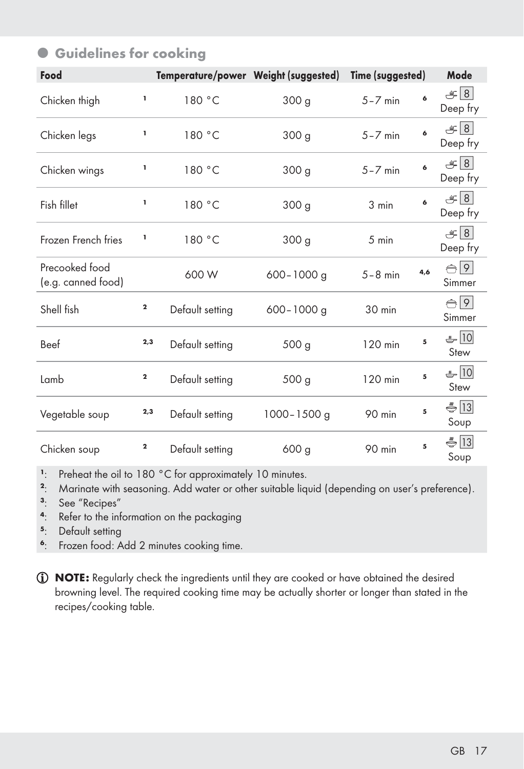## Guidelines for cooking

| Food | | Temperature/power | Weight (suggested) | Time (suggested) | | Mode |
|---|---|---|---|---|---|---|
| Chicken thigh | [1] | 180 °C | 300 g | 5–7 min | [6] | 8 Deep fry |
| Chicken legs | [1] | 180 °C | 300 g | 5–7 min | [6] | 8 Deep fry |
| Chicken wings | [1] | 180 °C | 300 g | 5–7 min | [6] | 8 Deep fry |
| Fish fillet | [1] | 180 °C | 300 g | 3 min | [6] | 8 Deep fry |
| Frozen French fries | [1] | 180 °C | 300 g | 5 min | | 8 Deep fry |
| Precooked food (e.g. canned food) | | 600 W | 600–1000 g | 5–8 min | [4,6] | 9 Simmer |
| Shell fish | [2] | Default setting | 600–1000 g | 30 min | | 9 Simmer |
| Beef | [2,3] | Default setting | 500 g | 120 min | [5] | 10 Stew |
| Lamb | [2] | Default setting | 500 g | 120 min | [5] | 10 Stew |
| Vegetable soup | [2,3] | Default setting | 1000–1500 g | 90 min | [5] | 13 Soup |
| Chicken soup | [2] | Default setting | 600 g | 90 min | [5] | 13 Soup |

[1]: Preheat the oil to 180 °C for approximately 10 minutes.
[2]: Marinate with seasoning. Add water or other suitable liquid (depending on user's preference).
[3]: See "Recipes"
[4]: Refer to the information on the packaging
[5]: Default setting
[6]: Frozen food: Add 2 minutes cooking time.

**NOTE:** Regularly check the ingredients until they are cooked or have obtained the desired browning level. The required cooking time may be actually shorter or longer than stated in the recipes/cooking table.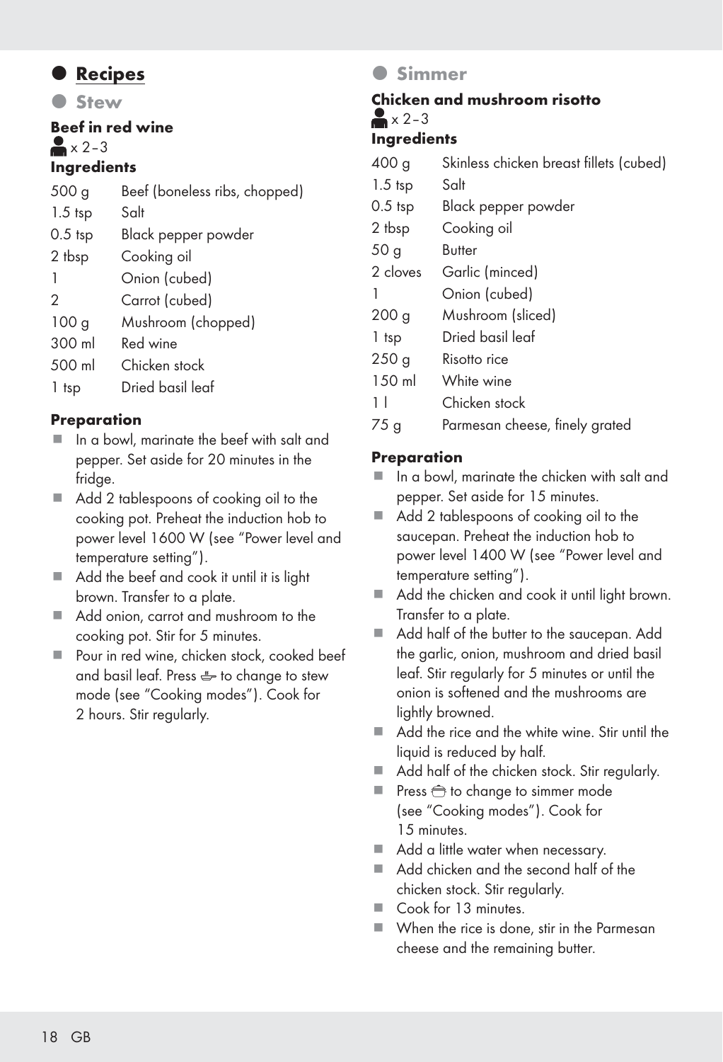# Recipes

## Stew

### Beef in red wine

x 2–3

**Ingredients**

| | |
|---|---|
| 500 g | Beef (boneless ribs, chopped) |
| 1.5 tsp | Salt |
| 0.5 tsp | Black pepper powder |
| 2 tbsp | Cooking oil |
| 1 | Onion (cubed) |
| 2 | Carrot (cubed) |
| 100 g | Mushroom (chopped) |
| 300 ml | Red wine |
| 500 ml | Chicken stock |
| 1 tsp | Dried basil leaf |

**Preparation**

- In a bowl, marinate the beef with salt and pepper. Set aside for 20 minutes in the fridge.
- Add 2 tablespoons of cooking oil to the cooking pot. Preheat the induction hob to power level 1600 W (see "Power level and temperature setting").
- Add the beef and cook it until it is light brown. Transfer to a plate.
- Add onion, carrot and mushroom to the cooking pot. Stir for 5 minutes.
- Pour in red wine, chicken stock, cooked beef and basil leaf. Press  to change to stew mode (see "Cooking modes"). Cook for 2 hours. Stir regularly.

## Simmer

### Chicken and mushroom risotto

x 2–3

**Ingredients**

| | |
|---|---|
| 400 g | Skinless chicken breast fillets (cubed) |
| 1.5 tsp | Salt |
| 0.5 tsp | Black pepper powder |
| 2 tbsp | Cooking oil |
| 50 g | Butter |
| 2 cloves | Garlic (minced) |
| 1 | Onion (cubed) |
| 200 g | Mushroom (sliced) |
| 1 tsp | Dried basil leaf |
| 250 g | Risotto rice |
| 150 ml | White wine |
| 1 l | Chicken stock |
| 75 g | Parmesan cheese, finely grated |

**Preparation**

- In a bowl, marinate the chicken with salt and pepper. Set aside for 15 minutes.
- Add 2 tablespoons of cooking oil to the saucepan. Preheat the induction hob to power level 1400 W (see "Power level and temperature setting").
- Add the chicken and cook it until light brown. Transfer to a plate.
- Add half of the butter to the saucepan. Add the garlic, onion, mushroom and dried basil leaf. Stir regularly for 5 minutes or until the onion is softened and the mushrooms are lightly browned.
- Add the rice and the white wine. Stir until the liquid is reduced by half.
- Add half of the chicken stock. Stir regularly.
- Press  to change to simmer mode (see "Cooking modes"). Cook for 15 minutes.
- Add a little water when necessary.
- Add chicken and the second half of the chicken stock. Stir regularly.
- Cook for 13 minutes.
- When the rice is done, stir in the Parmesan cheese and the remaining butter.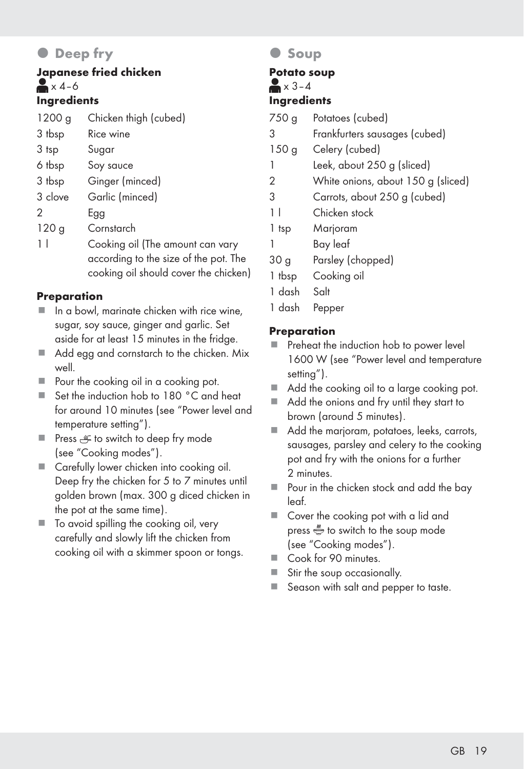## Deep fry

### Japanese fried chicken

x 4–6

**Ingredients**

| | |
|---|---|
| 1200 g | Chicken thigh (cubed) |
| 3 tbsp | Rice wine |
| 3 tsp | Sugar |
| 6 tbsp | Soy sauce |
| 3 tbsp | Ginger (minced) |
| 3 clove | Garlic (minced) |
| 2 | Egg |
| 120 g | Cornstarch |
| 1 l | Cooking oil (The amount can vary according to the size of the pot. The cooking oil should cover the chicken) |

**Preparation**

- In a bowl, marinate chicken with rice wine, sugar, soy sauce, ginger and garlic. Set aside for at least 15 minutes in the fridge.
- Add egg and cornstarch to the chicken. Mix well.
- Pour the cooking oil in a cooking pot.
- Set the induction hob to 180 °C and heat for around 10 minutes (see “Power level and temperature setting”).
- Press to switch to deep fry mode (see “Cooking modes”).
- Carefully lower chicken into cooking oil. Deep fry the chicken for 5 to 7 minutes until golden brown (max. 300 g diced chicken in the pot at the same time).
- To avoid spilling the cooking oil, very carefully and slowly lift the chicken from cooking oil with a skimmer spoon or tongs.

## Soup

### Potato soup

x 3–4

**Ingredients**

| | |
|---|---|
| 750 g | Potatoes (cubed) |
| 3 | Frankfurters sausages (cubed) |
| 150 g | Celery (cubed) |
| 1 | Leek, about 250 g (sliced) |
| 2 | White onions, about 150 g (sliced) |
| 3 | Carrots, about 250 g (cubed) |
| 1 l | Chicken stock |
| 1 tsp | Marjoram |
| 1 | Bay leaf |
| 30 g | Parsley (chopped) |
| 1 tbsp | Cooking oil |
| 1 dash | Salt |
| 1 dash | Pepper |

**Preparation**

- Preheat the induction hob to power level 1600 W (see “Power level and temperature setting”).
- Add the cooking oil to a large cooking pot.
- Add the onions and fry until they start to brown (around 5 minutes).
- Add the marjoram, potatoes, leeks, carrots, sausages, parsley and celery to the cooking pot and fry with the onions for a further 2 minutes.
- Pour in the chicken stock and add the bay leaf.
- Cover the cooking pot with a lid and press to switch to the soup mode (see “Cooking modes”).
- Cook for 90 minutes.
- Stir the soup occasionally.
- Season with salt and pepper to taste.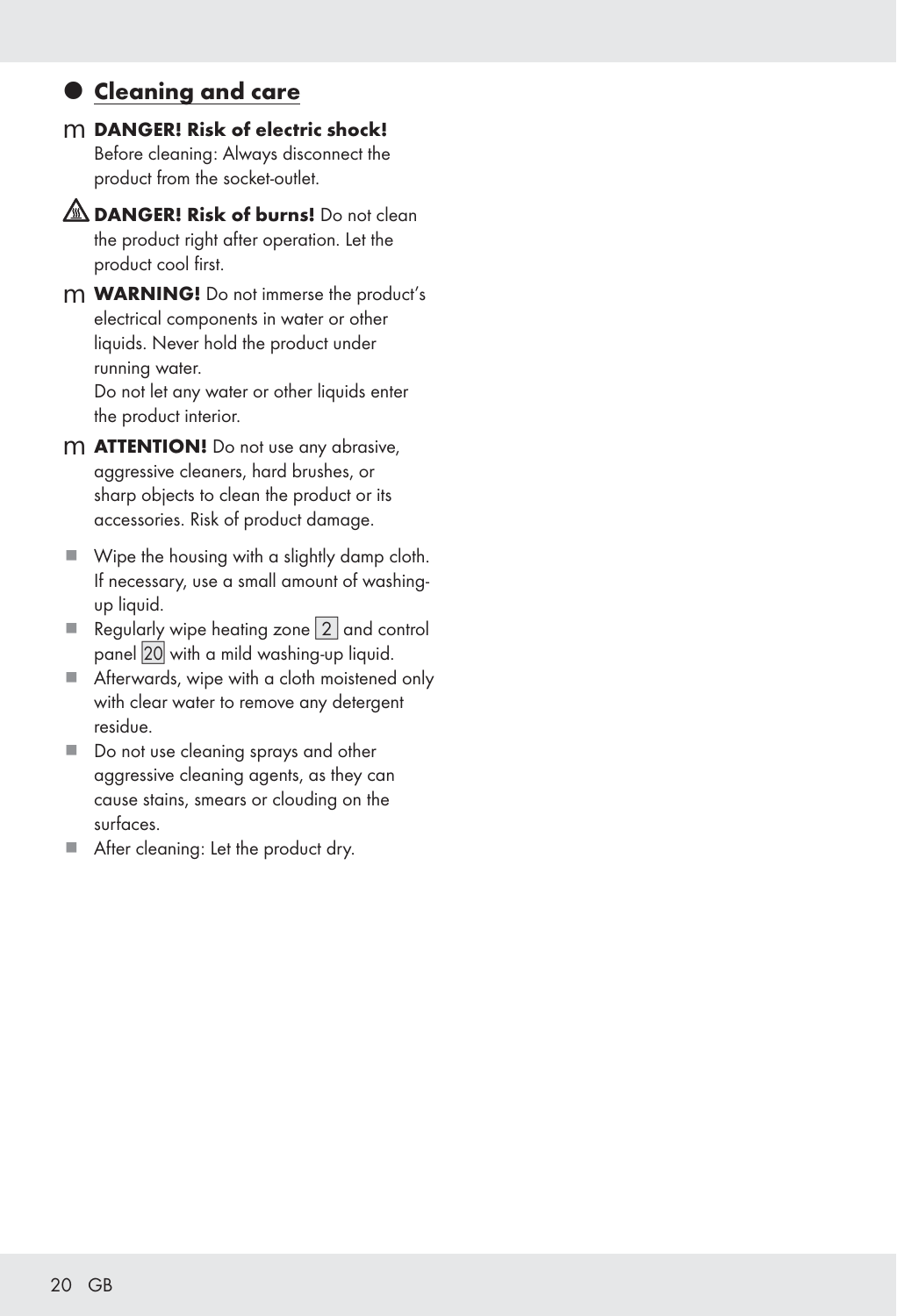## Cleaning and care

m **DANGER! Risk of electric shock!** Before cleaning: Always disconnect the product from the socket-outlet.

**DANGER! Risk of burns!** Do not clean the product right after operation. Let the product cool first.

m **WARNING!** Do not immerse the product's electrical components in water or other liquids. Never hold the product under running water.
Do not let any water or other liquids enter the product interior.

m **ATTENTION!** Do not use any abrasive, aggressive cleaners, hard brushes, or sharp objects to clean the product or its accessories. Risk of product damage.

- Wipe the housing with a slightly damp cloth. If necessary, use a small amount of washing-up liquid.
- Regularly wipe heating zone 2 and control panel 20 with a mild washing-up liquid.
- Afterwards, wipe with a cloth moistened only with clear water to remove any detergent residue.
- Do not use cleaning sprays and other aggressive cleaning agents, as they can cause stains, smears or clouding on the surfaces.
- After cleaning: Let the product dry.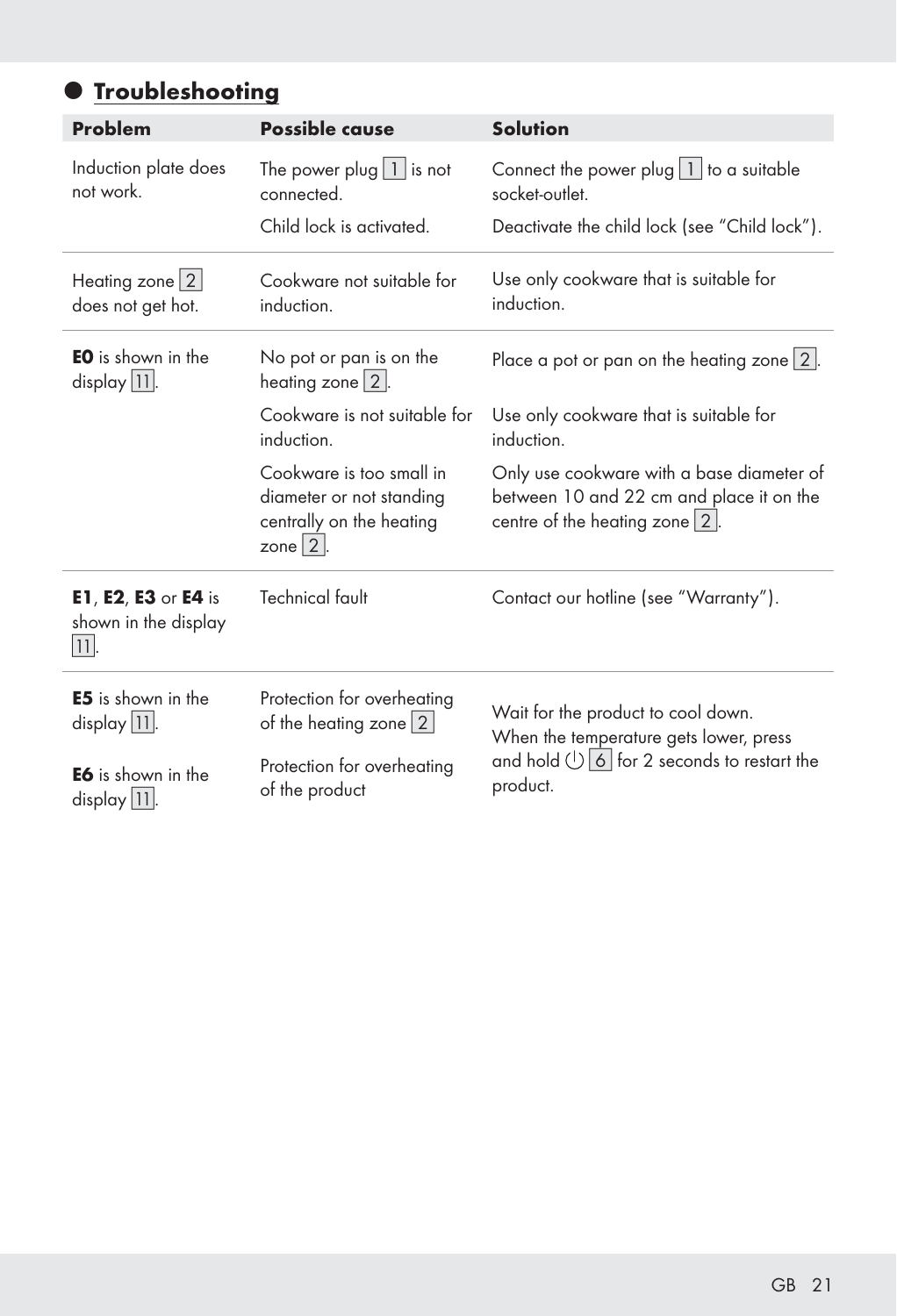## Troubleshooting

| Problem | Possible cause | Solution |
|---|---|---|
| Induction plate does not work. | The power plug 1 is not connected. | Connect the power plug 1 to a suitable socket-outlet. |
| | Child lock is activated. | Deactivate the child lock (see "Child lock"). |
| Heating zone 2 does not get hot. | Cookware not suitable for induction. | Use only cookware that is suitable for induction. |
| **E0** is shown in the display 11. | No pot or pan is on the heating zone 2. | Place a pot or pan on the heating zone 2. |
| | Cookware is not suitable for induction. | Use only cookware that is suitable for induction. |
| | Cookware is too small in diameter or not standing centrally on the heating zone 2. | Only use cookware with a base diameter of between 10 and 22 cm and place it on the centre of the heating zone 2. |
| **E1**, **E2**, **E3** or **E4** is shown in the display 11. | Technical fault | Contact our hotline (see "Warranty"). |
| **E5** is shown in the display 11. | Protection for overheating of the heating zone 2 | Wait for the product to cool down. When the temperature gets lower, press and hold ⏻ 6 for 2 seconds to restart the product. |
| **E6** is shown in the display 11. | Protection for overheating of the product | |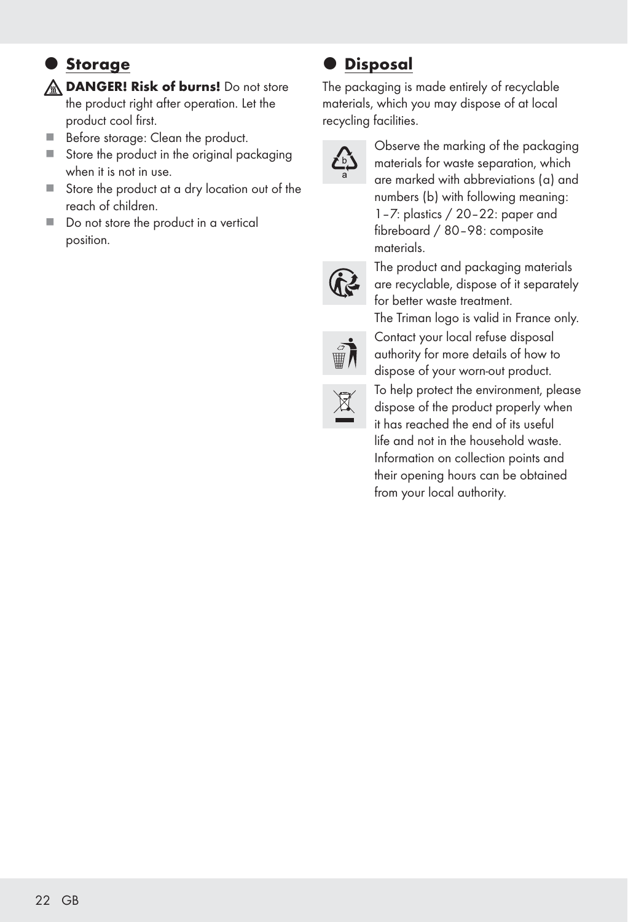## Storage

**DANGER! Risk of burns!** Do not store the product right after operation. Let the product cool first.

- Before storage: Clean the product.
- Store the product in the original packaging when it is not in use.
- Store the product at a dry location out of the reach of children.
- Do not store the product in a vertical position.

## Disposal

The packaging is made entirely of recyclable materials, which you may dispose of at local recycling facilities.

Observe the marking of the packaging materials for waste separation, which are marked with abbreviations (a) and numbers (b) with following meaning: 1–7: plastics / 20–22: paper and fibreboard / 80–98: composite materials.

The product and packaging materials are recyclable, dispose of it separately for better waste treatment.
The Triman logo is valid in France only.

Contact your local refuse disposal authority for more details of how to dispose of your worn-out product.

To help protect the environment, please dispose of the product properly when it has reached the end of its useful life and not in the household waste. Information on collection points and their opening hours can be obtained from your local authority.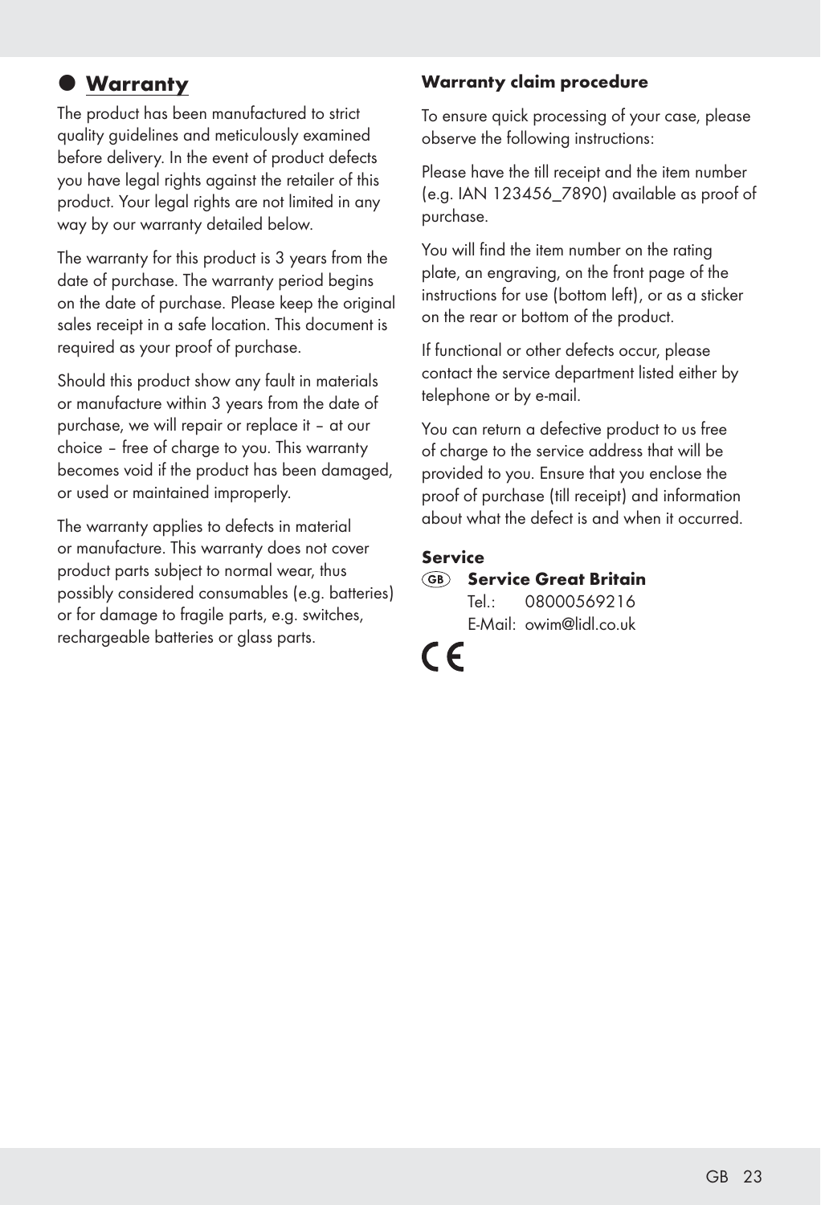## Warranty

The product has been manufactured to strict quality guidelines and meticulously examined before delivery. In the event of product defects you have legal rights against the retailer of this product. Your legal rights are not limited in any way by our warranty detailed below.

The warranty for this product is 3 years from the date of purchase. The warranty period begins on the date of purchase. Please keep the original sales receipt in a safe location. This document is required as your proof of purchase.

Should this product show any fault in materials or manufacture within 3 years from the date of purchase, we will repair or replace it – at our choice – free of charge to you. This warranty becomes void if the product has been damaged, or used or maintained improperly.

The warranty applies to defects in material or manufacture. This warranty does not cover product parts subject to normal wear, thus possibly considered consumables (e.g. batteries) or for damage to fragile parts, e.g. switches, rechargeable batteries or glass parts.

### Warranty claim procedure

To ensure quick processing of your case, please observe the following instructions:

Please have the till receipt and the item number (e.g. IAN 123456_7890) available as proof of purchase.

You will find the item number on the rating plate, an engraving, on the front page of the instructions for use (bottom left), or as a sticker on the rear or bottom of the product.

If functional or other defects occur, please contact the service department listed either by telephone or by e-mail.

You can return a defective product to us free of charge to the service address that will be provided to you. Ensure that you enclose the proof of purchase (till receipt) and information about what the defect is and when it occurred.

### Service

(GB) **Service Great Britain**
Tel.: 08000569216
E-Mail: owim@lidl.co.uk

CE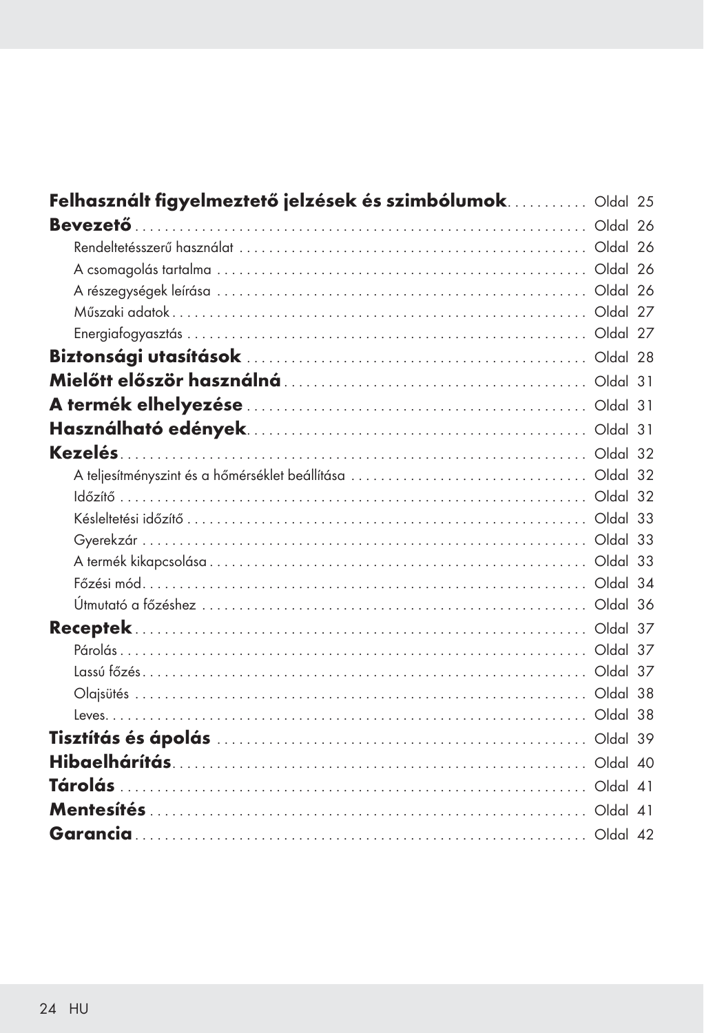**Felhasznált figyelmeztető jelzések és szimbólumok** .......... Oldal 25

**Bevezető** .......... Oldal 26

- Rendeltetésszerű használat .......... Oldal 26
- A csomagolás tartalma .......... Oldal 26
- A részegységek leírása .......... Oldal 26
- Műszaki adatok .......... Oldal 27
- Energiafogyasztás .......... Oldal 27

**Biztonsági utasítások** .......... Oldal 28

**Mielőtt először használná** .......... Oldal 31

**A termék elhelyezése** .......... Oldal 31

**Használható edények** .......... Oldal 31

**Kezelés** .......... Oldal 32

- A teljesítményszint és a hőmérséklet beállítása .......... Oldal 32
- Időzítő .......... Oldal 32
- Késleltetési időzítő .......... Oldal 33
- Gyerekzár .......... Oldal 33
- A termék kikapcsolása .......... Oldal 33
- Főzési mód .......... Oldal 34
- Útmutató a főzéshez .......... Oldal 36

**Receptek** .......... Oldal 37

- Párolás .......... Oldal 37
- Lassú főzés .......... Oldal 37
- Olajsütés .......... Oldal 38
- Leves .......... Oldal 38

**Tisztítás és ápolás** .......... Oldal 39

**Hibaelhárítás** .......... Oldal 40

**Tárolás** .......... Oldal 41

**Mentesítés** .......... Oldal 41

**Garancia** .......... Oldal 42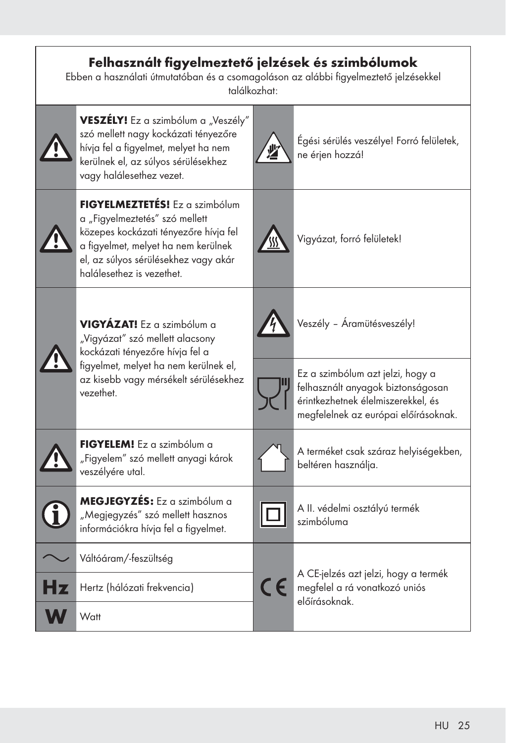## Felhasznált figyelmeztető jelzések és szimbólumok

Ebben a használati útmutatóban és a csomagoláson az alábbi figyelmeztető jelzésekkel találkozhat:

| | | | |
|---|---|---|---|
| | **VESZÉLY!** Ez a szimbólum a „Veszély" szó mellett nagy kockázati tényezőre hívja fel a figyelmet, melyet ha nem kerülnek el, az súlyos sérülésekhez vagy halálesethez vezet. | | Égési sérülés veszélye! Forró felületek, ne érjen hozzá! |
| | **FIGYELMEZTETÉS!** Ez a szimbólum a „Figyelmeztetés" szó mellett közepes kockázati tényezőre hívja fel a figyelmet, melyet ha nem kerülnek el, az súlyos sérülésekhez vagy akár halálesethez is vezethet. | | Vigyázat, forró felületek! |
| | **VIGYÁZAT!** Ez a szimbólum a „Vigyázat" szó mellett alacsony kockázati tényezőre hívja fel a figyelmet, melyet ha nem kerülnek el, az kisebb vagy mérsékelt sérülésekhez vezethet. | | Veszély – Áramütésveszély! |
| | | | Ez a szimbólum azt jelzi, hogy a felhasznált anyagok biztonságosan érintkezhetnek élelmiszerekkel, és megfelelnek az európai előírásoknak. |
| | **FIGYELEM!** Ez a szimbólum a „Figyelem" szó mellett anyagi károk veszélyére utal. | | A terméket csak száraz helyiségekben, beltéren használja. |
| | **MEGJEGYZÉS:** Ez a szimbólum a „Megjegyzés" szó mellett hasznos információkra hívja fel a figyelmet. | | A II. védelmi osztályú termék szimbóluma |
| ~ | Váltóáram/-feszültség | CE | A CE-jelzés azt jelzi, hogy a termék megfelel a rá vonatkozó uniós előírásoknak. |
| Hz | Hertz (hálózati frekvencia) | | |
| W | Watt | | |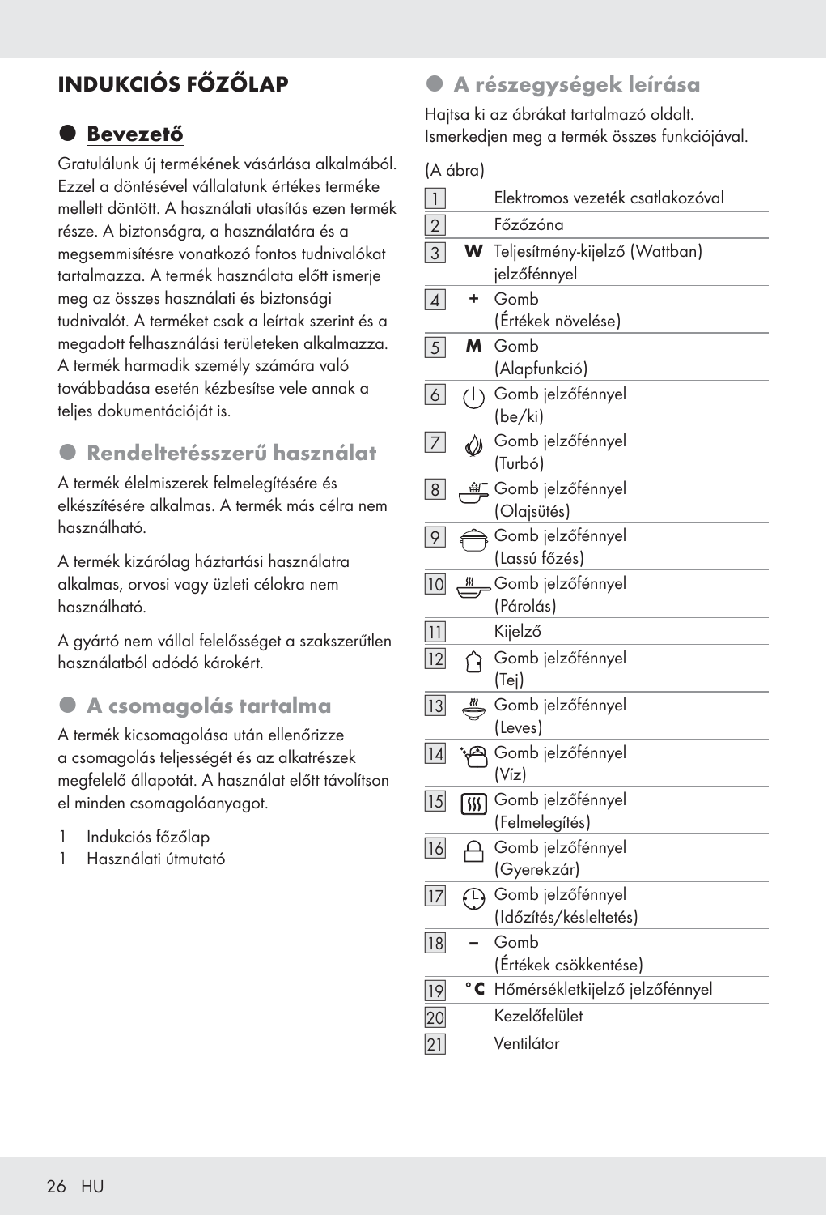# INDUKCIÓS FŐZŐLAP

## Bevezető

Gratulálunk új termékének vásárlása alkalmából. Ezzel a döntésével vállalatunk értékes terméke mellett döntött. A használati utasítás ezen termék része. A biztonságra, a használatára és a megsemmisítésre vonatkozó fontos tudnivalókat tartalmazza. A termék használata előtt ismerje meg az összes használati és biztonsági tudnivalót. A terméket csak a leírtak szerint és a megadott felhasználási területeken alkalmazza. A termék harmadik személy számára való továbbadása esetén kézbesítse vele annak a teljes dokumentációját is.

## Rendeltetésszerű használat

A termék élelmiszerek felmelegítésére és elkészítésére alkalmas. A termék más célra nem használható.

A termék kizárólag háztartási használatra alkalmas, orvosi vagy üzleti célokra nem használható.

A gyártó nem vállal felelősséget a szakszerűtlen használatból adódó károkért.

## A csomagolás tartalma

A termék kicsomagolása után ellenőrizze a csomagolás teljességét és az alkatrészek megfelelő állapotát. A használat előtt távolítson el minden csomagolóanyagot.

1 Indukciós főzőlap
1 Használati útmutató

## A részegységek leírása

Hajtsa ki az ábrákat tartalmazó oldalt.
Ismerkedjen meg a termék összes funkciójával.

(A ábra)

| | | |
|---|---|---|
| 1 | | Elektromos vezeték csatlakozóval |
| 2 | | Főzőzóna |
| 3 | **W** | Teljesítmény-kijelző (Wattban) jelzőfénnyel |
| 4 | **+** | Gomb (Értékek növelése) |
| 5 | **M** | Gomb (Alapfunkció) |
| 6 | | Gomb jelzőfénnyel (be/ki) |
| 7 | | Gomb jelzőfénnyel (Turbó) |
| 8 | | Gomb jelzőfénnyel (Olajsütés) |
| 9 | | Gomb jelzőfénnyel (Lassú főzés) |
| 10 | | Gomb jelzőfénnyel (Párolás) |
| 11 | | Kijelző |
| 12 | | Gomb jelzőfénnyel (Tej) |
| 13 | | Gomb jelzőfénnyel (Leves) |
| 14 | | Gomb jelzőfénnyel (Víz) |
| 15 | | Gomb jelzőfénnyel (Felmelegítés) |
| 16 | | Gomb jelzőfénnyel (Gyerekzár) |
| 17 | | Gomb jelzőfénnyel (Időzítés/késleltetés) |
| 18 | **–** | Gomb (Értékek csökkentése) |
| 19 | **°C** | Hőmérsékletkijelző jelzőfénnyel |
| 20 | | Kezelőfelület |
| 21 | | Ventilátor |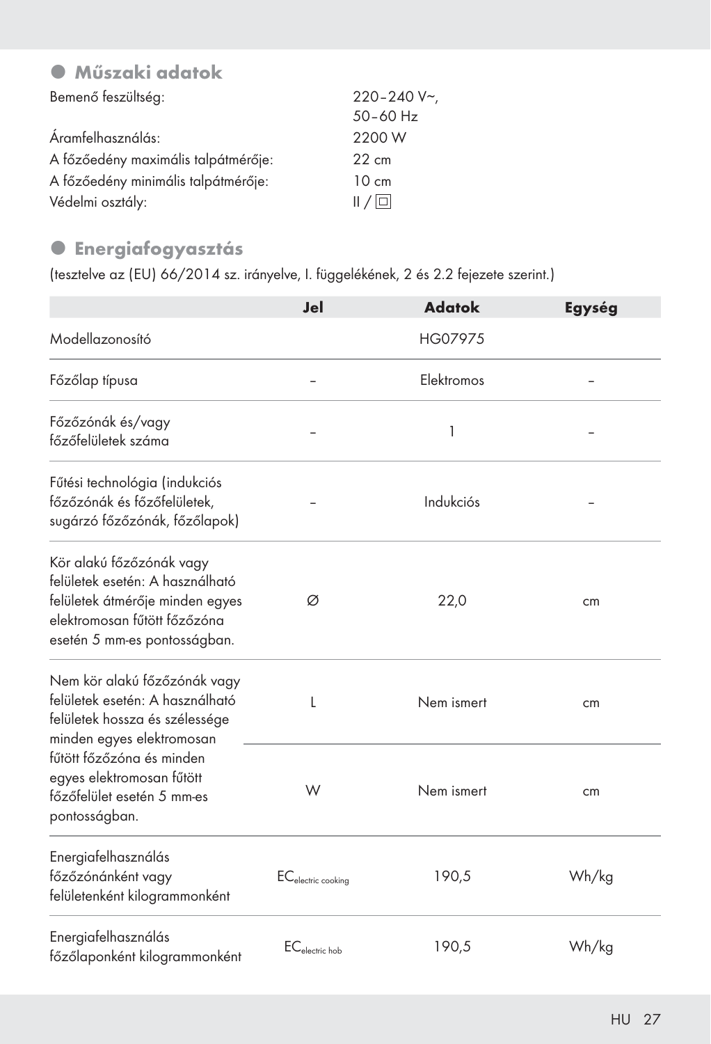## Műszaki adatok

| | |
|---|---|
| Bemenő feszültség: | 220–240 V~, 50–60 Hz |
| Áramfelhasználás: | 2200 W |
| A főzőedény maximális talpátmérője: | 22 cm |
| A főzőedény minimális talpátmérője: | 10 cm |
| Védelmi osztály: | II / ▣ |

## Energiafogyasztás

(tesztelve az (EU) 66/2014 sz. irányelve, I. függelékének, 2 és 2.2 fejezete szerint.)

| | Jel | Adatok | Egység |
|---|---|---|---|
| Modellazonosító | | HG07975 | |
| Főzőlap típusa | – | Elektromos | – |
| Főzőzónák és/vagy főzőfelületek száma | – | 1 | – |
| Fűtési technológia (indukciós főzőzónák és főzőfelületek, sugárzó főzőzónák, főzőlapok) | – | Indukciós | – |
| Kör alakú főzőzónák vagy felületek esetén: A használható felületek átmérője minden egyes elektromosan fűtött főzőzóna esetén 5 mm-es pontosságban. | Ø | 22,0 | cm |
| Nem kör alakú főzőzónák vagy felületek esetén: A használható felületek hossza és szélessége minden egyes elektromosan fűtött főzőzóna és minden egyes elektromosan fűtött főzőfelület esetén 5 mm-es pontosságban. | L | Nem ismert | cm |
| | W | Nem ismert | cm |
| Energiafelhasználás főzőzónánként vagy felületenként kilogrammonként | $EC_{electric\ cooking}$ | 190,5 | Wh/kg |
| Energiafelhasználás főzőlaponként kilogrammonként | $EC_{electric\ hob}$ | 190,5 | Wh/kg |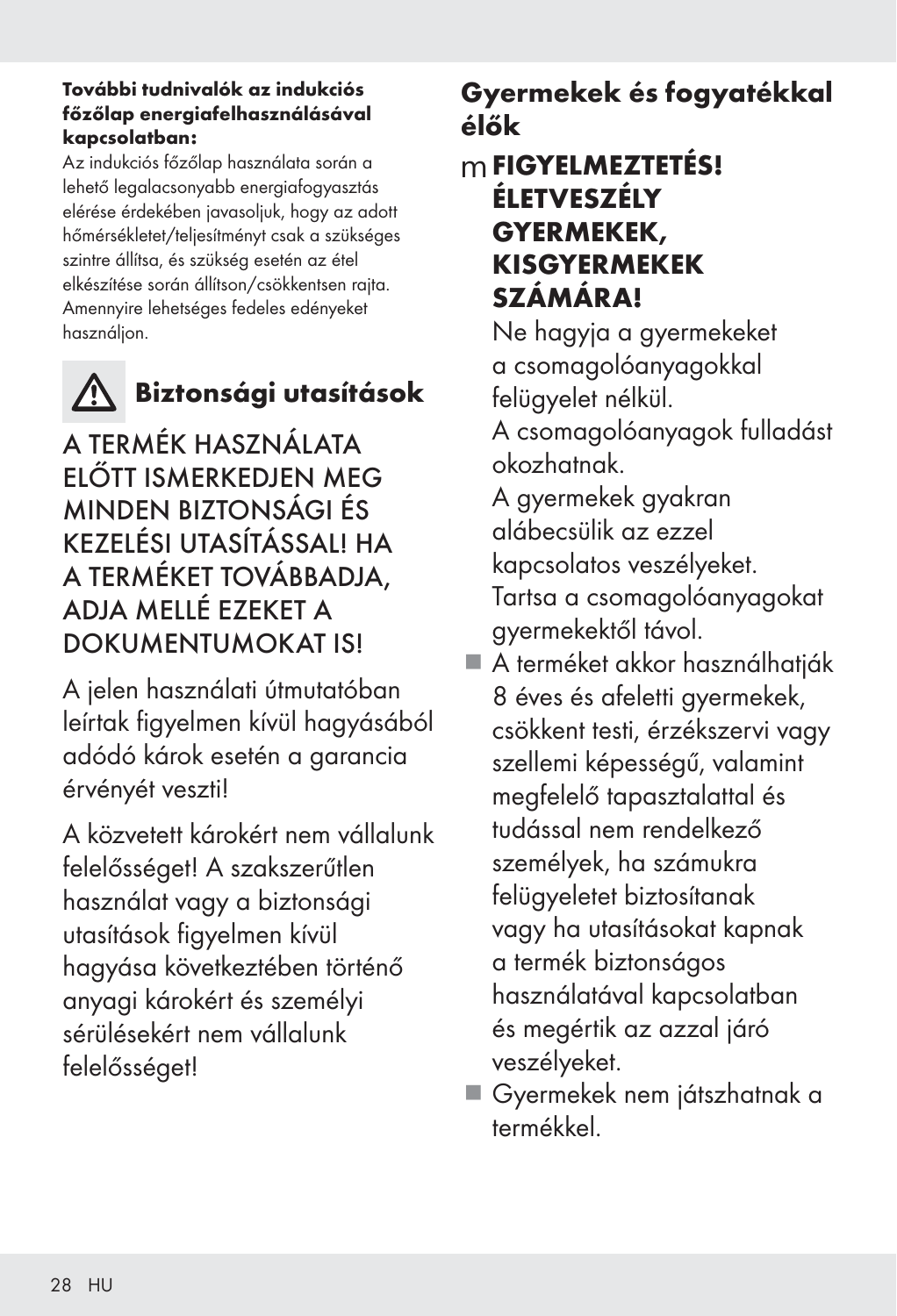**További tudnivalók az indukciós főzőlap energiafelhasználásával kapcsolatban:**

Az indukciós főzőlap használata során a lehető legalacsonyabb energiafogyasztás elérése érdekében javasoljuk, hogy az adott hőmérsékletet/teljesítményt csak a szükséges szintre állítsa, és szükség esetén az étel elkészítése során állítson/csökkentsen rajta. Amennyire lehetséges fedeles edényeket használjon.

## ⚠ Biztonsági utasítások

A TERMÉK HASZNÁLATA ELŐTT ISMERKEDJEN MEG MINDEN BIZTONSÁGI ÉS KEZELÉSI UTASÍTÁSSAL! HA A TERMÉKET TOVÁBBADJA, ADJA MELLÉ EZEKET A DOKUMENTUMOKAT IS!

A jelen használati útmutatóban leírtak figyelmen kívül hagyásából adódó károk esetén a garancia érvényét veszti!

A közvetett károkért nem vállalunk felelősséget! A szakszerűtlen használat vagy a biztonsági utasítások figyelmen kívül hagyása következtében történő anyagi károkért és személyi sérülésekért nem vállalunk felelősséget!

### Gyermekek és fogyatékkal élők

m **FIGYELMEZTETÉS! ÉLETVESZÉLY GYERMEKEK, KISGYERMEKEK SZÁMÁRA!**

Ne hagyja a gyermekeket a csomagolóanyagokkal felügyelet nélkül.
A csomagolóanyagok fulladást okozhatnak.
A gyermekek gyakran alábecsülik az ezzel kapcsolatos veszélyeket.
Tartsa a csomagolóanyagokat gyermekektől távol.

- A terméket akkor használhatják 8 éves és afeletti gyermekek, csökkent testi, érzékszervi vagy szellemi képességű, valamint megfelelő tapasztalattal és tudással nem rendelkező személyek, ha számukra felügyeletet biztosítanak vagy ha utasításokat kapnak a termék biztonságos használatával kapcsolatban és megértik az azzal járó veszélyeket.
- Gyermekek nem játszhatnak a termékkel.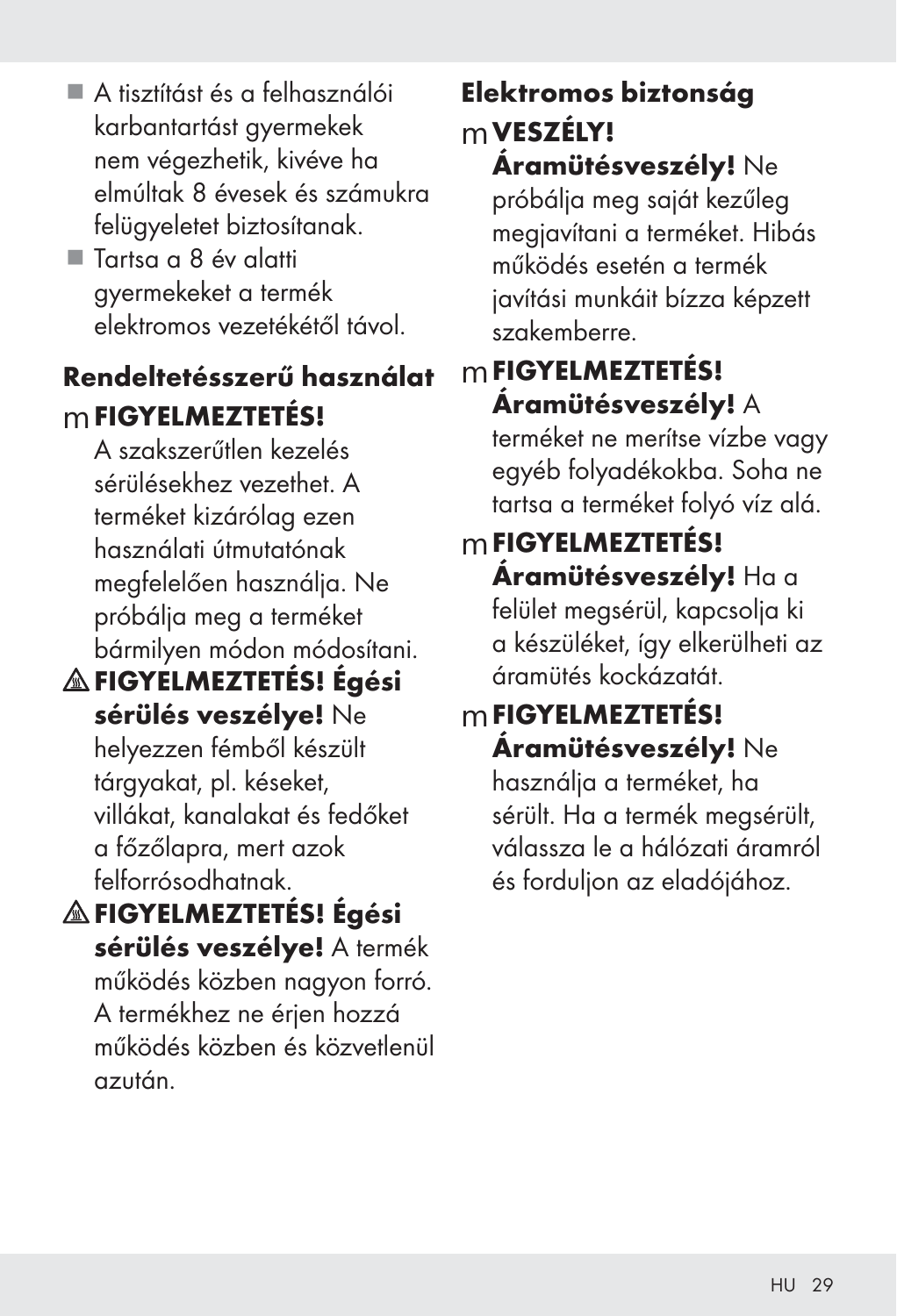- A tisztítást és a felhasználói karbantartást gyermekek nem végezhetik, kivéve ha elmúltak 8 évesek és számukra felügyeletet biztosítanak.
- Tartsa a 8 év alatti gyermekeket a termék elektromos vezetékétől távol.

## Rendeltetésszerű használat

**FIGYELMEZTETÉS!**
A szakszerűtlen kezelés sérülésekhez vezethet. A terméket kizárólag ezen használati útmutatónak megfelelően használja. Ne próbálja meg a terméket bármilyen módon módosítani.

**FIGYELMEZTETÉS! Égési sérülés veszélye!** Ne helyezzen fémből készült tárgyakat, pl. késeket, villákat, kanalakat és fedőket a főzőlapra, mert azok felforrósodhatnak.

**FIGYELMEZTETÉS! Égési sérülés veszélye!** A termék működés közben nagyon forró. A termékhez ne érjen hozzá működés közben és közvetlenül azután.

## Elektromos biztonság

**VESZÉLY!**
**Áramütésveszély!** Ne próbálja meg saját kezűleg megjavítani a terméket. Hibás működés esetén a termék javítási munkáit bízza képzett szakemberre.

**FIGYELMEZTETÉS!**
**Áramütésveszély!** A terméket ne merítse vízbe vagy egyéb folyadékokba. Soha ne tartsa a terméket folyó víz alá.

**FIGYELMEZTETÉS!**
**Áramütésveszély!** Ha a felület megsérül, kapcsolja ki a készüléket, így elkerülheti az áramütés kockázatát.

**FIGYELMEZTETÉS!**
**Áramütésveszély!** Ne használja a terméket, ha sérült. Ha a termék megsérült, válassza le a hálózati áramról és forduljon az eladójához.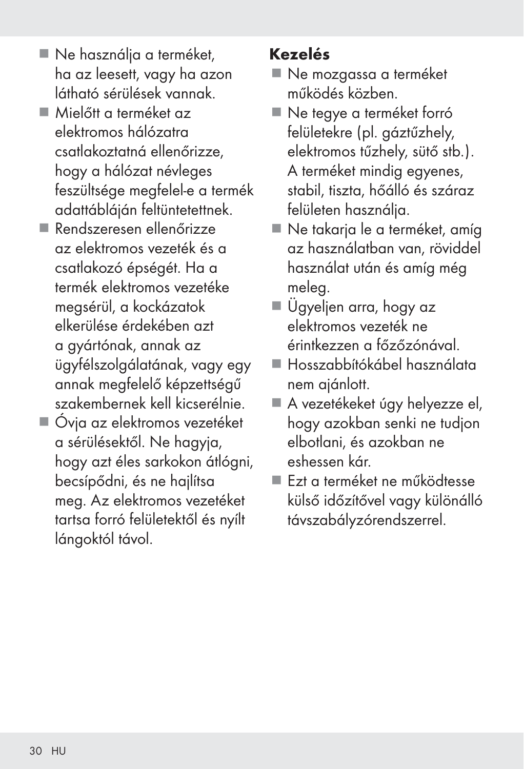- Ne használja a terméket, ha az leesett, vagy ha azon látható sérülések vannak.
- Mielőtt a terméket az elektromos hálózatra csatlakoztatná ellenőrizze, hogy a hálózat névleges feszültsége megfelel-e a termék adattábláján feltüntetettnek.
- Rendszeresen ellenőrizze az elektromos vezeték és a csatlakozó épségét. Ha a termék elektromos vezetéke megsérül, a kockázatok elkerülése érdekében azt a gyártónak, annak az ügyfélszolgálatának, vagy egy annak megfelelő képzettségű szakembernek kell kicserélnie.
- Óvja az elektromos vezetéket a sérülésektől. Ne hagyja, hogy azt éles sarkokon átlógni, becsípődni, és ne hajlítsa meg. Az elektromos vezetéket tartsa forró felületektől és nyílt lángoktól távol.

**Kezelés**

- Ne mozgassa a terméket működés közben.
- Ne tegye a terméket forró felületekre (pl. gáztűzhely, elektromos tűzhely, sütő stb.). A terméket mindig egyenes, stabil, tiszta, hőálló és száraz felületen használja.
- Ne takarja le a terméket, amíg az használatban van, röviddel használat után és amíg még meleg.
- Ügyeljen arra, hogy az elektromos vezeték ne érintkezzen a főzőzónával.
- Hosszabbítókábel használata nem ajánlott.
- A vezetékeket úgy helyezze el, hogy azokban senki ne tudjon elbotlani, és azokban ne eshessen kár.
- Ezt a terméket ne működtesse külső időzítővel vagy különálló távszabályzórendszerrel.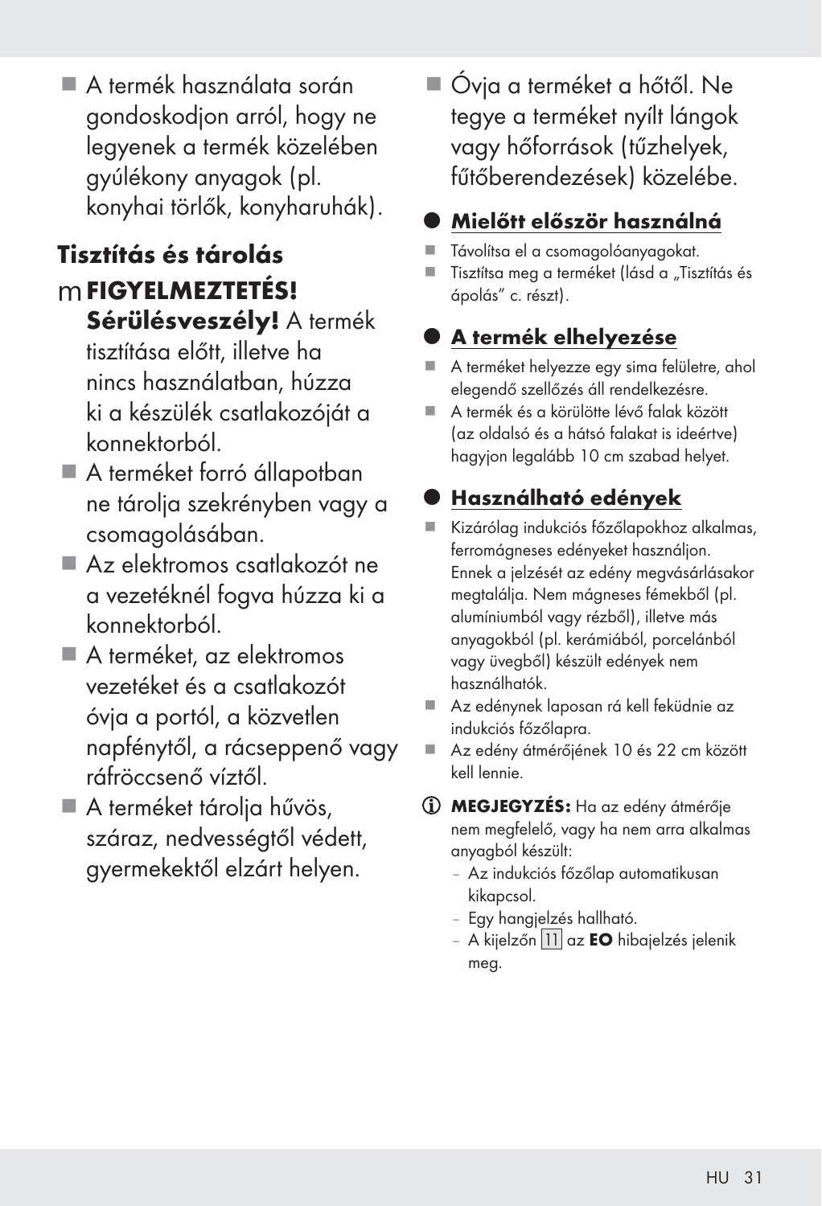- A termék használata során gondoskodjon arról, hogy ne legyenek a termék közelében gyúlékony anyagok (pl. konyhai törlők, konyharuhák).

## Tisztítás és tárolás

m **FIGYELMEZTETÉS! Sérülésveszély!** A termék tisztítása előtt, illetve ha nincs használatban, húzza ki a készülék csatlakozóját a konnektorból.

- A terméket forró állapotban ne tárolja szekrényben vagy a csomagolásában.
- Az elektromos csatlakozót ne a vezetéknél fogva húzza ki a konnektorból.
- A terméket, az elektromos vezetéket és a csatlakozót óvja a portól, a közvetlen napfénytől, a rácseppenő vagy ráfröccsenő víztől.
- A terméket tárolja hűvös, száraz, nedvességtől védett, gyermekektől elzárt helyen.
- Óvja a terméket a hőtől. Ne tegye a terméket nyílt lángok vagy hőforrások (tűzhelyek, fűtőberendezések) közelébe.

## Mielőtt először használná

- Távolítsa el a csomagolóanyagokat.
- Tisztítsa meg a terméket (lásd a „Tisztítás és ápolás” c. részt).

## A termék elhelyezése

- A terméket helyezze egy sima felületre, ahol elegendő szellőzés áll rendelkezésre.
- A termék és a körülötte lévő falak között (az oldalsó és a hátsó falakat is ideértve) hagyjon legalább 10 cm szabad helyet.

## Használható edények

- Kizárólag indukciós főzőlapokhoz alkalmas, ferromágneses edényeket használjon. Ennek a jelzését az edény megvásárlásakor megtalálja. Nem mágneses fémekből (pl. alumíniumból vagy rézből), illetve más anyagokból (pl. kerámiából, porcelánból vagy üvegből) készült edények nem használhatók.
- Az edénynek laposan rá kell feküdnie az indukciós főzőlapra.
- Az edény átmérőjének 10 és 22 cm között kell lennie.

**MEGJEGYZÉS:** Ha az edény átmérője nem megfelelő, vagy ha nem arra alkalmas anyagból készült:

- Az indukciós főzőlap automatikusan kikapcsol.
- Egy hangjelzés hallható.
- A kijelzőn 11 az **EO** hibajelzés jelenik meg.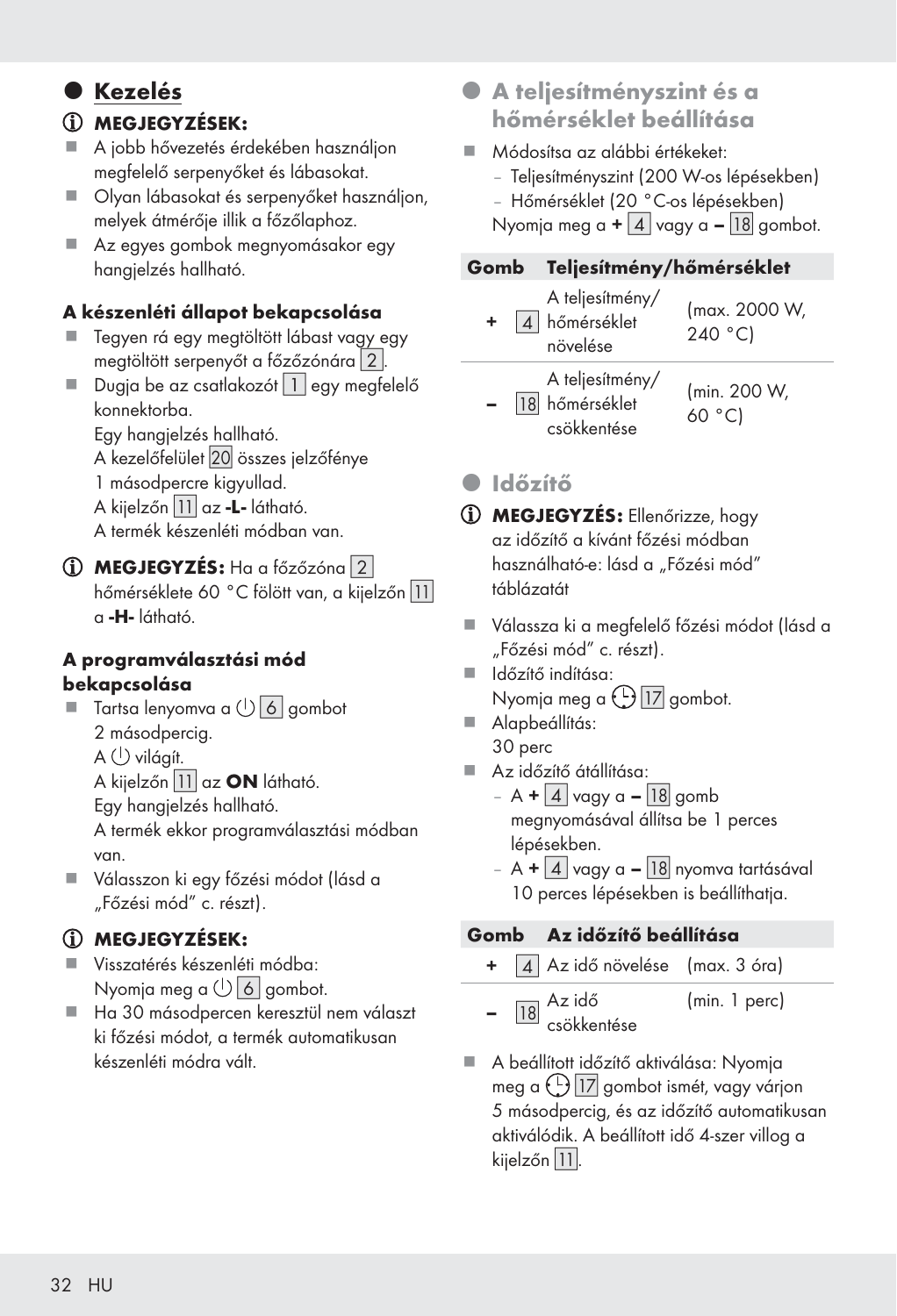## Kezelés

ⓘ **MEGJEGYZÉSEK:**

- A jobb hővezetés érdekében használjon megfelelő serpenyőket és lábasokat.
- Olyan lábasokat és serpenyőket használjon, melyek átmérője illik a főzőlaphoz.
- Az egyes gombok megnyomásakor egy hangjelzés hallható.

**A készenléti állapot bekapcsolása**

- Tegyen rá egy megtöltött lábast vagy egy megtöltött serpenyőt a főzőzónára 2.
- Dugja be az csatlakozót 1 egy megfelelő konnektorba.
  Egy hangjelzés hallható.
  A kezelőfelület 20 összes jelzőfénye 1 másodpercre kigyullad.
  A kijelzőn 11 az **-L-** látható.
  A termék készenléti módban van.

ⓘ **MEGJEGYZÉS:** Ha a főzőzóna 2 hőmérséklete 60 °C fölött van, a kijelzőn 11 a **-H-** látható.

**A programválasztási mód bekapcsolása**

- Tartsa lenyomva a ⏻ 6 gombot 2 másodpercig.
  A ⏻ világít.
  A kijelzőn 11 az **ON** látható.
  Egy hangjelzés hallható.
  A termék ekkor programválasztási módban van.
- Válasszon ki egy főzési módot (lásd a „Főzési mód" c. részt).

ⓘ **MEGJEGYZÉSEK:**

- Visszatérés készenléti módba:
  Nyomja meg a ⏻ 6 gombot.
- Ha 30 másodpercen keresztül nem választ ki főzési módot, a termék automatikusan készenléti módra vált.

## A teljesítményszint és a hőmérséklet beállítása

- Módosítsa az alábbi értékeket:
  - Teljesítményszint (200 W-os lépésekben)
  - Hőmérséklet (20 °C-os lépésekben)

  Nyomja meg a **+** 4 vagy a **–** 18 gombot.

| Gomb | Teljesítmény/hőmérséklet | |
|---|---|---|
| **+** 4 | A teljesítmény/ hőmérséklet növelése | (max. 2000 W, 240 °C) |
| **–** 18 | A teljesítmény/ hőmérséklet csökkentése | (min. 200 W, 60 °C) |

## Időzítő

ⓘ **MEGJEGYZÉS:** Ellenőrizze, hogy az időzítő a kívánt főzési módban használható-e: lásd a „Főzési mód" táblázatát

- Válassza ki a megfelelő főzési módot (lásd a „Főzési mód" c. részt).
- Időzítő indítása:
  Nyomja meg a 🕒 17 gombot.
- Alapbeállítás:
  30 perc
- Az időzítő átállítása:
  - A **+** 4 vagy a **–** 18 gomb megnyomásával állítsa be 1 perces lépésekben.
  - A **+** 4 vagy a **–** 18 nyomva tartásával 10 perces lépésekben is beállíthatja.

| Gomb | Az időzítő beállítása | |
|---|---|---|
| **+** 4 | Az idő növelése | (max. 3 óra) |
| **–** 18 | Az idő csökkentése | (min. 1 perc) |

- A beállított időzítő aktiválása: Nyomja meg a 🕒 17 gombot ismét, vagy várjon 5 másodpercig, és az időzítő automatikusan aktiválódik. A beállított idő 4-szer villog a kijelzőn 11.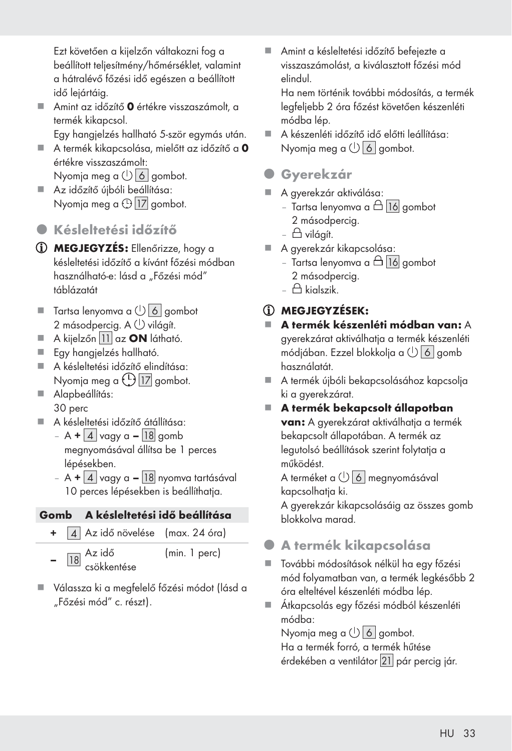Ezt követően a kijelzőn váltakozni fog a beállított teljesítmény/hőmérséklet, valamint a hátralévő főzési idő egészen a beállított idő lejártáig.

- Amint az időzítő **0** értékre visszaszámolt, a termék kikapcsol.
  Egy hangjelzés hallható 5-ször egymás után.
- A termék kikapcsolása, mielőtt az időzítő a **0** értékre visszaszámolt:
  Nyomja meg a ⏻ 6 gombot.
- Az időzítő újbóli beállítása:
  Nyomja meg a 🕒 17 gombot.

## Késleltetési időzítő

ⓘ **MEGJEGYZÉS:** Ellenőrizze, hogy a késleltetési időzítő a kívánt főzési módban használható-e: lásd a „Főzési mód" táblázatát

- Tartsa lenyomva a ⏻ 6 gombot 2 másodpercig. A ⏻ világít.
- A kijelzőn 11 az **ON** látható.
- Egy hangjelzés hallható.
- A késleltetési időzítő elindítása:
  Nyomja meg a 🕒 17 gombot.
- Alapbeállítás:
  30 perc
- A késleltetési időzítő átállítása:
  - A **+** 4 vagy a **–** 18 gomb megnyomásával állítsa be 1 perces lépésekben.
  - A **+** 4 vagy a **–** 18 nyomva tartásával 10 perces lépésekben is beállíthatja.

| **Gomb** | | **A késleltetési idő beállítása** | |
|---|---|---|---|
| **+** | 4 | Az idő növelése | (max. 24 óra) |
| **–** | 18 | Az idő csökkentése | (min. 1 perc) |

- Válassza ki a megfelelő főzési módot (lásd a „Főzési mód" c. részt).
- Amint a késleltetési időzítő befejezte a visszaszámolást, a kiválasztott főzési mód elindul.
  Ha nem történik további módosítás, a termék legfeljebb 2 óra főzést követően készenléti módba lép.
- A készenléti időzítő idő előtti leállítása:
  Nyomja meg a ⏻ 6 gombot.

## Gyerekzár

- A gyerekzár aktiválása:
  - Tartsa lenyomva a 🔒 16 gombot 2 másodpercig.
  - 🔒 világít.
- A gyerekzár kikapcsolása:
  - Tartsa lenyomva a 🔒 16 gombot 2 másodpercig.
  - 🔒 kialszik.

ⓘ **MEGJEGYZÉSEK:**

- **A termék készenléti módban van:** A gyerekzárat aktiválhatja a termék készenléti módjában. Ezzel blokkolja a ⏻ 6 gomb használatát.
- A termék újbóli bekapcsolásához kapcsolja ki a gyerekzárat.
- **A termék bekapcsolt állapotban van:** A gyerekzárat aktiválhatja a termék bekapcsolt állapotában. A termék az legutolsó beállítások szerint folytatja a működést.
  A terméket a ⏻ 6 megnyomásával kapcsolhatja ki.
  A gyerekzár kikapcsolásáig az összes gomb blokkolva marad.

## A termék kikapcsolása

- További módosítások nélkül ha egy főzési mód folyamatban van, a termék legkésőbb 2 óra elteltével készenléti módba lép.
- Átkapcsolás egy főzési módból készenléti módba:
  Nyomja meg a ⏻ 6 gombot.
  Ha a termék forró, a termék hűtése érdekében a ventilátor 21 pár percig jár.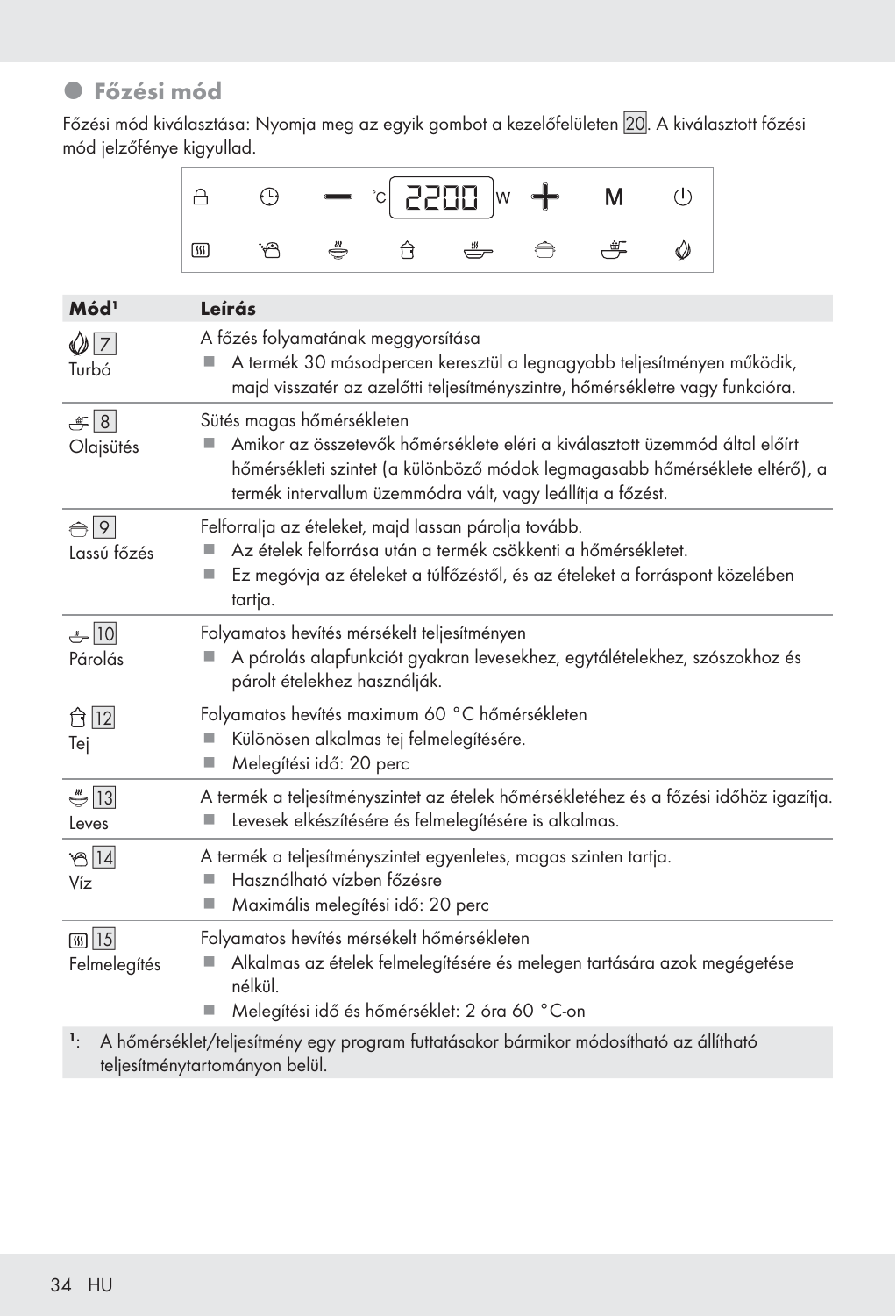## Főzési mód

Főzési mód kiválasztása: Nyomja meg az egyik gombot a kezelőfelületen [20]. A kiválasztott főzési mód jelzőfénye kigyullad.

| Mód[1] | Leírás |
|---|---|
| [7] Turbó | A főzés folyamatának meggyorsítása<br>■ A termék 30 másodpercen keresztül a legnagyobb teljesítményen működik, majd visszatér az azelőtti teljesítményszintre, hőmérsékletre vagy funkcióra. |
| [8] Olajsütés | Sütés magas hőmérsékleten<br>■ Amikor az összetevők hőmérséklete eléri a kiválasztott üzemmód által előírt hőmérsékleti szintet (a különböző módok legmagasabb hőmérséklete eltérő), a termék intervallum üzemmódra vált, vagy leállítja a főzést. |
| [9] Lassú főzés | Felforralja az ételeket, majd lassan párolja tovább.<br>■ Az ételek felforrása után a termék csökkenti a hőmérsékletet.<br>■ Ez megóvja az ételeket a túlfőzéstől, és az ételeket a forráspont közelében tartja. |
| [10] Párolás | Folyamatos hevítés mérsékelt teljesítményen<br>■ A párolás alapfunkciót gyakran levesekhez, egytálételekhez, szószokhoz és párolt ételekhez használják. |
| [12] Tej | Folyamatos hevítés maximum 60 °C hőmérsékleten<br>■ Különösen alkalmas tej felmelegítésére.<br>■ Melegítési idő: 20 perc |
| [13] Leves | A termék a teljesítményszintet az ételek hőmérsékletéhez és a főzési időhöz igazítja.<br>■ Levesek elkészítésére és felmelegítésére is alkalmas. |
| [14] Víz | A termék a teljesítményszintet egyenletes, magas szinten tartja.<br>■ Használható vízben főzésre<br>■ Maximális melegítési idő: 20 perc |
| [15] Felmelegítés | Folyamatos hevítés mérsékelt hőmérsékleten<br>■ Alkalmas az ételek felmelegítésére és melegen tartására azok megégetése nélkül.<br>■ Melegítési idő és hőmérséklet: 2 óra 60 °C-on |

[1]: A hőmérséklet/teljesítmény egy program futtatásakor bármikor módosítható az állítható teljesítménytartományon belül.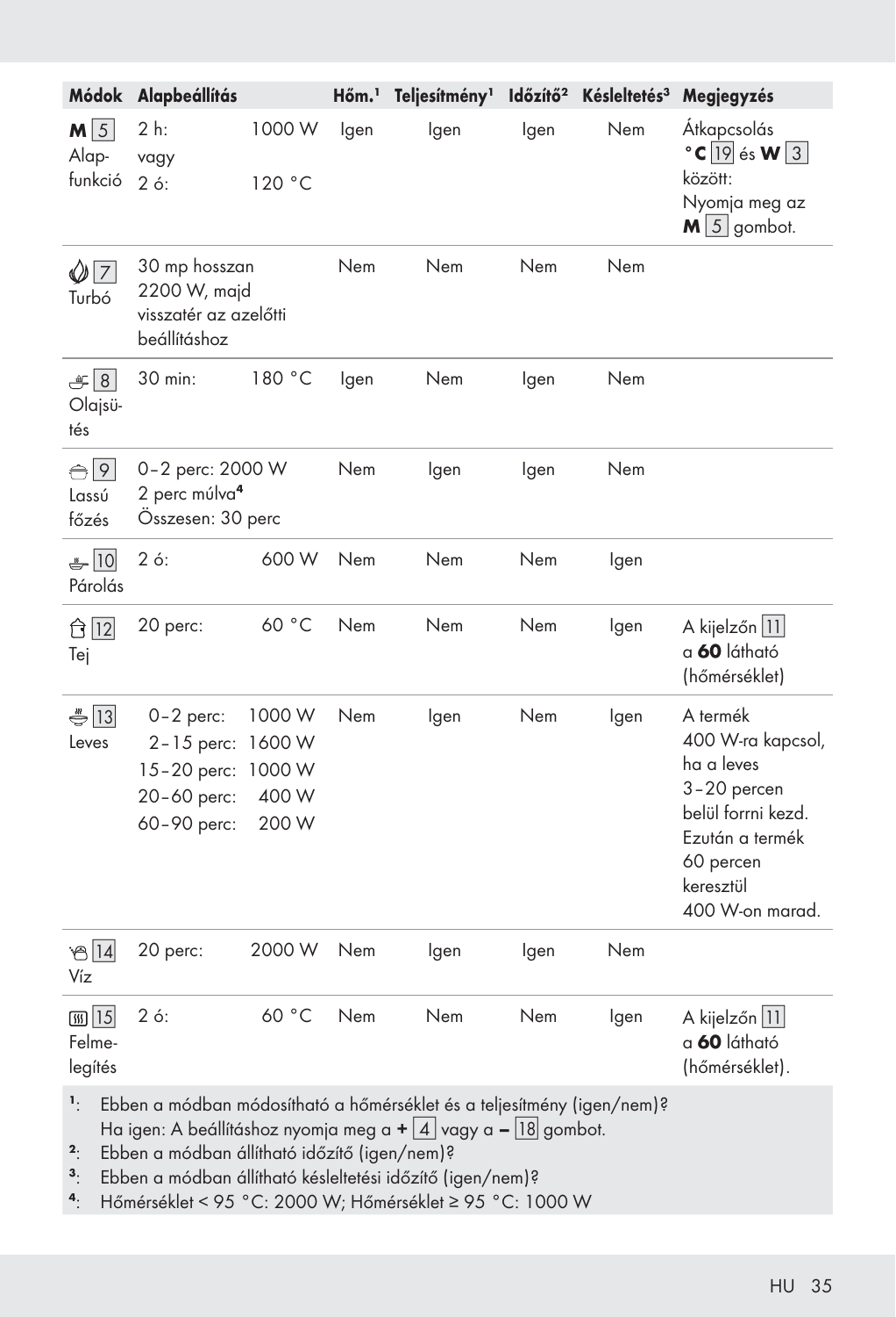| Módok | Alapbeállítás | | Hőm.[1] | Teljesítmény[1] | Időzítő[2] | Késleltetés[3] | Megjegyzés |
|---|---|---|---|---|---|---|---|
| **M** 5 Alapfunkció | 2 h: vagy 2 ó: | 1000 W 120 °C | Igen | Igen | Igen | Nem | Átkapcsolás **°C** 19 és **W** 3 között: Nyomja meg az **M** 5 gombot. |
| 7 Turbó | 30 mp hosszan 2200 W, majd visszatér az azelőtti beállításhoz | | Nem | Nem | Nem | Nem | |
| 8 Olajsütés | 30 min: | 180 °C | Igen | Nem | Igen | Nem | |
| 9 Lassú főzés | 0–2 perc: 2000 W 2 perc múlva[4] Összesen: 30 perc | | Nem | Igen | Igen | Nem | |
| 10 Párolás | 2 ó: | 600 W | Nem | Nem | Nem | Igen | |
| 12 Tej | 20 perc: | 60 °C | Nem | Nem | Nem | Igen | A kijelzőn 11 a **60** látható (hőmérséklet) |
| 13 Leves | 0–2 perc: 2–15 perc: 15–20 perc: 20–60 perc: 60–90 perc: | 1000 W 1600 W 1000 W 400 W 200 W | Nem | Igen | Nem | Igen | A termék 400 W-ra kapcsol, ha a leves 3–20 percen belül forrni kezd. Ezután a termék 60 percen keresztül 400 W-on marad. |
| 14 Víz | 20 perc: | 2000 W | Nem | Igen | Igen | Nem | |
| 15 Felmelegítés | 2 ó: | 60 °C | Nem | Nem | Nem | Igen | A kijelzőn 11 a **60** látható (hőmérséklet). |

[1]: Ebben a módban módosítható a hőmérséklet és a teljesítmény (igen/nem)? Ha igen: A beállításhoz nyomja meg a **+** 4 vagy a **–** 18 gombot.
[2]: Ebben a módban állítható időzítő (igen/nem)?
[3]: Ebben a módban állítható késleltetési időzítő (igen/nem)?
[4]: Hőmérséklet < 95 °C: 2000 W; Hőmérséklet ≥ 95 °C: 1000 W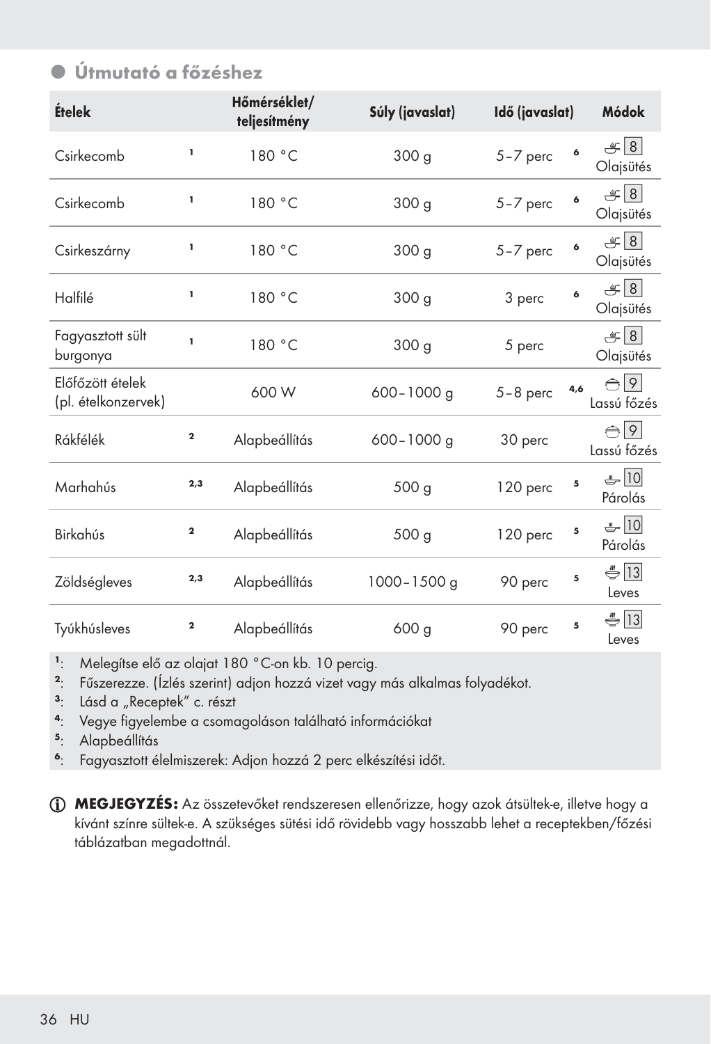## Útmutató a főzéshez

| Ételek | | Hőmérséklet/ teljesítmény | Súly (javaslat) | Idő (javaslat) | | Módok |
|---|---|---|---|---|---|---|
| Csirkecomb | [1] | 180 °C | 300 g | 5–7 perc | [6] | 8 Olajsütés |
| Csirkecomb | [1] | 180 °C | 300 g | 5–7 perc | [6] | 8 Olajsütés |
| Csirkeszárny | [1] | 180 °C | 300 g | 5–7 perc | [6] | 8 Olajsütés |
| Halfilé | [1] | 180 °C | 300 g | 3 perc | [6] | 8 Olajsütés |
| Fagyasztott sült burgonya | [1] | 180 °C | 300 g | 5 perc | | 8 Olajsütés |
| Előfőzött ételek (pl. ételkonzervek) | | 600 W | 600–1000 g | 5–8 perc | [4,6] | 9 Lassú főzés |
| Rákfélék | [2] | Alapbeállítás | 600–1000 g | 30 perc | | 9 Lassú főzés |
| Marhahús | [2,3] | Alapbeállítás | 500 g | 120 perc | [5] | 10 Párolás |
| Birkahús | [2] | Alapbeállítás | 500 g | 120 perc | [5] | 10 Párolás |
| Zöldségleves | [2,3] | Alapbeállítás | 1000–1500 g | 90 perc | [5] | 13 Leves |
| Tyúkhúsleves | [2] | Alapbeállítás | 600 g | 90 perc | [5] | 13 Leves |

[1]: Melegítse elő az olajat 180 °C-on kb. 10 percig.
[2]: Fűszerezze. (Ízlés szerint) adjon hozzá vizet vagy más alkalmas folyadékot.
[3]: Lásd a „Receptek" c. részt
[4]: Vegye figyelembe a csomagoláson található információkat
[5]: Alapbeállítás
[6]: Fagyasztott élelmiszerek: Adjon hozzá 2 perc elkészítési időt.

ⓘ **MEGJEGYZÉS:** Az összetevőket rendszeresen ellenőrizze, hogy azok átsültek-e, illetve hogy a kívánt színre sültek-e. A szükséges sütési idő rövidebb vagy hosszabb lehet a receptekben/főzési táblázatban megadottnál.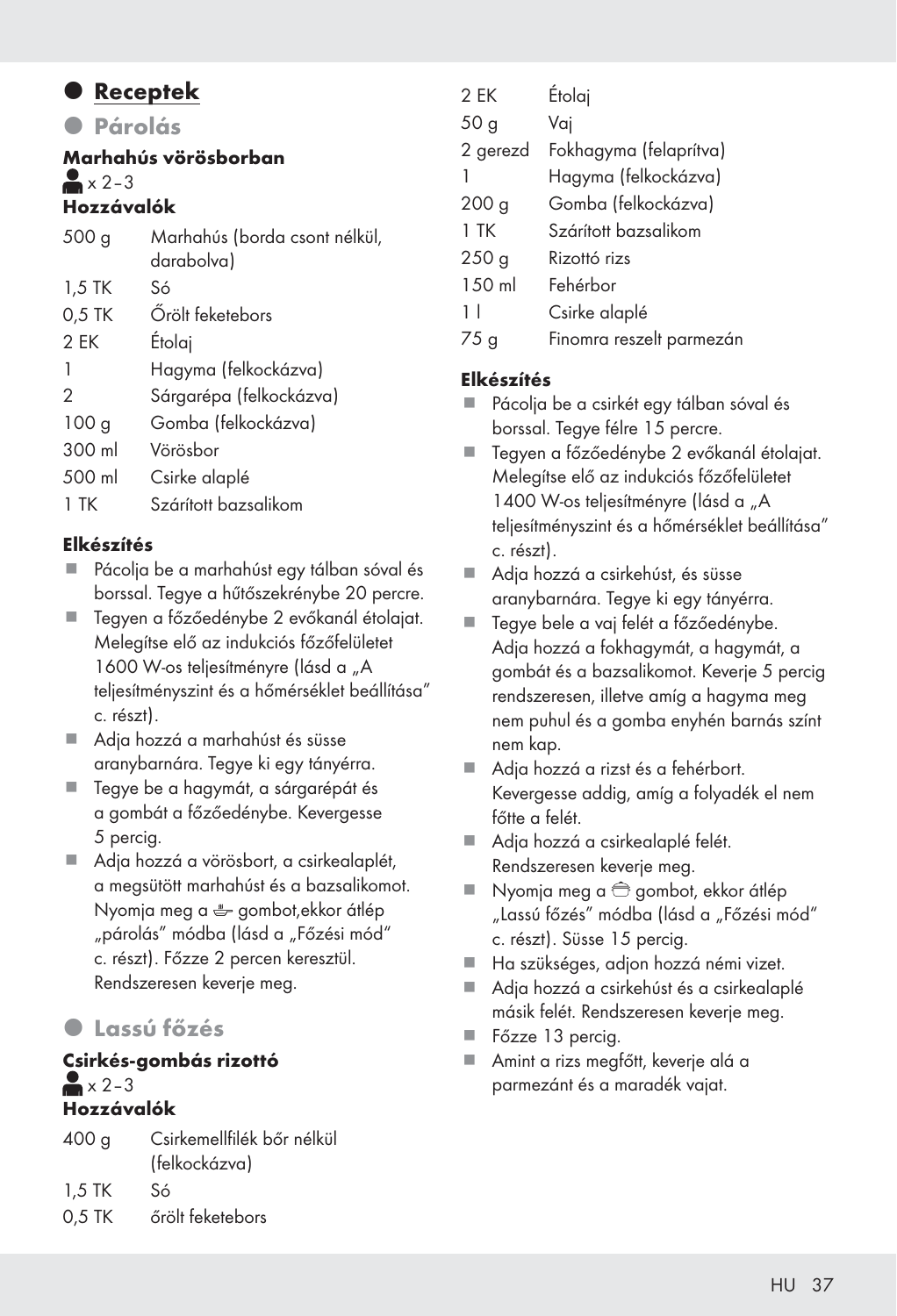# Receptek

## Párolás

### Marhahús vörösborban

x 2–3

**Hozzávalók**

| | |
|---|---|
| 500 g | Marhahús (borda csont nélkül, darabolva) |
| 1,5 TK | Só |
| 0,5 TK | Őrölt feketebors |
| 2 EK | Étolaj |
| 1 | Hagyma (felkockázva) |
| 2 | Sárgarépa (felkockázva) |
| 100 g | Gomba (felkockázva) |
| 300 ml | Vörösbor |
| 500 ml | Csirke alaplé |
| 1 TK | Szárított bazsalikom |

**Elkészítés**

- Pácolja be a marhahúst egy tálban sóval és borssal. Tegye a hűtőszekrénybe 20 percre.
- Tegyen a főzőedénybe 2 evőkanál étolajat. Melegítse elő az indukciós főzőfelületet 1600 W-os teljesítményre (lásd a „A teljesítményszint és a hőmérséklet beállítása" c. részt).
- Adja hozzá a marhahúst és süsse aranybarnára. Tegye ki egy tányérra.
- Tegye be a hagymát, a sárgarépát és a gombát a főzőedénybe. Kevergesse 5 percig.
- Adja hozzá a vörösbort, a csirkealaplét, a megsütött marhahúst és a bazsalikomot. Nyomja meg a gombot,ekkor átlép „párolás" módba (lásd a „Főzési mód" c. részt). Főzze 2 percen keresztül. Rendszeresen keverje meg.

## Lassú főzés

### Csirkés-gombás rizottó

x 2–3

**Hozzávalók**

| | |
|---|---|
| 400 g | Csirkemellfilék bőr nélkül (felkockázva) |
| 1,5 TK | Só |
| 0,5 TK | őrölt feketebors |
| 2 EK | Étolaj |
| 50 g | Vaj |
| 2 gerezd | Fokhagyma (felaprítva) |
| 1 | Hagyma (felkockázva) |
| 200 g | Gomba (felkockázva) |
| 1 TK | Szárított bazsalikom |
| 250 g | Rizottó rizs |
| 150 ml | Fehérbor |
| 1 l | Csirke alaplé |
| 75 g | Finomra reszelt parmezán |

**Elkészítés**

- Pácolja be a csirkét egy tálban sóval és borssal. Tegye félre 15 percre.
- Tegyen a főzőedénybe 2 evőkanál étolajat. Melegítse elő az indukciós főzőfelületet 1400 W-os teljesítményre (lásd a „A teljesítményszint és a hőmérséklet beállítása" c. részt).
- Adja hozzá a csirkehúst, és süsse aranybarnára. Tegye ki egy tányérra.
- Tegye bele a vaj felét a főzőedénybe. Adja hozzá a fokhagymát, a hagymát, a gombát és a bazsalikomot. Keverje 5 percig rendszeresen, illetve amíg a hagyma meg nem puhul és a gomba enyhén barnás színt nem kap.
- Adja hozzá a rizst és a fehérbort. Kevergesse addig, amíg a folyadék el nem főtte a felét.
- Adja hozzá a csirkealaplé felét. Rendszeresen keverje meg.
- Nyomja meg a gombot, ekkor átlép „Lassú főzés" módba (lásd a „Főzési mód" c. részt). Süsse 15 percig.
- Ha szükséges, adjon hozzá némi vizet.
- Adja hozzá a csirkehúst és a csirkealaplé másik felét. Rendszeresen keverje meg.
- Főzze 13 percig.
- Amint a rizs megfőtt, keverje alá a parmezánt és a maradék vajat.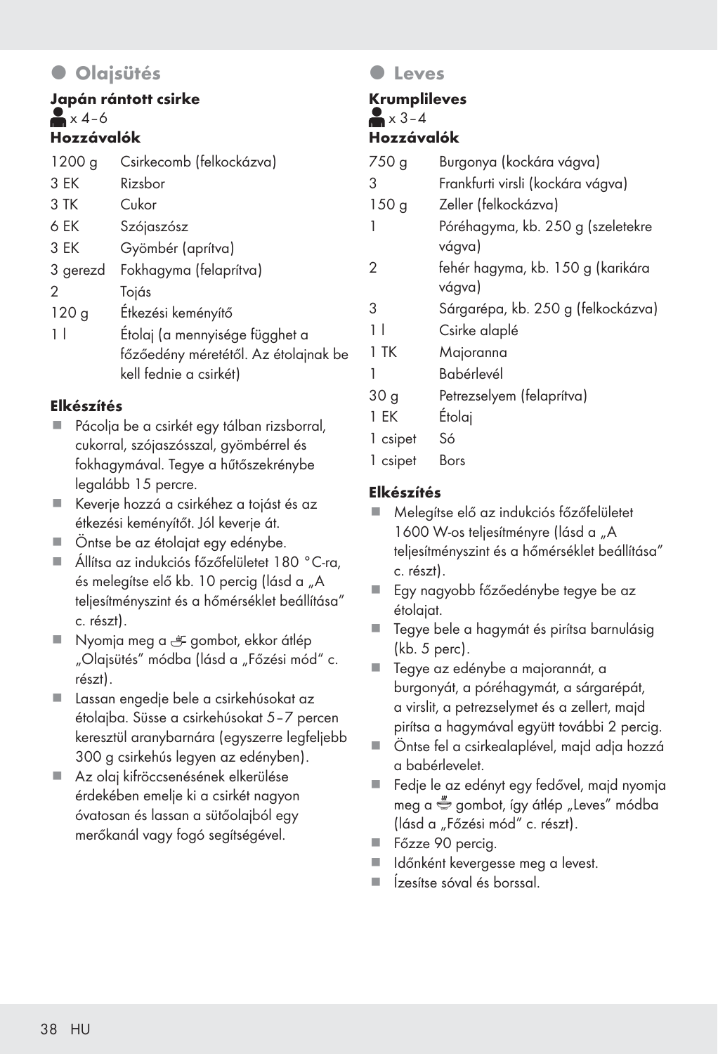## Olajsütés

### Japán rántott csirke

x 4–6

### Hozzávalók

| | |
|---|---|
| 1200 g | Csirkecomb (felkockázva) |
| 3 EK | Rizsbor |
| 3 TK | Cukor |
| 6 EK | Szójaszósz |
| 3 EK | Gyömbér (aprítva) |
| 3 gerezd | Fokhagyma (felaprítva) |
| 2 | Tojás |
| 120 g | Étkezési keményítő |
| 1 l | Étolaj (a mennyisége függhet a főzőedény méretétől. Az étolajnak be kell fednie a csirkét) |

### Elkészítés

- Pácolja be a csirkét egy tálban rizsborral, cukorral, szójaszósszal, gyömbérrel és fokhagymával. Tegye a hűtőszekrénybe legalább 15 percre.
- Keverje hozzá a csirkéhez a tojást és az étkezési keményítőt. Jól keverje át.
- Öntse be az étolajat egy edénybe.
- Állítsa az indukciós főzőfelületet 180 °C-ra, és melegítse elő kb. 10 percig (lásd a „A teljesítményszint és a hőmérséklet beállítása" c. részt).
- Nyomja meg a gombot, ekkor átlép „Olajsütés" módba (lásd a „Főzési mód" c. részt).
- Lassan engedje bele a csirkehúsokat az étolajba. Süsse a csirkehúsokat 5–7 percen keresztül aranybarnára (egyszerre legfeljebb 300 g csirkehús legyen az edényben).
- Az olaj kifröccsenésének elkerülése érdekében emelje ki a csirkét nagyon óvatosan és lassan a sütőolajból egy merőkanál vagy fogó segítségével.

## Leves

### Krumplileves

x 3–4

### Hozzávalók

| | |
|---|---|
| 750 g | Burgonya (kockára vágva) |
| 3 | Frankfurti virsli (kockára vágva) |
| 150 g | Zeller (felkockázva) |
| 1 | Póréhagyma, kb. 250 g (szeletekre vágva) |
| 2 | fehér hagyma, kb. 150 g (karikára vágva) |
| 3 | Sárgarépa, kb. 250 g (felkockázva) |
| 1 l | Csirke alaplé |
| 1 TK | Majoranna |
| 1 | Babérlevél |
| 30 g | Petrezselyem (felaprítva) |
| 1 EK | Étolaj |
| 1 csipet | Só |
| 1 csipet | Bors |

### Elkészítés

- Melegítse elő az indukciós főzőfelületet 1600 W-os teljesítményre (lásd a „A teljesítményszint és a hőmérséklet beállítása" c. részt).
- Egy nagyobb főzőedénybe tegye be az étolajat.
- Tegye bele a hagymát és pirítsa barnulásig (kb. 5 perc).
- Tegye az edénybe a majorannát, a burgonyát, a póréhagymát, a sárgarépát, a virslit, a petrezselymet és a zellert, majd pirítsa a hagymával együtt további 2 percig.
- Öntse fel a csirkealaplével, majd adja hozzá a babérlevelet.
- Fedje le az edényt egy fedővel, majd nyomja meg a gombot, így átlép „Leves" módba (lásd a „Főzési mód" c. részt).
- Főzze 90 percig.
- Időnként kevergesse meg a levest.
- Ízesítse sóval és borssal.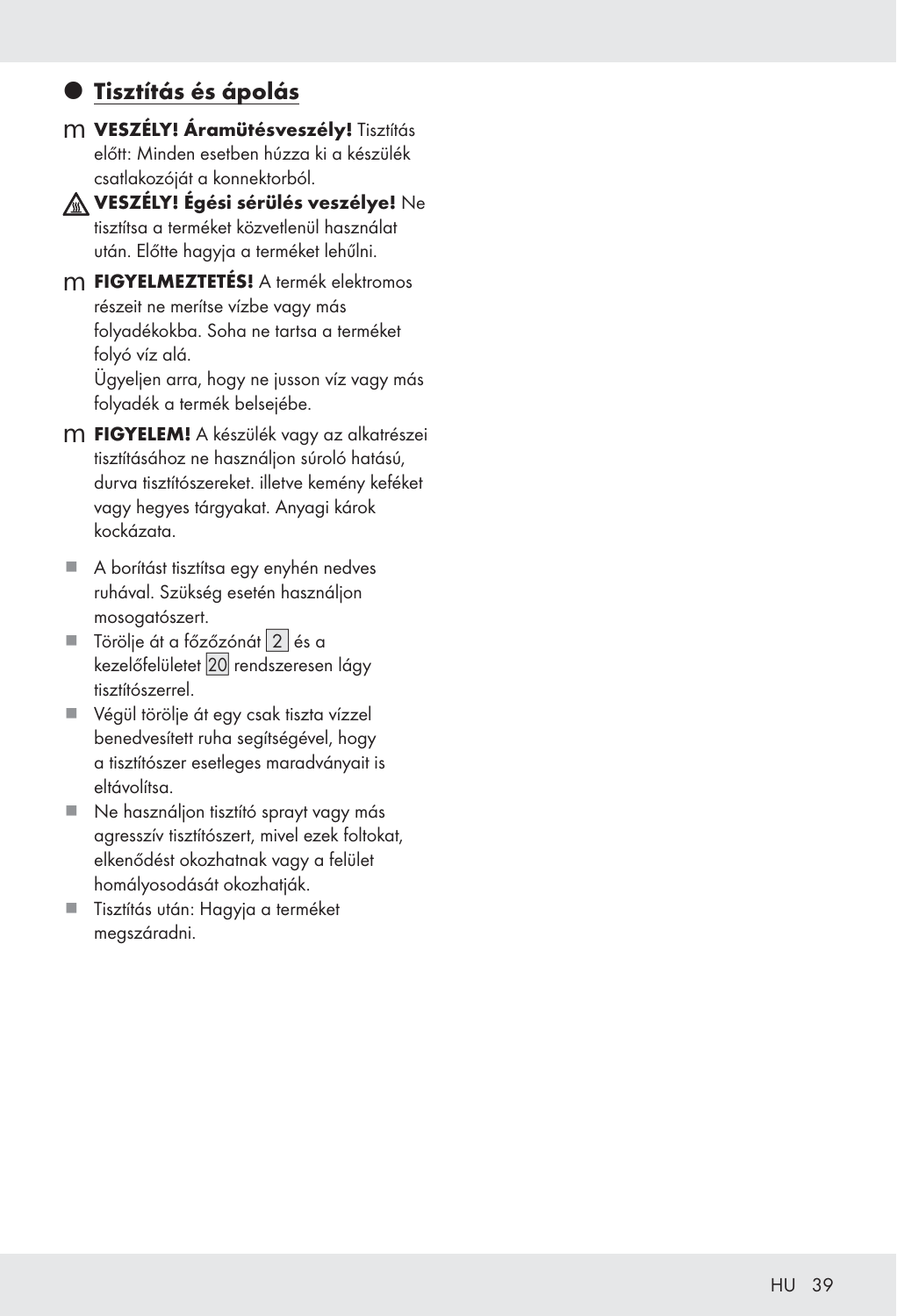## Tisztítás és ápolás

m **VESZÉLY! Áramütésveszély!** Tisztítás előtt: Minden esetben húzza ki a készülék csatlakozóját a konnektorból.

⚠ **VESZÉLY! Égési sérülés veszélye!** Ne tisztítsa a terméket közvetlenül használat után. Előtte hagyja a terméket lehűlni.

m **FIGYELMEZTETÉS!** A termék elektromos részeit ne merítse vízbe vagy más folyadékokba. Soha ne tartsa a terméket folyó víz alá.
Ügyeljen arra, hogy ne jusson víz vagy más folyadék a termék belsejébe.

m **FIGYELEM!** A készülék vagy az alkatrészei tisztításához ne használjon súroló hatású, durva tisztítószereket. illetve kemény keféket vagy hegyes tárgyakat. Anyagi károk kockázata.

- A borítást tisztítsa egy enyhén nedves ruhával. Szükség esetén használjon mosogatószert.
- Törölje át a főzőzónát 2 és a kezelőfelületet 20 rendszeresen lágy tisztítószerrel.
- Végül törölje át egy csak tiszta vízzel benedvesített ruha segítségével, hogy a tisztítószer esetleges maradványait is eltávolítsa.
- Ne használjon tisztító sprayt vagy más agresszív tisztítószert, mivel ezek foltokat, elkenődést okozhatnak vagy a felület homályosodását okozhatják.
- Tisztítás után: Hagyja a terméket megszáradni.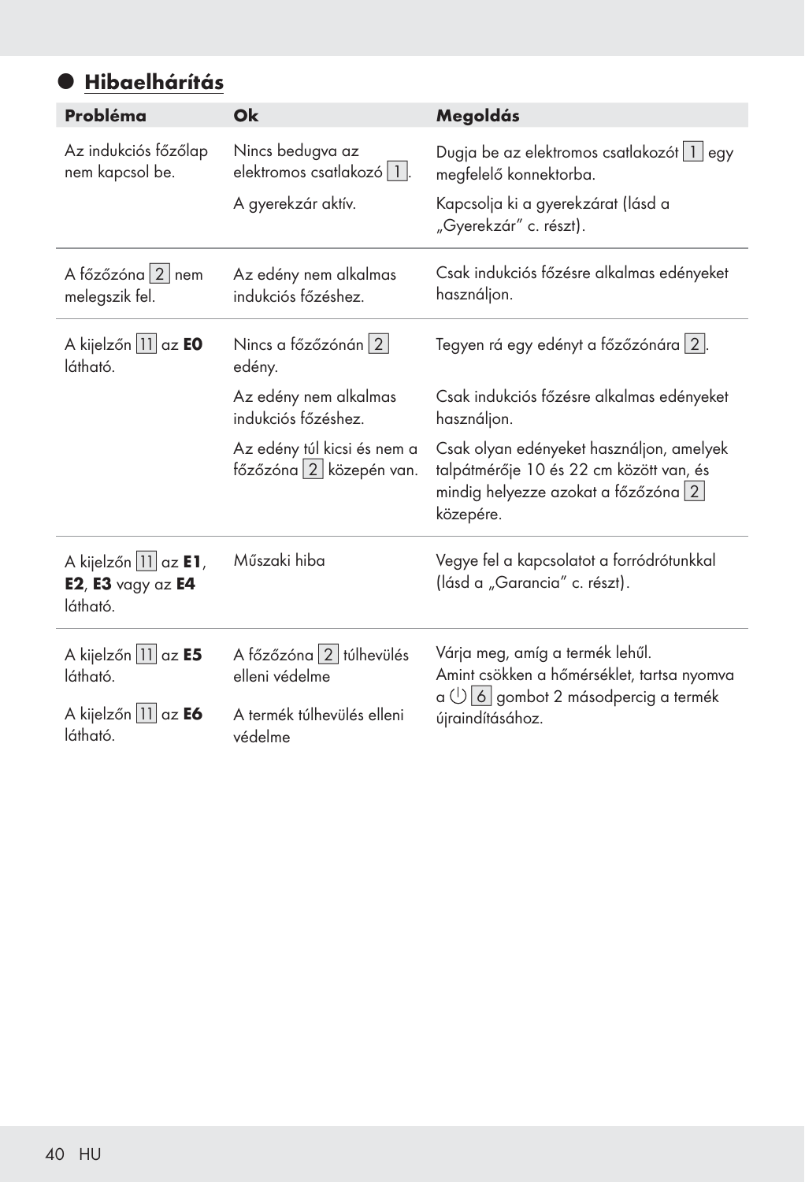## Hibaelhárítás

| Probléma | Ok | Megoldás |
|---|---|---|
| Az indukciós főzőlap nem kapcsol be. | Nincs bedugva az elektromos csatlakozó 1. | Dugja be az elektromos csatlakozót 1 egy megfelelő konnektorba. |
| | A gyerekzár aktív. | Kapcsolja ki a gyerekzárat (lásd a „Gyerekzár” c. részt). |
| A főzőzóna 2 nem melegszik fel. | Az edény nem alkalmas indukciós főzéshez. | Csak indukciós főzésre alkalmas edényeket használjon. |
| A kijelzőn 11 az **E0** látható. | Nincs a főzőzónán 2 edény. | Tegyen rá egy edényt a főzőzónára 2. |
| | Az edény nem alkalmas indukciós főzéshez. | Csak indukciós főzésre alkalmas edényeket használjon. |
| | Az edény túl kicsi és nem a főzőzóna 2 közepén van. | Csak olyan edényeket használjon, amelyek talpátmérője 10 és 22 cm között van, és mindig helyezze azokat a főzőzóna 2 közepére. |
| A kijelzőn 11 az **E1**, **E2**, **E3** vagy az **E4** látható. | Műszaki hiba | Vegye fel a kapcsolatot a forródrótunkkal (lásd a „Garancia” c. részt). |
| A kijelzőn 11 az **E5** látható. | A főzőzóna 2 túlhevülés elleni védelme | Várja meg, amíg a termék lehűl. Amint csökken a hőmérséklet, tartsa nyomva a ⏻ 6 gombot 2 másodpercig a termék újraindításához. |
| A kijelzőn 11 az **E6** látható. | A termék túlhevülés elleni védelme | |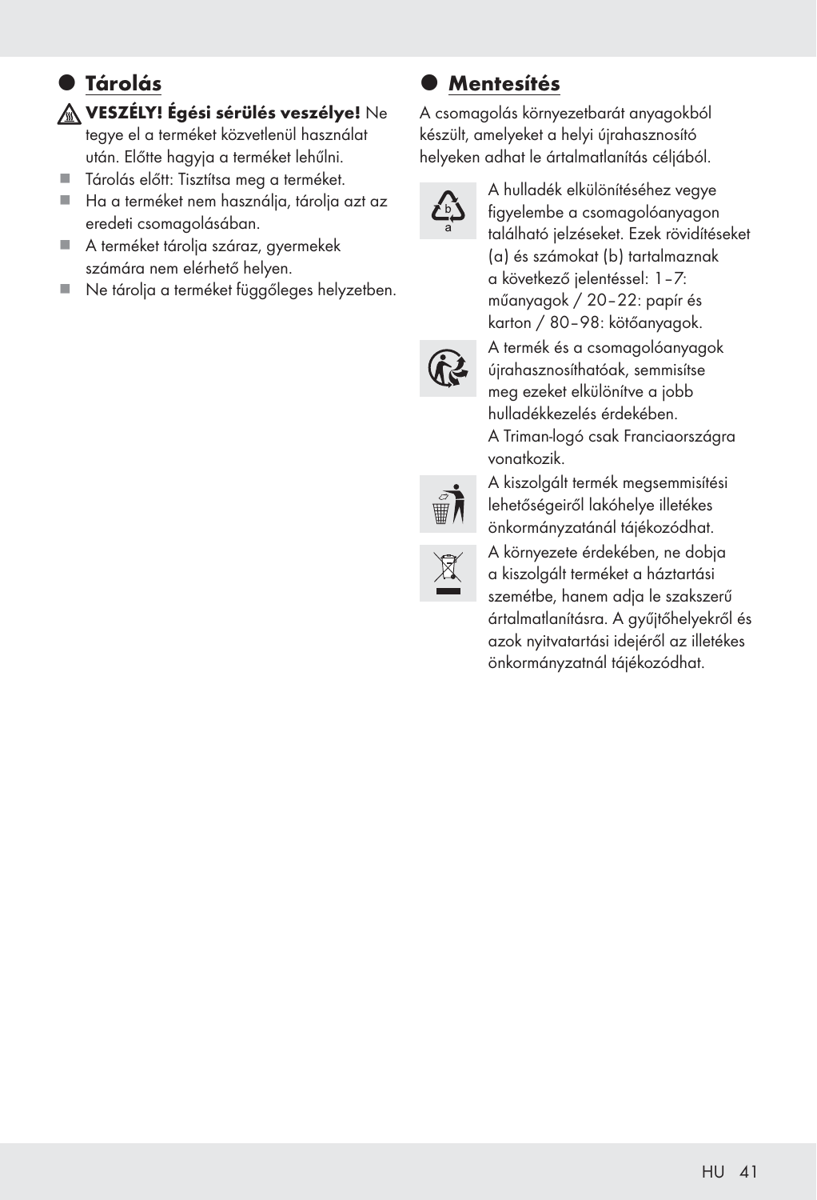## Tárolás

**VESZÉLY! Égési sérülés veszélye!** Ne tegye el a terméket közvetlenül használat után. Előtte hagyja a terméket lehűlni.

- Tárolás előtt: Tisztítsa meg a terméket.
- Ha a terméket nem használja, tárolja azt az eredeti csomagolásában.
- A terméket tárolja száraz, gyermekek számára nem elérhető helyen.
- Ne tárolja a terméket függőleges helyzetben.

## Mentesítés

A csomagolás környezetbarát anyagokból készült, amelyeket a helyi újrahasznosító helyeken adhat le ártalmatlanítás céljából.

A hulladék elkülönítéséhez vegye figyelembe a csomagolóanyagon található jelzéseket. Ezek rövidítéseket (a) és számokat (b) tartalmaznak a következő jelentéssel: 1–7: műanyagok / 20–22: papír és karton / 80–98: kötőanyagok.

A termék és a csomagolóanyagok újrahasznosíthatóak, semmisítse meg ezeket elkülönítve a jobb hulladékkezelés érdekében.
A Triman-logó csak Franciaországra vonatkozik.

A kiszolgált termék megsemmisítési lehetőségeiről lakóhelye illetékes önkormányzatánál tájékozódhat.

A környezete érdekében, ne dobja a kiszolgált terméket a háztartási szemétbe, hanem adja le szakszerű ártalmatlanításra. A gyűjtőhelyekről és azok nyitvatartási idejéről az illetékes önkormányzatnál tájékozódhat.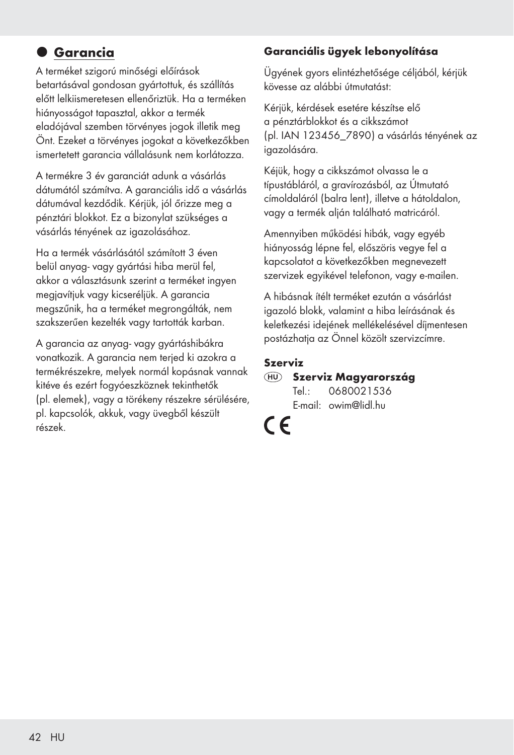## Garancia

A terméket szigorú minőségi előírások betartásával gondosan gyártottuk, és szállítás előtt lelkiismeretesen ellenőriztük. Ha a terméken hiányosságot tapasztal, akkor a termék eladójával szemben törvényes jogok illetik meg Önt. Ezeket a törvényes jogokat a következőkben ismertetett garancia vállalásunk nem korlátozza.

A termékre 3 év garanciát adunk a vásárlás dátumától számítva. A garanciális idő a vásárlás dátumával kezdődik. Kérjük, jól őrizze meg a pénztári blokkot. Ez a bizonylat szükséges a vásárlás tényének az igazolásához.

Ha a termék vásárlásától számított 3 éven belül anyag- vagy gyártási hiba merül fel, akkor a választásunk szerint a terméket ingyen megjavítjuk vagy kicseréljük. A garancia megszűnik, ha a terméket megrongálták, nem szakszerűen kezelték vagy tartották karban.

A garancia az anyag- vagy gyártáshibákra vonatkozik. A garancia nem terjed ki azokra a termékrészekre, melyek normál kopásnak vannak kitéve és ezért fogyóeszköznek tekinthetők (pl. elemek), vagy a törékeny részekre sérülésére, pl. kapcsolók, akkuk, vagy üvegből készült részek.

**Garanciális ügyek lebonyolítása**

Ügyének gyors elintézhetősége céljából, kérjük kövesse az alábbi útmutatást:

Kérjük, kérdések esetére készítse elő a pénztárblokkot és a cikkszámot (pl. IAN 123456_7890) a vásárlás tényének az igazolására.

Kéjük, hogy a cikkszámot olvassa le a típustábláról, a gravírozásból, az Útmutató címoldaláról (balra lent), illetve a hátoldalon, vagy a termék alján található matricáról.

Amennyiben működési hibák, vagy egyéb hiányosság lépne fel, elősz​öris vegye fel a kapcsolatot a következőkben megnevezett szervizek egyikével telefonon, vagy e-mailen.

A hibásnak ítélt terméket ezután a vásárlást igazoló blokk, valamint a hiba leírásának és keletkezési idejének mellékelésével díjmentesen postázhatja az Önnel közölt szervizcímre.

**Szerviz**

(HU) **Szerviz Magyarország**
Tel.: 0680021536
E-mail: owim@lidl.hu

CE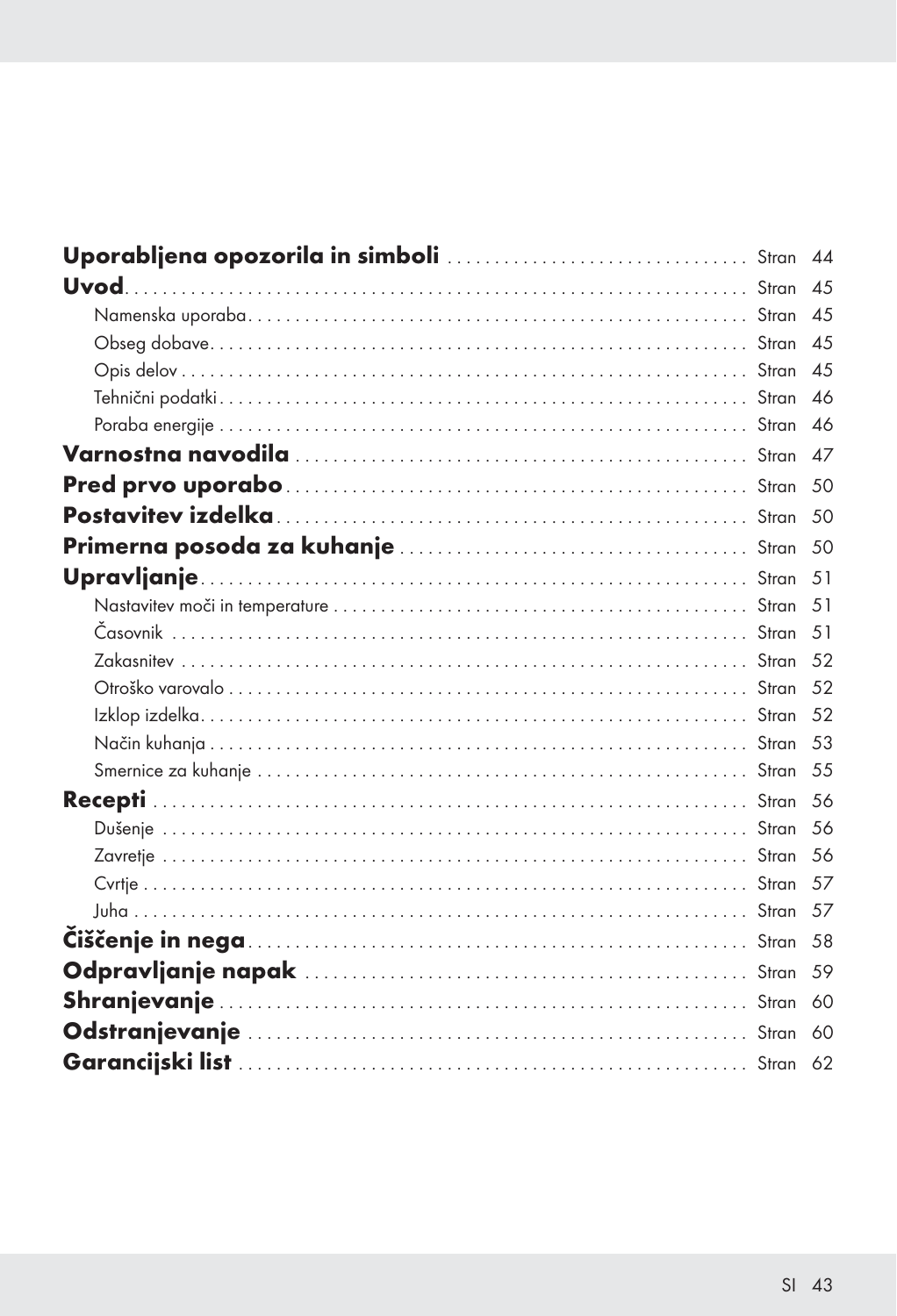| | |
|---|---|
| **Uporabljena opozorila in simboli** | Stran 44 |
| **Uvod** | Stran 45 |
| Namenska uporaba | Stran 45 |
| Obseg dobave | Stran 45 |
| Opis delov | Stran 45 |
| Tehnični podatki | Stran 46 |
| Poraba energije | Stran 46 |
| **Varnostna navodila** | Stran 47 |
| **Pred prvo uporabo** | Stran 50 |
| **Postavitev izdelka** | Stran 50 |
| **Primerna posoda za kuhanje** | Stran 50 |
| **Upravljanje** | Stran 51 |
| Nastavitev moči in temperature | Stran 51 |
| Časovnik | Stran 51 |
| Zakasnitev | Stran 52 |
| Otroško varovalo | Stran 52 |
| Izklop izdelka | Stran 52 |
| Način kuhanja | Stran 53 |
| Smernice za kuhanje | Stran 55 |
| **Recepti** | Stran 56 |
| Dušenje | Stran 56 |
| Zavretje | Stran 56 |
| Cvrtje | Stran 57 |
| Juha | Stran 57 |
| **Čiščenje in nega** | Stran 58 |
| **Odpravljanje napak** | Stran 59 |
| **Shranjevanje** | Stran 60 |
| **Odstranjevanje** | Stran 60 |
| **Garancijski list** | Stran 62 |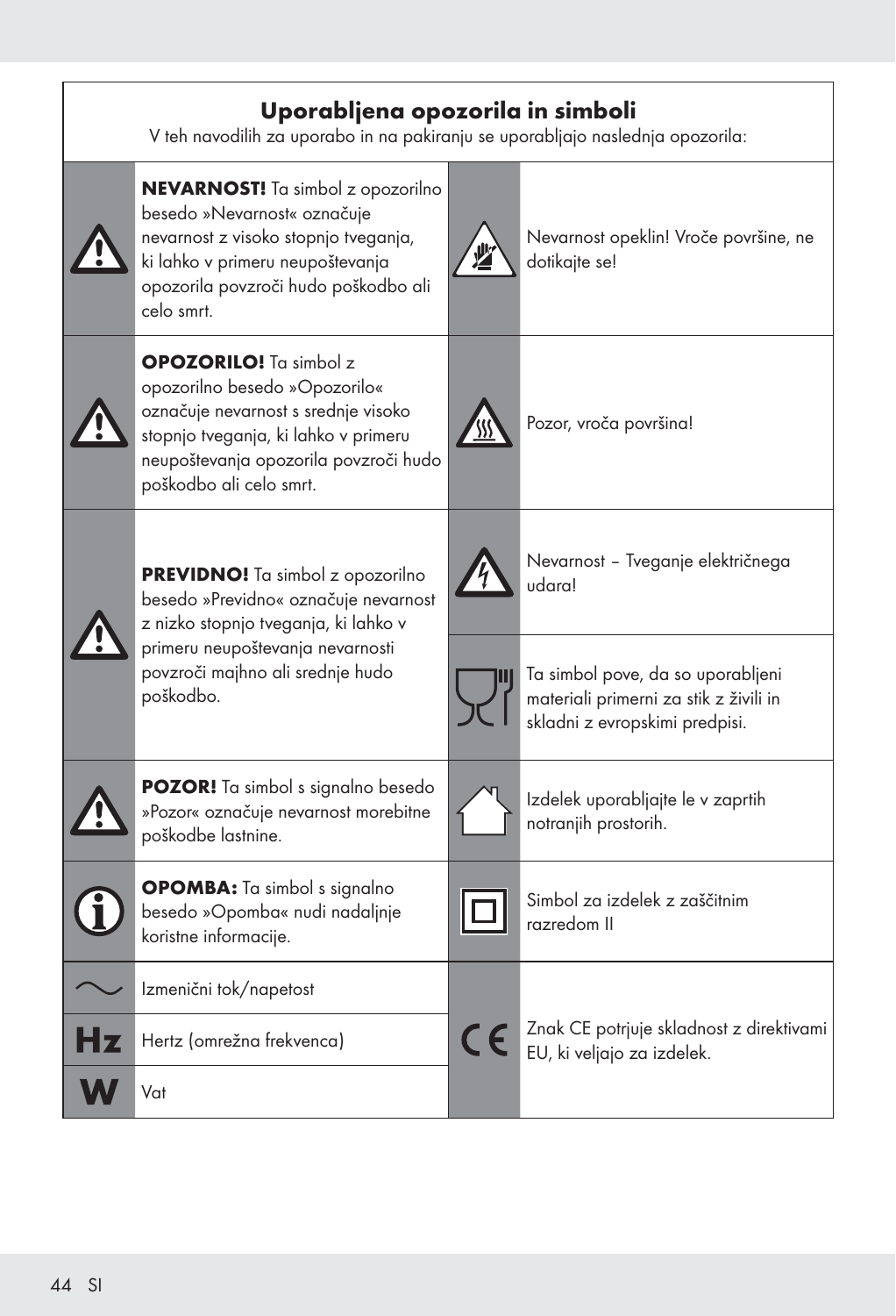## Uporabljena opozorila in simboli

V teh navodilih za uporabo in na pakiranju se uporabljajo naslednja opozorila:

| Simbol | Opis | Simbol | Opis |
|---|---|---|---|
| | **NEVARNOST!** Ta simbol z opozorilno besedo »Nevarnost« označuje nevarnost z visoko stopnjo tveganja, ki lahko v primeru neupoštevanja opozorila povzroči hudo poškodbo ali celo smrt. | | Nevarnost opeklin! Vroče površine, ne dotikajte se! |
| | **OPOZORILO!** Ta simbol z opozorilno besedo »Opozorilo« označuje nevarnost s srednje visoko stopnjo tveganja, ki lahko v primeru neupoštevanja opozorila povzroči hudo poškodbo ali celo smrt. | | Pozor, vroča površina! |
| | **PREVIDNO!** Ta simbol z opozorilno besedo »Previdno« označuje nevarnost z nizko stopnjo tveganja, ki lahko v primeru neupoštevanja nevarnosti povzroči majhno ali srednje hudo poškodbo. | | Nevarnost – Tveganje električnega udara! |
| | | | Ta simbol pove, da so uporabljeni materiali primerni za stik z živili in skladni z evropskimi predpisi. |
| | **POZOR!** Ta simbol s signalno besedo »Pozor« označuje nevarnost morebitne poškodbe lastnine. | | Izdelek uporabljajte le v zaprtih notranjih prostorih. |
| | **OPOMBA:** Ta simbol s signalno besedo »Opomba« nudi nadaljnje koristne informacije. | | Simbol za izdelek z zaščitnim razredom II |
| ~ | Izmenični tok/napetost | CE | Znak CE potrjuje skladnost z direktivami EU, ki veljajo za izdelek. |
| Hz | Hertz (omrežna frekvenca) | | |
| W | Vat | | |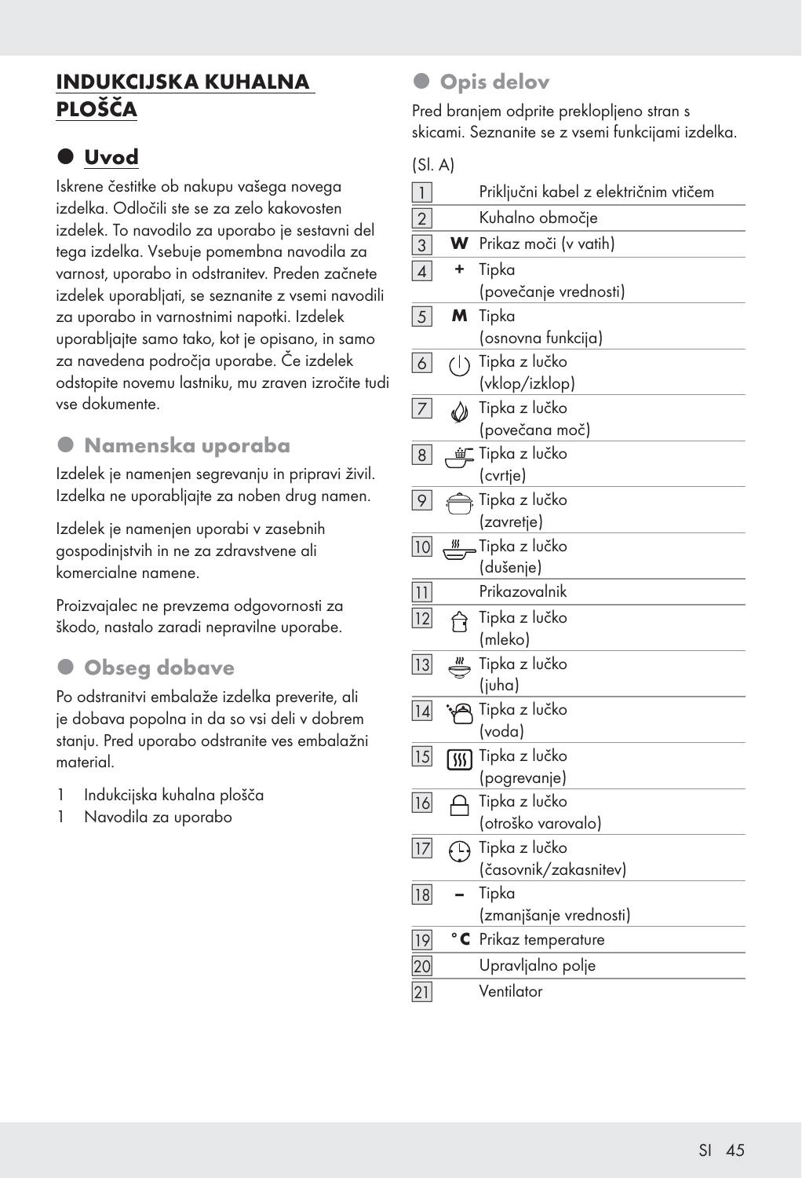# INDUKCIJSKA KUHALNA PLOŠČA

## Uvod

Iskrene čestitke ob nakupu vašega novega izdelka. Odločili ste se za zelo kakovosten izdelek. To navodilo za uporabo je sestavni del tega izdelka. Vsebuje pomembna navodila za varnost, uporabo in odstranitev. Preden začnete izdelek uporabljati, se seznanite z vsemi navodili za uporabo in varnostnimi napotki. Izdelek uporabljajte samo tako, kot je opisano, in samo za navedena področja uporabe. Če izdelek odstopite novemu lastniku, mu zraven izročite tudi vse dokumente.

## Namenska uporaba

Izdelek je namenjen segrevanju in pripravi živil. Izdelka ne uporabljajte za noben drug namen.

Izdelek je namenjen uporabi v zasebnih gospodinjstvih in ne za zdravstvene ali komercialne namene.

Proizvajalec ne prevzema odgovornosti za škodo, nastalo zaradi nepravilne uporabe.

## Obseg dobave

Po odstranitvi embalaže izdelka preverite, ali je dobava popolna in da so vsi deli v dobrem stanju. Pred uporabo odstranite ves embalažni material.

1 Indukcijska kuhalna plošča
1 Navodila za uporabo

## Opis delov

Pred branjem odprite preklopljeno stran s skicami. Seznanite se z vsemi funkcijami izdelka.

(Sl. A)

| | | |
|---|---|---|
| 1 | | Priključni kabel z električnim vtičem |
| 2 | | Kuhalno območje |
| 3 | **W** | Prikaz moči (v vatih) |
| 4 | **+** | Tipka (povečanje vrednosti) |
| 5 | **M** | Tipka (osnovna funkcija) |
| 6 | | Tipka z lučko (vklop/izklop) |
| 7 | | Tipka z lučko (povečana moč) |
| 8 | | Tipka z lučko (cvrtje) |
| 9 | | Tipka z lučko (zavretje) |
| 10 | | Tipka z lučko (dušenje) |
| 11 | | Prikazovalnik |
| 12 | | Tipka z lučko (mleko) |
| 13 | | Tipka z lučko (juha) |
| 14 | | Tipka z lučko (voda) |
| 15 | | Tipka z lučko (pogrevanje) |
| 16 | | Tipka z lučko (otroško varovalo) |
| 17 | | Tipka z lučko (časovnik/zakasnitev) |
| 18 | **–** | Tipka (zmanjšanje vrednosti) |
| 19 | **°C** | Prikaz temperature |
| 20 | | Upravljalno polje |
| 21 | | Ventilator |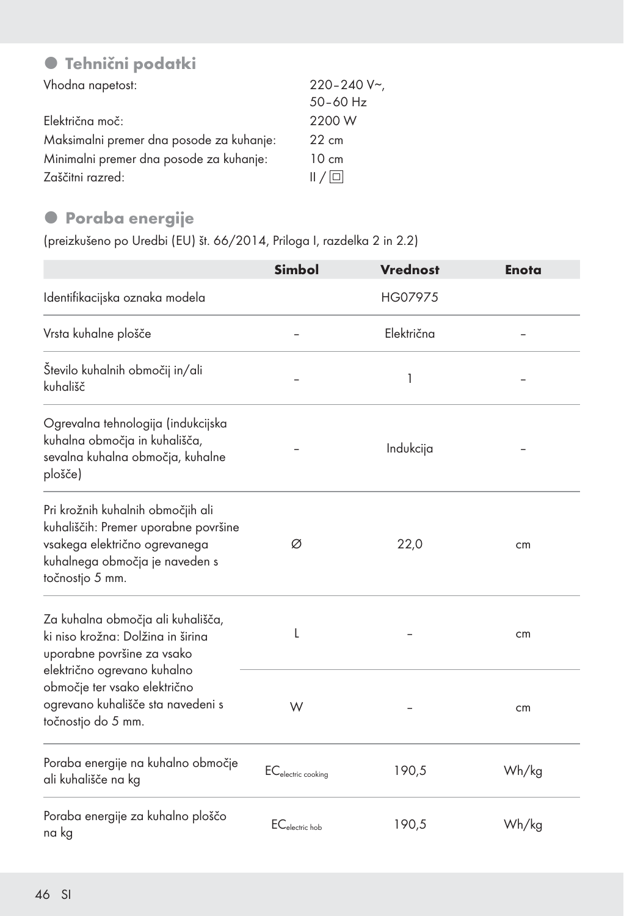## Tehnični podatki

Vhodna napetost: 220–240 V~, 50–60 Hz

Električna moč: 2200 W

Maksimalni premer dna posode za kuhanje: 22 cm

Minimalni premer dna posode za kuhanje: 10 cm

Zaščitni razred: II / ⧈

## Poraba energije

(preizkušeno po Uredbi (EU) št. 66/2014, Priloga I, razdelka 2 in 2.2)

| | Simbol | Vrednost | Enota |
|---|---|---|---|
| Identifikacijska oznaka modela | | HG07975 | |
| Vrsta kuhalne plošče | – | Električna | – |
| Število kuhalnih območij in/ali kuhališč | – | 1 | – |
| Ogrevalna tehnologija (indukcijska kuhalna območja in kuhališča, sevalna kuhalna območja, kuhalne plošče) | – | Indukcija | – |
| Pri krožnih kuhalnih območjih ali kuhališčih: Premer uporabne površine vsakega električno ogrevanega kuhalnega območja je naveden s točnostjo 5 mm. | Ø | 22,0 | cm |
| Za kuhalna območja ali kuhališča, ki niso krožna: Dolžina in širina uporabne površine za vsako električno ogrevano kuhalno območje ter vsako električno ogrevano kuhališče sta navedeni s točnostjo do 5 mm. | L | – | cm |
| | W | – | cm |
| Poraba energije na kuhalno območje ali kuhališče na kg | $EC_{electric\ cooking}$ | 190,5 | Wh/kg |
| Poraba energije za kuhalno ploščo na kg | $EC_{electric\ hob}$ | 190,5 | Wh/kg |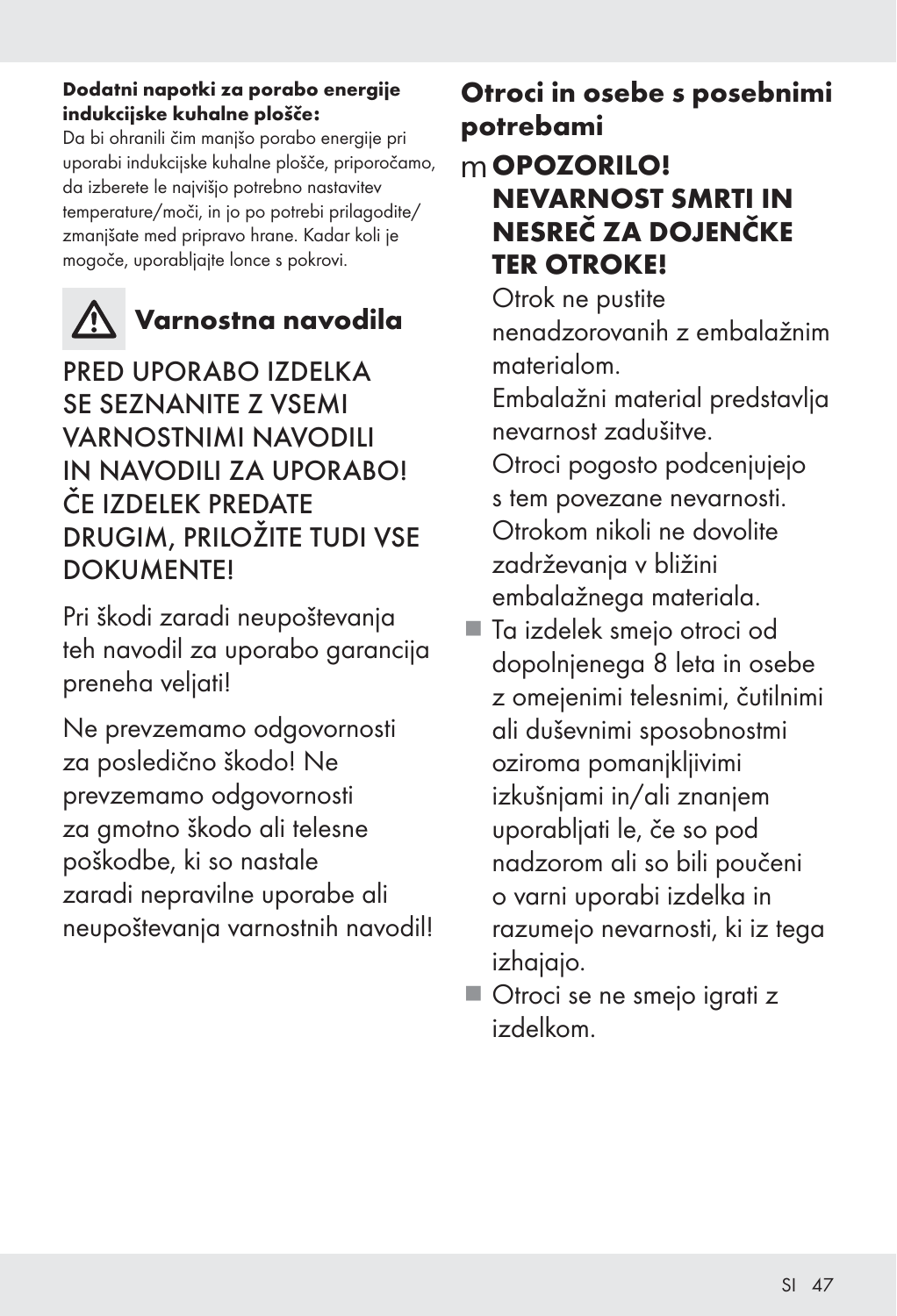**Dodatni napotki za porabo energije indukcijske kuhalne plošče:**
Da bi ohranili čim manjšo porabo energije pri uporabi indukcijske kuhalne plošče, priporočamo, da izberete le najvišjo potrebno nastavitev temperature/moči, in jo po potrebi prilagodite/zmanjšate med pripravo hrane. Kadar koli je mogoče, uporabljajte lonce s pokrovi.

# ⚠ Varnostna navodila

PRED UPORABO IZDELKA SE SEZNANITE Z VSEMI VARNOSTNIMI NAVODILI IN NAVODILI ZA UPORABO! ČE IZDELEK PREDATE DRUGIM, PRILOŽITE TUDI VSE DOKUMENTE!

Pri škodi zaradi neupoštevanja teh navodil za uporabo garancija preneha veljati!

Ne prevzemamo odgovornosti za posledično škodo! Ne prevzemamo odgovornosti za gmotno škodo ali telesne poškodbe, ki so nastale zaradi nepravilne uporabe ali neupoštevanja varnostnih navodil!

## Otroci in osebe s posebnimi potrebami

**OPOZORILO! NEVARNOST SMRTI IN NESREČ ZA DOJENČKE TER OTROKE!**

Otrok ne pustite nenadzorovanih z embalažnim materialom. Embalažni material predstavlja nevarnost zadušitve. Otroci pogosto podcenjujejo s tem povezane nevarnosti. Otrokom nikoli ne dovolite zadrževanja v bližini embalažnega materiala.

- Ta izdelek smejo otroci od dopolnjenega 8 leta in osebe z omejenimi telesnimi, čutilnimi ali duševnimi sposobnostmi oziroma pomanjkljivimi izkušnjami in/ali znanjem uporabljati le, če so pod nadzorom ali so bili poučeni o varni uporabi izdelka in razumejo nevarnosti, ki iz tega izhajajo.
- Otroci se ne smejo igrati z izdelkom.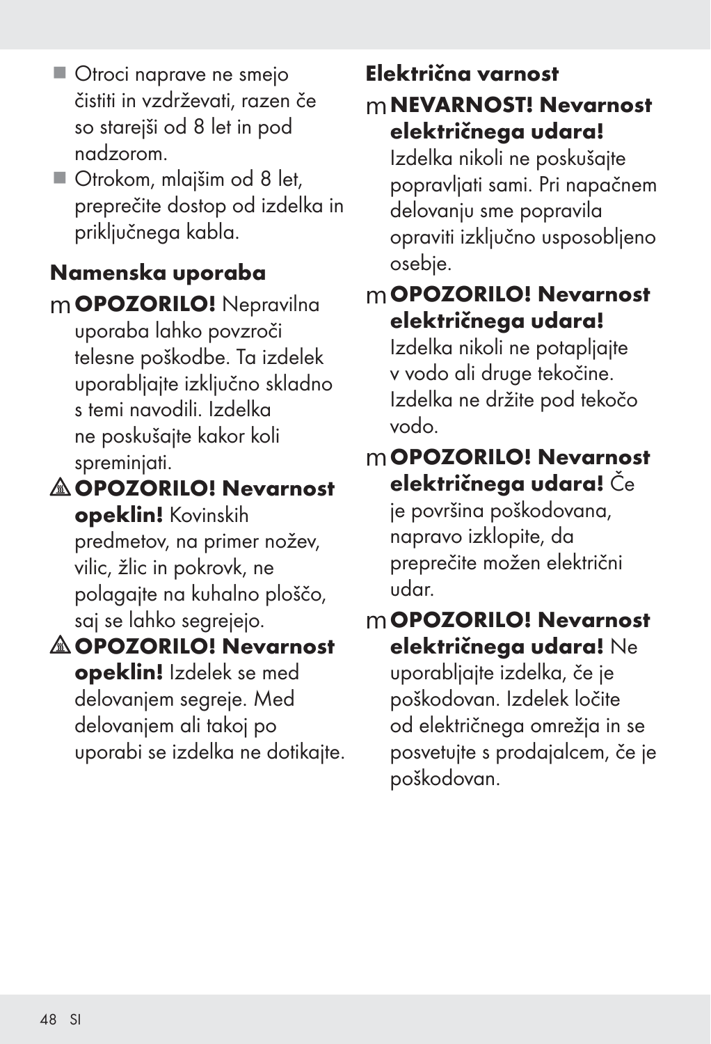- Otroci naprave ne smejo čistiti in vzdrževati, razen če so starejši od 8 let in pod nadzorom.
- Otrokom, mlajšim od 8 let, preprečite dostop od izdelka in priključnega kabla.

## Namenska uporaba

m **OPOZORILO!** Nepravilna uporaba lahko povzroči telesne poškodbe. Ta izdelek uporabljajte izključno skladno s temi navodili. Izdelka ne poskušajte kakor koli spreminjati.

⚠ **OPOZORILO! Nevarnost opeklin!** Kovinskih predmetov, na primer nožev, vilic, žlic in pokrovk, ne polagajte na kuhalno ploščo, saj se lahko segrejejo.

⚠ **OPOZORILO! Nevarnost opeklin!** Izdelek se med delovanjem segreje. Med delovanjem ali takoj po uporabi se izdelka ne dotikajte.

## Električna varnost

m **NEVARNOST! Nevarnost električnega udara!** Izdelka nikoli ne poskušajte popravljati sami. Pri napačnem delovanju sme popravila opraviti izključno usposobljeno osebje.

m **OPOZORILO! Nevarnost električnega udara!** Izdelka nikoli ne potapljajte v vodo ali druge tekočine. Izdelka ne držite pod tekočo vodo.

m **OPOZORILO! Nevarnost električnega udara!** Če je površina poškodovana, napravo izklopite, da preprečite možen električni udar.

m **OPOZORILO! Nevarnost električnega udara!** Ne uporabljajte izdelka, če je poškodovan. Izdelek ločite od električnega omrežja in se posvetujte s prodajalcem, če je poškodovan.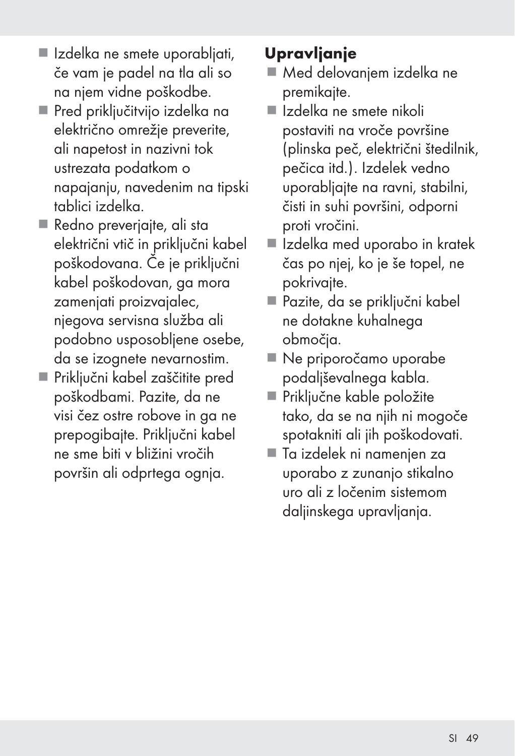- Izdelka ne smete uporabljati, če vam je padel na tla ali so na njem vidne poškodbe.
- Pred priključitvijo izdelka na električno omrežje preverite, ali napetost in nazivni tok ustrezata podatkom o napajanju, navedenim na tipski tablici izdelka.
- Redno preverjajte, ali sta električni vtič in priključni kabel poškodovana. Če je priključni kabel poškodovan, ga mora zamenjati proizvajalec, njegova servisna služba ali podobno usposobljene osebe, da se izognete nevarnostim.
- Priključni kabel zaščitite pred poškodbami. Pazite, da ne visi čez ostre robove in ga ne prepogibajte. Priključni kabel ne sme biti v bližini vročih površin ali odprtega ognja.

## Upravljanje

- Med delovanjem izdelka ne premikajte.
- Izdelka ne smete nikoli postaviti na vroče površine (plinska peč, električni štedilnik, pečica itd.). Izdelek vedno uporabljajte na ravni, stabilni, čisti in suhi površini, odporni proti vročini.
- Izdelka med uporabo in kratek čas po njej, ko je še topel, ne pokrivajte.
- Pazite, da se priključni kabel ne dotakne kuhalnega območja.
- Ne priporočamo uporabe podaljševalnega kabla.
- Priključne kable položite tako, da se na njih ni mogoče spotakniti ali jih poškodovati.
- Ta izdelek ni namenjen za uporabo z zunanjo stikalno uro ali z ločenim sistemom daljinskega upravljanja.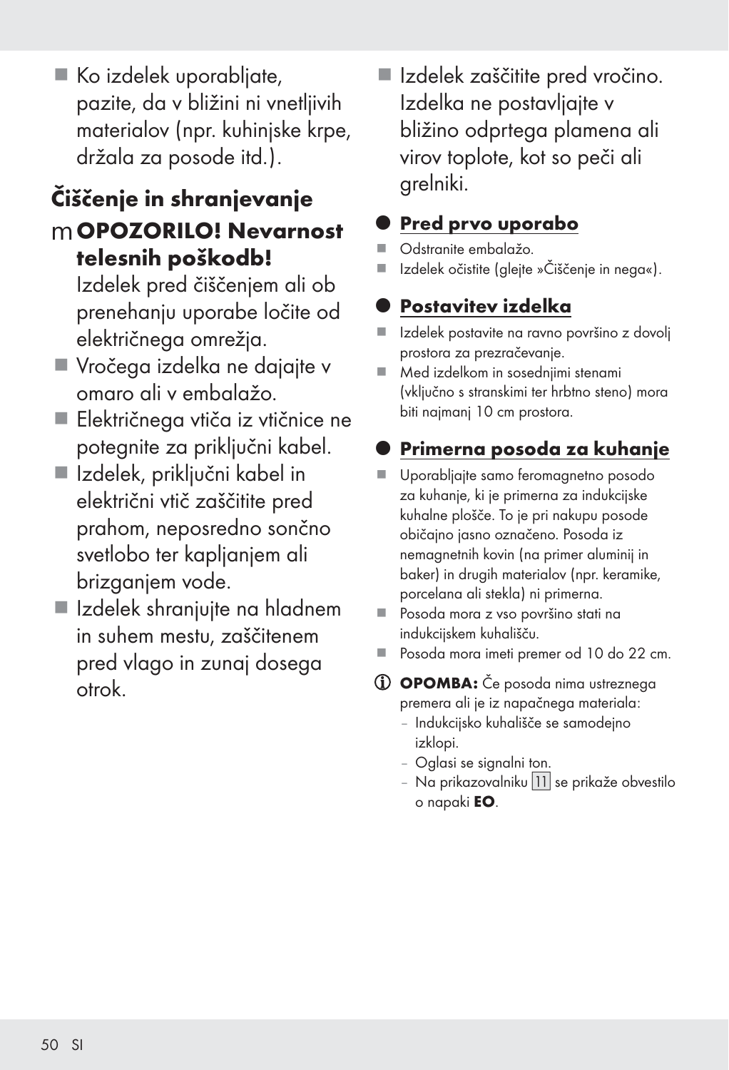- Ko izdelek uporabljate, pazite, da v bližini ni vnetljivih materialov (npr. kuhinjske krpe, držala za posode itd.).

## Čiščenje in shranjevanje

**OPOZORILO! Nevarnost telesnih poškodb!**
Izdelek pred čiščenjem ali ob prenehanju uporabe ločite od električnega omrežja.

- Vročega izdelka ne dajajte v omaro ali v embalažo.
- Električnega vtiča iz vtičnice ne potegnite za priključni kabel.
- Izdelek, priključni kabel in električni vtič zaščitite pred prahom, neposredno sončno svetlobo ter kapljanjem ali brizganjem vode.
- Izdelek shranjujte na hladnem in suhem mestu, zaščitenem pred vlago in zunaj dosega otrok.
- Izdelek zaščitite pred vročino. Izdelka ne postavljajte v bližino odprtega plamena ali virov toplote, kot so peči ali grelniki.

## Pred prvo uporabo

- Odstranite embalažo.
- Izdelek očistite (glejte »Čiščenje in nega«).

## Postavitev izdelka

- Izdelek postavite na ravno površino z dovolj prostora za prezračevanje.
- Med izdelkom in sosednjimi stenami (vključno s stranskimi ter hrbtno steno) mora biti najmanj 10 cm prostora.

## Primerna posoda za kuhanje

- Uporabljajte samo feromagnetno posodo za kuhanje, ki je primerna za indukcijske kuhalne plošče. To je pri nakupu posode običajno jasno označeno. Posoda iz nemagnetnih kovin (na primer aluminij in baker) in drugih materialov (npr. keramike, porcelana ali stekla) ni primerna.
- Posoda mora z vso površino stati na indukcijskem kuhališču.
- Posoda mora imeti premer od 10 do 22 cm.

**OPOMBA:** Če posoda nima ustreznega premera ali je iz napačnega materiala:
- Indukcijsko kuhališče se samodejno izklopi.
- Oglasi se signalni ton.
- Na prikazovalniku 11 se prikaže obvestilo o napaki **EO**.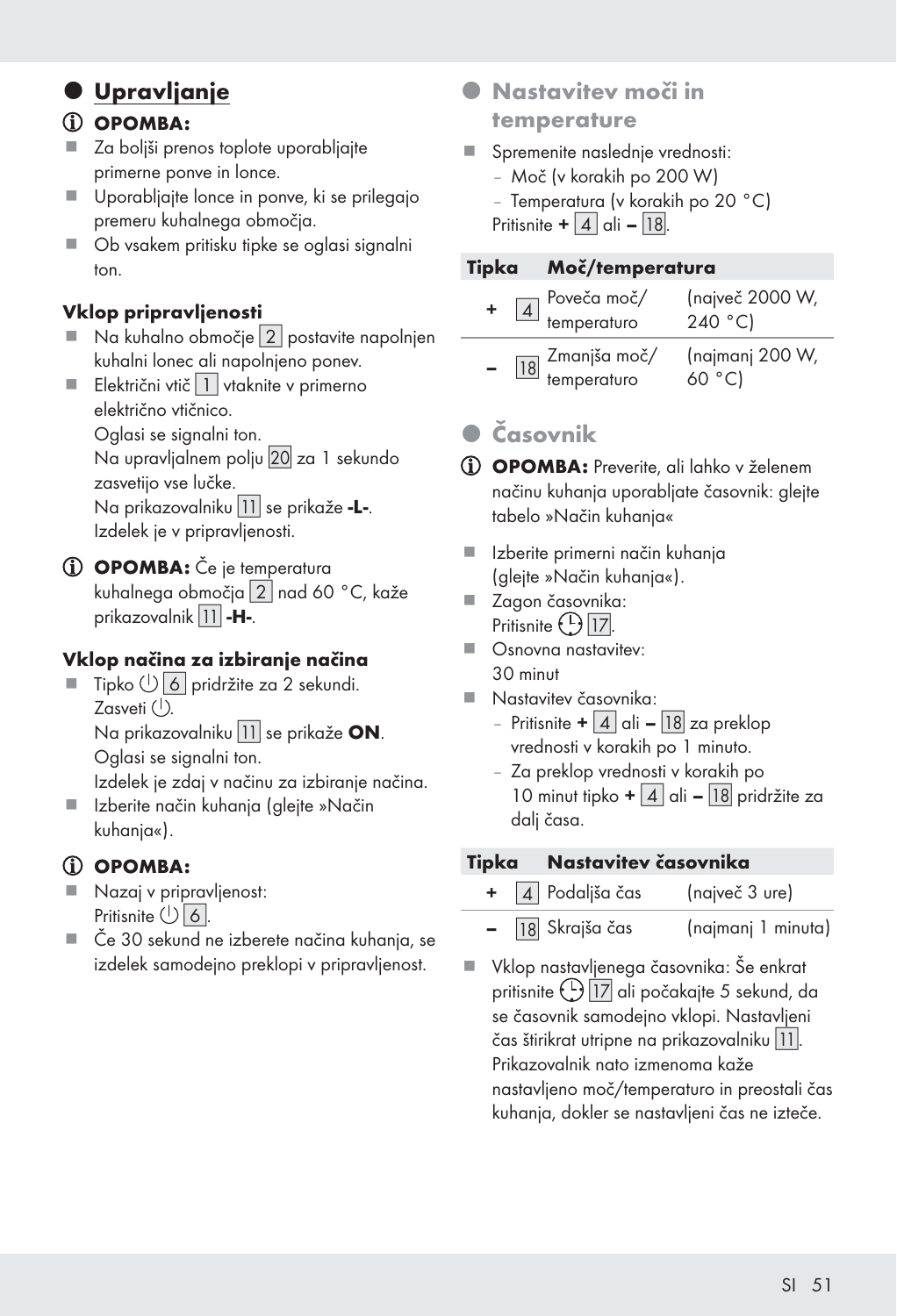## Upravljanje

ⓘ **OPOMBA:**

- Za boljši prenos toplote uporabljajte primerne ponve in lonce.
- Uporabljajte lonce in ponve, ki se prilegajo premeru kuhalnega območja.
- Ob vsakem pritisku tipke se oglasi signalni ton.

**Vklop pripravljenosti**

- Na kuhalno območje [2] postavite napolnjen kuhalni lonec ali napolnjeno ponev.
- Električni vtič [1] vtaknite v primerno električno vtičnico.
  Oglasi se signalni ton.
  Na upravljalnem polju [20] za 1 sekundo zasvetijo vse lučke.
  Na prikazovalniku [11] se prikaže **-L-**.
  Izdelek je v pripravljenosti.

ⓘ **OPOMBA:** Če je temperatura kuhalnega območja [2] nad 60 °C, kaže prikazovalnik [11] **-H-**.

**Vklop načina za izbiranje načina**

- Tipko ⏻ [6] pridržite za 2 sekundi.
  Zasveti ⏻.
  Na prikazovalniku [11] se prikaže **ON**.
  Oglasi se signalni ton.
  Izdelek je zdaj v načinu za izbiranje načina.
- Izberite način kuhanja (glejte »Način kuhanja«).

ⓘ **OPOMBA:**

- Nazaj v pripravljenost:
  Pritisnite ⏻ [6].
- Če 30 sekund ne izberete načina kuhanja, se izdelek samodejno preklopi v pripravljenost.

## Nastavitev moči in temperature

- Spremenite naslednje vrednosti:
  - Moč (v korakih po 200 W)
  - Temperatura (v korakih po 20 °C)

  Pritisnite **+** [4] ali **–** [18].

| Tipka | | Moč/temperatura | |
|---|---|---|---|
| **+** | [4] | Poveča moč/ temperaturo | (največ 2000 W, 240 °C) |
| **–** | [18] | Zmanjša moč/ temperaturo | (najmanj 200 W, 60 °C) |

## Časovnik

ⓘ **OPOMBA:** Preverite, ali lahko v želenem načinu kuhanja uporabljate časovnik: glejte tabelo »Način kuhanja«

- Izberite primerni način kuhanja (glejte »Način kuhanja«).
- Zagon časovnika:
  Pritisnite 🕒 [17].
- Osnovna nastavitev:
  30 minut
- Nastavitev časovnika:
  - Pritisnite **+** [4] ali **–** [18] za preklop vrednosti v korakih po 1 minuto.
  - Za preklop vrednosti v korakih po 10 minut tipko **+** [4] ali **–** [18] pridržite za dalj časa.

| Tipka | | Nastavitev časovnika | |
|---|---|---|---|
| **+** | [4] | Podaljša čas | (največ 3 ure) |
| **–** | [18] | Skrajša čas | (najmanj 1 minuta) |

- Vklop nastavljenega časovnika: Še enkrat pritisnite 🕒 [17] ali počakajte 5 sekund, da se časovnik samodejno vklopi. Nastavljeni čas štirikrat utripne na prikazovalniku [11]. Prikazovalnik nato izmenoma kaže nastavljeno moč/temperaturo in preostali čas kuhanja, dokler se nastavljeni čas ne izteče.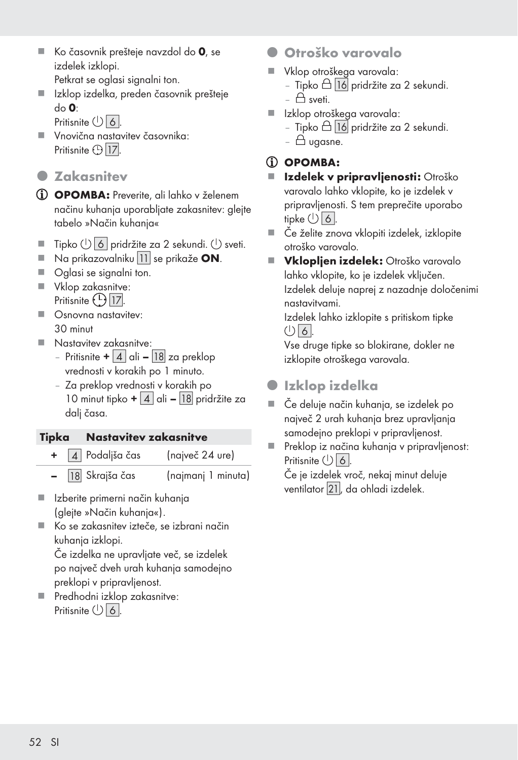- Ko časovnik prešteje navzdol do **0**, se izdelek izklopi.
  Petkrat se oglasi signalni ton.
- Izklop izdelka, preden časovnik prešteje do **0**:
  Pritisnite ⏻ [6].
- Vnovična nastavitev časovnika:
  Pritisnite ⏲ [17].

## Zakasnitev

ⓘ **OPOMBA:** Preverite, ali lahko v želenem načinu kuhanja uporabljate zakasnitev: glejte tabelo »Način kuhanja«

- Tipko ⏻ [6] pridržite za 2 sekundi. ⏻ sveti.
- Na prikazovalniku [11] se prikaže **ON**.
- Oglasi se signalni ton.
- Vklop zakasnitve:
  Pritisnite ⏲ [17].
- Osnovna nastavitev:
  30 minut
- Nastavitev zakasnitve:
  - Pritisnite **+** [4] ali **–** [18] za preklop vrednosti v korakih po 1 minuto.
  - Za preklop vrednosti v korakih po 10 minut tipko **+** [4] ali **–** [18] pridržite za dalj časa.

| Tipka | | Nastavitev zakasnitve | |
|---|---|---|---|
| + | [4] | Podaljša čas | (največ 24 ure) |
| – | [18] | Skrajša čas | (najmanj 1 minuta) |

- Izberite primerni način kuhanja (glejte »Način kuhanja«).
- Ko se zakasnitev izteče, se izbrani način kuhanja izklopi.
  Če izdelka ne upravljate več, se izdelek po največ dveh urah kuhanja samodejno preklopi v pripravljenost.
- Predhodni izklop zakasnitve:
  Pritisnite ⏻ [6].

## Otroško varovalo

- Vklop otroškega varovala:
  - Tipko 🔒 [16] pridržite za 2 sekundi.
  - 🔒 sveti.
- Izklop otroškega varovala:
  - Tipko 🔒 [16] pridržite za 2 sekundi.
  - 🔒 ugasne.

ⓘ **OPOMBA:**

- **Izdelek v pripravljenosti:** Otroško varovalo lahko vklopite, ko je izdelek v pripravljenosti. S tem preprečite uporabo tipke ⏻ [6].
- Če želite znova vklopiti izdelek, izklopite otroško varovalo.
- **Vklopljen izdelek:** Otroško varovalo lahko vklopite, ko je izdelek vključen. Izdelek deluje naprej z nazadnje določenimi nastavitvami.
  Izdelek lahko izklopite s pritiskom tipke ⏻ [6].
  Vse druge tipke so blokirane, dokler ne izklopite otroškega varovala.

## Izklop izdelka

- Če deluje način kuhanja, se izdelek po največ 2 urah kuhanja brez upravljanja samodejno preklopi v pripravljenost.
- Preklop iz načina kuhanja v pripravljenost:
  Pritisnite ⏻ [6].
  Če je izdelek vroč, nekaj minut deluje ventilator [21], da ohladi izdelek.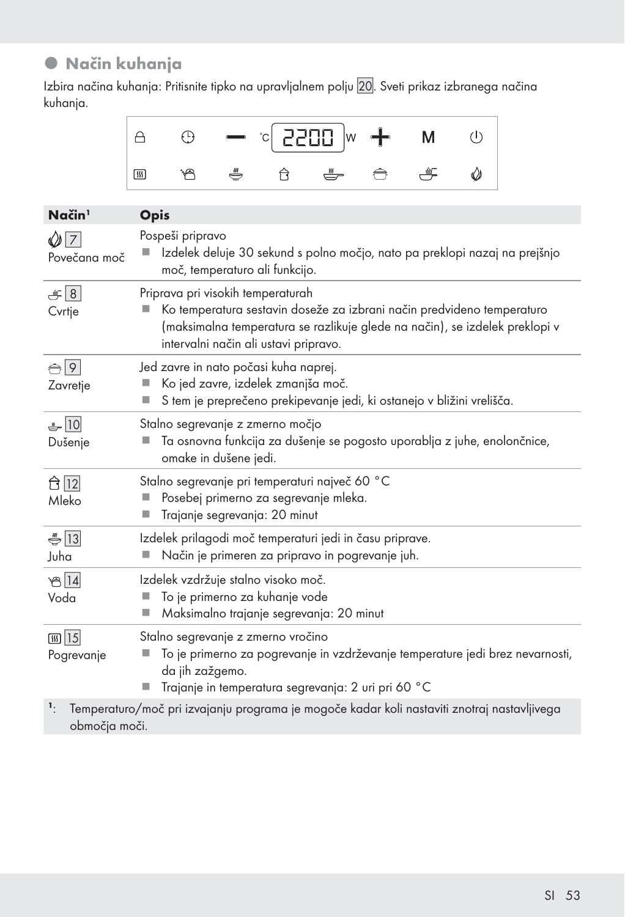## Način kuhanja

Izbira načina kuhanja: Pritisnite tipko na upravljalnem polju 20. Sveti prikaz izbranega načina kuhanja.

| Način[1] | Opis |
|---|---|
| 7 Povečana moč | Pospeši pripravo<br>■ Izdelek deluje 30 sekund s polno močjo, nato pa preklopi nazaj na prejšnjo moč, temperaturo ali funkcijo. |
| 8 Cvrtje | Priprava pri visokih temperaturah<br>■ Ko temperatura sestavin doseže za izbrani način predvideno temperaturo (maksimalna temperatura se razlikuje glede na način), se izdelek preklopi v intervalni način ali ustavi pripravo. |
| 9 Zavretje | Jed zavre in nato počasi kuha naprej.<br>■ Ko jed zavre, izdelek zmanjša moč.<br>■ S tem je preprečeno prekipevanje jedi, ki ostanejo v bližini vrelišča. |
| 10 Dušenje | Stalno segrevanje z zmerno močjo<br>■ Ta osnovna funkcija za dušenje se pogosto uporablja z juhe, enolončnice, omake in dušene jedi. |
| 12 Mleko | Stalno segrevanje pri temperaturi največ 60 °C<br>■ Posebej primerno za segrevanje mleka.<br>■ Trajanje segrevanja: 20 minut |
| 13 Juha | Izdelek prilagodi moč temperaturi jedi in času priprave.<br>■ Način je primeren za pripravo in pogrevanje juh. |
| 14 Voda | Izdelek vzdržuje stalno visoko moč.<br>■ To je primerno za kuhanje vode<br>■ Maksimalno trajanje segrevanja: 20 minut |
| 15 Pogrevanje | Stalno segrevanje z zmerno vročino<br>■ To je primerno za pogrevanje in vzdrževanje temperature jedi brez nevarnosti, da jih zažgemo.<br>■ Trajanje in temperatura segrevanja: 2 uri pri 60 °C |

[1]: Temperaturo/moč pri izvajanju programa je mogoče kadar koli nastaviti znotraj nastavljivega območja moči.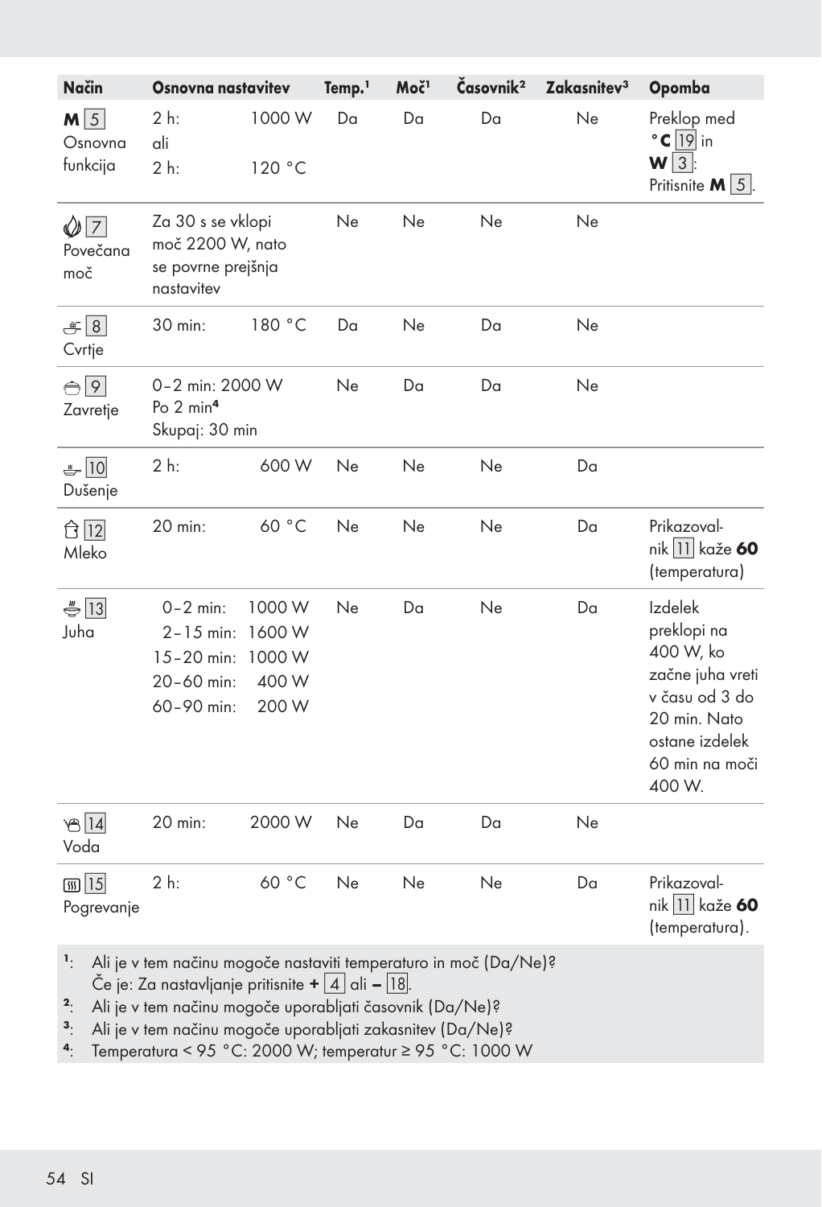| Način | Osnovna nastavitev | Temp.[1] | Moč[1] | Časovnik[2] | Zakasnitev[3] | Opomba |
|---|---|---|---|---|---|---|
| **M** 5 Osnovna funkcija | 2 h: 1000 W ali 2 h: 120 °C | Da | Da | Da | Ne | Preklop med **°C** 19 in **W** 3: Pritisnite **M** 5. |
| 7 Povečana moč | Za 30 s se vklopi moč 2200 W, nato se povrne prejšnja nastavitev | Ne | Ne | Ne | Ne | |
| 8 Cvrtje | 30 min: 180 °C | Da | Ne | Da | Ne | |
| 9 Zavretje | 0–2 min: 2000 W Po 2 min[4] Skupaj: 30 min | Ne | Da | Da | Ne | |
| 10 Dušenje | 2 h: 600 W | Ne | Ne | Ne | Da | |
| 12 Mleko | 20 min: 60 °C | Ne | Ne | Ne | Da | Prikazovalnik 11 kaže **60** (temperatura) |
| 13 Juha | 0–2 min: 1000 W 2–15 min: 1600 W 15–20 min: 1000 W 20–60 min: 400 W 60–90 min: 200 W | Ne | Da | Ne | Da | Izdelek preklopi na 400 W, ko začne juha vreti v času od 3 do 20 min. Nato ostane izdelek 60 min na moči 400 W. |
| 14 Voda | 20 min: 2000 W | Ne | Da | Da | Ne | |
| 15 Pogrevanje | 2 h: 60 °C | Ne | Ne | Ne | Da | Prikazovalnik 11 kaže **60** (temperatura). |

[1]: Ali je v tem načinu mogoče nastaviti temperaturo in moč (Da/Ne)? Če je: Za nastavljanje pritisnite **+** 4 ali **–** 18.
[2]: Ali je v tem načinu mogoče uporabljati časovnik (Da/Ne)?
[3]: Ali je v tem načinu mogoče uporabljati zakasnitev (Da/Ne)?
[4]: Temperatura < 95 °C: 2000 W; temperatur ≥ 95 °C: 1000 W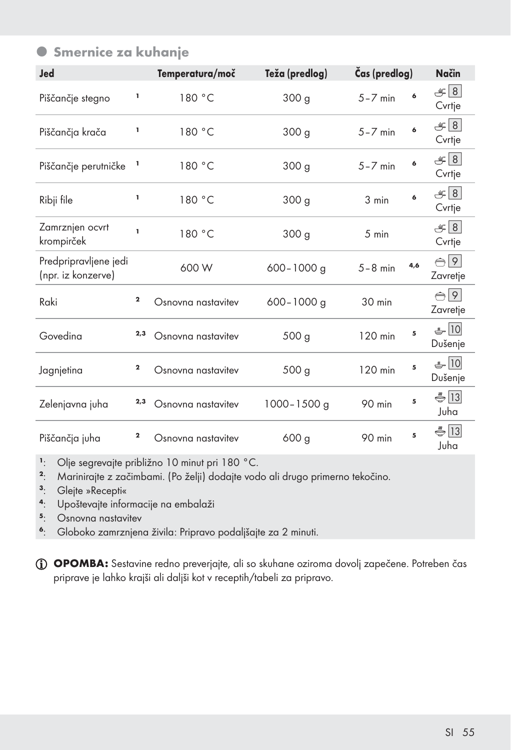## Smernice za kuhanje

| Jed | | Temperatura/moč | Teža (predlog) | Čas (predlog) | | Način |
|---|---|---|---|---|---|---|
| Piščančje stegno | [1] | 180 °C | 300 g | 5–7 min | [6] | 8 Cvrtje |
| Piščančja krača | [1] | 180 °C | 300 g | 5–7 min | [6] | 8 Cvrtje |
| Piščančje perutničke | [1] | 180 °C | 300 g | 5–7 min | [6] | 8 Cvrtje |
| Ribji file | [1] | 180 °C | 300 g | 3 min | [6] | 8 Cvrtje |
| Zamrznjen ocvrt krompirček | [1] | 180 °C | 300 g | 5 min | | 8 Cvrtje |
| Predpripravljene jedi (npr. iz konzerve) | | 600 W | 600–1000 g | 5–8 min | [4,6] | 9 Zavretje |
| Raki | [2] | Osnovna nastavitev | 600–1000 g | 30 min | | 9 Zavretje |
| Govedina | [2,3] | Osnovna nastavitev | 500 g | 120 min | [5] | 10 Dušenje |
| Jagnjetina | [2] | Osnovna nastavitev | 500 g | 120 min | [5] | 10 Dušenje |
| Zelenjavna juha | [2,3] | Osnovna nastavitev | 1000–1500 g | 90 min | [5] | 13 Juha |
| Piščančja juha | [2] | Osnovna nastavitev | 600 g | 90 min | [5] | 13 Juha |

[1]: Olje segrevajte približno 10 minut pri 180 °C.
[2]: Marinirajte z začimbami. (Po želji) dodajte vodo ali drugo primerno tekočino.
[3]: Glejte »Recepti«
[4]: Upoštevajte informacije na embalaži
[5]: Osnovna nastavitev
[6]: Globoko zamrznjena živila: Pripravo podaljšajte za 2 minuti.

**OPOMBA:** Sestavine redno preverjajte, ali so skuhane oziroma dovolj zapečene. Potreben čas priprave je lahko krajši ali daljši kot v receptih/tabeli za pripravo.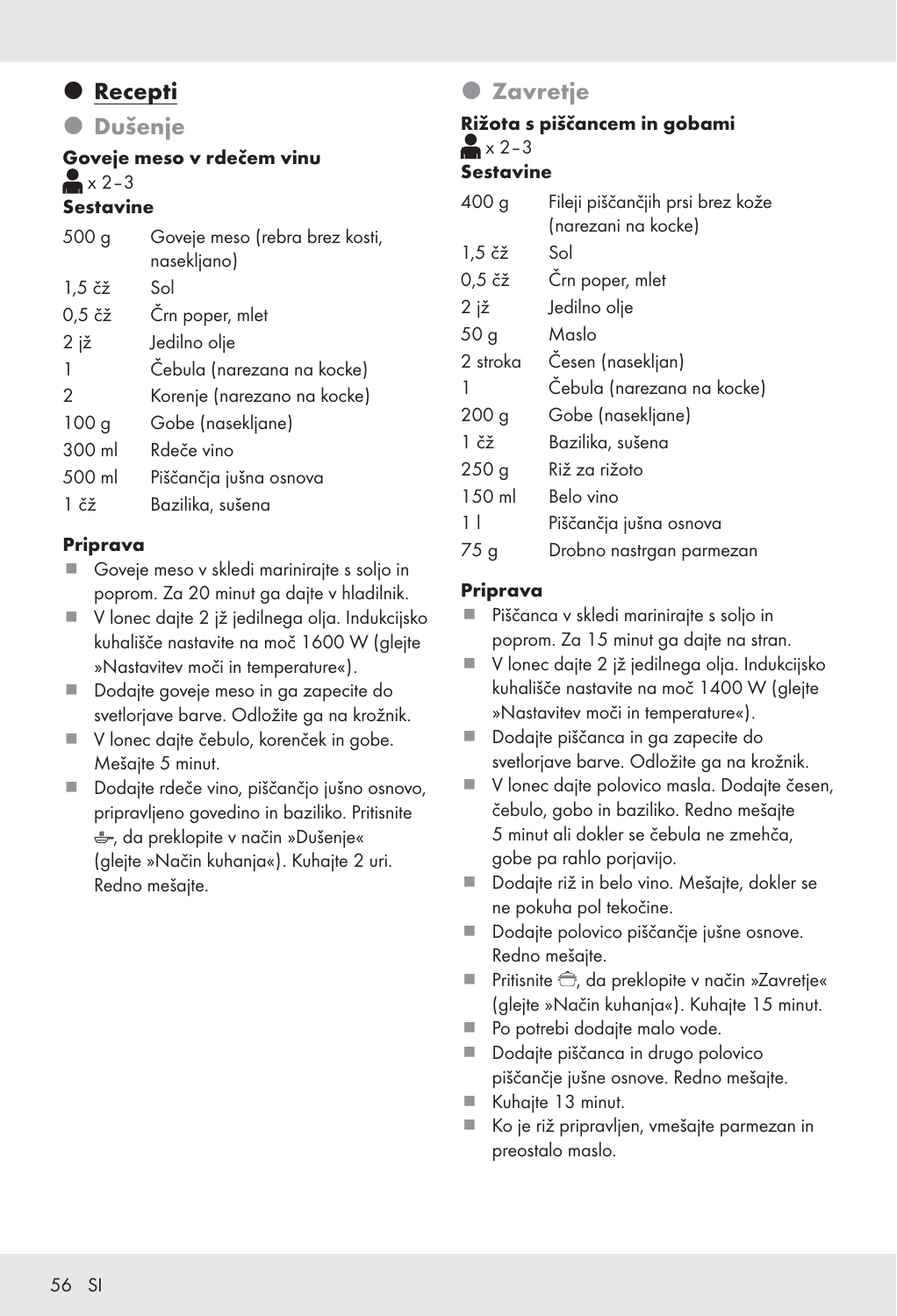# Recepti

## Dušenje

### Goveje meso v rdečem vinu

x 2–3

**Sestavine**

| | |
|---|---|
| 500 g | Goveje meso (rebra brez kosti, nasekljano) |
| 1,5 čž | Sol |
| 0,5 čž | Črn poper, mlet |
| 2 jž | Jedilno olje |
| 1 | Čebula (narezana na kocke) |
| 2 | Korenje (narezano na kocke) |
| 100 g | Gobe (nasekljane) |
| 300 ml | Rdeče vino |
| 500 ml | Piščančja jušna osnova |
| 1 čž | Bazilika, sušena |

**Priprava**

- Goveje meso v skledi marinirajte s soljo in poprom. Za 20 minut ga dajte v hladilnik.
- V lonec dajte 2 jž jedilnega olja. Indukcijsko kuhališče nastavite na moč 1600 W (glejte »Nastavitev moči in temperature«).
- Dodajte goveje meso in ga zapecite do svetlorjave barve. Odložite ga na krožnik.
- V lonec dajte čebulo, korenček in gobe. Mešajte 5 minut.
- Dodajte rdeče vino, piščančjo jušno osnovo, pripravljeno govedino in baziliko. Pritisnite , da preklopite v način »Dušenje« (glejte »Način kuhanja«). Kuhajte 2 uri. Redno mešajte.

## Zavretje

### Rižota s piščancem in gobami

x 2–3

**Sestavine**

| | |
|---|---|
| 400 g | Fileji piščančjih prsi brez kože (narezani na kocke) |
| 1,5 čž | Sol |
| 0,5 čž | Črn poper, mlet |
| 2 jž | Jedilno olje |
| 50 g | Maslo |
| 2 stroka | Česen (nasekljan) |
| 1 | Čebula (narezana na kocke) |
| 200 g | Gobe (nasekljane) |
| 1 čž | Bazilika, sušena |
| 250 g | Riž za rižoto |
| 150 ml | Belo vino |
| 1 l | Piščančja jušna osnova |
| 75 g | Drobno nastrgan parmezan |

**Priprava**

- Piščanca v skledi marinirajte s soljo in poprom. Za 15 minut ga dajte na stran.
- V lonec dajte 2 jž jedilnega olja. Indukcijsko kuhališče nastavite na moč 1400 W (glejte »Nastavitev moči in temperature«).
- Dodajte piščanca in ga zapecite do svetlorjave barve. Odložite ga na krožnik.
- V lonec dajte polovico masla. Dodajte česen, čebulo, gobo in baziliko. Redno mešajte 5 minut ali dokler se čebula ne zmehča, gobe pa rahlo porjavijo.
- Dodajte riž in belo vino. Mešajte, dokler se ne pokuha pol tekočine.
- Dodajte polovico piščančje jušne osnove. Redno mešajte.
- Pritisnite , da preklopite v način »Zavretje« (glejte »Način kuhanja«). Kuhajte 15 minut.
- Po potrebi dodajte malo vode.
- Dodajte piščanca in drugo polovico piščančje jušne osnove. Redno mešajte.
- Kuhajte 13 minut.
- Ko je riž pripravljen, vmešajte parmezan in preostalo maslo.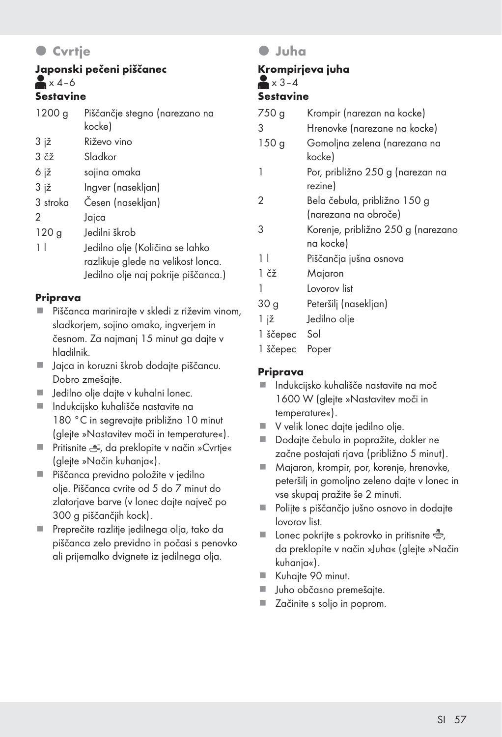## Cvrtje

### Japonski pečeni piščanec

x 4–6

**Sestavine**

| | |
|---|---|
| 1200 g | Piščančje stegno (narezano na kocke) |
| 3 jž | Riževo vino |
| 3 čž | Sladkor |
| 6 jž | sojina omaka |
| 3 jž | Ingver (nasekljan) |
| 3 stroka | Česen (nasekljan) |
| 2 | Jajca |
| 120 g | Jedilni škrob |
| 1 l | Jedilno olje (Količina se lahko razlikuje glede na velikost lonca. Jedilno olje naj pokrije piščanca.) |

**Priprava**

- Piščanca marinirajte v skledi z riževim vinom, sladkorjem, sojino omako, ingverjem in česnom. Za najmanj 15 minut ga dajte v hladilnik.
- Jajca in koruzni škrob dodajte piščancu. Dobro zmešajte.
- Jedilno olje dajte v kuhalni lonec.
- Indukcijsko kuhališče nastavite na 180 °C in segrevajte približno 10 minut (glejte »Nastavitev moči in temperature«).
- Pritisnite , da preklopite v način »Cvrtje« (glejte »Način kuhanja«).
- Piščanca previdno položite v jedilno olje. Piščanca cvrite od 5 do 7 minut do zlatorjave barve (v lonec dajte največ po 300 g piščančjih kock).
- Preprečite razlitje jedilnega olja, tako da piščanca zelo previdno in počasi s penovko ali prijemalko dvignete iz jedilnega olja.

## Juha

### Krompirjeva juha

x 3–4

**Sestavine**

| | |
|---|---|
| 750 g | Krompir (narezan na kocke) |
| 3 | Hrenovke (narezane na kocke) |
| 150 g | Gomoljna zelena (narezana na kocke) |
| 1 | Por, približno 250 g (narezan na rezine) |
| 2 | Bela čebula, približno 150 g (narezana na obroče) |
| 3 | Korenje, približno 250 g (narezano na kocke) |
| 1 l | Piščančja jušna osnova |
| 1 čž | Majaron |
| 1 | Lovorov list |
| 30 g | Peteršilj (nasekljan) |
| 1 jž | Jedilno olje |
| 1 ščepec | Sol |
| 1 ščepec | Poper |

**Priprava**

- Indukcijsko kuhališče nastavite na moč 1600 W (glejte »Nastavitev moči in temperature«).
- V velik lonec dajte jedilno olje.
- Dodajte čebulo in popražite, dokler ne začne postajati rjava (približno 5 minut).
- Majaron, krompir, por, korenje, hrenovke, peteršilj in gomoljno zeleno dajte v lonec in vse skupaj pražite še 2 minuti.
- Polijte s piščančjo jušno osnovo in dodajte lovorov list.
- Lonec pokrijte s pokrovko in pritisnite , da preklopite v način »Juha« (glejte »Način kuhanja«).
- Kuhajte 90 minut.
- Juho občasno premešajte.
- Začinite s soljo in poprom.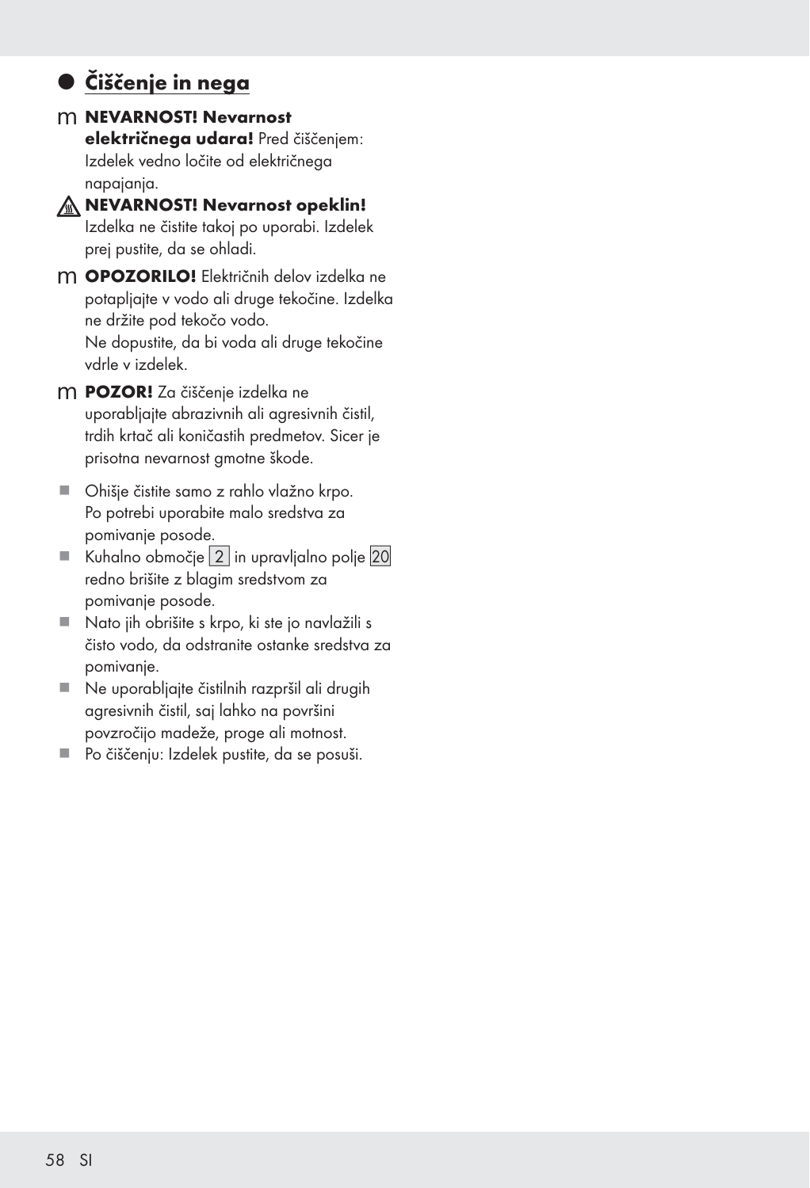## Čiščenje in nega

m **NEVARNOST! Nevarnost električnega udara!** Pred čiščenjem: Izdelek vedno ločite od električnega napajanja.

**NEVARNOST! Nevarnost opeklin!** Izdelka ne čistite takoj po uporabi. Izdelek prej pustite, da se ohladi.

m **OPOZORILO!** Električnih delov izdelka ne potapljajte v vodo ali druge tekočine. Izdelka ne držite pod tekočo vodo.
Ne dopustite, da bi voda ali druge tekočine vdrle v izdelek.

m **POZOR!** Za čiščenje izdelka ne uporabljajte abrazivnih ali agresivnih čistil, trdih krtač ali koničastih predmetov. Sicer je prisotna nevarnost gmotne škode.

- Ohišje čistite samo z rahlo vlažno krpo. Po potrebi uporabite malo sredstva za pomivanje posode.
- Kuhalno območje 2 in upravljalno polje 20 redno brišite z blagim sredstvom za pomivanje posode.
- Nato jih obrišite s krpo, ki ste jo navlažili s čisto vodo, da odstranite ostanke sredstva za pomivanje.
- Ne uporabljajte čistilnih razpršil ali drugih agresivnih čistil, saj lahko na površini povzročijo madeže, proge ali motnost.
- Po čiščenju: Izdelek pustite, da se posuši.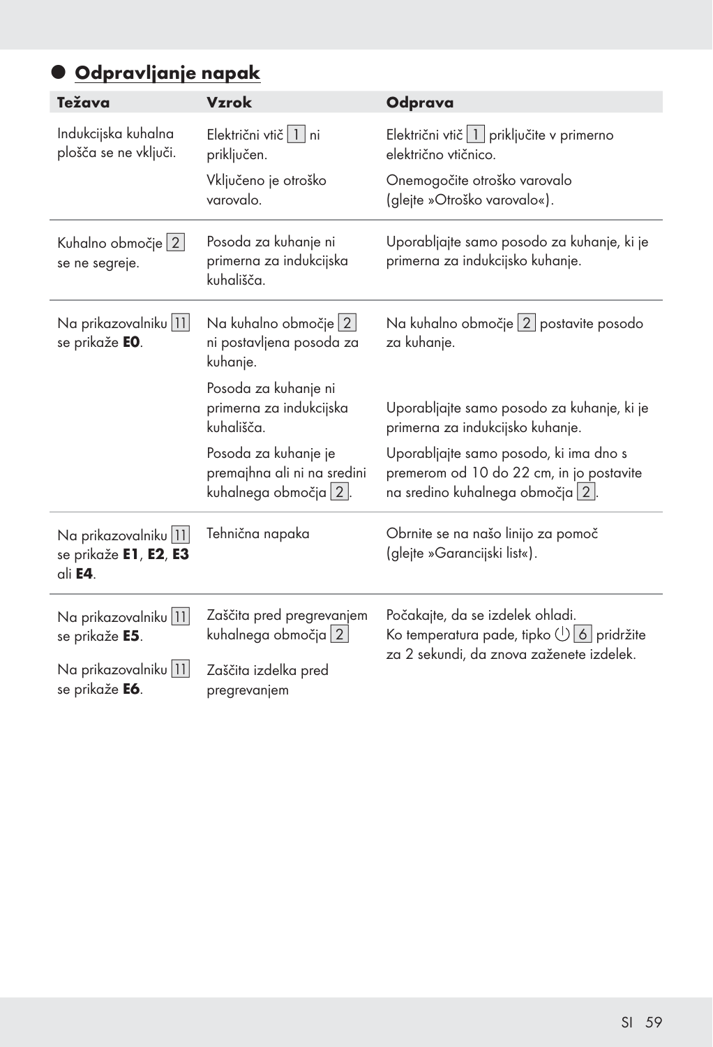## Odpravljanje napak

| Težava | Vzrok | Odprava |
|---|---|---|
| Indukcijska kuhalna plošča se ne vključi. | Električni vtič [1] ni priključen. | Električni vtič [1] priključite v primerno električno vtičnico. |
| | Vključeno je otroško varovalo. | Onemogočite otroško varovalo (glejte »Otroško varovalo«). |
| Kuhalno območje [2] se ne segreje. | Posoda za kuhanje ni primerna za indukcijska kuhališča. | Uporabljajte samo posodo za kuhanje, ki je primerna za indukcijsko kuhanje. |
| Na prikazovalniku [11] se prikaže **E0**. | Na kuhalno območje [2] ni postavljena posoda za kuhanje. | Na kuhalno območje [2] postavite posodo za kuhanje. |
| | Posoda za kuhanje ni primerna za indukcijska kuhališča. | Uporabljajte samo posodo za kuhanje, ki je primerna za indukcijsko kuhanje. |
| | Posoda za kuhanje je premajhna ali ni na sredini kuhalnega območja [2]. | Uporabljajte samo posodo, ki ima dno s premerom od 10 do 22 cm, in jo postavite na sredino kuhalnega območja [2]. |
| Na prikazovalniku [11] se prikaže **E1**, **E2**, **E3** ali **E4**. | Tehnična napaka | Obrnite se na našo linijo za pomoč (glejte »Garancijski list«). |
| Na prikazovalniku [11] se prikaže **E5**. | Zaščita pred pregrevanjem kuhalnega območja [2] | Počakajte, da se izdelek ohladi. Ko temperatura pade, tipko ⏻ [6] pridržite za 2 sekundi, da znova zaženete izdelek. |
| Na prikazovalniku [11] se prikaže **E6**. | Zaščita izdelka pred pregrevanjem | |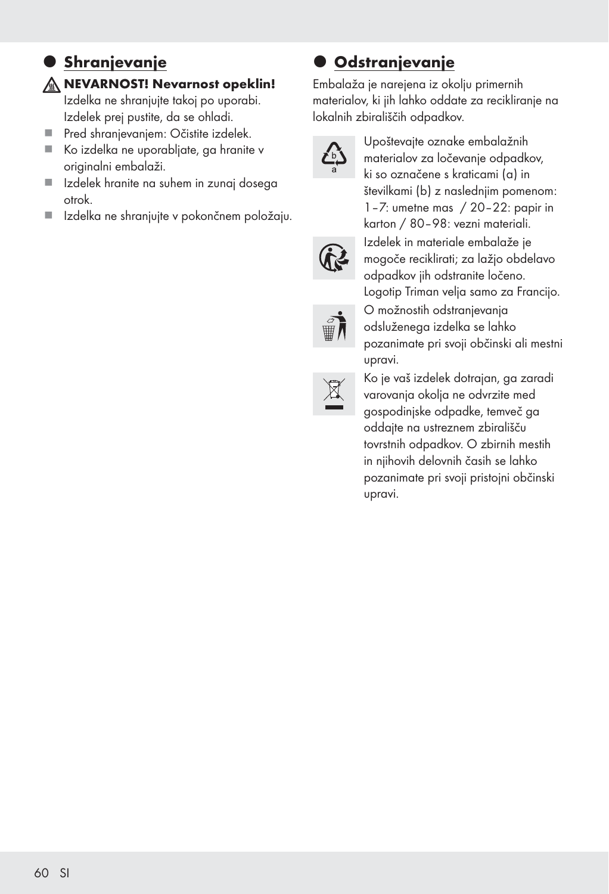## Shranjevanje

**NEVARNOST! Nevarnost opeklin!**
Izdelka ne shranjujte takoj po uporabi. Izdelek prej pustite, da se ohladi.

- Pred shranjevanjem: Očistite izdelek.
- Ko izdelka ne uporabljate, ga hranite v originalni embalaži.
- Izdelek hranite na suhem in zunaj dosega otrok.
- Izdelka ne shranjujte v pokončnem položaju.

## Odstranjevanje

Embalaža je narejena iz okolju primernih materialov, ki jih lahko oddate za recikliranje na lokalnih zbirališčih odpadkov.

Upoštevajte oznake embalažnih materialov za ločevanje odpadkov, ki so označene s kraticami (a) in številkami (b) z naslednjim pomenom: 1–7: umetne mas / 20–22: papir in karton / 80–98: vezni materiali.

Izdelek in materiale embalaže je mogoče reciklirati; za lažjo obdelavo odpadkov jih odstranite ločeno. Logotip Triman velja samo za Francijo.

O možnostih odstranjevanja odsluženega izdelka se lahko pozanimate pri svoji občinski ali mestni upravi.

Ko je vaš izdelek dotrajan, ga zaradi varovanja okolja ne odvrzite med gospodinjske odpadke, temveč ga oddajte na ustreznem zbirališču tovrstnih odpadkov. O zbirnih mestih in njihovih delovnih časih se lahko pozanimate pri svoji pristojni občinski upravi.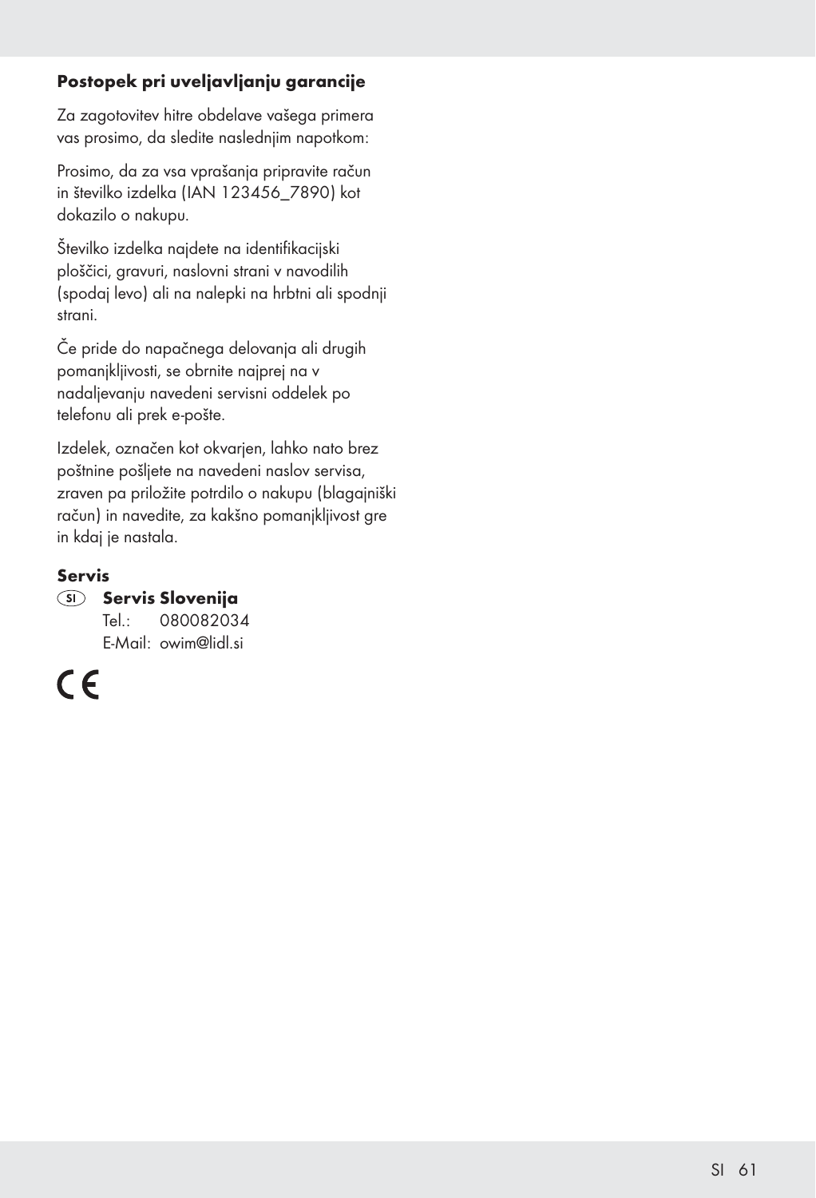### Postopek pri uveljavljanju garancije

Za zagotovitev hitre obdelave vašega primera vas prosimo, da sledite naslednjim napotkom:

Prosimo, da za vsa vprašanja pripravite račun in številko izdelka (IAN 123456_7890) kot dokazilo o nakupu.

Številko izdelka najdete na identifikacijski ploščici, gravuri, naslovni strani v navodilih (spodaj levo) ali na nalepki na hrbtni ali spodnji strani.

Če pride do napačnega delovanja ali drugih pomanjkljivosti, se obrnite najprej na v nadaljevanju navedeni servisni oddelek po telefonu ali prek e-pošte.

Izdelek, označen kot okvarjen, lahko nato brez poštnine pošljete na navedeni naslov servisa, zraven pa priložite potrdilo o nakupu (blagajniški račun) in navedite, za kakšno pomanjkljivost gre in kdaj je nastala.

### Servis

(SI) **Servis Slovenija**
Tel.: 080082034
E-Mail: owim@lidl.si

CE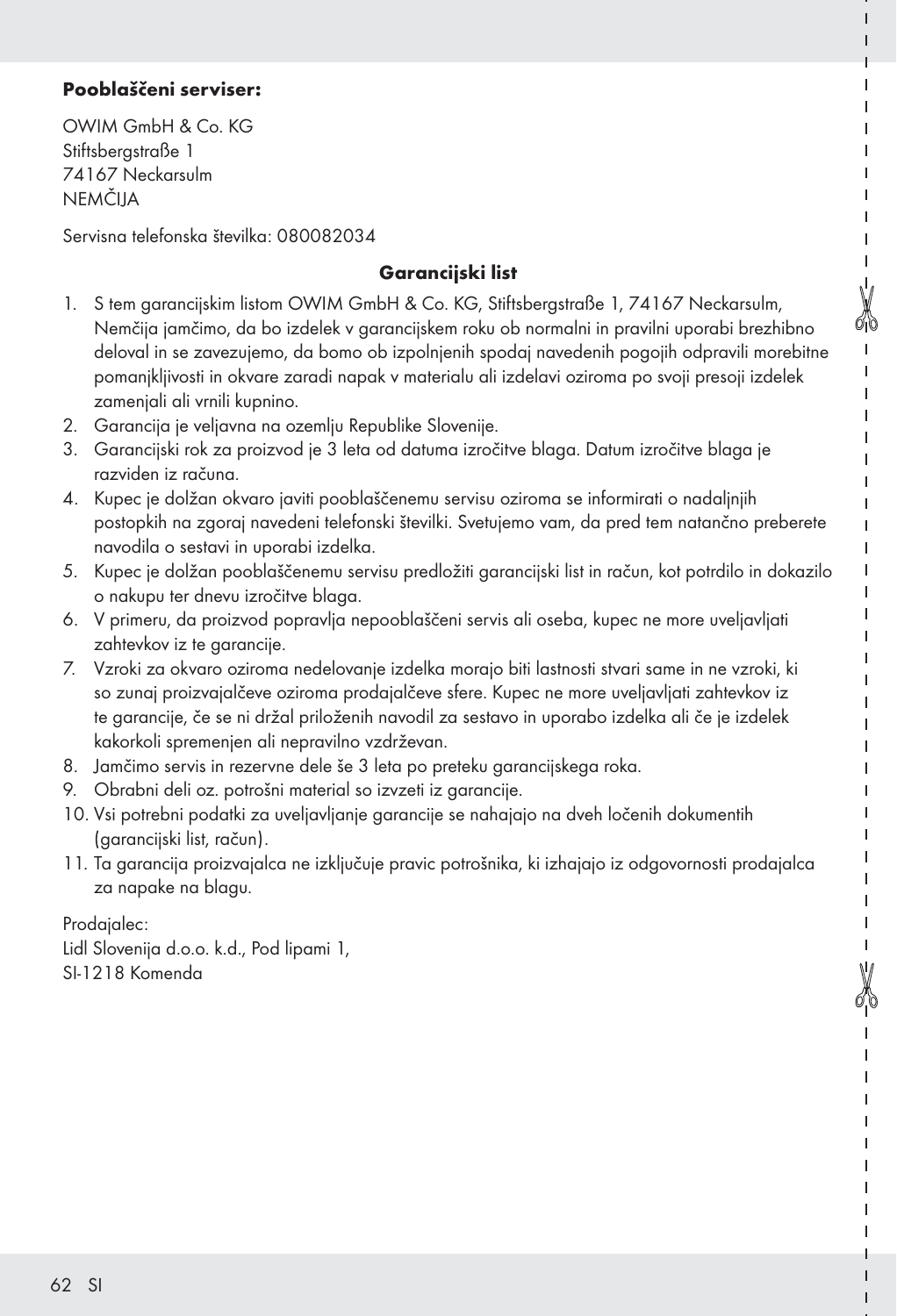**Pooblaščeni serviser:**

OWIM GmbH & Co. KG
Stiftsbergstraße 1
74167 Neckarsulm
NEMČIJA

Servisna telefonska številka: 080082034

## Garancijski list

1. S tem garancijskim listom OWIM GmbH & Co. KG, Stiftsbergstraße 1, 74167 Neckarsulm, Nemčija jamčimo, da bo izdelek v garancijskem roku ob normalni in pravilni uporabi brezhibno deloval in se zavezujemo, da bomo ob izpolnjenih spodaj navedenih pogojih odpravili morebitne pomanjkljivosti in okvare zaradi napak v materialu ali izdelavi oziroma po svoji presoji izdelek zamenjali ali vrnili kupnino.
2. Garancija je veljavna na ozemlju Republike Slovenije.
3. Garancijski rok za proizvod je 3 leta od datuma izročitve blaga. Datum izročitve blaga je razviden iz računa.
4. Kupec je dolžan okvaro javiti pooblaščenemu servisu oziroma se informirati o nadaljnjih postopkih na zgoraj navedeni telefonski številki. Svetujemo vam, da pred tem natančno preberete navodila o sestavi in uporabi izdelka.
5. Kupec je dolžan pooblaščenemu servisu predložiti garancijski list in račun, kot potrdilo in dokazilo o nakupu ter dnevu izročitve blaga.
6. V primeru, da proizvod popravlja nepooblaščeni servis ali oseba, kupec ne more uveljavljati zahtevkov iz te garancije.
7. Vzroki za okvaro oziroma nedelovanje izdelka morajo biti lastnosti stvari same in ne vzroki, ki so zunaj proizvajalčeve oziroma prodajalčeve sfere. Kupec ne more uveljavljati zahtevkov iz te garancije, če se ni držal priloženih navodil za sestavo in uporabo izdelka ali če je izdelek kakorkoli spremenjen ali nepravilno vzdrževan.
8. Jamčimo servis in rezervne dele še 3 leta po preteku garancijskega roka.
9. Obrabni deli oz. potrošni material so izvzeti iz garancije.
10. Vsi potrebni podatki za uveljavljanje garancije se nahajajo na dveh ločenih dokumentih (garancijski list, račun).
11. Ta garancija proizvajalca ne izključuje pravic potrošnika, ki izhajajo iz odgovornosti prodajalca za napake na blagu.

Prodajalec:
Lidl Slovenija d.o.o. k.d., Pod lipami 1,
SI-1218 Komenda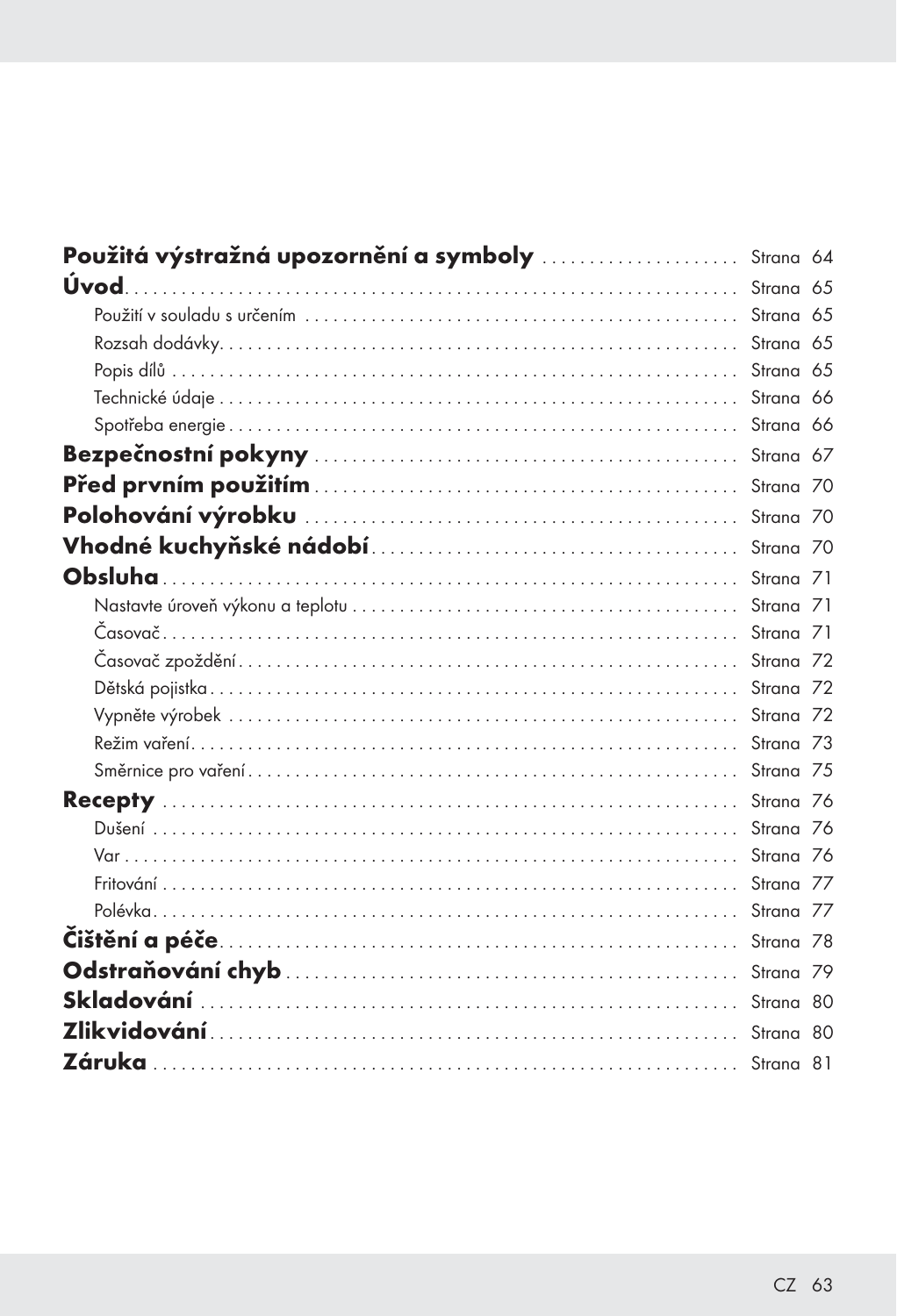**Použitá výstražná upozornění a symboly** .................... Strana 64

**Úvod** .................... Strana 65

Použití v souladu s určením .................... Strana 65

Rozsah dodávky .................... Strana 65

Popis dílů .................... Strana 65

Technické údaje .................... Strana 66

Spotřeba energie .................... Strana 66

**Bezpečnostní pokyny** .................... Strana 67

**Před prvním použitím** .................... Strana 70

**Polohování výrobku** .................... Strana 70

**Vhodné kuchyňské nádobí** .................... Strana 70

**Obsluha** .................... Strana 71

Nastavte úroveň výkonu a teplotu .................... Strana 71

Časovač .................... Strana 71

Časovač zpoždění .................... Strana 72

Dětská pojistka .................... Strana 72

Vypněte výrobek .................... Strana 72

Režim vaření .................... Strana 73

Směrnice pro vaření .................... Strana 75

**Recepty** .................... Strana 76

Dušení .................... Strana 76

Var .................... Strana 76

Fritování .................... Strana 77

Polévka .................... Strana 77

**Čištění a péče** .................... Strana 78

**Odstraňování chyb** .................... Strana 79

**Skladování** .................... Strana 80

**Zlikvidování** .................... Strana 80

**Záruka** .................... Strana 81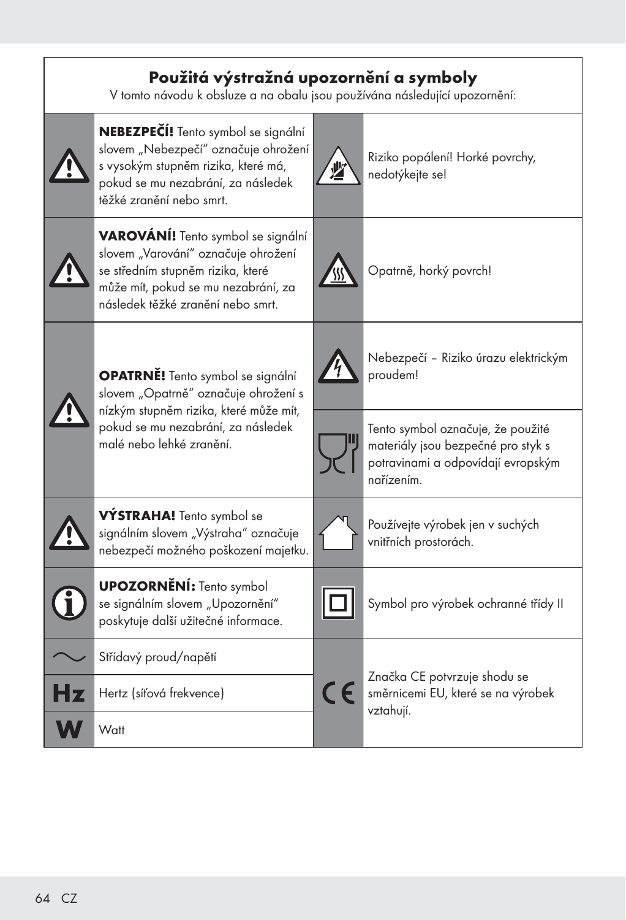## Použitá výstražná upozornění a symboly

V tomto návodu k obsluze a na obalu jsou používána následující upozornění:

| Symbol | Popis | Symbol | Popis |
|---|---|---|---|
| ⚠ | **NEBEZPEČÍ!** Tento symbol se signální slovem „Nebezpečí" označuje ohrožení s vysokým stupněm rizika, které má, pokud se mu nezabrání, za následek těžké zranění nebo smrt. | ⚠ | Riziko popálení! Horké povrchy, nedotýkejte se! |
| ⚠ | **VAROVÁNÍ!** Tento symbol se signální slovem „Varování" označuje ohrožení se středním stupněm rizika, které může mít, pokud se mu nezabrání, za následek těžké zranění nebo smrt. | ⚠ | Opatrně, horký povrch! |
| ⚠ | **OPATRNĚ!** Tento symbol se signální slovem „Opatrně" označuje ohrožení s nízkým stupněm rizika, které může mít, pokud se mu nezabrání, za následek malé nebo lehké zranění. | ⚠ | Nebezpečí – Riziko úrazu elektrickým proudem! |
| | | | Tento symbol označuje, že použité materiály jsou bezpečné pro styk s potravinami a odpovídají evropským nařízením. |
| ⚠ | **VÝSTRAHA!** Tento symbol se signálním slovem „Výstraha" označuje nebezpečí možného poškození majetku. | | Používejte výrobek jen v suchých vnitřních prostorách. |
| ⓘ | **UPOZORNĚNÍ:** Tento symbol se signálním slovem „Upozornění" poskytuje další užitečné informace. | ⧈ | Symbol pro výrobek ochranné třídy II |
| ∼ | Střídavý proud/napětí | CE | Značka CE potvrzuje shodu se směrnicemi EU, které se na výrobek vztahují. |
| Hz | Hertz (síťová frekvence) | | |
| W | Watt | | |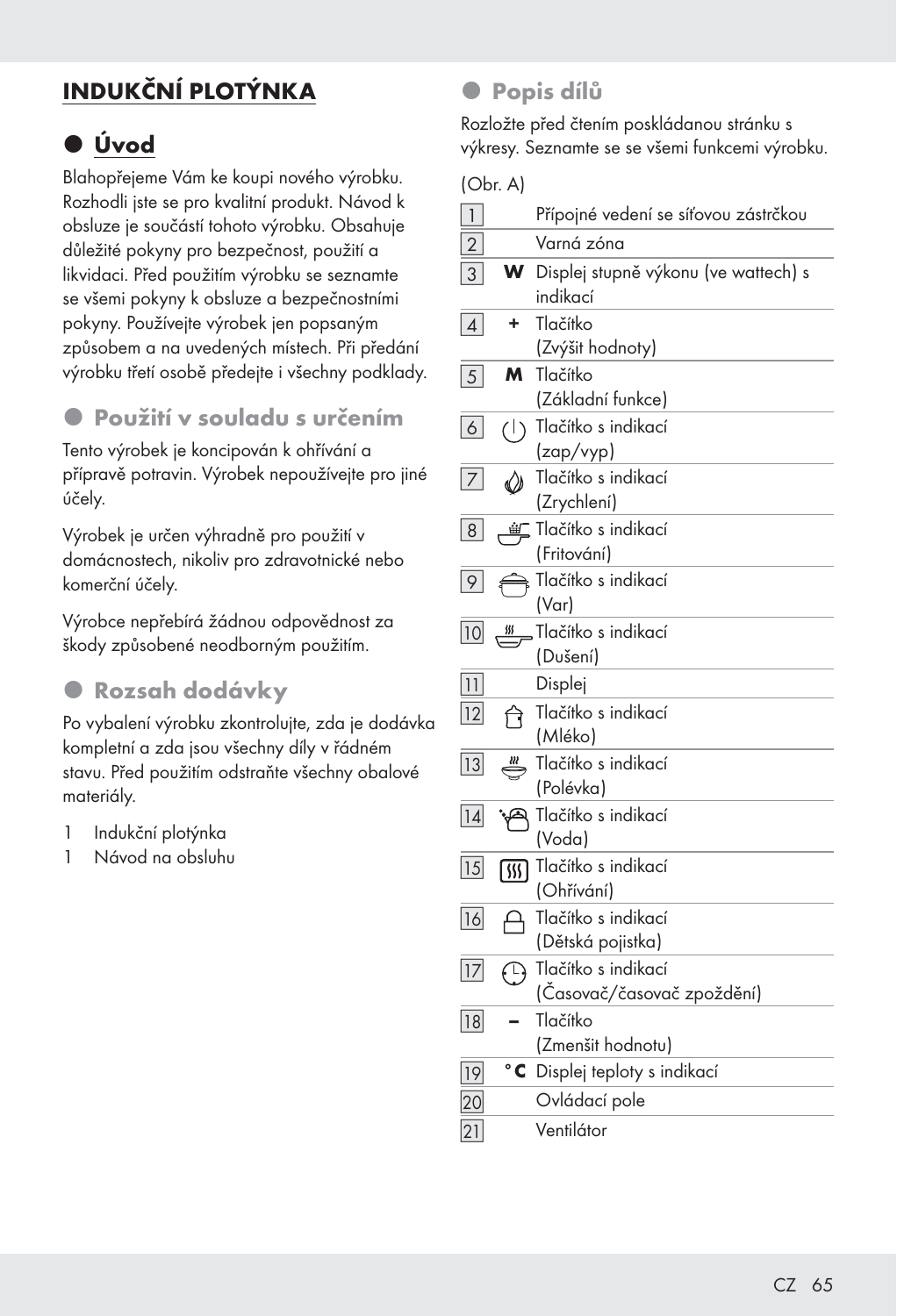# INDUKČNÍ PLOTÝNKA

## Úvod

Blahopřejeme Vám ke koupi nového výrobku. Rozhodli jste se pro kvalitní produkt. Návod k obsluze je součástí tohoto výrobku. Obsahuje důležité pokyny pro bezpečnost, použití a likvidaci. Před použitím výrobku se seznamte se všemi pokyny k obsluze a bezpečnostními pokyny. Používejte výrobek jen popsaným způsobem a na uvedených místech. Při předání výrobku třetí osobě předejte i všechny podklady.

## Použití v souladu s určením

Tento výrobek je koncipován k ohřívání a přípravě potravin. Výrobek nepoužívejte pro jiné účely.

Výrobek je určen výhradně pro použití v domácnostech, nikoliv pro zdravotnické nebo komerční účely.

Výrobce nepřebírá žádnou odpovědnost za škody způsobené neodborným použitím.

## Rozsah dodávky

Po vybalení výrobku zkontrolujte, zda je dodávka kompletní a zda jsou všechny díly v řádném stavu. Před použitím odstraňte všechny obalové materiály.

1 Indukční plotýnka
1 Návod na obsluhu

## Popis dílů

Rozložte před čtením poskládanou stránku s výkresy. Seznamte se se všemi funkcemi výrobku.

(Obr. A)

| | | |
|---|---|---|
| 1 | | Přípojné vedení se síťovou zástrčkou |
| 2 | | Varná zóna |
| 3 | **W** | Displej stupně výkonu (ve wattech) s indikací |
| 4 | **+** | Tlačítko (Zvýšit hodnoty) |
| 5 | **M** | Tlačítko (Základní funkce) |
| 6 | | Tlačítko s indikací (zap/vyp) |
| 7 | | Tlačítko s indikací (Zrychlení) |
| 8 | | Tlačítko s indikací (Fritování) |
| 9 | | Tlačítko s indikací (Var) |
| 10 | | Tlačítko s indikací (Dušení) |
| 11 | | Displej |
| 12 | | Tlačítko s indikací (Mléko) |
| 13 | | Tlačítko s indikací (Polévka) |
| 14 | | Tlačítko s indikací (Voda) |
| 15 | | Tlačítko s indikací (Ohřívání) |
| 16 | | Tlačítko s indikací (Dětská pojistka) |
| 17 | | Tlačítko s indikací (Časovač/časovač zpoždění) |
| 18 | **–** | Tlačítko (Zmenšit hodnotu) |
| 19 | **°C** | Displej teploty s indikací |
| 20 | | Ovládací pole |
| 21 | | Ventilátor |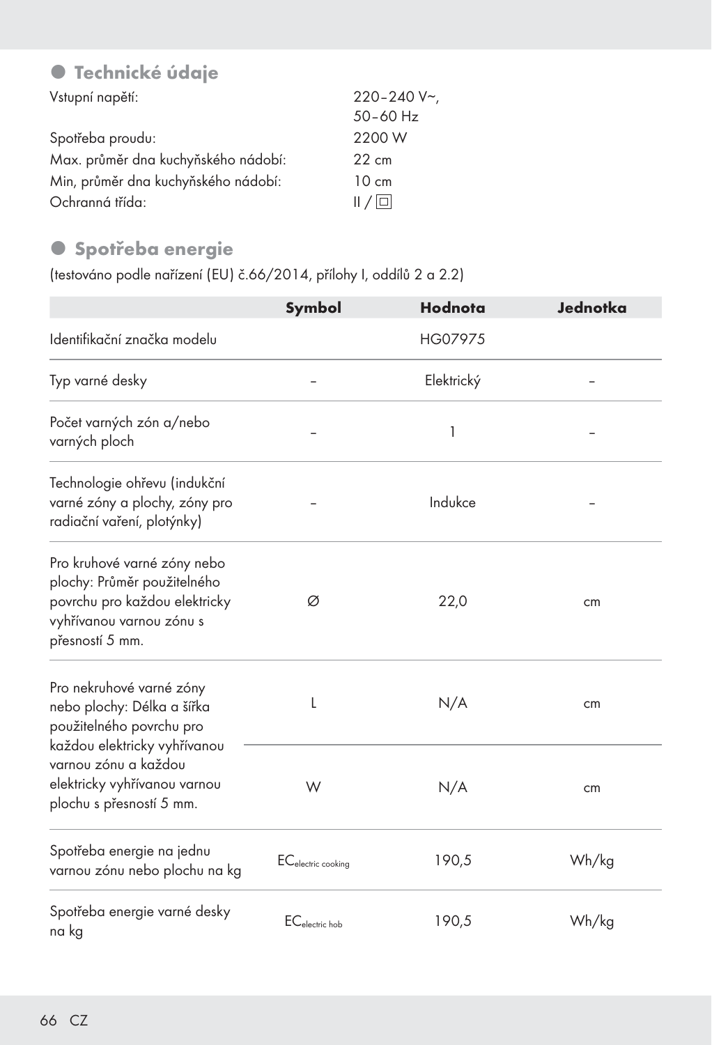## Technické údaje

Vstupní napětí: 220–240 V~, 50–60 Hz

Spotřeba proudu: 2200 W

Max. průměr dna kuchyňského nádobí: 22 cm

Min, průměr dna kuchyňského nádobí: 10 cm

Ochranná třída: II / ⧈

## Spotřeba energie

(testováno podle nařízení (EU) č.66/2014, přílohy I, oddílů 2 a 2.2)

| | Symbol | Hodnota | Jednotka |
|---|---|---|---|
| Identifikační značka modelu | | HG07975 | |
| Typ varné desky | – | Elektrický | – |
| Počet varných zón a/nebo varných ploch | – | 1 | – |
| Technologie ohřevu (indukční varné zóny a plochy, zóny pro radiační vaření, plotýnky) | – | Indukce | – |
| Pro kruhové varné zóny nebo plochy: Průměr použitelného povrchu pro každou elektricky vyhřívanou varnou zónu s přesností 5 mm. | Ø | 22,0 | cm |
| Pro nekruhové varné zóny nebo plochy: Délka a šířka použitelného povrchu pro každou elektricky vyhřívanou varnou zónu a každou elektricky vyhřívanou varnou plochu s přesností 5 mm. | L | N/A | cm |
| | W | N/A | cm |
| Spotřeba energie na jednu varnou zónu nebo plochu na kg | $EC_{electric\ cooking}$ | 190,5 | Wh/kg |
| Spotřeba energie varné desky na kg | $EC_{electric\ hob}$ | 190,5 | Wh/kg |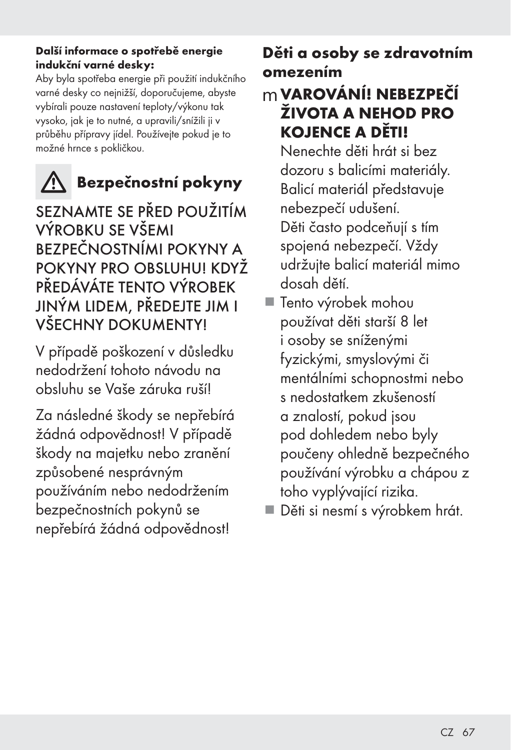**Další informace o spotřebě energie indukční varné desky:**
Aby byla spotřeba energie při použití indukčního varné desky co nejnižší, doporučujeme, abyste vybírali pouze nastavení teploty/výkonu tak vysoko, jak je to nutné, a upravili/snížili ji v průběhu přípravy jídel. Používejte pokud je to možné hrnce s pokličkou.

## ⚠ Bezpečnostní pokyny

SEZNAMTE SE PŘED POUŽITÍM VÝROBKU SE VŠEMI BEZPEČNOSTNÍMI POKYNY A POKYNY PRO OBSLUHU! KDYŽ PŘEDÁVÁTE TENTO VÝROBEK JINÝM LIDEM, PŘEDEJTE JIM I VŠECHNY DOKUMENTY!

V případě poškození v důsledku nedodržení tohoto návodu na obsluhu se Vaše záruka ruší!

Za následné škody se nepřebírá žádná odpovědnost! V případě škody na majetku nebo zranění způsobené nesprávným používáním nebo nedodržením bezpečnostních pokynů se nepřebírá žádná odpovědnost!

### Děti a osoby se zdravotním omezením

m **VAROVÁNÍ! NEBEZPEČÍ ŽIVOTA A NEHOD PRO KOJENCE A DĚTI!** Nenechte děti hrát si bez dozoru s balicími materiály. Balicí materiál představuje nebezpečí udušení. Děti často podceňují s tím spojená nebezpečí. Vždy udržujte balicí materiál mimo dosah dětí.

- Tento výrobek mohou používat děti starší 8 let i osoby se sníženými fyzickými, smyslovými či mentálními schopnostmi nebo s nedostatkem zkušeností a znalostí, pokud jsou pod dohledem nebo byly poučeny ohledně bezpečného používání výrobku a chápou z toho vyplývající rizika.
- Děti si nesmí s výrobkem hrát.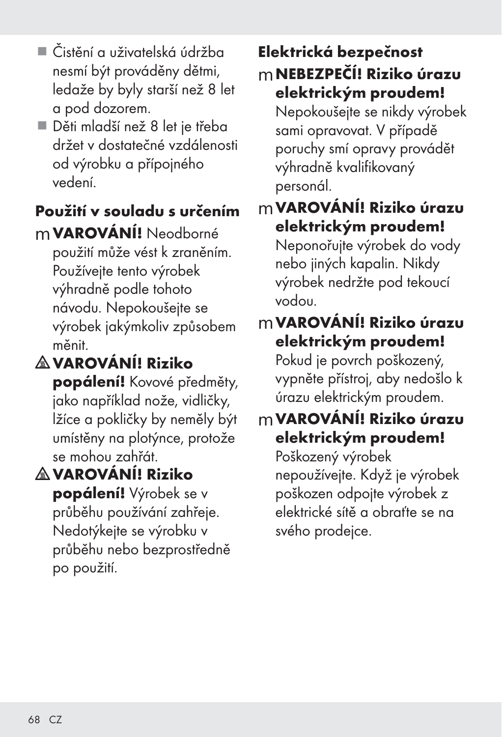- Čistění a uživatelská údržba nesmí být prováděny dětmi, ledaže by byly starší než 8 let a pod dozorem.
- Děti mladší než 8 let je třeba držet v dostatečné vzdálenosti od výrobku a přípojného vedení.

## Použití v souladu s určením

m **VAROVÁNÍ!** Neodborné použití může vést k zraněním. Používejte tento výrobek výhradně podle tohoto návodu. Nepokoušejte se výrobek jakýmkoliv způsobem měnit.

⚠ **VAROVÁNÍ! Riziko popálení!** Kovové předměty, jako například nože, vidličky, lžíce a pokličky by neměly být umístěny na plotýnce, protože se mohou zahřát.

⚠ **VAROVÁNÍ! Riziko popálení!** Výrobek se v průběhu používání zahřeje. Nedotýkejte se výrobku v průběhu nebo bezprostředně po použití.

## Elektrická bezpečnost

m **NEBEZPEČÍ! Riziko úrazu elektrickým proudem!** Nepokoušejte se nikdy výrobek sami opravovat. V případě poruchy smí opravy provádět výhradně kvalifikovaný personál.

m **VAROVÁNÍ! Riziko úrazu elektrickým proudem!** Neponořujte výrobek do vody nebo jiných kapalin. Nikdy výrobek nedržte pod tekoucí vodou.

m **VAROVÁNÍ! Riziko úrazu elektrickým proudem!** Pokud je povrch poškozený, vypněte přístroj, aby nedošlo k úrazu elektrickým proudem.

m **VAROVÁNÍ! Riziko úrazu elektrickým proudem!** Poškozený výrobek nepoužívejte. Když je výrobek poškozen odpojte výrobek z elektrické sítě a obraťte se na svého prodejce.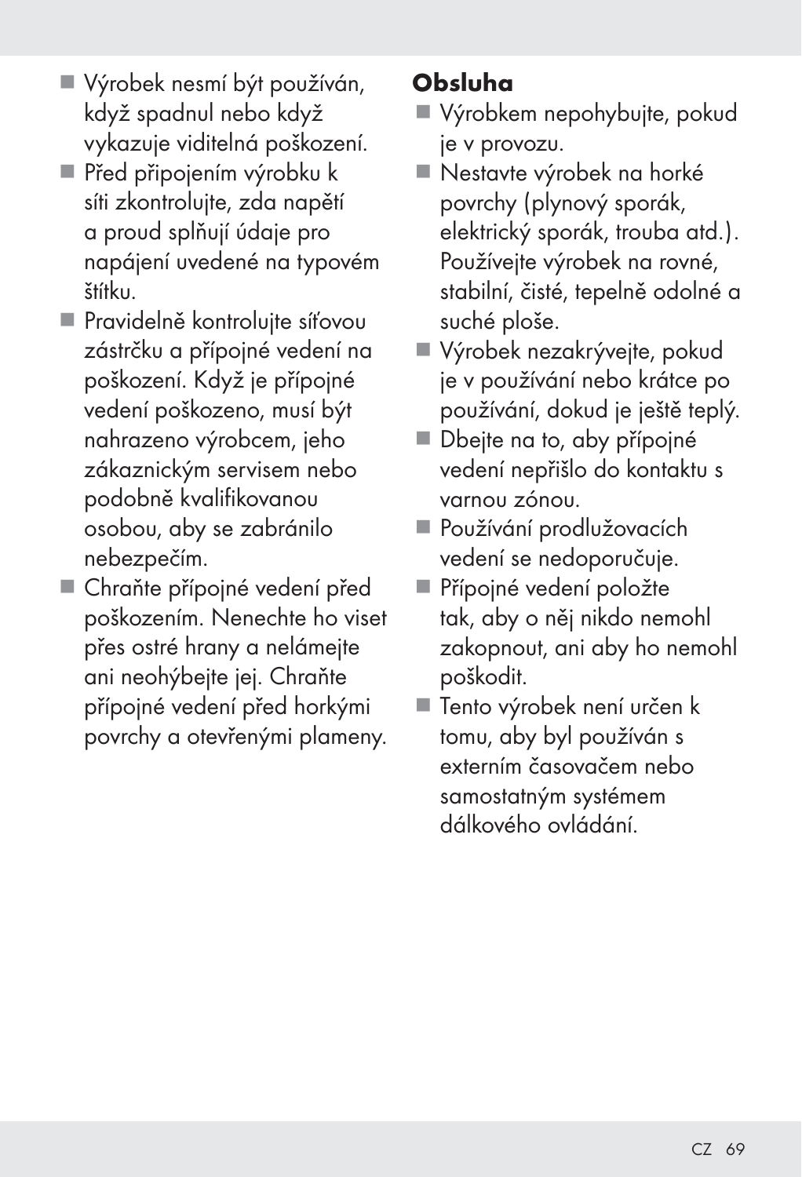- Výrobek nesmí být používán, když spadnul nebo když vykazuje viditelná poškození.
- Před připojením výrobku k síti zkontrolujte, zda napětí a proud splňují údaje pro napájení uvedené na typovém štítku.
- Pravidelně kontrolujte síťovou zástrčku a přípojné vedení na poškození. Když je přípojné vedení poškozeno, musí být nahrazeno výrobcem, jeho zákaznickým servisem nebo podobně kvalifikovanou osobou, aby se zabránilo nebezpečím.
- Chraňte přípojné vedení před poškozením. Nenechte ho viset přes ostré hrany a nelámejte ani neohýbejte jej. Chraňte přípojné vedení před horkými povrchy a otevřenými plameny.

**Obsluha**

- Výrobkem nepohybujte, pokud je v provozu.
- Nestavte výrobek na horké povrchy (plynový sporák, elektrický sporák, trouba atd.). Používejte výrobek na rovné, stabilní, čisté, tepelně odolné a suché ploše.
- Výrobek nezakrývejte, pokud je v používání nebo krátce po používání, dokud je ještě teplý.
- Dbejte na to, aby přípojné vedení nepřišlo do kontaktu s varnou zónou.
- Používání prodlužovacích vedení se nedoporučuje.
- Přípojné vedení položte tak, aby o něj nikdo nemohl zakopnout, ani aby ho nemohl poškodit.
- Tento výrobek není určen k tomu, aby byl používán s externím časovačem nebo samostatným systémem dálkového ovládání.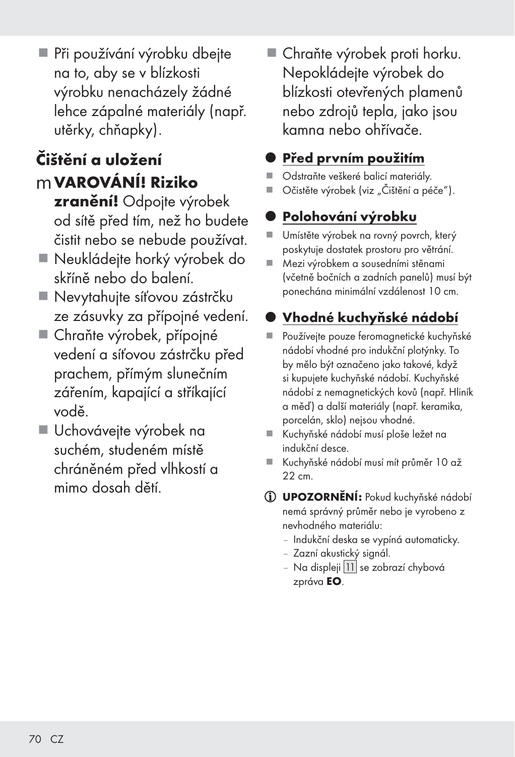- Při používání výrobku dbejte na to, aby se v blízkosti výrobku nenacházely žádné lehce zápalné materiály (např. utěrky, chňapky).

## Čištění a uložení

m **VAROVÁNÍ! Riziko zranění!** Odpojte výrobek od sítě před tím, než ho budete čistit nebo se nebude používat.

- Neukládejte horký výrobek do skříně nebo do balení.
- Nevytahujte síťovou zástrčku ze zásuvky za přípojné vedení.
- Chraňte výrobek, přípojné vedení a síťovou zástrčku před prachem, přímým slunečním zářením, kapající a stříkající vodě.
- Uchovávejte výrobek na suchém, studeném místě chráněném před vlhkostí a mimo dosah dětí.
- Chraňte výrobek proti horku. Nepokládejte výrobek do blízkosti otevřených plamenů nebo zdrojů tepla, jako jsou kamna nebo ohřívače.

## Před prvním použitím

- Odstraňte veškeré balicí materiály.
- Očistěte výrobek (viz „Čištění a péče").

## Polohování výrobku

- Umístěte výrobek na rovný povrch, který poskytuje dostatek prostoru pro větrání.
- Mezi výrobkem a sousedními stěnami (včetně bočních a zadních panelů) musí být ponechána minimální vzdálenost 10 cm.

## Vhodné kuchyňské nádobí

- Používejte pouze feromagnetické kuchyňské nádobí vhodné pro indukční plotýnky. To by mělo být označeno jako takové, když si kupujete kuchyňské nádobí. Kuchyňské nádobí z nemagnetických kovů (např. Hliník a měď) a další materiály (např. keramika, porcelán, sklo) nejsou vhodné.
- Kuchyňské nádobí musí ploše ležet na indukční desce.
- Kuchyňské nádobí musí mít průměr 10 až 22 cm.

**UPOZORNĚNÍ:** Pokud kuchyňské nádobí nemá správný průměr nebo je vyrobeno z nevhodného materiálu:

- Indukční deska se vypíná automaticky.
- Zazní akustický signál.
- Na displeji 11 se zobrazí chybová zpráva **EO**.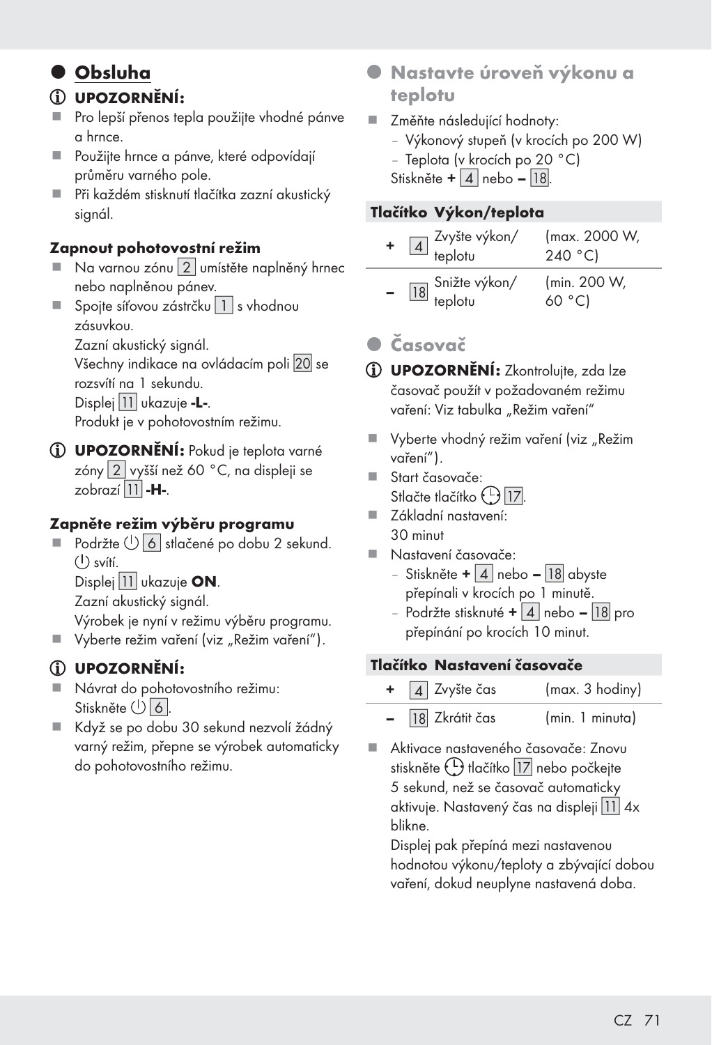## Obsluha

ⓘ **UPOZORNĚNÍ:**

- Pro lepší přenos tepla použijte vhodné pánve a hrnce.
- Použijte hrnce a pánve, které odpovídají průměru varného pole.
- Při každém stisknutí tlačítka zazní akustický signál.

**Zapnout pohotovostní režim**

- Na varnou zónu 2 umístěte naplněný hrnec nebo naplněnou pánev.
- Spojte síťovou zástrčku 1 s vhodnou zásuvkou.
  Zazní akustický signál.
  Všechny indikace na ovládacím poli 20 se rozsvítí na 1 sekundu.
  Displej 11 ukazuje **-L-**.
  Produkt je v pohotovostním režimu.

ⓘ **UPOZORNĚNÍ:** Pokud je teplota varné zóny 2 vyšší než 60 °C, na displeji se zobrazí 11 **-H-**.

**Zapněte režim výběru programu**

- Podržte ⏻ 6 stlačené po dobu 2 sekund.
  ⏻ svítí.
  Displej 11 ukazuje **ON**.
  Zazní akustický signál.
  Výrobek je nyní v režimu výběru programu.
- Vyberte režim vaření (viz „Režim vaření").

ⓘ **UPOZORNĚNÍ:**

- Návrat do pohotovostního režimu:
  Stiskněte ⏻ 6.
- Když se po dobu 30 sekund nezvolí žádný varný režim, přepne se výrobek automaticky do pohotovostního režimu.

## Nastavte úroveň výkonu a teplotu

- Změňte následující hodnoty:
  - Výkonový stupeň (v krocích po 200 W)
  - Teplota (v krocích po 20 °C)

  Stiskněte **+** 4 nebo **–** 18.

| Tlačítko | | Výkon/teplota | |
|---|---|---|---|
| **+** | 4 | Zvyšte výkon/teplotu | (max. 2000 W, 240 °C) |
| **–** | 18 | Snižte výkon/teplotu | (min. 200 W, 60 °C) |

## Časovač

ⓘ **UPOZORNĚNÍ:** Zkontrolujte, zda lze časovač použít v požadovaném režimu vaření: Viz tabulka „Režim vaření"

- Vyberte vhodný režim vaření (viz „Režim vaření").
- Start časovače:
  Stlačte tlačítko 🕒 17.
- Základní nastavení:
  30 minut
- Nastavení časovače:
  - Stiskněte **+** 4 nebo **–** 18 abyste přepínali v krocích po 1 minutě.
  - Podržte stisknuté **+** 4 nebo **–** 18 pro přepínání po krocích 10 minut.

| Tlačítko | | Nastavení časovače | |
|---|---|---|---|
| **+** | 4 | Zvyšte čas | (max. 3 hodiny) |
| **–** | 18 | Zkrátit čas | (min. 1 minuta) |

- Aktivace nastaveného časovače: Znovu stiskněte 🕒 tlačítko 17 nebo počkejte 5 sekund, než se časovač automaticky aktivuje. Nastavený čas na displeji 11 4x blikne.
  Displej pak přepíná mezi nastavenou hodnotou výkonu/teploty a zbývající dobou vaření, dokud neuplyne nastavená doba.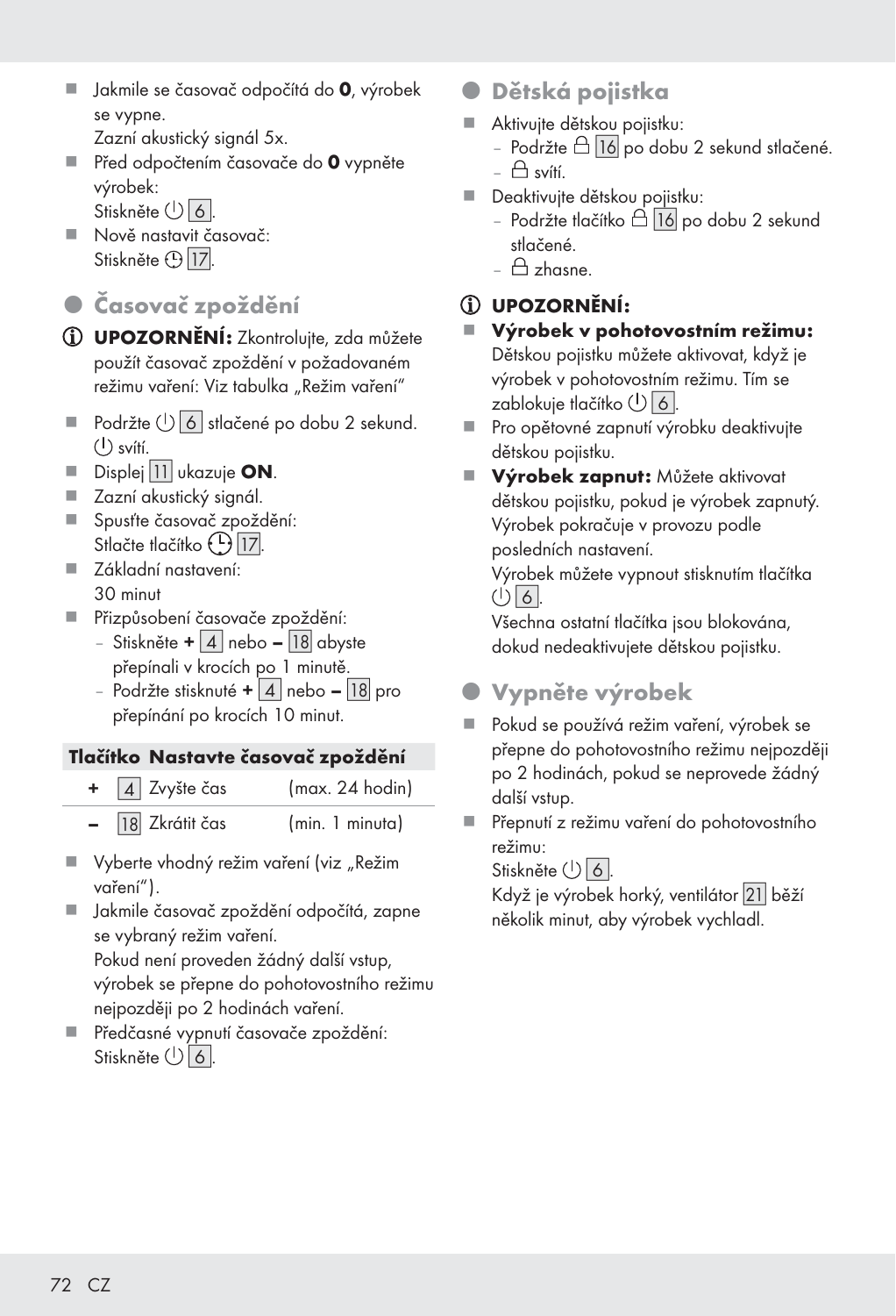- Jakmile se časovač odpočítá do **0**, výrobek se vypne.
  Zazní akustický signál 5x.
- Před odpočtením časovače do **0** vypněte výrobek:
  Stiskněte ⏻ 6.
- Nově nastavit časovač:
  Stiskněte ⏲ 17.

## Časovač zpoždění

ⓘ **UPOZORNĚNÍ:** Zkontrolujte, zda můžete použít časovač zpoždění v požadovaném režimu vaření: Viz tabulka „Režim vaření"

- Podržte ⏻ 6 stlačené po dobu 2 sekund.
  ⏻ svítí.
- Displej 11 ukazuje **ON**.
- Zazní akustický signál.
- Spusťte časovač zpoždění:
  Stlačte tlačítko ⏲ 17.
- Základní nastavení:
  30 minut
- Přizpůsobení časovače zpoždění:
  - Stiskněte **+** 4 nebo **–** 18 abyste přepínali v krocích po 1 minutě.
  - Podržte stisknuté **+** 4 nebo **–** 18 pro přepínání po krocích 10 minut.

| Tlačítko | | Nastavte časovač zpoždění | |
|---|---|---|---|
| + | 4 | Zvyšte čas | (max. 24 hodin) |
| – | 18 | Zkrátit čas | (min. 1 minuta) |

- Vyberte vhodný režim vaření (viz „Režim vaření").
- Jakmile časovač zpoždění odpočítá, zapne se vybraný režim vaření.
  Pokud není proveden žádný další vstup, výrobek se přepne do pohotovostního režimu nejpozději po 2 hodinách vaření.
- Předčasné vypnutí časovače zpoždění:
  Stiskněte ⏻ 6.

## Dětská pojistka

- Aktivujte dětskou pojistku:
  - Podržte 🔒 16 po dobu 2 sekund stlačené.
  - 🔒 svítí.
- Deaktivujte dětskou pojistku:
  - Podržte tlačítko 🔒 16 po dobu 2 sekund stlačené.
  - 🔒 zhasne.

ⓘ **UPOZORNĚNÍ:**

- **Výrobek v pohotovostním režimu:** Dětskou pojistku můžete aktivovat, když je výrobek v pohotovostním režimu. Tím se zablokuje tlačítko ⏻ 6.
- Pro opětovné zapnutí výrobku deaktivujte dětskou pojistku.
- **Výrobek zapnut:** Můžete aktivovat dětskou pojistku, pokud je výrobek zapnutý. Výrobek pokračuje v provozu podle posledních nastavení.
  Výrobek můžete vypnout stisknutím tlačítka ⏻ 6.
  Všechna ostatní tlačítka jsou blokována, dokud nedeaktivujete dětskou pojistku.

## Vypněte výrobek

- Pokud se používá režim vaření, výrobek se přepne do pohotovostního režimu nejpozději po 2 hodinách, pokud se neprovede žádný další vstup.
- Přepnutí z režimu vaření do pohotovostního režimu:
  Stiskněte ⏻ 6.
  Když je výrobek horký, ventilátor 21 běží několik minut, aby výrobek vychladl.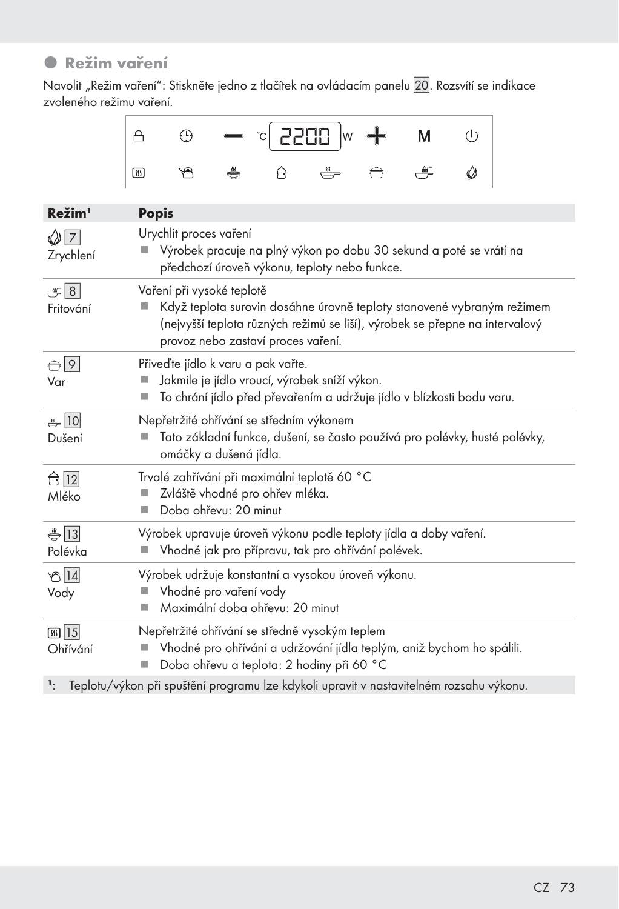## Režim vaření

Navolit „Režim vaření“: Stiskněte jedno z tlačítek na ovládacím panelu [20]. Rozsvítí se indikace zvoleného režimu vaření.

| Režim[1] | Popis |
|---|---|
| [7] Zrychlení | Urychlit proces vaření<br>■ Výrobek pracuje na plný výkon po dobu 30 sekund a poté se vrátí na předchozí úroveň výkonu, teploty nebo funkce. |
| [8] Fritování | Vaření při vysoké teplotě<br>■ Když teplota surovin dosáhne úrovně teploty stanovené vybraným režimem (nejvyšší teplota různých režimů se liší), výrobek se přepne na intervalový provoz nebo zastaví proces vaření. |
| [9] Var | Přiveďte jídlo k varu a pak vařte.<br>■ Jakmile je jídlo vroucí, výrobek sníží výkon.<br>■ To chrání jídlo před převařením a udržuje jídlo v blízkosti bodu varu. |
| [10] Dušení | Nepřetržité ohřívání se středním výkonem<br>■ Tato základní funkce, dušení, se často používá pro polévky, husté polévky, omáčky a dušená jídla. |
| [12] Mléko | Trvalé zahřívání při maximální teplotě 60 °C<br>■ Zvláště vhodné pro ohřev mléka.<br>■ Doba ohřevu: 20 minut |
| [13] Polévka | Výrobek upravuje úroveň výkonu podle teploty jídla a doby vaření.<br>■ Vhodné jak pro přípravu, tak pro ohřívání polévek. |
| [14] Vody | Výrobek udržuje konstantní a vysokou úroveň výkonu.<br>■ Vhodné pro vaření vody<br>■ Maximální doba ohřevu: 20 minut |
| [15] Ohřívání | Nepřetržité ohřívání se středně vysokým teplem<br>■ Vhodné pro ohřívání a udržování jídla teplým, aniž bychom ho spálili.<br>■ Doba ohřevu a teplota: 2 hodiny při 60 °C |

[1]: Teplotu/výkon při spuštění programu lze kdykoli upravit v nastavitelném rozsahu výkonu.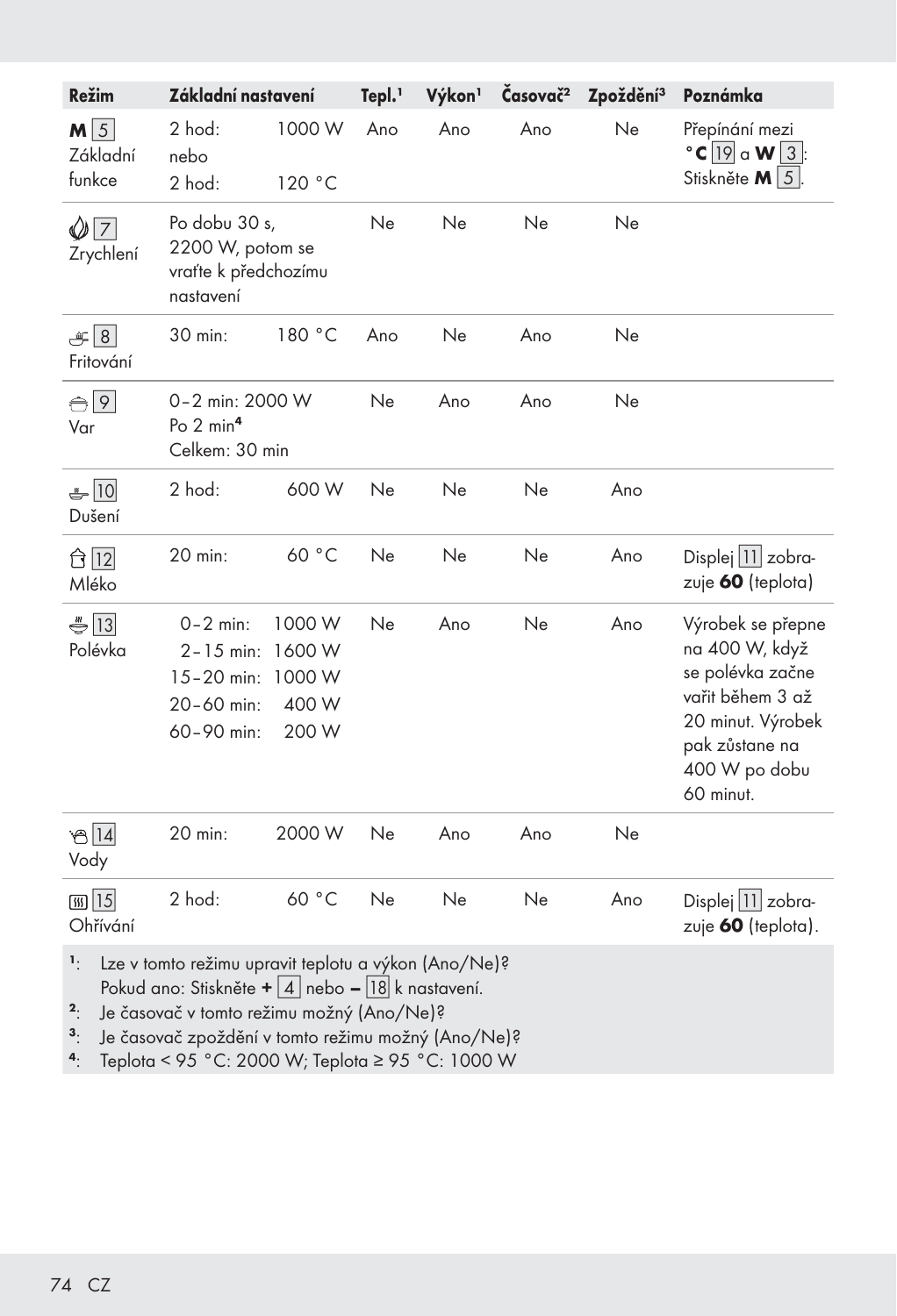| Režim | Základní nastavení | | Tepl.[1] | Výkon[1] | Časovač[2] | Zpoždění[3] | Poznámka |
|---|---|---|---|---|---|---|---|
| M 5 Základní funkce | 2 hod: nebo 2 hod: | 1000 W 120 °C | Ano | Ano | Ano | Ne | Přepínání mezi **°C** 19 a **W** 3: Stiskněte **M** 5. |
| 7 Zrychlení | Po dobu 30 s, 2200 W, potom se vraťte k předchozímu nastavení | | Ne | Ne | Ne | Ne | |
| 8 Fritování | 30 min: | 180 °C | Ano | Ne | Ano | Ne | |
| 9 Var | 0–2 min: 2000 W Po 2 min[4] Celkem: 30 min | | Ne | Ano | Ano | Ne | |
| 10 Dušení | 2 hod: | 600 W | Ne | Ne | Ne | Ano | |
| 12 Mléko | 20 min: | 60 °C | Ne | Ne | Ne | Ano | Displej 11 zobrazuje **60** (teplota) |
| 13 Polévka | 0–2 min: 2–15 min: 15–20 min: 20–60 min: 60–90 min: | 1000 W 1600 W 1000 W 400 W 200 W | Ne | Ano | Ne | Ano | Výrobek se přepne na 400 W, když se polévka začne vařit během 3 až 20 minut. Výrobek pak zůstane na 400 W po dobu 60 minut. |
| 14 Vody | 20 min: | 2000 W | Ne | Ano | Ano | Ne | |
| 15 Ohřívání | 2 hod: | 60 °C | Ne | Ne | Ne | Ano | Displej 11 zobrazuje **60** (teplota). |

[1]: Lze v tomto režimu upravit teplotu a výkon (Ano/Ne)?
Pokud ano: Stiskněte **+** 4 nebo **–** 18 k nastavení.

[2]: Je časovač v tomto režimu možný (Ano/Ne)?

[3]: Je časovač zpoždění v tomto režimu možný (Ano/Ne)?

[4]: Teplota < 95 °C: 2000 W; Teplota ≥ 95 °C: 1000 W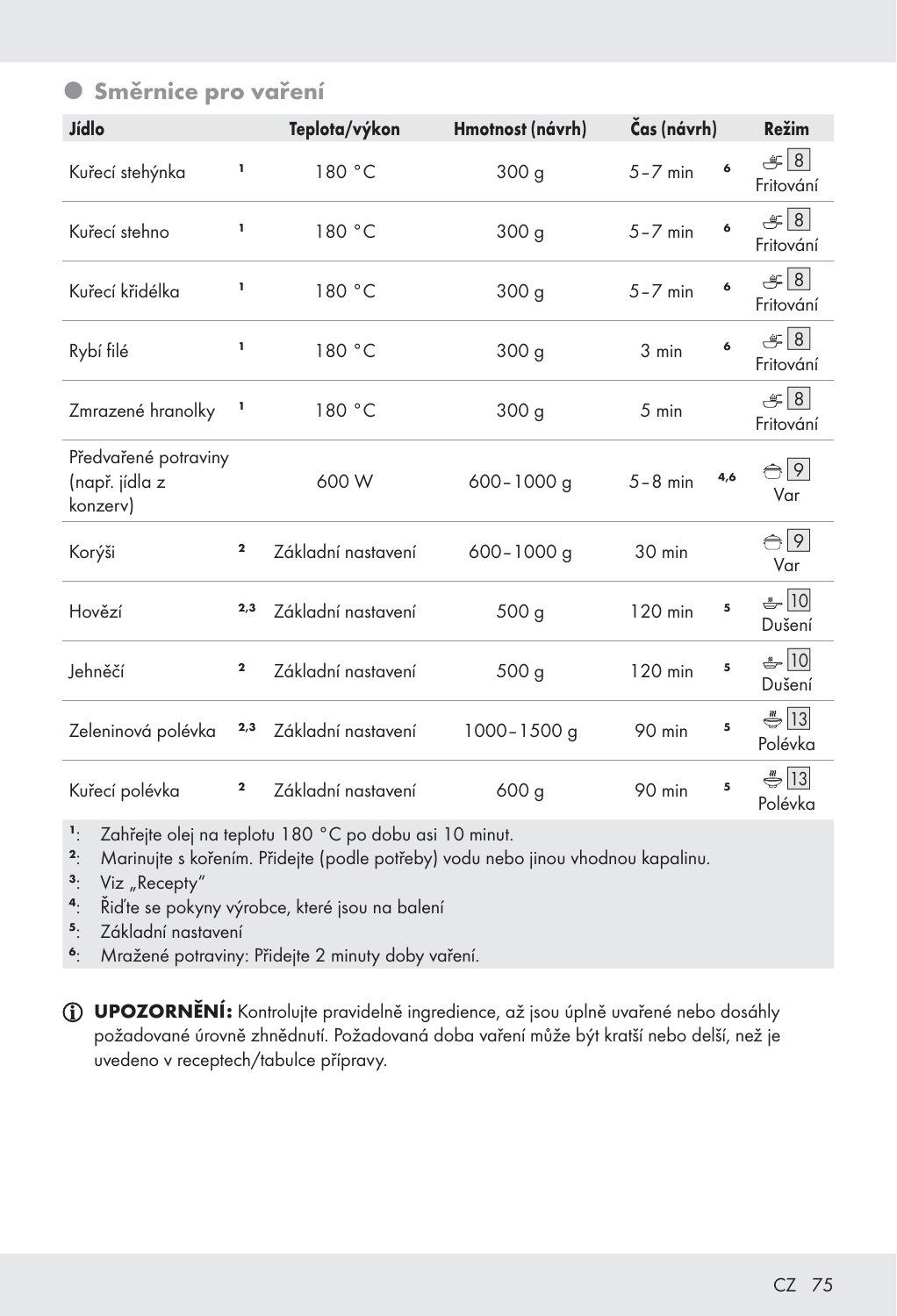## Směrnice pro vaření

| Jídlo | | Teplota/výkon | Hmotnost (návrh) | Čas (návrh) | | Režim |
|---|---|---|---|---|---|---|
| Kuřecí stehýnka | [1] | 180 °C | 300 g | 5–7 min | [6] | 8 Fritování |
| Kuřecí stehno | [1] | 180 °C | 300 g | 5–7 min | [6] | 8 Fritování |
| Kuřecí křidélka | [1] | 180 °C | 300 g | 5–7 min | [6] | 8 Fritování |
| Rybí filé | [1] | 180 °C | 300 g | 3 min | [6] | 8 Fritování |
| Zmrazené hranolky | [1] | 180 °C | 300 g | 5 min | | 8 Fritování |
| Předvařené potraviny (např. jídla z konzerv) | | 600 W | 600–1000 g | 5–8 min | [4,6] | 9 Var |
| Korýši | [2] | Základní nastavení | 600–1000 g | 30 min | | 9 Var |
| Hovězí | [2,3] | Základní nastavení | 500 g | 120 min | [5] | 10 Dušení |
| Jehněčí | [2] | Základní nastavení | 500 g | 120 min | [5] | 10 Dušení |
| Zeleninová polévka | [2,3] | Základní nastavení | 1000–1500 g | 90 min | [5] | 13 Polévka |
| Kuřecí polévka | [2] | Základní nastavení | 600 g | 90 min | [5] | 13 Polévka |

[1]: Zahřejte olej na teplotu 180 °C po dobu asi 10 minut.
[2]: Marinujte s kořením. Přidejte (podle potřeby) vodu nebo jinou vhodnou kapalinu.
[3]: Viz „Recepty“
[4]: Řiďte se pokyny výrobce, které jsou na balení
[5]: Základní nastavení
[6]: Mražené potraviny: Přidejte 2 minuty doby vaření.

**UPOZORNĚNÍ:** Kontrolujte pravidelně ingredience, až jsou úplně uvařené nebo dosáhly požadované úrovně zhnědnutí. Požadovaná doba vaření může být kratší nebo delší, než je uvedeno v receptech/tabulce přípravy.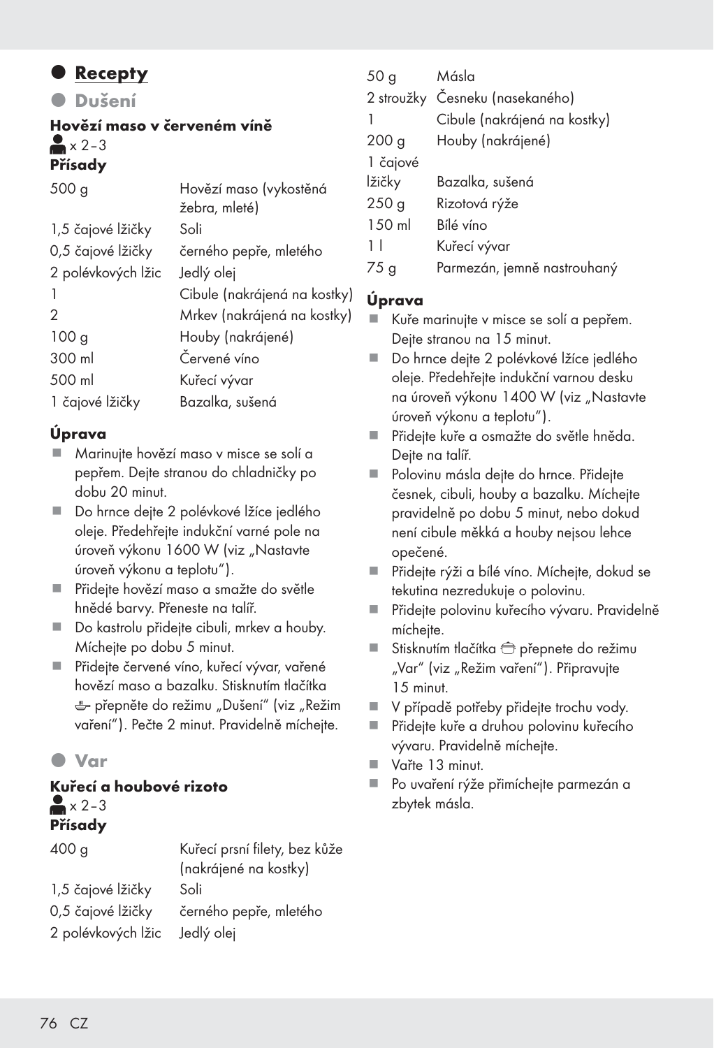## Recepty

### Dušení

**Hovězí maso v červeném víně**

x 2–3

**Přísady**

| | |
|---|---|
| 500 g | Hovězí maso (vykostěná žebra, mleté) |
| 1,5 čajové lžičky | Soli |
| 0,5 čajové lžičky | černého pepře, mletého |
| 2 polévkových lžic | Jedlý olej |
| 1 | Cibule (nakrájená na kostky) |
| 2 | Mrkev (nakrájená na kostky) |
| 100 g | Houby (nakrájené) |
| 300 ml | Červené víno |
| 500 ml | Kuřecí vývar |
| 1 čajové lžičky | Bazalka, sušená |

**Úprava**

- Marinujte hovězí maso v misce se solí a pepřem. Dejte stranou do chladničky po dobu 20 minut.
- Do hrnce dejte 2 polévkové lžíce jedlého oleje. Předehřejte indukční varné pole na úroveň výkonu 1600 W (viz „Nastavte úroveň výkonu a teplotu").
- Přidejte hovězí maso a smažte do světle hnědé barvy. Přeneste na talíř.
- Do kastrolu přidejte cibuli, mrkev a houby. Míchejte po dobu 5 minut.
- Přidejte červené víno, kuřecí vývar, vařené hovězí maso a bazalku. Stisknutím tlačítka přepněte do režimu „Dušení" (viz „Režim vaření"). Pečte 2 minut. Pravidelně míchejte.

### Var

**Kuřecí a houbové rizoto**

x 2–3

**Přísady**

| | |
|---|---|
| 400 g | Kuřecí prsní filety, bez kůže (nakrájené na kostky) |
| 1,5 čajové lžičky | Soli |
| 0,5 čajové lžičky | černého pepře, mletého |
| 2 polévkových lžic | Jedlý olej |
| 50 g | Másla |
| 2 stroužky | Česneku (nasekaného) |
| 1 | Cibule (nakrájená na kostky) |
| 200 g | Houby (nakrájené) |
| 1 čajové lžičky | Bazalka, sušená |
| 250 g | Rizotová rýže |
| 150 ml | Bílé víno |
| 1 l | Kuřecí vývar |
| 75 g | Parmezán, jemně nastrouhaný |

**Úprava**

- Kuře marinujte v misce se solí a pepřem. Dejte stranou na 15 minut.
- Do hrnce dejte 2 polévkové lžíce jedlého oleje. Předehřejte indukční varnou desku na úroveň výkonu 1400 W (viz „Nastavte úroveň výkonu a teplotu").
- Přidejte kuře a osmažte do světle hněda. Dejte na talíř.
- Polovinu másla dejte do hrnce. Přidejte česnek, cibuli, houby a bazalku. Míchejte pravidelně po dobu 5 minut, nebo dokud není cibule měkká a houby nejsou lehce opečené.
- Přidejte rýži a bílé víno. Míchejte, dokud se tekutina nezredukuje o polovinu.
- Přidejte polovinu kuřecího vývaru. Pravidelně míchejte.
- Stisknutím tlačítka přepnete do režimu „Var" (viz „Režim vaření"). Připravujte 15 minut.
- V případě potřeby přidejte trochu vody.
- Přidejte kuře a druhou polovinu kuřecího vývaru. Pravidelně míchejte.
- Vařte 13 minut.
- Po uvaření rýže přimíchejte parmezán a zbytek másla.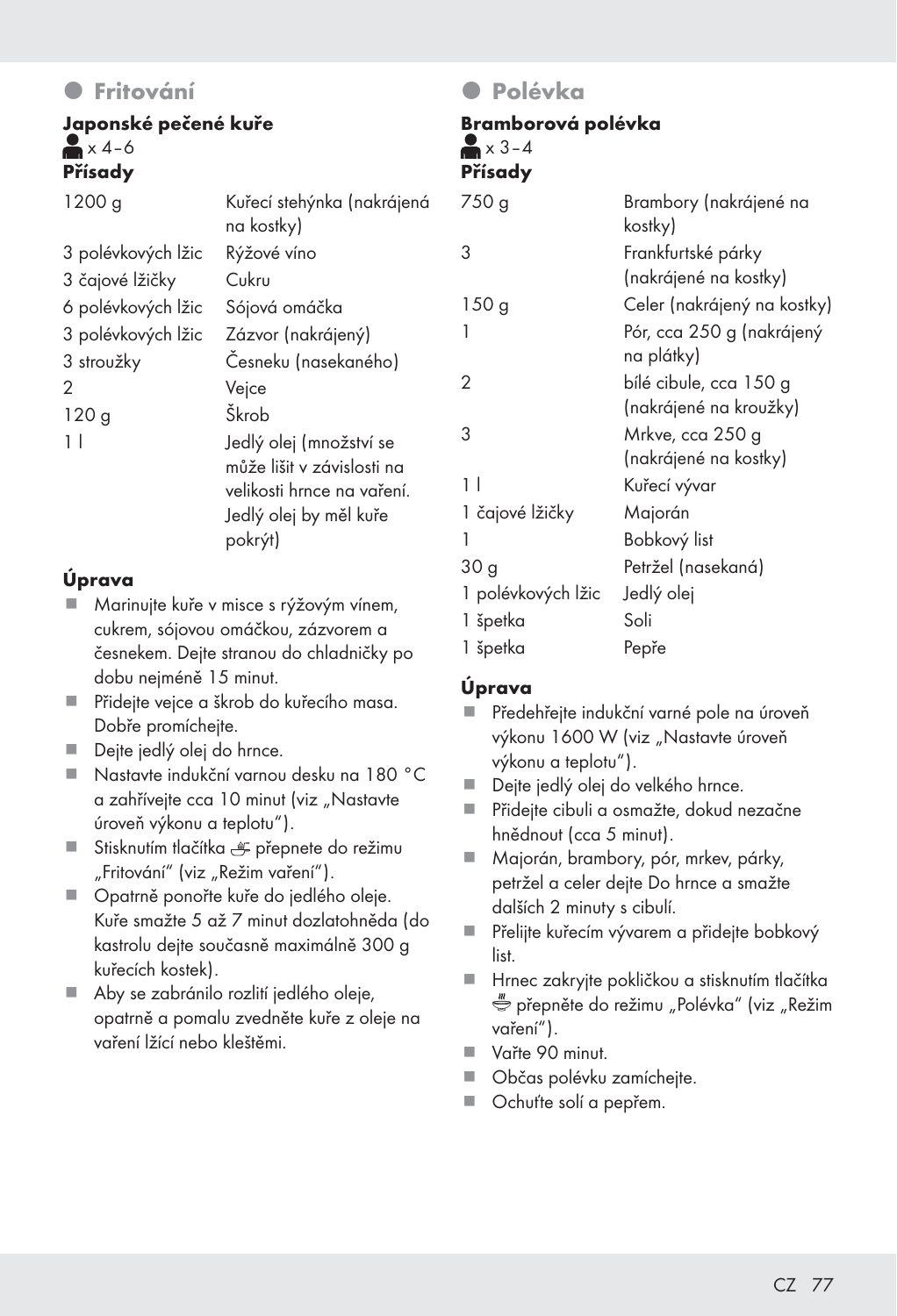## Fritování

### Japonské pečené kuře

x 4–6

**Přísady**

| | |
|---|---|
| 1200 g | Kuřecí stehýnka (nakrájená na kostky) |
| 3 polévkových lžic | Rýžové víno |
| 3 čajové lžičky | Cukru |
| 6 polévkových lžic | Sójová omáčka |
| 3 polévkových lžic | Zázvor (nakrájený) |
| 3 stroužky | Česneku (nasekaného) |
| 2 | Vejce |
| 120 g | Škrob |
| 1 l | Jedlý olej (množství se může lišit v závislosti na velikosti hrnce na vaření. Jedlý olej by měl kuře pokrýt) |

**Úprava**

- Marinujte kuře v misce s rýžovým vínem, cukrem, sójovou omáčkou, zázvorem a česnekem. Dejte stranou do chladničky po dobu nejméně 15 minut.
- Přidejte vejce a škrob do kuřecího masa. Dobře promíchejte.
- Dejte jedlý olej do hrnce.
- Nastavte indukční varnou desku na 180 °C a zahřívejte cca 10 minut (viz „Nastavte úroveň výkonu a teplotu").
- Stisknutím tlačítka přepnete do režimu „Fritování" (viz „Režim vaření").
- Opatrně ponořte kuře do jedlého oleje. Kuře smažte 5 až 7 minut dozlatohněda (do kastrolu dejte současně maximálně 300 g kuřecích kostek).
- Aby se zabránilo rozlití jedlého oleje, opatrně a pomalu zvedněte kuře z oleje na vaření lžící nebo kleštěmi.

## Polévka

### Bramborová polévka

x 3–4

**Přísady**

| | |
|---|---|
| 750 g | Brambory (nakrájené na kostky) |
| 3 | Frankfurtské párky (nakrájené na kostky) |
| 150 g | Celer (nakrájený na kostky) |
| 1 | Pór, cca 250 g (nakrájený na plátky) |
| 2 | bílé cibule, cca 150 g (nakrájené na kroužky) |
| 3 | Mrkve, cca 250 g (nakrájené na kostky) |
| 1 l | Kuřecí vývar |
| 1 čajové lžičky | Majorán |
| 1 | Bobkový list |
| 30 g | Petržel (nasekaná) |
| 1 polévkových lžic | Jedlý olej |
| 1 špetka | Soli |
| 1 špetka | Pepře |

**Úprava**

- Předehřejte indukční varné pole na úroveň výkonu 1600 W (viz „Nastavte úroveň výkonu a teplotu").
- Dejte jedlý olej do velkého hrnce.
- Přidejte cibuli a osmažte, dokud nezačne hnědnout (cca 5 minut).
- Majorán, brambory, pór, mrkev, párky, petržel a celer dejte Do hrnce a smažte dalších 2 minuty s cibulí.
- Přelijte kuřecím vývarem a přidejte bobkový list.
- Hrnec zakryjte pokličkou a stisknutím tlačítka přepněte do režimu „Polévka" (viz „Režim vaření").
- Vařte 90 minut.
- Občas polévku zamíchejte.
- Ochuťte solí a pepřem.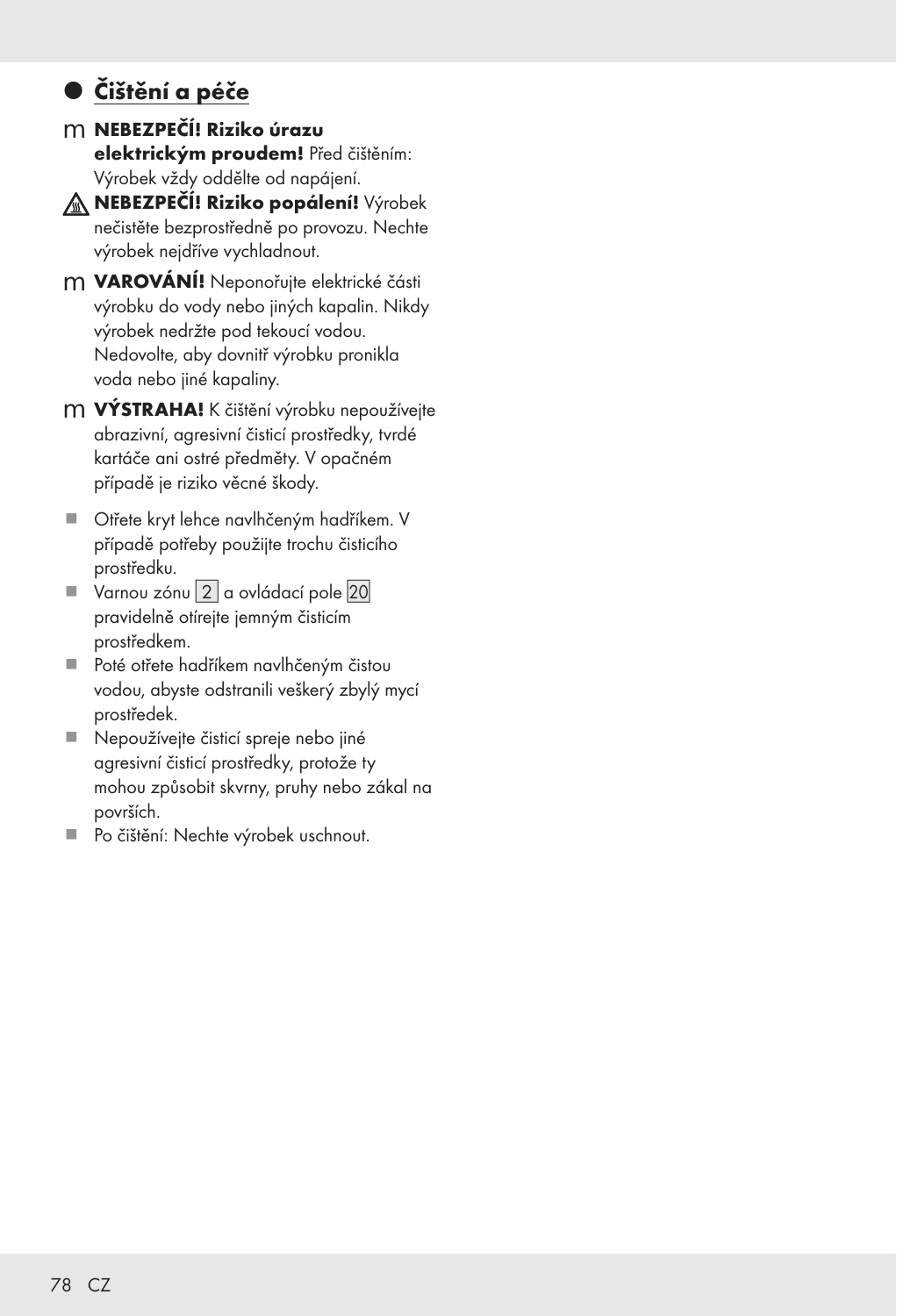## Čištění a péče

m **NEBEZPEČÍ! Riziko úrazu elektrickým proudem!** Před čištěním: Výrobek vždy oddělte od napájení.

⚠ **NEBEZPEČÍ! Riziko popálení!** Výrobek nečistěte bezprostředně po provozu. Nechte výrobek nejdříve vychladnout.

m **VAROVÁNÍ!** Neponořujte elektrické části výrobku do vody nebo jiných kapalin. Nikdy výrobek nedržte pod tekoucí vodou. Nedovolte, aby dovnitř výrobku pronikla voda nebo jiné kapaliny.

m **VÝSTRAHA!** K čištění výrobku nepoužívejte abrazivní, agresivní čisticí prostředky, tvrdé kartáče ani ostré předměty. V opačném případě je riziko věcné škody.

- Otřete kryt lehce navlhčeným hadříkem. V případě potřeby použijte trochu čisticího prostředku.
- Varnou zónu 2 a ovládací pole 20 pravidelně otírejte jemným čisticím prostředkem.
- Poté otřete hadříkem navlhčeným čistou vodou, abyste odstranili veškerý zbylý mycí prostředek.
- Nepoužívejte čisticí spreje nebo jiné agresivní čisticí prostředky, protože ty mohou způsobit skvrny, pruhy nebo zákal na površích.
- Po čištění: Nechte výrobek uschnout.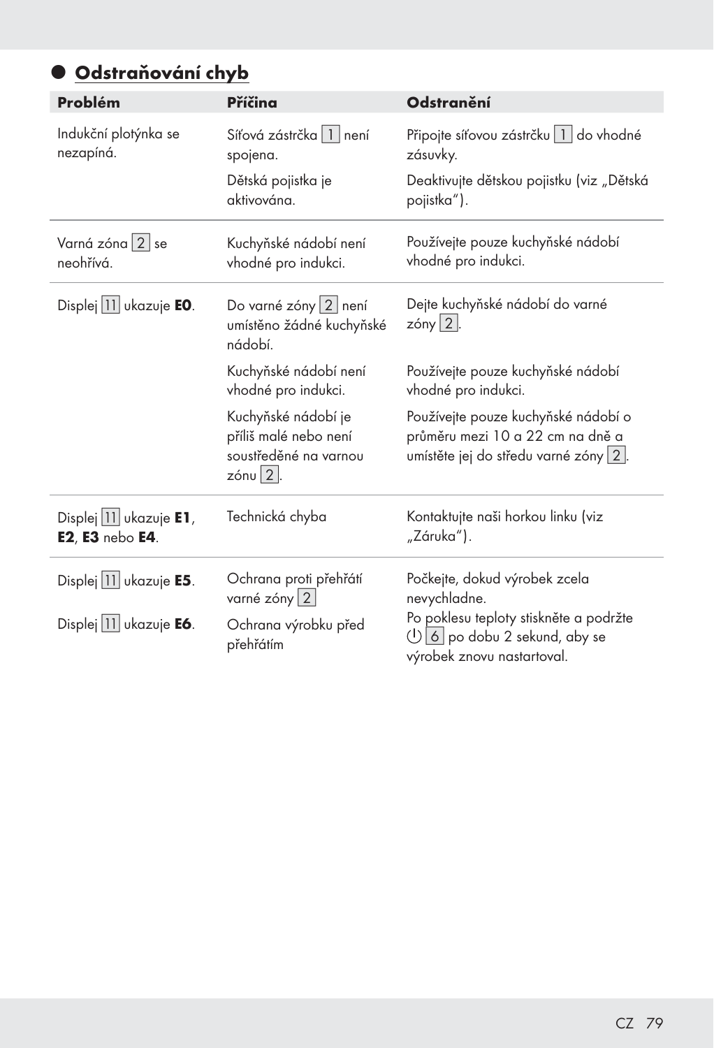## Odstraňování chyb

| Problém | Příčina | Odstranění |
|---|---|---|
| Indukční plotýnka se nezapíná. | Síťová zástrčka 1 není spojena. | Připojte síťovou zástrčku 1 do vhodné zásuvky. |
| | Dětská pojistka je aktivována. | Deaktivujte dětskou pojistku (viz „Dětská pojistka"). |
| Varná zóna 2 se neohřívá. | Kuchyňské nádobí není vhodné pro indukci. | Používejte pouze kuchyňské nádobí vhodné pro indukci. |
| Displej 11 ukazuje **E0**. | Do varné zóny 2 není umístěno žádné kuchyňské nádobí. | Dejte kuchyňské nádobí do varné zóny 2. |
| | Kuchyňské nádobí není vhodné pro indukci. | Používejte pouze kuchyňské nádobí vhodné pro indukci. |
| | Kuchyňské nádobí je příliš malé nebo není soustředěné na varnou zónu 2. | Používejte pouze kuchyňské nádobí o průměru mezi 10 a 22 cm na dně a umístěte jej do středu varné zóny 2. |
| Displej 11 ukazuje **E1**, **E2**, **E3** nebo **E4**. | Technická chyba | Kontaktujte naši horkou linku (viz „Záruka"). |
| Displej 11 ukazuje **E5**. | Ochrana proti přehřátí varné zóny 2 | Počkejte, dokud výrobek zcela nevychladne. Po poklesu teploty stiskněte a podržte ⏻ 6 po dobu 2 sekund, aby se výrobek znovu nastartoval. |
| Displej 11 ukazuje **E6**. | Ochrana výrobku před přehřátím | |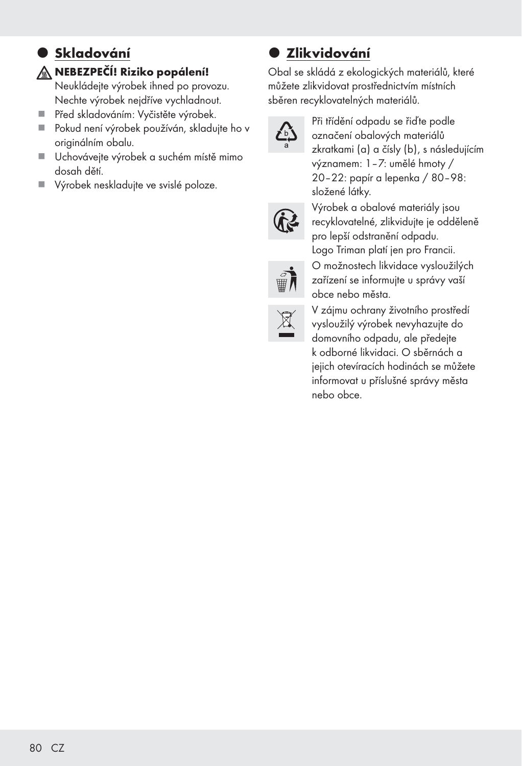## Skladování

**NEBEZPEČÍ! Riziko popálení!** Neukládejte výrobek ihned po provozu. Nechte výrobek nejdříve vychladnout.

- Před skladováním: Vyčistěte výrobek.
- Pokud není výrobek používán, skladujte ho v originálním obalu.
- Uchovávejte výrobek a suchém místě mimo dosah dětí.
- Výrobek neskladujte ve svislé poloze.

## Zlikvidování

Obal se skládá z ekologických materiálů, které můžete zlikvidovat prostřednictvím místních sběren recyklovatelných materiálů.

Při třídění odpadu se řiďte podle označení obalových materiálů zkratkami (a) a čísly (b), s následujícím významem: 1–7: umělé hmoty / 20–22: papír a lepenka / 80–98: složené látky.

Výrobek a obalové materiály jsou recyklovatelné, zlikvidujte je odděleně pro lepší odstranění odpadu. Logo Triman platí jen pro Francii.

O možnostech likvidace vysloužilých zařízení se informujte u správy vaší obce nebo města.

V zájmu ochrany životního prostředí vysloužilý výrobek nevyhazujte do domovního odpadu, ale předejte k odborné likvidaci. O sběrnách a jejich otevíracích hodinách se můžete informovat u příslušné správy města nebo obce.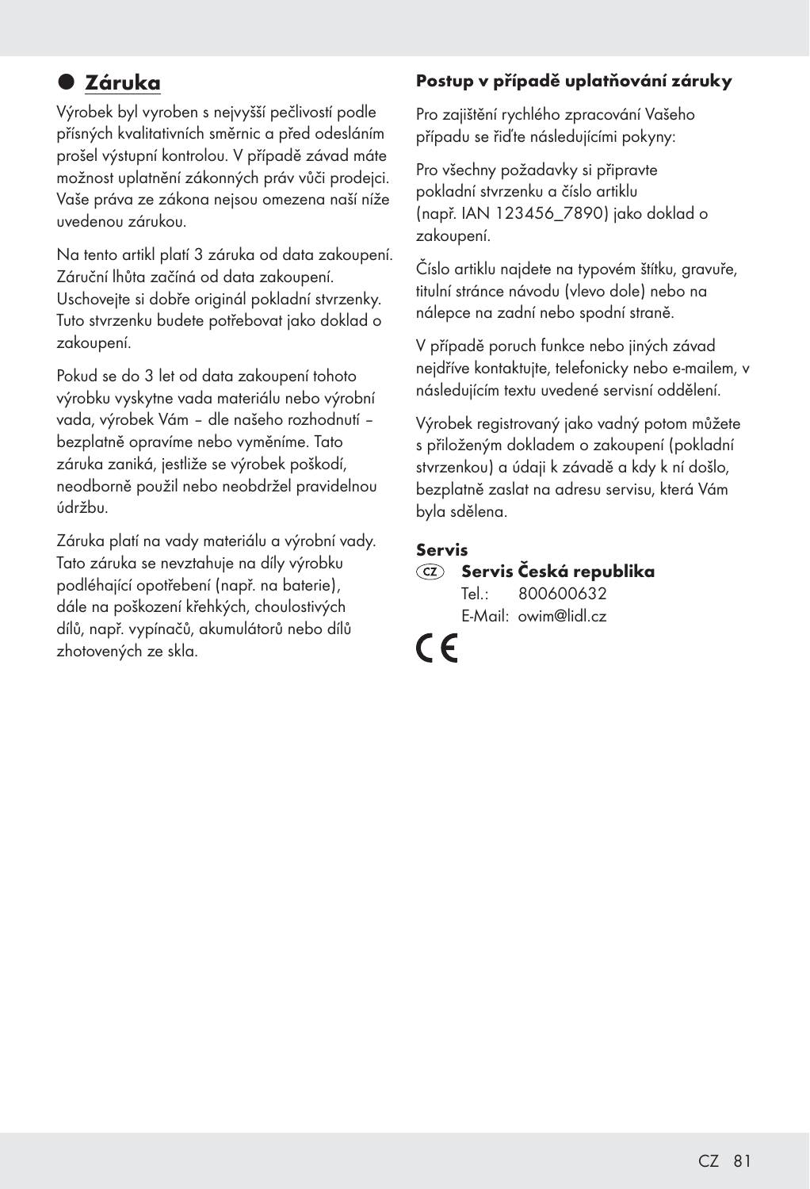## Záruka

Výrobek byl vyroben s nejvyšší pečlivostí podle přísných kvalitativních směrnic a před odesláním prošel výstupní kontrolou. V případě závad máte možnost uplatnění zákonných práv vůči prodejci. Vaše práva ze zákona nejsou omezena naší níže uvedenou zárukou.

Na tento artikl platí 3 záruka od data zakoupení. Záruční lhůta začíná od data zakoupení. Uschovejte si dobře originál pokladní stvrzenky. Tuto stvrzenku budete potřebovat jako doklad o zakoupení.

Pokud se do 3 let od data zakoupení tohoto výrobku vyskytne vada materiálu nebo výrobní vada, výrobek Vám – dle našeho rozhodnutí – bezplatně opravíme nebo vyměníme. Tato záruka zaniká, jestliže se výrobek poškodí, neodborně použil nebo neobdržel pravidelnou údržbu.

Záruka platí na vady materiálu a výrobní vady. Tato záruka se nevztahuje na díly výrobku podléhající opotřebení (např. na baterie), dále na poškození křehkých, choulostivých dílů, např. vypínačů, akumulátorů nebo dílů zhotovených ze skla.

**Postup v případě uplatňování záruky**

Pro zajištění rychlého zpracování Vašeho případu se řiďte následujícími pokyny:

Pro všechny požadavky si připravte pokladní stvrzenku a číslo artiklu (např. IAN 123456_7890) jako doklad o zakoupení.

Číslo artiklu najdete na typovém štítku, gravuře, titulní stránce návodu (vlevo dole) nebo na nálepce na zadní nebo spodní straně.

V případě poruch funkce nebo jiných závad nejdříve kontaktujte, telefonicky nebo e-mailem, v následujícím textu uvedené servisní oddělení.

Výrobek registrovaný jako vadný potom můžete s přiloženým dokladem o zakoupení (pokladní stvrzenkou) a údaji k závadě a kdy k ní došlo, bezplatně zaslat na adresu servisu, která Vám byla sdělena.

**Servis**

CZ **Servis Česká republika**
Tel.: 800600632
E-Mail: owim@lidl.cz

CE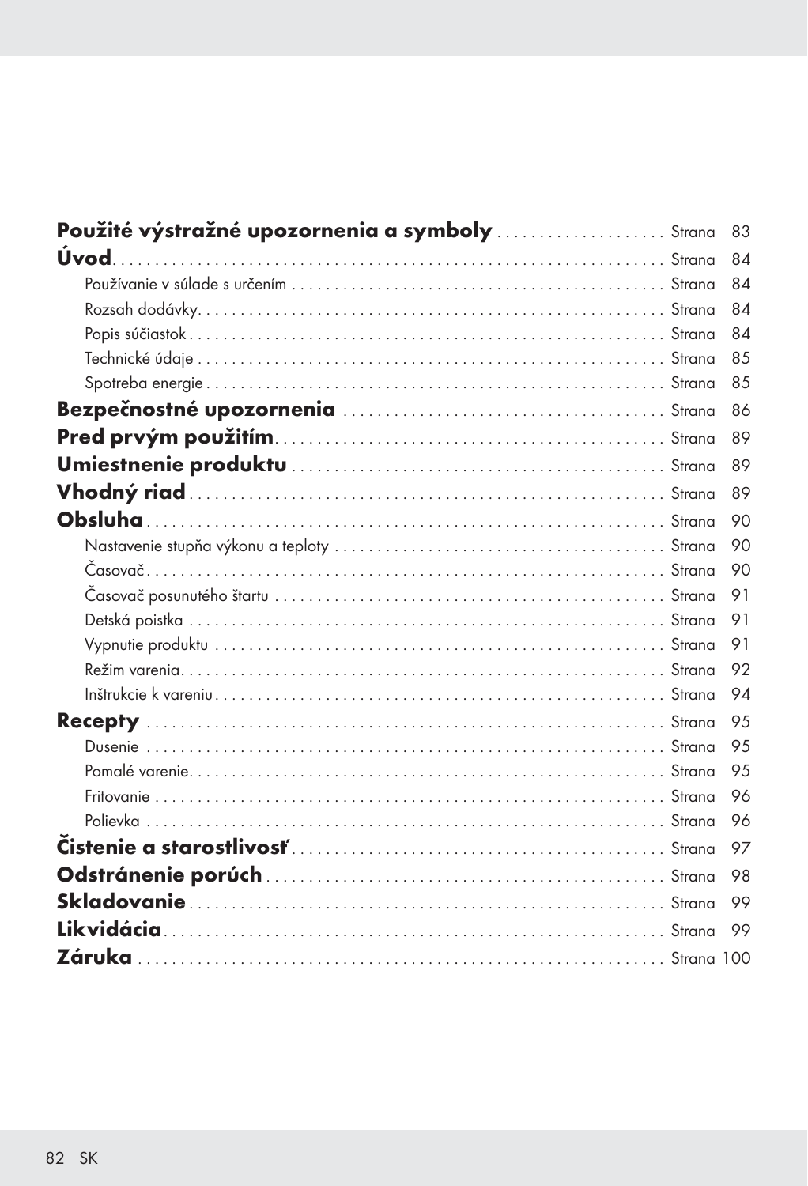| | |
|---|---|
| **Použité výstražné upozornenia a symboly** | Strana 83 |
| **Úvod** | Strana 84 |
| Používanie v súlade s určením | Strana 84 |
| Rozsah dodávky | Strana 84 |
| Popis súčiastok | Strana 84 |
| Technické údaje | Strana 85 |
| Spotreba energie | Strana 85 |
| **Bezpečnostné upozornenia** | Strana 86 |
| **Pred prvým použitím** | Strana 89 |
| **Umiestnenie produktu** | Strana 89 |
| **Vhodný riad** | Strana 89 |
| **Obsluha** | Strana 90 |
| Nastavenie stupňa výkonu a teploty | Strana 90 |
| Časovač | Strana 90 |
| Časovač posunutého štartu | Strana 91 |
| Detská poistka | Strana 91 |
| Vypnutie produktu | Strana 91 |
| Režim varenia | Strana 92 |
| Inštrukcie k vareniu | Strana 94 |
| **Recepty** | Strana 95 |
| Dusenie | Strana 95 |
| Pomalé varenie | Strana 95 |
| Fritovanie | Strana 96 |
| Polievka | Strana 96 |
| **Čistenie a starostlivosť** | Strana 97 |
| **Odstránenie porúch** | Strana 98 |
| **Skladovanie** | Strana 99 |
| **Likvidácia** | Strana 99 |
| **Záruka** | Strana 100 |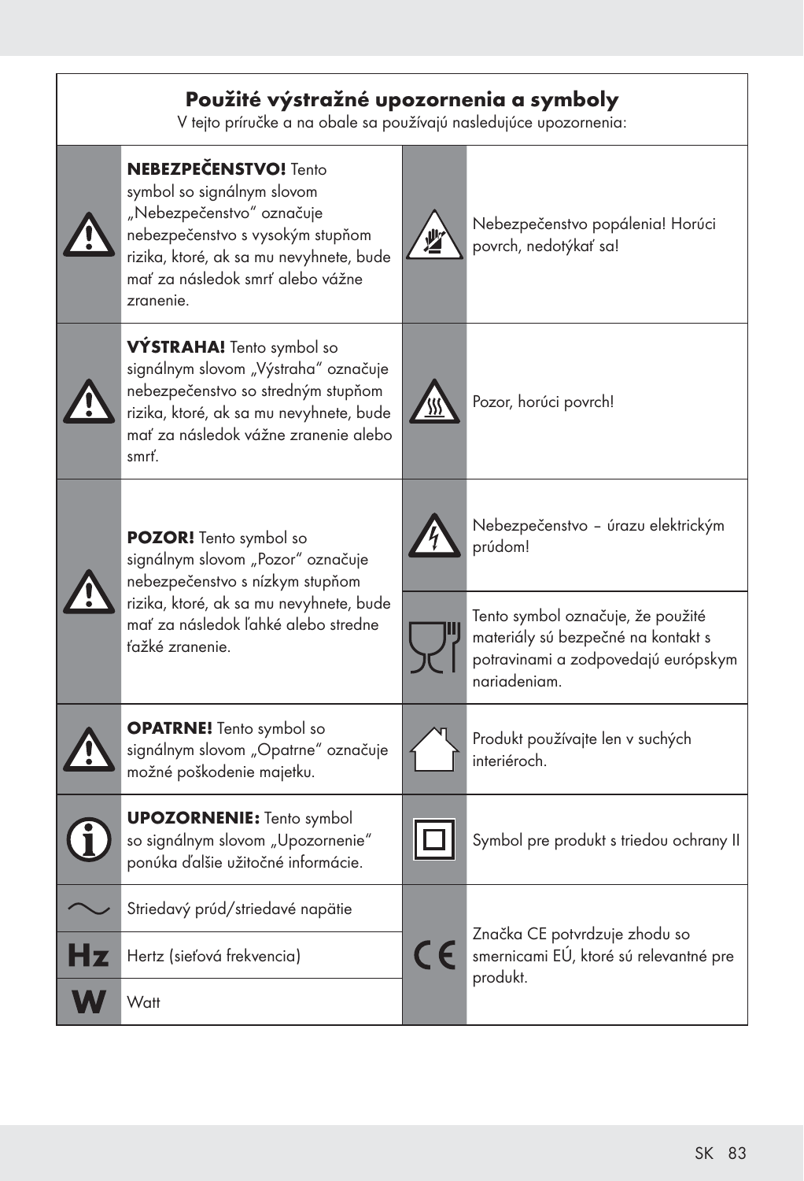## Použité výstražné upozornenia a symboly

V tejto príručke a na obale sa používajú nasledujúce upozornenia:

| Symbol | Popis | Symbol | Popis |
|---|---|---|---|
| ⚠ | **NEBEZPEČENSTVO!** Tento symbol so signálnym slovom „Nebezpečenstvo“ označuje nebezpečenstvo s vysokým stupňom rizika, ktoré, ak sa mu nevyhnete, bude mať za následok smrť alebo vážne zranenie. | | Nebezpečenstvo popálenia! Horúci povrch, nedotýkať sa! |
| ⚠ | **VÝSTRAHA!** Tento symbol so signálnym slovom „Výstraha“ označuje nebezpečenstvo so stredným stupňom rizika, ktoré, ak sa mu nevyhnete, bude mať za následok vážne zranenie alebo smrť. | | Pozor, horúci povrch! |
| ⚠ | **POZOR!** Tento symbol so signálnym slovom „Pozor“ označuje nebezpečenstvo s nízkym stupňom rizika, ktoré, ak sa mu nevyhnete, bude mať za následok ľahké alebo stredne ťažké zranenie. | | Nebezpečenstvo – úrazu elektrickým prúdom! |
| | | | Tento symbol označuje, že použité materiály sú bezpečné na kontakt s potravinami a zodpovedajú európskym nariadeniam. |
| ⚠ | **OPATRNE!** Tento symbol so signálnym slovom „Opatrne“ označuje možné poškodenie majetku. | | Produkt používajte len v suchých interiéroch. |
| ℹ | **UPOZORNENIE:** Tento symbol so signálnym slovom „Upozornenie“ ponúka ďalšie užitočné informácie. | | Symbol pre produkt s triedou ochrany II |
| ~ | Striedavý prúd/striedavé napätie | CE | Značka CE potvrdzuje zhodu so smernicami EÚ, ktoré sú relevantné pre produkt. |
| Hz | Hertz (sieťová frekvencia) | | |
| W | Watt | | |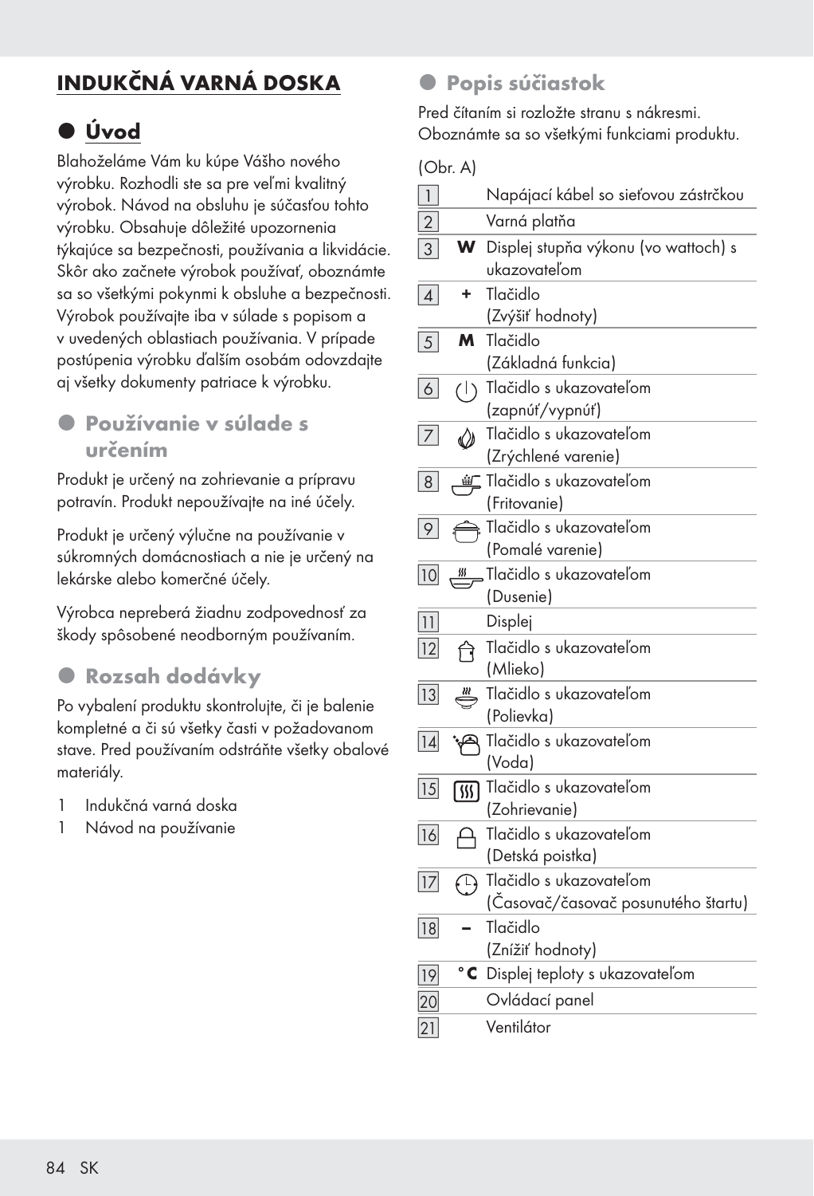# INDUKČNÁ VARNÁ DOSKA

## Úvod

Blahoželáme Vám ku kúpe Vášho nového výrobku. Rozhodli ste sa pre veľmi kvalitný výrobok. Návod na obsluhu je súčasťou tohto výrobku. Obsahuje dôležité upozornenia týkajúce sa bezpečnosti, používania a likvidácie. Skôr ako začnete výrobok používať, oboznámte sa so všetkými pokynmi k obsluhe a bezpečnosti. Výrobok používajte iba v súlade s popisom a v uvedených oblastiach používania. V prípade postúpenia výrobku ďalším osobám odovzdajte aj všetky dokumenty patriace k výrobku.

### Používanie v súlade s určením

Produkt je určený na zohrievanie a prípravu potravín. Produkt nepoužívajte na iné účely.

Produkt je určený výlučne na používanie v súkromných domácnostiach a nie je určený na lekárske alebo komerčné účely.

Výrobca nepreberá žiadnu zodpovednosť za škody spôsobené neodborným používaním.

### Rozsah dodávky

Po vybalení produktu skontrolujte, či je balenie kompletné a či sú všetky časti v požadovanom stave. Pred používaním odstráňte všetky obalové materiály.

1 Indukčná varná doska
1 Návod na používanie

### Popis súčiastok

Pred čítaním si rozložte stranu s nákresmi. Oboznámte sa so všetkými funkciami produktu.

(Obr. A)

| | | |
|---|---|---|
| 1 | | Napájací kábel so sieťovou zástrčkou |
| 2 | | Varná platňa |
| 3 | **W** | Displej stupňa výkonu (vo wattoch) s ukazovateľom |
| 4 | **+** | Tlačidlo (Zvýšiť hodnoty) |
| 5 | **M** | Tlačidlo (Základná funkcia) |
| 6 | | Tlačidlo s ukazovateľom (zapnúť/vypnúť) |
| 7 | | Tlačidlo s ukazovateľom (Zrýchlené varenie) |
| 8 | | Tlačidlo s ukazovateľom (Fritovanie) |
| 9 | | Tlačidlo s ukazovateľom (Pomalé varenie) |
| 10 | | Tlačidlo s ukazovateľom (Dusenie) |
| 11 | | Displej |
| 12 | | Tlačidlo s ukazovateľom (Mlieko) |
| 13 | | Tlačidlo s ukazovateľom (Polievka) |
| 14 | | Tlačidlo s ukazovateľom (Voda) |
| 15 | | Tlačidlo s ukazovateľom (Zohrievanie) |
| 16 | | Tlačidlo s ukazovateľom (Detská poistka) |
| 17 | | Tlačidlo s ukazovateľom (Časovač/časovač posunutého štartu) |
| 18 | **–** | Tlačidlo (Znížiť hodnoty) |
| 19 | **°C** | Displej teploty s ukazovateľom |
| 20 | | Ovládací panel |
| 21 | | Ventilátor |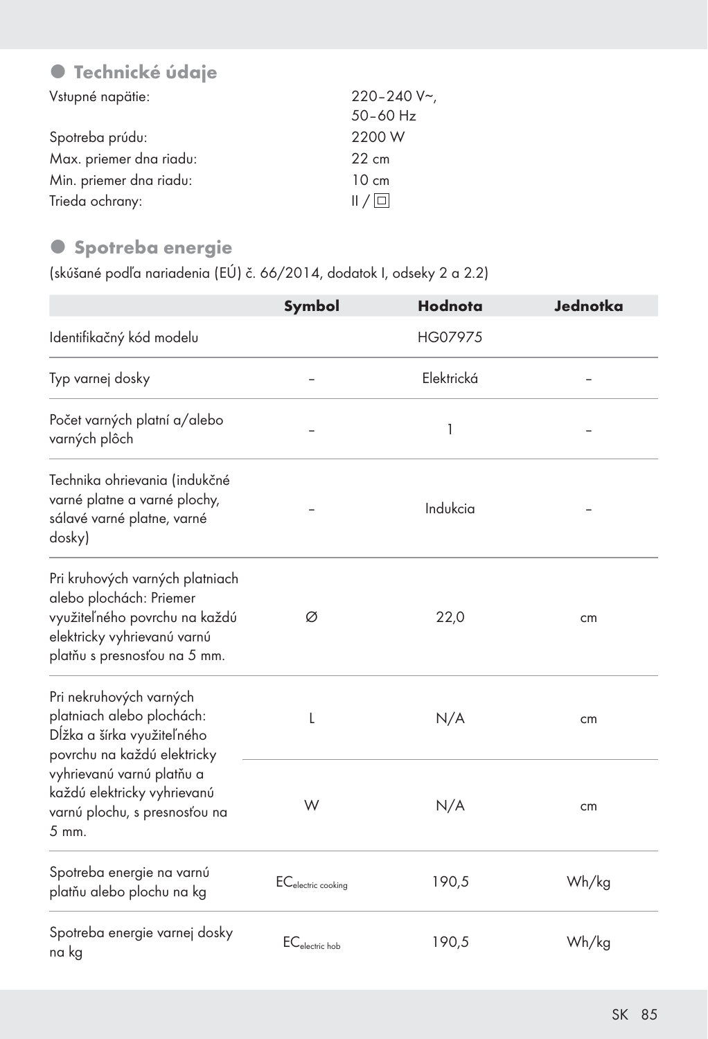## Technické údaje

| | |
|---|---|
| Vstupné napätie: | 220–240 V~, 50–60 Hz |
| Spotreba prúdu: | 2200 W |
| Max. priemer dna riadu: | 22 cm |
| Min. priemer dna riadu: | 10 cm |
| Trieda ochrany: | II / ◻ |

## Spotreba energie

(skúšané podľa nariadenia (EÚ) č. 66/2014, dodatok I, odseky 2 a 2.2)

| | Symbol | Hodnota | Jednotka |
|---|---|---|---|
| Identifikačný kód modelu | | HG07975 | |
| Typ varnej dosky | – | Elektrická | – |
| Počet varných platní a/alebo varných plôch | – | 1 | – |
| Technika ohrievania (indukčné varné platne a varné plochy, sálavé varné platne, varné dosky) | – | Indukcia | – |
| Pri kruhových varných platniach alebo plochách: Priemer využiteľného povrchu na každú elektricky vyhrievanú varnú platňu s presnosťou na 5 mm. | Ø | 22,0 | cm |
| Pri nekruhových varných platniach alebo plochách: Dĺžka a šírka využiteľného povrchu na každú elektricky vyhrievanú varnú platňu a každú elektricky vyhrievanú varnú plochu, s presnosťou na 5 mm. | L | N/A | cm |
| | W | N/A | cm |
| Spotreba energie na varnú platňu alebo plochu na kg | $EC_{electric\ cooking}$ | 190,5 | Wh/kg |
| Spotreba energie varnej dosky na kg | $EC_{electric\ hob}$ | 190,5 | Wh/kg |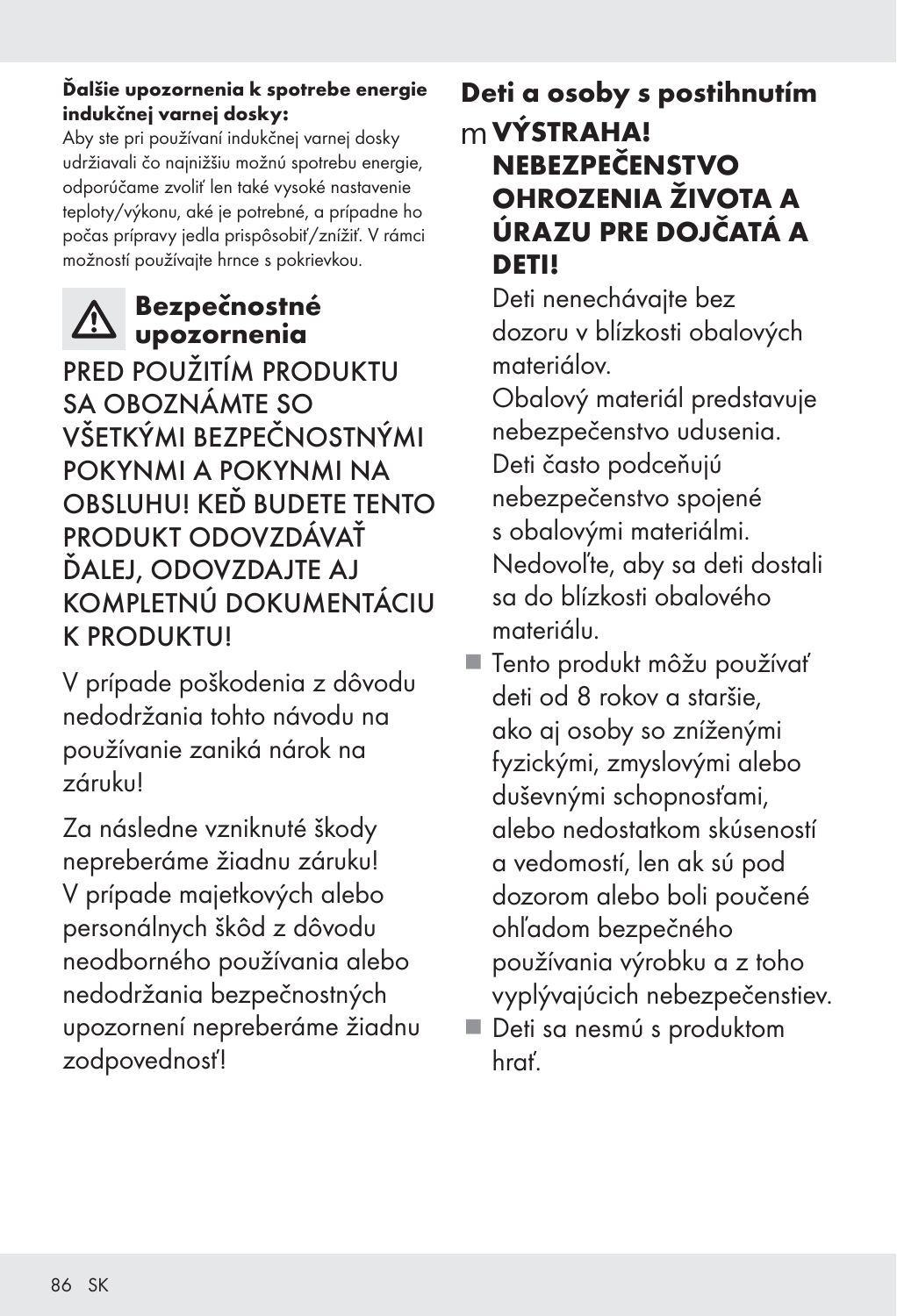**Ďalšie upozornenia k spotrebe energie indukčnej varnej dosky:**
Aby ste pri používaní indukčnej varnej dosky udržiavali čo najnižšiu možnú spotrebu energie, odporúčame zvoliť len také vysoké nastavenie teploty/výkonu, aké je potrebné, a prípadne ho počas prípravy jedla prispôsobiť/znížiť. V rámci možností používajte hrnce s pokrievkou.

## ⚠ Bezpečnostné upozornenia

PRED POUŽITÍM PRODUKTU SA OBOZNÁMTE SO VŠETKÝMI BEZPEČNOSTNÝMI POKYNMI A POKYNMI NA OBSLUHU! KEĎ BUDETE TENTO PRODUKT ODOVZDÁVAŤ ĎALEJ, ODOVZDAJTE AJ KOMPLETNÚ DOKUMENTÁCIU K PRODUKTU!

V prípade poškodenia z dôvodu nedodržania tohto návodu na používanie zaniká nárok na záruku!

Za následne vzniknuté škody nepreberáme žiadnu záruku! V prípade majetkových alebo personálnych škôd z dôvodu neodborného používania alebo nedodržania bezpečnostných upozornení nepreberáme žiadnu zodpovednosť!

## Deti a osoby s postihnutím

**⚠ VÝSTRAHA! NEBEZPEČENSTVO OHROZENIA ŽIVOTA A ÚRAZU PRE DOJČATÁ A DETI!**

Deti nenechávajte bez dozoru v blízkosti obalových materiálov.
Obalový materiál predstavuje nebezpečenstvo udusenia. Deti často podceňujú nebezpečenstvo spojené s obalovými materiálmi. Nedovoľte, aby sa deti dostali sa do blízkosti obalového materiálu.

- Tento produkt môžu používať deti od 8 rokov a staršie, ako aj osoby so zníženými fyzickými, zmyslovými alebo duševnými schopnosťami, alebo nedostatkom skúseností a vedomostí, len ak sú pod dozorom alebo boli poučené ohľadom bezpečného používania výrobku a z toho vyplývajúcich nebezpečenstiev.
- Deti sa nesmú s produktom hrať.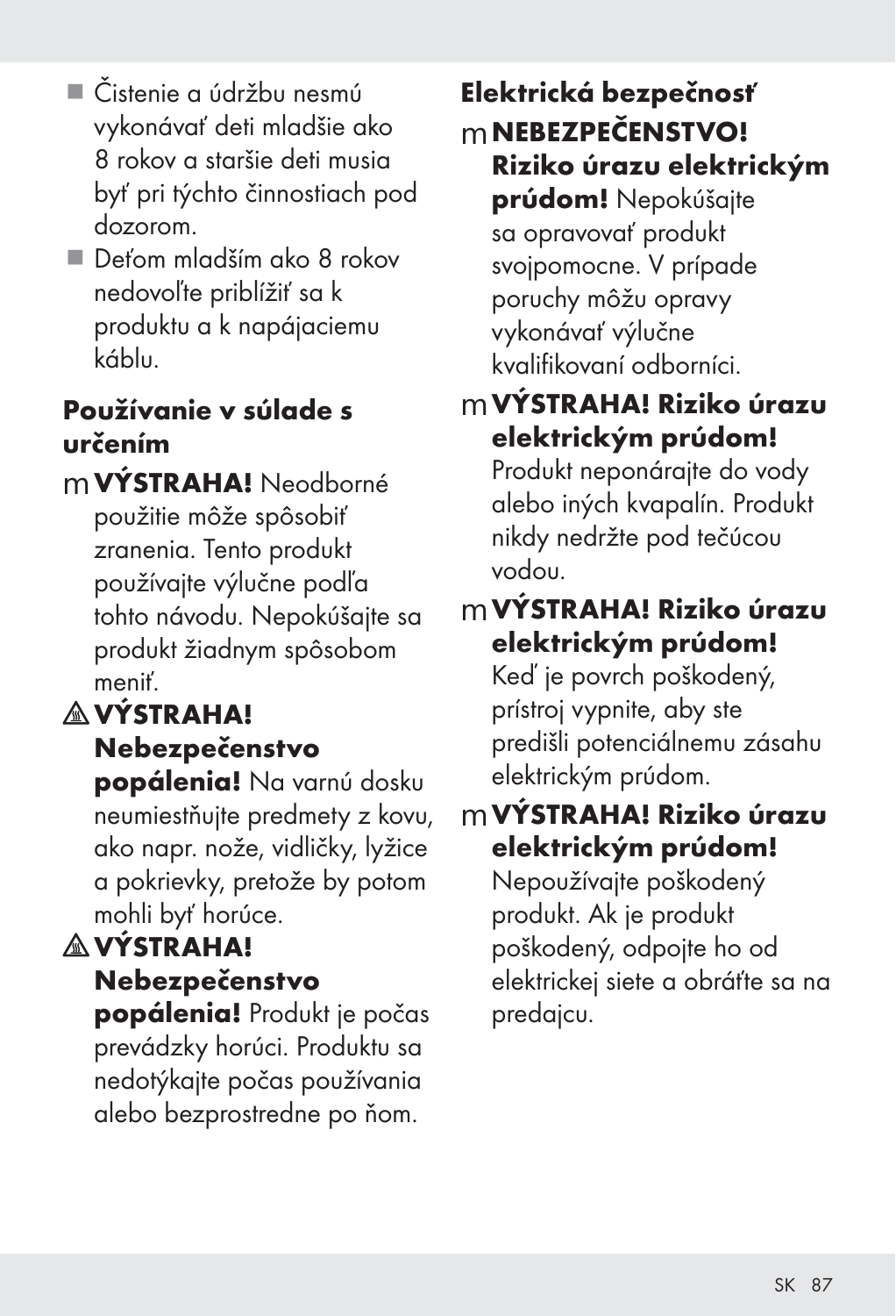- Čistenie a údržbu nesmú vykonávať deti mladšie ako 8 rokov a staršie deti musia byť pri týchto činnostiach pod dozorom.
- Deťom mladším ako 8 rokov nedovoľte priblížiť sa k produktu a k napájaciemu káblu.

## Používanie v súlade s určením

m **VÝSTRAHA!** Neodborné použitie môže spôsobiť zranenia. Tento produkt používajte výlučne podľa tohto návodu. Nepokúšajte sa produkt žiadnym spôsobom meniť.

⚠ **VÝSTRAHA! Nebezpečenstvo popálenia!** Na varnú dosku neumiestňujte predmety z kovu, ako napr. nože, vidličky, lyžice a pokrievky, pretože by potom mohli byť horúce.

⚠ **VÝSTRAHA! Nebezpečenstvo popálenia!** Produkt je počas prevádzky horúci. Produktu sa nedotýkajte počas používania alebo bezprostredne po ňom.

## Elektrická bezpečnosť

m **NEBEZPEČENSTVO! Riziko úrazu elektrickým prúdom!** Nepokúšajte sa opravovať produkt svojpomocne. V prípade poruchy môžu opravy vykonávať výlučne kvalifikovaní odborníci.

m **VÝSTRAHA! Riziko úrazu elektrickým prúdom!** Produkt neponárajte do vody alebo iných kvapalín. Produkt nikdy nedržte pod tečúcou vodou.

m **VÝSTRAHA! Riziko úrazu elektrickým prúdom!** Keď je povrch poškodený, prístroj vypnite, aby ste predišli potenciálnemu zásahu elektrickým prúdom.

m **VÝSTRAHA! Riziko úrazu elektrickým prúdom!** Nepoužívajte poškodený produkt. Ak je produkt poškodený, odpojte ho od elektrickej siete a obráťte sa na predajcu.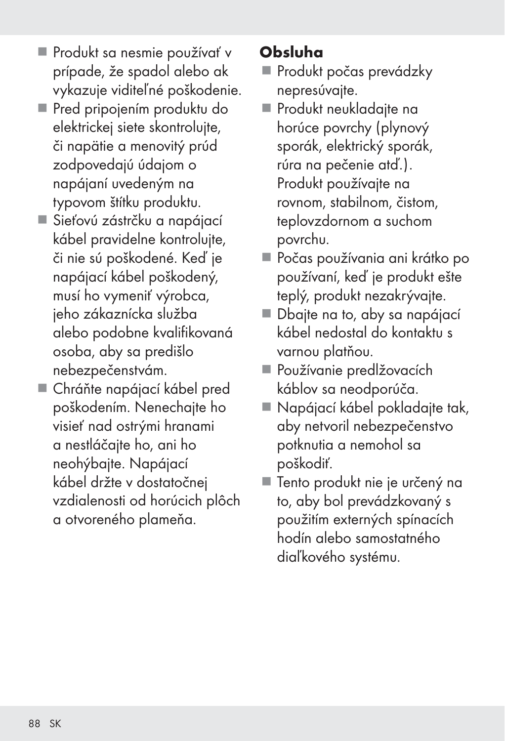- Produkt sa nesmie používať v prípade, že spadol alebo ak vykazuje viditeľné poškodenie.
- Pred pripojením produktu do elektrickej siete skontrolujte, či napätie a menovitý prúd zodpovedajú údajom o napájaní uvedeným na typovom štítku produktu.
- Sieťovú zástrčku a napájací kábel pravidelne kontrolujte, či nie sú poškodené. Keď je napájací kábel poškodený, musí ho vymeniť výrobca, jeho zákaznícka služba alebo podobne kvalifikovaná osoba, aby sa predišlo nebezpečenstvám.
- Chráňte napájací kábel pred poškodením. Nenechajte ho visieť nad ostrými hranami a nestláčajte ho, ani ho neohýbajte. Napájací kábel držte v dostatočnej vzdialenosti od horúcich plôch a otvoreného plameňa.

**Obsluha**

- Produkt počas prevádzky nepresúvajte.
- Produkt neukladajte na horúce povrchy (plynový sporák, elektrický sporák, rúra na pečenie atď.). Produkt používajte na rovnom, stabilnom, čistom, teplovzdornom a suchom povrchu.
- Počas používania ani krátko po používaní, keď je produkt ešte teplý, produkt nezakrývajte.
- Dbajte na to, aby sa napájací kábel nedostal do kontaktu s varnou platňou.
- Používanie predlžovacích káblov sa neodporúča.
- Napájací kábel pokladajte tak, aby netvoril nebezpečenstvo potknutia a nemohol sa poškodiť.
- Tento produkt nie je určený na to, aby bol prevádzkovaný s použitím externých spínacích hodín alebo samostatného diaľkového systému.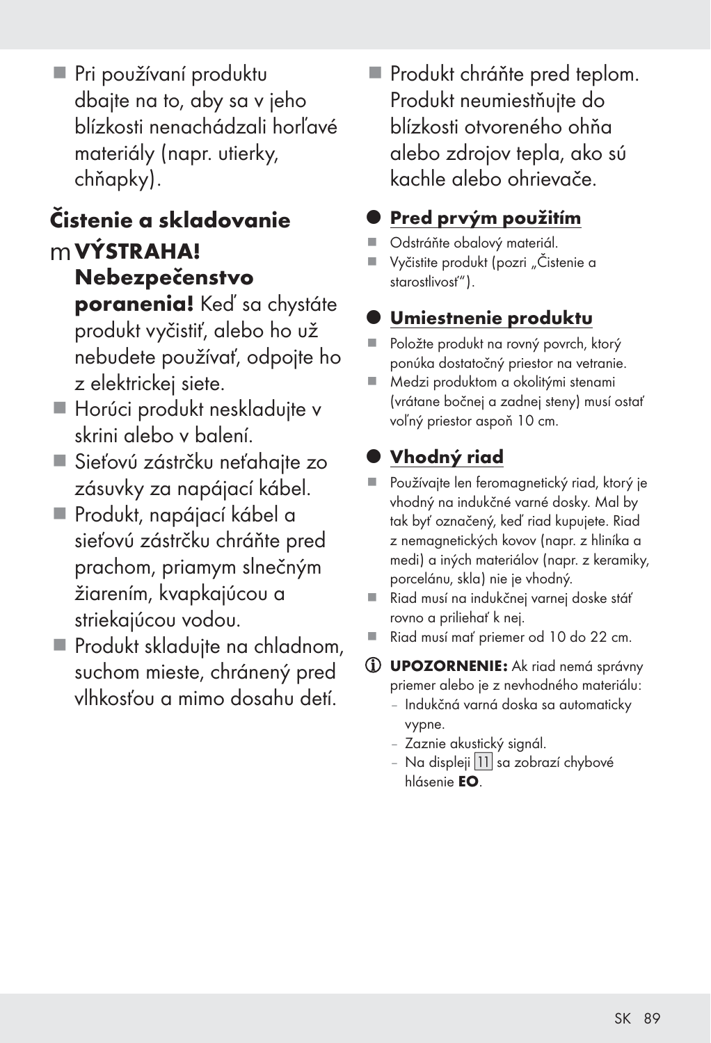- Pri používaní produktu dbajte na to, aby sa v jeho blízkosti nenachádzali horľavé materiály (napr. utierky, chňapky).

## Čistenie a skladovanie

m **VÝSTRAHA! Nebezpečenstvo poranenia!** Keď sa chystáte produkt vyčistiť, alebo ho už nebudete používať, odpojte ho z elektrickej siete.

- Horúci produkt neskladujte v skrini alebo v balení.
- Sieťovú zástrčku neťahajte zo zásuvky za napájací kábel.
- Produkt, napájací kábel a sieťovú zástrčku chráňte pred prachom, priamym slnečným žiarením, kvapkajúcou a striekajúcou vodou.
- Produkt skladujte na chladnom, suchom mieste, chránený pred vlhkosťou a mimo dosahu detí.
- Produkt chráňte pred teplom. Produkt neumiestňujte do blízkosti otvoreného ohňa alebo zdrojov tepla, ako sú kachle alebo ohrievače.

## Pred prvým použitím

- Odstráňte obalový materiál.
- Vyčistite produkt (pozri „Čistenie a starostlivosť").

## Umiestnenie produktu

- Položte produkt na rovný povrch, ktorý ponúka dostatočný priestor na vetranie.
- Medzi produktom a okolitými stenami (vrátane bočnej a zadnej steny) musí ostať voľný priestor aspoň 10 cm.

## Vhodný riad

- Používajte len feromagnetický riad, ktorý je vhodný na indukčné varné dosky. Mal by tak byť označený, keď riad kupujete. Riad z nemagnetických kovov (napr. z hliníka a medi) a iných materiálov (napr. z keramiky, porcelánu, skla) nie je vhodný.
- Riad musí na indukčnej varnej doske stáť rovno a priliehať k nej.
- Riad musí mať priemer od 10 do 22 cm.

ⓘ **UPOZORNENIE:** Ak riad nemá správny priemer alebo je z nevhodného materiálu:
- Indukčná varná doska sa automaticky vypne.
- Zaznie akustický signál.
- Na displeji 11 sa zobrazí chybové hlásenie **EO**.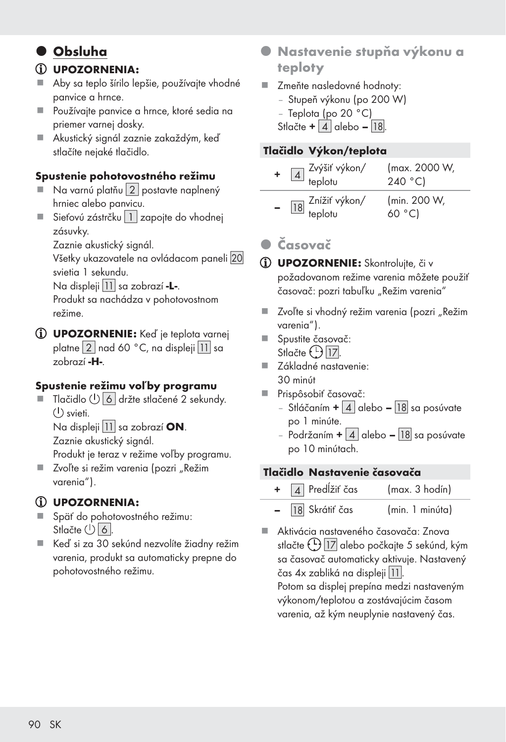## Obsluha

ⓘ **UPOZORNENIA:**

- Aby sa teplo šírilo lepšie, používajte vhodné panvice a hrnce.
- Používajte panvice a hrnce, ktoré sedia na priemer varnej dosky.
- Akustický signál zaznie zakaždým, keď stlačíte nejaké tlačidlo.

**Spustenie pohotovostného režimu**

- Na varnú platňu [2] postavte naplnený hrniec alebo panvicu.
- Sieťovú zástrčku [1] zapojte do vhodnej zásuvky.
  Zaznie akustický signál.
  Všetky ukazovatele na ovládacom paneli [20] svietia 1 sekundu.
  Na displeji [11] sa zobrazí **-L-**.
  Produkt sa nachádza v pohotovostnom režime.

ⓘ **UPOZORNENIE:** Keď je teplota varnej platne [2] nad 60 °C, na displeji [11] sa zobrazí **-H-**.

**Spustenie režimu voľby programu**

- Tlačidlo ⏻ [6] držte stlačené 2 sekundy.
  ⏻ svieti.
  Na displeji [11] sa zobrazí **ON**.
  Zaznie akustický signál.
  Produkt je teraz v režime voľby programu.
- Zvoľte si režim varenia (pozri „Režim varenia").

ⓘ **UPOZORNENIA:**

- Späť do pohotovostného režimu:
  Stlačte ⏻ [6].
- Keď si za 30 sekúnd nezvolíte žiadny režim varenia, produkt sa automaticky prepne do pohotovostného režimu.

## Nastavenie stupňa výkonu a teploty

- Zmeňte nasledovné hodnoty:
  - Stupeň výkonu (po 200 W)
  - Teplota (po 20 °C)

  Stlačte **+** [4] alebo **–** [18].

| Tlačidlo | | Výkon/teplota | |
|---|---|---|---|
| **+** | [4] | Zvýšiť výkon/ teplotu | (max. 2000 W, 240 °C) |
| **–** | [18] | Znížiť výkon/ teplotu | (min. 200 W, 60 °C) |

## Časovač

ⓘ **UPOZORNENIE:** Skontrolujte, či v požadovanom režime varenia môžete použiť časovač: pozri tabuľku „Režim varenia"

- Zvoľte si vhodný režim varenia (pozri „Režim varenia").
- Spustite časovač:
  Stlačte 🕒 [17].
- Základné nastavenie:
  30 minút
- Prispôsobiť časovač:
  - Stláčaním **+** [4] alebo **–** [18] sa posúvate po 1 minúte.
  - Podržaním **+** [4] alebo **–** [18] sa posúvate po 10 minútach.

| Tlačidlo | | Nastavenie časovača | |
|---|---|---|---|
| **+** | [4] | Predĺžiť čas | (max. 3 hodín) |
| **–** | [18] | Skrátiť čas | (min. 1 minúta) |

- Aktivácia nastaveného časovača: Znova stlačte 🕒 [17] alebo počkajte 5 sekúnd, kým sa časovač automaticky aktivuje. Nastavený čas 4x zabliká na displeji [11].
  Potom sa displej prepína medzi nastaveným výkonom/teplotou a zostávajúcim časom varenia, až kým neuplynie nastavený čas.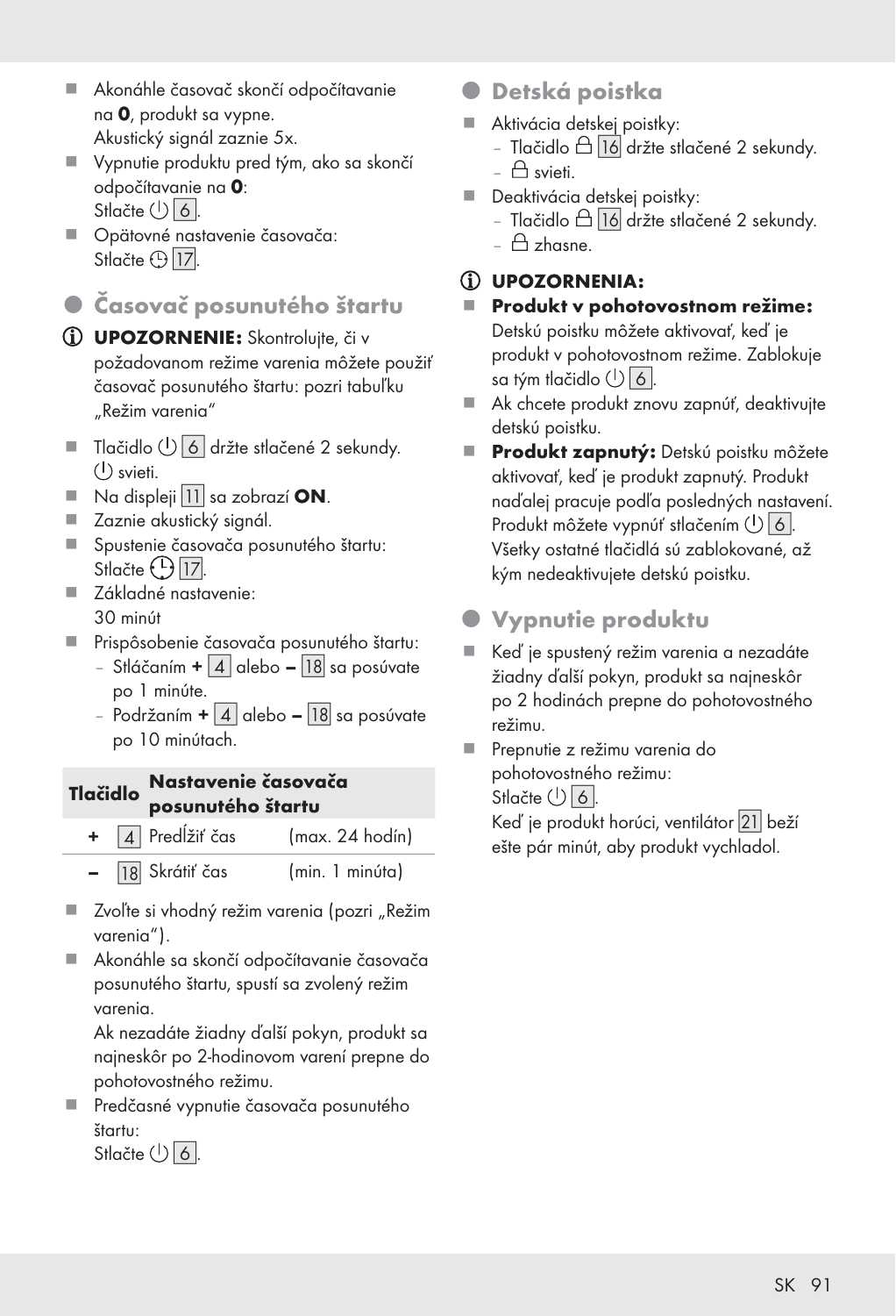- Akonáhle časovač skončí odpočítavanie na **0**, produkt sa vypne. Akustický signál zaznie 5x.
- Vypnutie produktu pred tým, ako sa skončí odpočítavanie na **0**: Stlačte ⏻ 6.
- Opätovné nastavenie časovača: Stlačte ⊕ 17.

## Časovač posunutého štartu

ⓘ **UPOZORNENIE:** Skontrolujte, či v požadovanom režime varenia môžete použiť časovač posunutého štartu: pozri tabuľku „Režim varenia"

- Tlačidlo ⏻ 6 držte stlačené 2 sekundy. ⏻ svieti.
- Na displeji 11 sa zobrazí **ON**.
- Zaznie akustický signál.
- Spustenie časovača posunutého štartu: Stlačte ⊕ 17.
- Základné nastavenie: 30 minút
- Prispôsobenie časovača posunutého štartu:
  - Stláčaním **+** 4 alebo **–** 18 sa posúvate po 1 minúte.
  - Podržaním **+** 4 alebo **–** 18 sa posúvate po 10 minútach.

| Tlačidlo | Nastavenie časovača posunutého štartu | |
|---|---|---|
| **+** 4 | Predĺžiť čas | (max. 24 hodín) |
| **–** 18 | Skrátiť čas | (min. 1 minúta) |

- Zvoľte si vhodný režim varenia (pozri „Režim varenia").
- Akonáhle sa skončí odpočítavanie časovača posunutého štartu, spustí sa zvolený režim varenia. Ak nezadáte žiadny ďalší pokyn, produkt sa najneskôr po 2-hodinovom varení prepne do pohotovostného režimu.
- Predčasné vypnutie časovača posunutého štartu: Stlačte ⏻ 6.

## Detská poistka

- Aktivácia detskej poistky:
  - Tlačidlo 🔒 16 držte stlačené 2 sekundy.
  - 🔒 svieti.
- Deaktivácia detskej poistky:
  - Tlačidlo 🔒 16 držte stlačené 2 sekundy.
  - 🔒 zhasne.

ⓘ **UPOZORNENIA:**

- **Produkt v pohotovostnom režime:** Detskú poistku môžete aktivovať, keď je produkt v pohotovostnom režime. Zablokuje sa tým tlačidlo ⏻ 6.
- Ak chcete produkt znovu zapnúť, deaktivujte detskú poistku.
- **Produkt zapnutý:** Detskú poistku môžete aktivovať, keď je produkt zapnutý. Produkt naďalej pracuje podľa posledných nastavení. Produkt môžete vypnúť stlačením ⏻ 6. Všetky ostatné tlačidlá sú zablokované, až kým nedeaktivujete detskú poistku.

## Vypnutie produktu

- Keď je spustený režim varenia a nezadáte žiadny ďalší pokyn, produkt sa najneskôr po 2 hodinách prepne do pohotovostného režimu.
- Prepnutie z režimu varenia do pohotovostného režimu: Stlačte ⏻ 6. Keď je produkt horúci, ventilátor 21 beží ešte pár minút, aby produkt vychladol.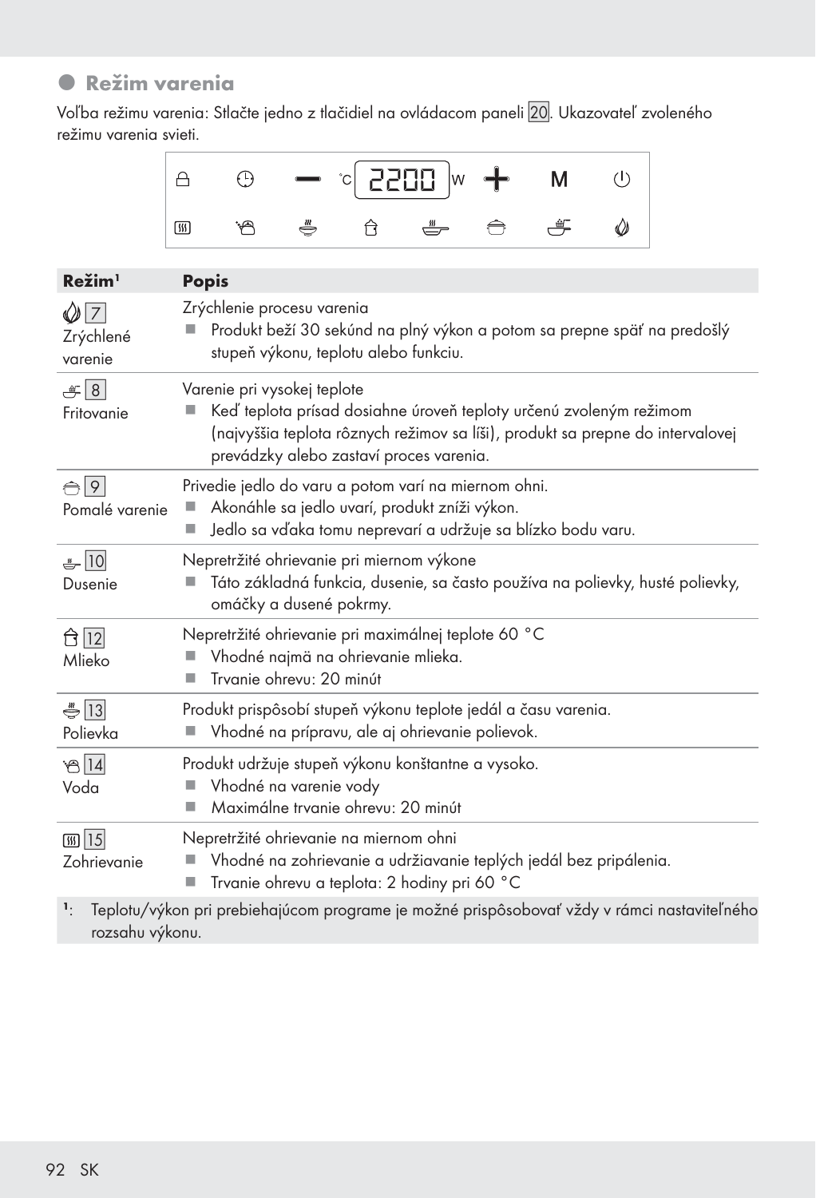## Režim varenia

Voľba režimu varenia: Stlačte jedno z tlačidiel na ovládacom paneli 20. Ukazovateľ zvoleného režimu varenia svieti.

| Režim[1] | Popis |
| --- | --- |
| 7 Zrýchlené varenie | Zrýchlenie procesu varenia<br>■ Produkt beží 30 sekúnd na plný výkon a potom sa prepne späť na predošlý stupeň výkonu, teplotu alebo funkciu. |
| 8 Fritovanie | Varenie pri vysokej teplote<br>■ Keď teplota prísad dosiahne úroveň teploty určenú zvoleným režimom (najvyššia teplota rôznych režimov sa líši), produkt sa prepne do intervalovej prevádzky alebo zastaví proces varenia. |
| 9 Pomalé varenie | Privedie jedlo do varu a potom varí na miernom ohni.<br>■ Akonáhle sa jedlo uvarí, produkt zníži výkon.<br>■ Jedlo sa vďaka tomu neprevarí a udržuje sa blízko bodu varu. |
| 10 Dusenie | Nepretržité ohrievanie pri miernom výkone<br>■ Táto základná funkcia, dusenie, sa často používa na polievky, husté polievky, omáčky a dusené pokrmy. |
| 12 Mlieko | Nepretržité ohrievanie pri maximálnej teplote 60 °C<br>■ Vhodné najmä na ohrievanie mlieka.<br>■ Trvanie ohrevu: 20 minút |
| 13 Polievka | Produkt prispôsobí stupeň výkonu teplote jedál a času varenia.<br>■ Vhodné na prípravu, ale aj ohrievanie polievok. |
| 14 Voda | Produkt udržuje stupeň výkonu konštantne a vysoko.<br>■ Vhodné na varenie vody<br>■ Maximálne trvanie ohrevu: 20 minút |
| 15 Zohrievanie | Nepretržité ohrievanie na miernom ohni<br>■ Vhodné na zohrievanie a udržiavanie teplých jedál bez pripálenia.<br>■ Trvanie ohrevu a teplota: 2 hodiny pri 60 °C |

[1]: Teplotu/výkon pri prebiehajúcom programe je možné prispôsobovať vždy v rámci nastaviteľného rozsahu výkonu.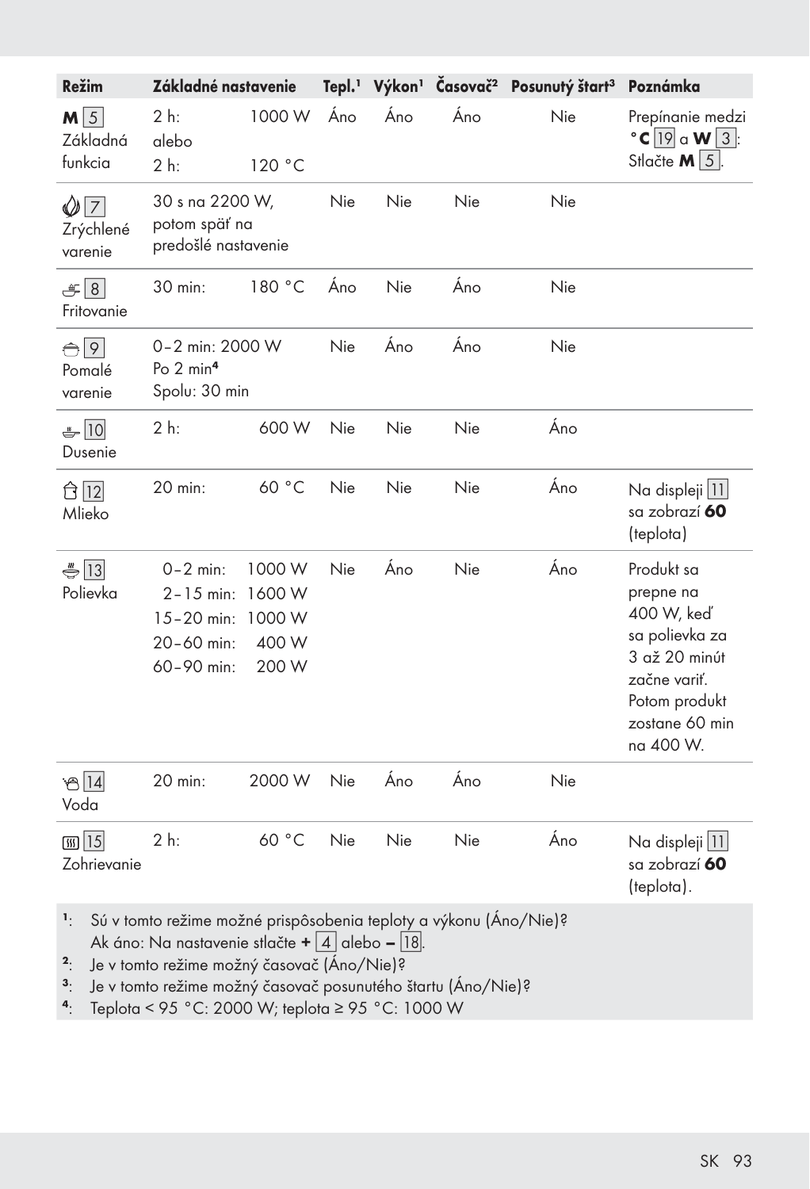| Režim | Základné nastavenie | Tepl.[1] | Výkon[1] | Časovač[2] | Posunutý štart[3] | Poznámka |
|---|---|---|---|---|---|---|
| **M** 5 Základná funkcia | 2 h: 1000 W alebo 2 h: 120 °C | Áno | Áno | Áno | Nie | Prepínanie medzi **°C** 19 a **W** 3: Stlačte **M** 5. |
| 7 Zrýchlené varenie | 30 s na 2200 W, potom späť na predošlé nastavenie | Nie | Nie | Nie | Nie | |
| 8 Fritovanie | 30 min: 180 °C | Áno | Nie | Áno | Nie | |
| 9 Pomalé varenie | 0–2 min: 2000 W Po 2 min[4] Spolu: 30 min | Nie | Áno | Áno | Nie | |
| 10 Dusenie | 2 h: 600 W | Nie | Nie | Nie | Áno | |
| 12 Mlieko | 20 min: 60 °C | Nie | Nie | Nie | Áno | Na displeji 11 sa zobrazí **60** (teplota) |
| 13 Polievka | 0–2 min: 1000 W 2–15 min: 1600 W 15–20 min: 1000 W 20–60 min: 400 W 60–90 min: 200 W | Nie | Áno | Nie | Áno | Produkt sa prepne na 400 W, keď sa polievka za 3 až 20 minút začne variť. Potom produkt zostane 60 min na 400 W. |
| 14 Voda | 20 min: 2000 W | Nie | Áno | Áno | Nie | |
| 15 Zohrievanie | 2 h: 60 °C | Nie | Nie | Nie | Áno | Na displeji 11 sa zobrazí **60** (teplota). |

[1]: Sú v tomto režime možné prispôsobenia teploty a výkonu (Áno/Nie)? Ak áno: Na nastavenie stlačte **+** 4 alebo **–** 18.
[2]: Je v tomto režime možný časovač (Áno/Nie)?
[3]: Je v tomto režime možný časovač posunutého štartu (Áno/Nie)?
[4]: Teplota < 95 °C: 2000 W; teplota ≥ 95 °C: 1000 W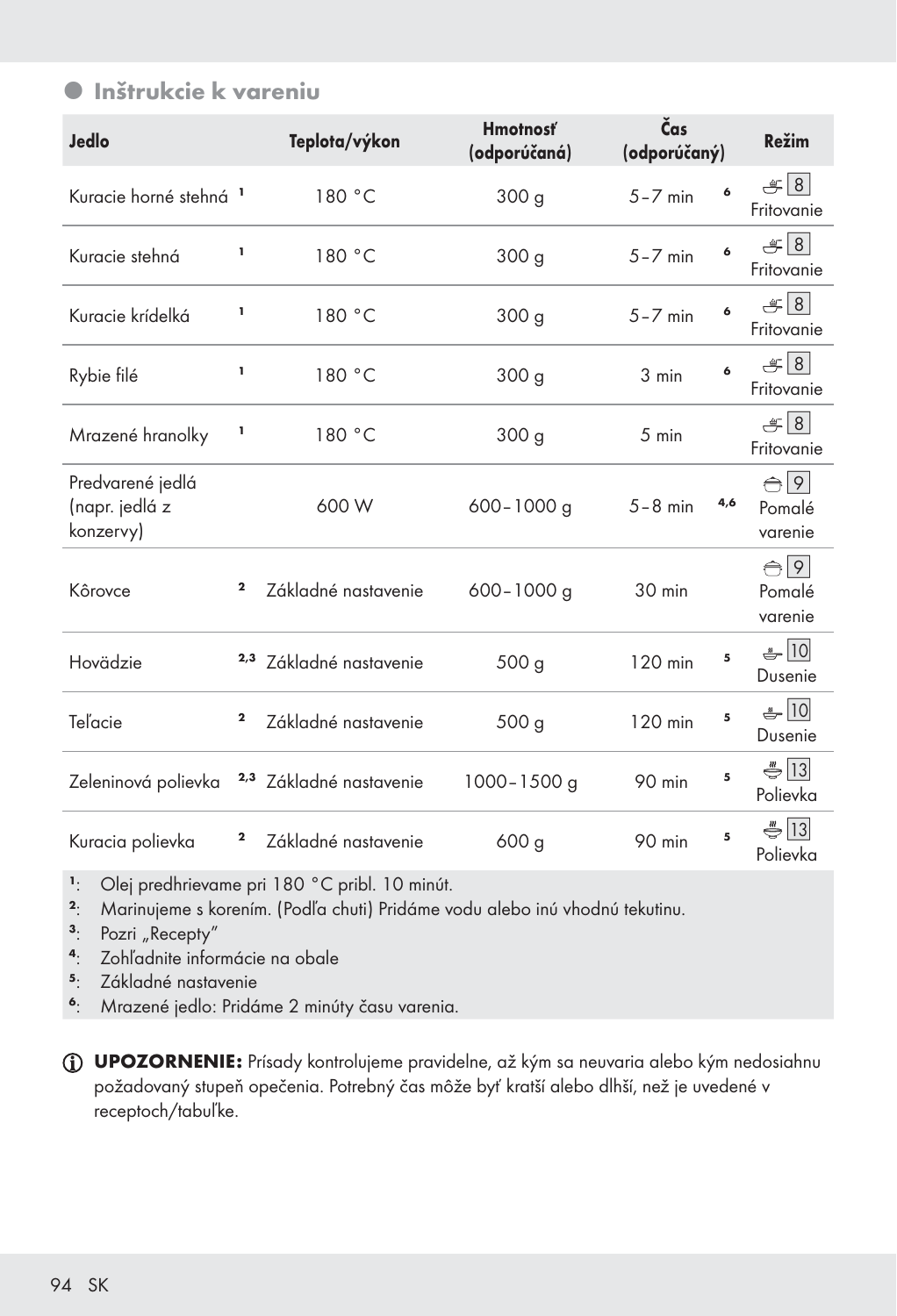## Inštrukcie k vareniu

| Jedlo | | Teplota/výkon | Hmotnosť (odporúčaná) | Čas (odporúčaný) | | Režim |
|---|---|---|---|---|---|---|
| Kuracie horné stehná | [1] | 180 °C | 300 g | 5 – 7 min | [6] | 8 Fritovanie |
| Kuracie stehná | [1] | 180 °C | 300 g | 5 – 7 min | [6] | 8 Fritovanie |
| Kuracie krídelká | [1] | 180 °C | 300 g | 5 – 7 min | [6] | 8 Fritovanie |
| Rybie filé | [1] | 180 °C | 300 g | 3 min | [6] | 8 Fritovanie |
| Mrazené hranolky | [1] | 180 °C | 300 g | 5 min | | 8 Fritovanie |
| Predvarené jedlá (napr. jedlá z konzervy) | | 600 W | 600 – 1000 g | 5 – 8 min | [4,6] | 9 Pomalé varenie |
| Kôrovce | [2] | Základné nastavenie | 600 – 1000 g | 30 min | | 9 Pomalé varenie |
| Hovädzie | [2,3] | Základné nastavenie | 500 g | 120 min | [5] | 10 Dusenie |
| Teľacie | [2] | Základné nastavenie | 500 g | 120 min | [5] | 10 Dusenie |
| Zeleninová polievka | [2,3] | Základné nastavenie | 1000 – 1500 g | 90 min | [5] | 13 Polievka |
| Kuracia polievka | [2] | Základné nastavenie | 600 g | 90 min | [5] | 13 Polievka |

[1]: Olej predhrievame pri 180 °C pribl. 10 minút.
[2]: Marinujeme s korením. (Podľa chuti) Pridáme vodu alebo inú vhodnú tekutinu.
[3]: Pozri „Recepty"
[4]: Zohľadnite informácie na obale
[5]: Základné nastavenie
[6]: Mrazené jedlo: Pridáme 2 minúty času varenia.

**UPOZORNENIE:** Prísady kontrolujeme pravidelne, až kým sa neuvaria alebo kým nedosiahnu požadovaný stupeň opečenia. Potrebný čas môže byť kratší alebo dlhší, než je uvedené v receptoch/tabuľke.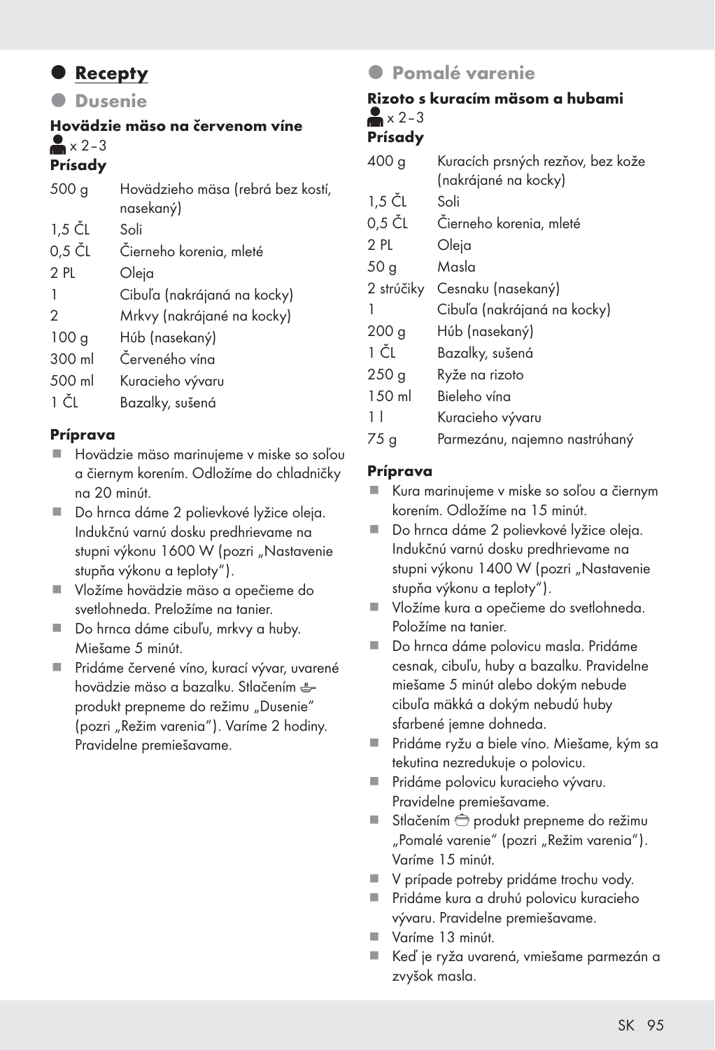# Recepty

## Dusenie

### Hovädzie mäso na červenom víne

x 2–3

**Prísady**

| | |
|---|---|
| 500 g | Hovädzieho mäsa (rebrá bez kostí, nasekaný) |
| 1,5 ČL | Soli |
| 0,5 ČL | Čierneho korenia, mleté |
| 2 PL | Oleja |
| 1 | Cibuľa (nakrájaná na kocky) |
| 2 | Mrkvy (nakrájané na kocky) |
| 100 g | Húb (nasekaný) |
| 300 ml | Červeného vína |
| 500 ml | Kuracieho vývaru |
| 1 ČL | Bazalky, sušená |

**Príprava**

- Hovädzie mäso marinujeme v miske so soľou a čiernym korením. Odložíme do chladničky na 20 minút.
- Do hrnca dáme 2 polievkové lyžice oleja. Indukčnú varnú dosku predhrievame na stupni výkonu 1600 W (pozri „Nastavenie stupňa výkonu a teploty“).
- Vložíme hovädzie mäso a opečieme do svetlohneda. Preložíme na tanier.
- Do hrnca dáme cibuľu, mrkvy a huby. Miešame 5 minút.
- Pridáme červené víno, kurací vývar, uvarené hovädzie mäso a bazalku. Stlačením produkt prepneme do režimu „Dusenie“ (pozri „Režim varenia“). Varíme 2 hodiny. Pravidelne premiešavame.

## Pomalé varenie

### Rizoto s kuracím mäsom a hubami

x 2–3

**Prísady**

| | |
|---|---|
| 400 g | Kuracích prsných rezňov, bez kože (nakrájané na kocky) |
| 1,5 ČL | Soli |
| 0,5 ČL | Čierneho korenia, mleté |
| 2 PL | Oleja |
| 50 g | Masla |
| 2 strúčiky | Cesnaku (nasekaný) |
| 1 | Cibuľa (nakrájaná na kocky) |
| 200 g | Húb (nasekaný) |
| 1 ČL | Bazalky, sušená |
| 250 g | Ryže na rizoto |
| 150 ml | Bieleho vína |
| 1 l | Kuracieho vývaru |
| 75 g | Parmezánu, najemno nastrúhaný |

**Príprava**

- Kura marinujeme v miske so soľou a čiernym korením. Odložíme na 15 minút.
- Do hrnca dáme 2 polievkové lyžice oleja. Indukčnú varnú dosku predhrievame na stupni výkonu 1400 W (pozri „Nastavenie stupňa výkonu a teploty“).
- Vložíme kura a opečieme do svetlohneda. Položíme na tanier.
- Do hrnca dáme polovicu masla. Pridáme cesnak, cibuľu, huby a bazalku. Pravidelne miešame 5 minút alebo dokým nebude cibuľa mäkká a dokým nebudú huby sfarbené jemne dohneda.
- Pridáme ryžu a biele víno. Miešame, kým sa tekutina nezredukuje o polovicu.
- Pridáme polovicu kuracieho vývaru. Pravidelne premiešavame.
- Stlačením produkt prepneme do režimu „Pomalé varenie“ (pozri „Režim varenia“). Varíme 15 minút.
- V prípade potreby pridáme trochu vody.
- Pridáme kura a druhú polovicu kuracieho vývaru. Pravidelne premiešavame.
- Varíme 13 minút.
- Keď je ryža uvarená, vmiešame parmezán a zvyšok masla.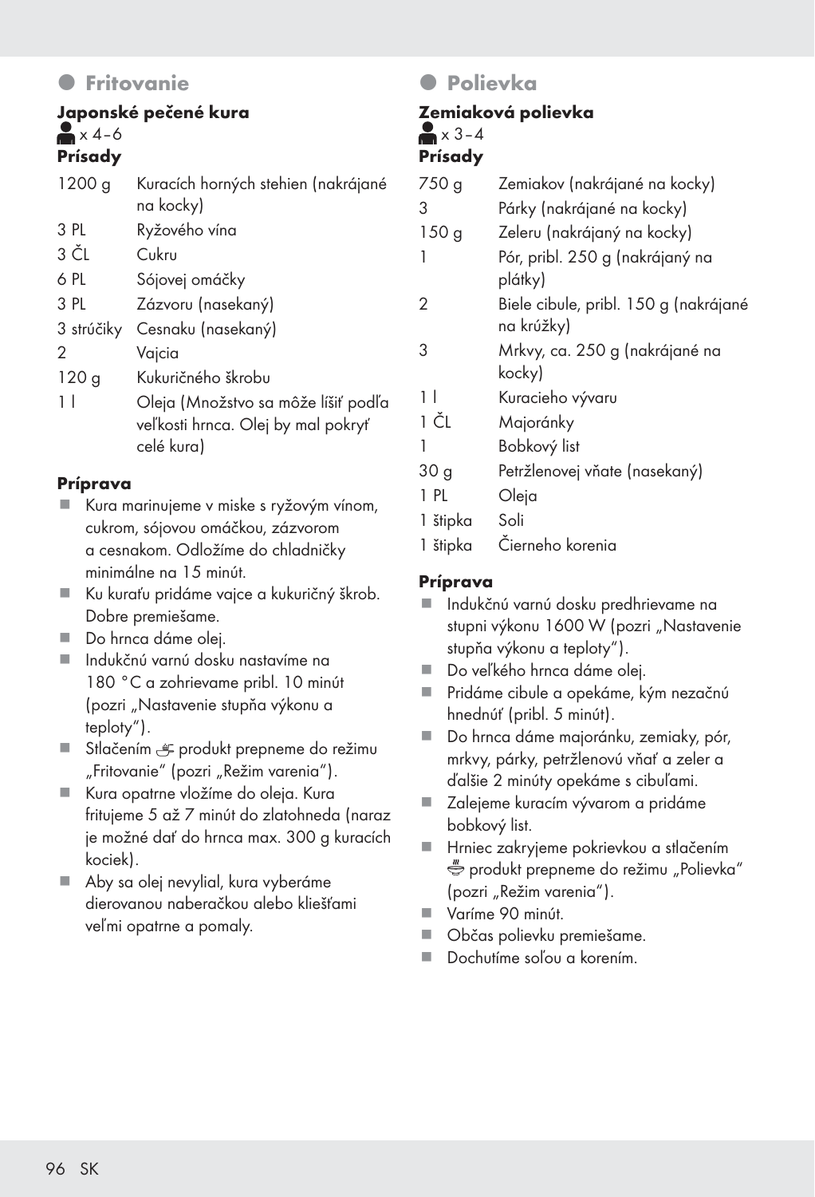## Fritovanie

### Japonské pečené kura

x 4–6

**Prísady**

| | |
|---|---|
| 1200 g | Kuracích horných stehien (nakrájané na kocky) |
| 3 PL | Ryžového vína |
| 3 ČL | Cukru |
| 6 PL | Sójovej omáčky |
| 3 PL | Zázvoru (nasekaný) |
| 3 strúčiky | Cesnaku (nasekaný) |
| 2 | Vajcia |
| 120 g | Kukuričného škrobu |
| 1 l | Oleja (Množstvo sa môže líšiť podľa veľkosti hrnca. Olej by mal pokryť celé kura) |

**Príprava**

- Kura marinujeme v miske s ryžovým vínom, cukrom, sójovou omáčkou, zázvorom a cesnakom. Odložíme do chladničky minimálne na 15 minút.
- Ku kuraťu pridáme vajce a kukuričný škrob. Dobre premiešame.
- Do hrnca dáme olej.
- Indukčnú varnú dosku nastavíme na 180 °C a zohrievame pribl. 10 minút (pozri „Nastavenie stupňa výkonu a teploty“).
- Stlačením produkt prepneme do režimu „Fritovanie“ (pozri „Režim varenia“).
- Kura opatrne vložíme do oleja. Kura fritujeme 5 až 7 minút do zlatohneda (naraz je možné dať do hrnca max. 300 g kuracích kociek).
- Aby sa olej nevylial, kura vyberáme dierovanou naberačkou alebo kliešťami veľmi opatrne a pomaly.

## Polievka

### Zemiaková polievka

x 3–4

**Prísady**

| | |
|---|---|
| 750 g | Zemiakov (nakrájané na kocky) |
| 3 | Párky (nakrájané na kocky) |
| 150 g | Zeleru (nakrájaný na kocky) |
| 1 | Pór, pribl. 250 g (nakrájaný na plátky) |
| 2 | Biele cibule, pribl. 150 g (nakrájané na krúžky) |
| 3 | Mrkvy, ca. 250 g (nakrájané na kocky) |
| 1 l | Kuracieho vývaru |
| 1 ČL | Majoránky |
| 1 | Bobkový list |
| 30 g | Petržlenovej vňate (nasekaný) |
| 1 PL | Oleja |
| 1 štipka | Soli |
| 1 štipka | Čierneho korenia |

**Príprava**

- Indukčnú varnú dosku predhrievame na stupni výkonu 1600 W (pozri „Nastavenie stupňa výkonu a teploty“).
- Do veľkého hrnca dáme olej.
- Pridáme cibule a opekáme, kým nezačnú hnednúť (pribl. 5 minút).
- Do hrnca dáme majoránku, zemiaky, pór, mrkvy, párky, petržlenovú vňať a zeler a ďalšie 2 minúty opekáme s cibuľami.
- Zalejeme kuracím vývarom a pridáme bobkový list.
- Hrniec zakryjeme pokrievkou a stlačením produkt prepneme do režimu „Polievka“ (pozri „Režim varenia“).
- Varíme 90 minút.
- Občas polievku premiešame.
- Dochutíme soľou a korením.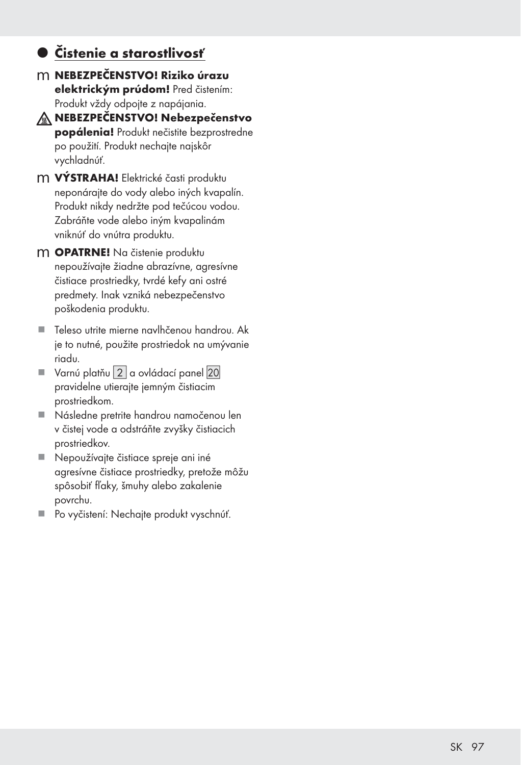## Čistenie a starostlivosť

m **NEBEZPEČENSTVO! Riziko úrazu elektrickým prúdom!** Pred čistením: Produkt vždy odpojte z napájania.

**NEBEZPEČENSTVO! Nebezpečenstvo popálenia!** Produkt nečistite bezprostredne po použití. Produkt nechajte najskôr vychladnúť.

m **VÝSTRAHA!** Elektrické časti produktu neponárajte do vody alebo iných kvapalín. Produkt nikdy nedržte pod tečúcou vodou. Zabráňte vode alebo iným kvapalinám vniknúť do vnútra produktu.

m **OPATRNE!** Na čistenie produktu nepoužívajte žiadne abrazívne, agresívne čistiace prostriedky, tvrdé kefy ani ostré predmety. Inak vzniká nebezpečenstvo poškodenia produktu.

- Teleso utrite mierne navlhčenou handrou. Ak je to nutné, použite prostriedok na umývanie riadu.
- Varnú platňu 2 a ovládací panel 20 pravidelne utierajte jemným čistiacim prostriedkom.
- Následne pretrite handrou namočenou len v čistej vode a odstráňte zvyšky čistiacich prostriedkov.
- Nepoužívajte čistiace spreje ani iné agresívne čistiace prostriedky, pretože môžu spôsobiť fľaky, šmuhy alebo zakalenie povrchu.
- Po vyčistení: Nechajte produkt vyschnúť.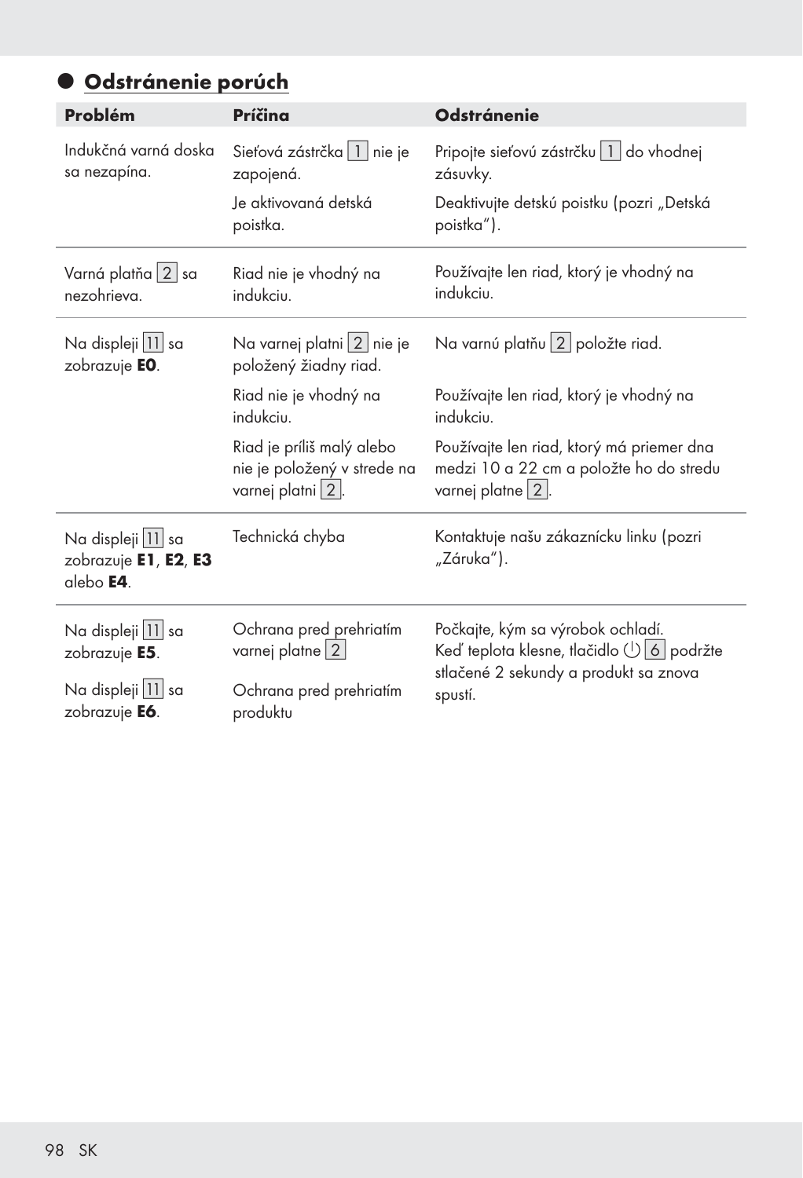## Odstránenie porúch

| Problém | Príčina | Odstránenie |
|---|---|---|
| Indukčná varná doska sa nezapína. | Sieťová zástrčka 1 nie je zapojená. | Pripojte sieťovú zástrčku 1 do vhodnej zásuvky. |
| | Je aktivovaná detská poistka. | Deaktivujte detskú poistku (pozri „Detská poistka“). |
| Varná platňa 2 sa nezohrieva. | Riad nie je vhodný na indukciu. | Používajte len riad, ktorý je vhodný na indukciu. |
| Na displeji 11 sa zobrazuje **E0**. | Na varnej platni 2 nie je položený žiadny riad. | Na varnú platňu 2 položte riad. |
| | Riad nie je vhodný na indukciu. | Používajte len riad, ktorý je vhodný na indukciu. |
| | Riad je príliš malý alebo nie je položený v strede na varnej platni 2. | Používajte len riad, ktorý má priemer dna medzi 10 a 22 cm a položte ho do stredu varnej platne 2. |
| Na displeji 11 sa zobrazuje **E1**, **E2**, **E3** alebo **E4**. | Technická chyba | Kontaktuje našu zákaznícku linku (pozri „Záruka“). |
| Na displeji 11 sa zobrazuje **E5**. | Ochrana pred prehriatím varnej platne 2 | Počkajte, kým sa výrobok ochladí. Keď teplota klesne, tlačidlo ⏻ 6 podržte stlačené 2 sekundy a produkt sa znova spustí. |
| Na displeji 11 sa zobrazuje **E6**. | Ochrana pred prehriatím produktu | |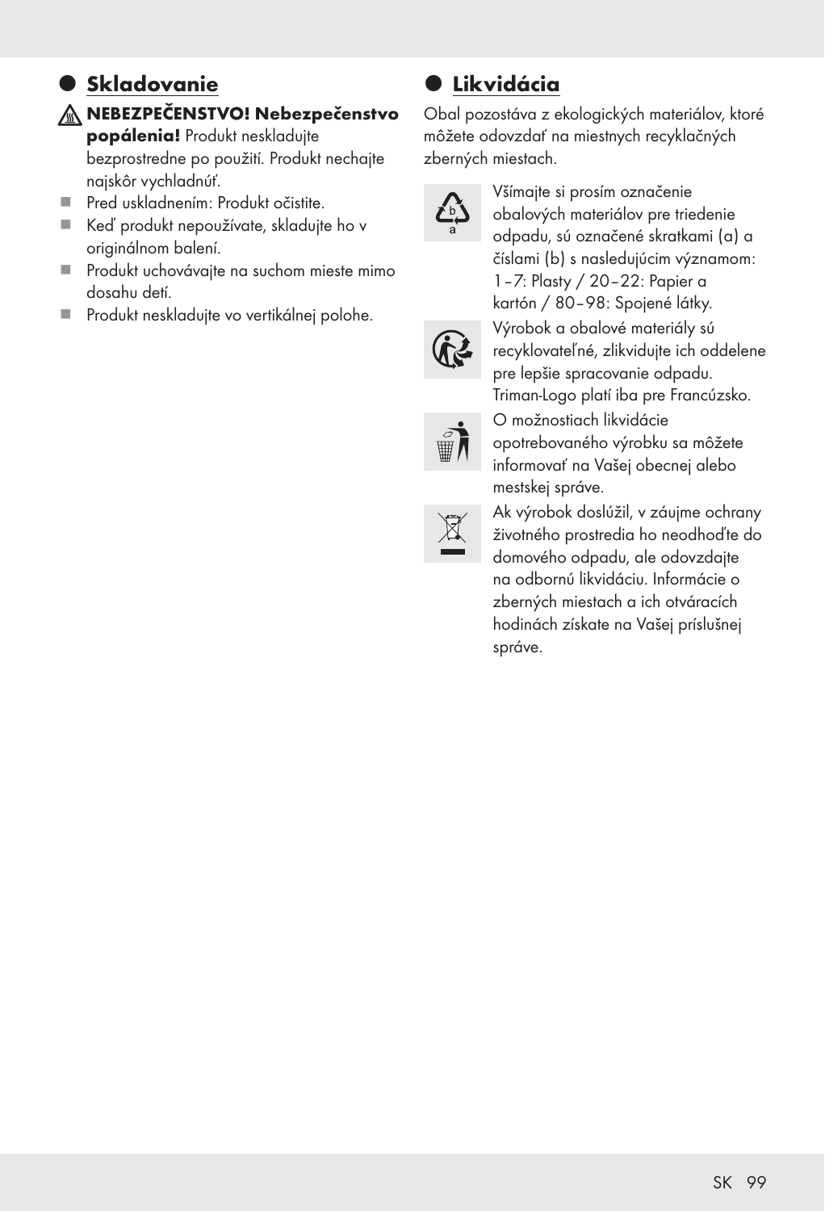## Skladovanie

⚠ **NEBEZPEČENSTVO! Nebezpečenstvo popálenia!** Produkt neskladujte bezprostredne po použití. Produkt nechajte najskôr vychladnúť.

- Pred uskladnením: Produkt očistite.
- Keď produkt nepoužívate, skladujte ho v originálnom balení.
- Produkt uchovávajte na suchom mieste mimo dosahu detí.
- Produkt neskladujte vo vertikálnej polohe.

## Likvidácia

Obal pozostáva z ekologických materiálov, ktoré môžete odovzdať na miestnych recyklačných zberných miestach.

Všímajte si prosím označenie obalových materiálov pre triedenie odpadu, sú označené skratkami (a) a číslami (b) s nasledujúcim významom: 1–7: Plasty / 20–22: Papier a kartón / 80–98: Spojené látky.

Výrobok a obalové materiály sú recyklovateľné, zlikvidujte ich oddelene pre lepšie spracovanie odpadu. Triman-Logo platí iba pre Francúzsko.

O možnostiach likvidácie opotrebovaného výrobku sa môžete informovať na Vašej obecnej alebo mestskej správe.

Ak výrobok doslúžil, v záujme ochrany životného prostredia ho neodhoďte do domového odpadu, ale odovzdajte na odbornú likvidáciu. Informácie o zberných miestach a ich otváracích hodinách získate na Vašej príslušnej správe.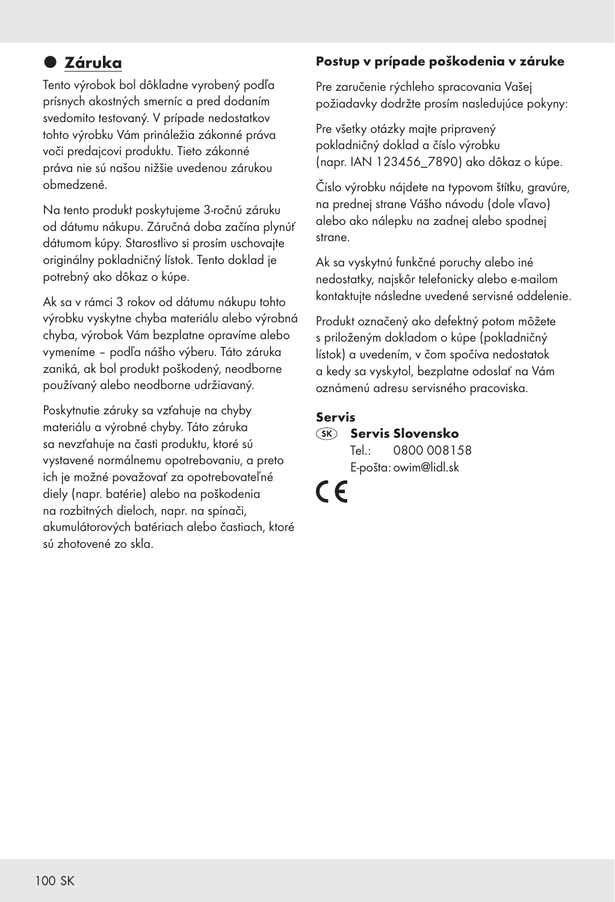## Záruka

Tento výrobok bol dôkladne vyrobený podľa prísnych akostných smerníc a pred dodaním svedomito testovaný. V prípade nedostatkov tohto výrobku Vám prináležia zákonné práva voči predajcovi produktu. Tieto zákonné práva nie sú našou nižšie uvedenou zárukou obmedzené.

Na tento produkt poskytujeme 3-ročnú záruku od dátumu nákupu. Záručná doba začína plynúť dátumom kúpy. Starostlivo si prosím uschovajte originálny pokladničný lístok. Tento doklad je potrebný ako dôkaz o kúpe.

Ak sa v rámci 3 rokov od dátumu nákupu tohto výrobku vyskytne chyba materiálu alebo výrobná chyba, výrobok Vám bezplatne opravíme alebo vymeníme – podľa nášho výberu. Táto záruka zaniká, ak bol produkt poškodený, neodborne používaný alebo neodborne udržiavaný.

Poskytnutie záruky sa vzťahuje na chyby materiálu a výrobné chyby. Táto záruka sa nevzťahuje na časti produktu, ktoré sú vystavené normálnemu opotrebovaniu, a preto ich je možné považovať za opotrebovateľné diely (napr. batérie) alebo na poškodenia na rozbitných dieloch, napr. na spínači, akumulátorových batériach alebo častiach, ktoré sú zhotovené zo skla.

**Postup v prípade poškodenia v záruke**

Pre zaručenie rýchleho spracovania Vašej požiadavky dodržte prosím nasledujúce pokyny:

Pre všetky otázky majte pripravený pokladničný doklad a číslo výrobku (napr. IAN 123456_7890) ako dôkaz o kúpe.

Číslo výrobku nájdete na typovom štítku, gravúre, na prednej strane Vášho návodu (dole vľavo) alebo ako nálepku na zadnej alebo spodnej strane.

Ak sa vyskytnú funkčné poruchy alebo iné nedostatky, najskôr telefonicky alebo e-mailom kontaktujte následne uvedené servisné oddelenie.

Produkt označený ako defektný potom môžete s priloženým dokladom o kúpe (pokladničný lístok) a uvedením, v čom spočíva nedostatok a kedy sa vyskytol, bezplatne odoslať na Vám oznámenú adresu servisného pracoviska.

**Servis**

(SK) **Servis Slovensko**
Tel.: 0800 008158
E-pošta: owim@lidl.sk

CE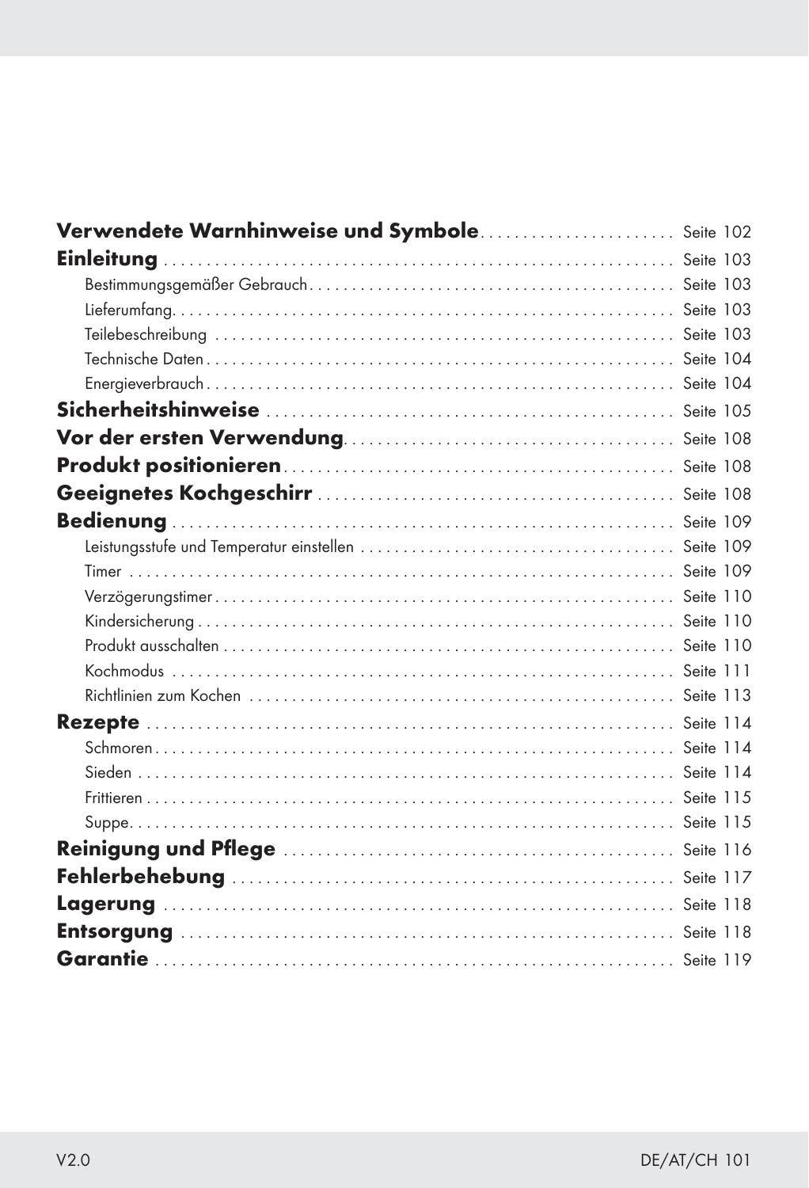| | |
|---|---|
| **Verwendete Warnhinweise und Symbole** | Seite 102 |
| **Einleitung** | Seite 103 |
| Bestimmungsgemäßer Gebrauch | Seite 103 |
| Lieferumfang | Seite 103 |
| Teilebeschreibung | Seite 103 |
| Technische Daten | Seite 104 |
| Energieverbrauch | Seite 104 |
| **Sicherheitshinweise** | Seite 105 |
| **Vor der ersten Verwendung** | Seite 108 |
| **Produkt positionieren** | Seite 108 |
| **Geeignetes Kochgeschirr** | Seite 108 |
| **Bedienung** | Seite 109 |
| Leistungsstufe und Temperatur einstellen | Seite 109 |
| Timer | Seite 109 |
| Verzögerungstimer | Seite 110 |
| Kindersicherung | Seite 110 |
| Produkt ausschalten | Seite 110 |
| Kochmodus | Seite 111 |
| Richtlinien zum Kochen | Seite 113 |
| **Rezepte** | Seite 114 |
| Schmoren | Seite 114 |
| Sieden | Seite 114 |
| Frittieren | Seite 115 |
| Suppe | Seite 115 |
| **Reinigung und Pflege** | Seite 116 |
| **Fehlerbehebung** | Seite 117 |
| **Lagerung** | Seite 118 |
| **Entsorgung** | Seite 118 |
| **Garantie** | Seite 119 |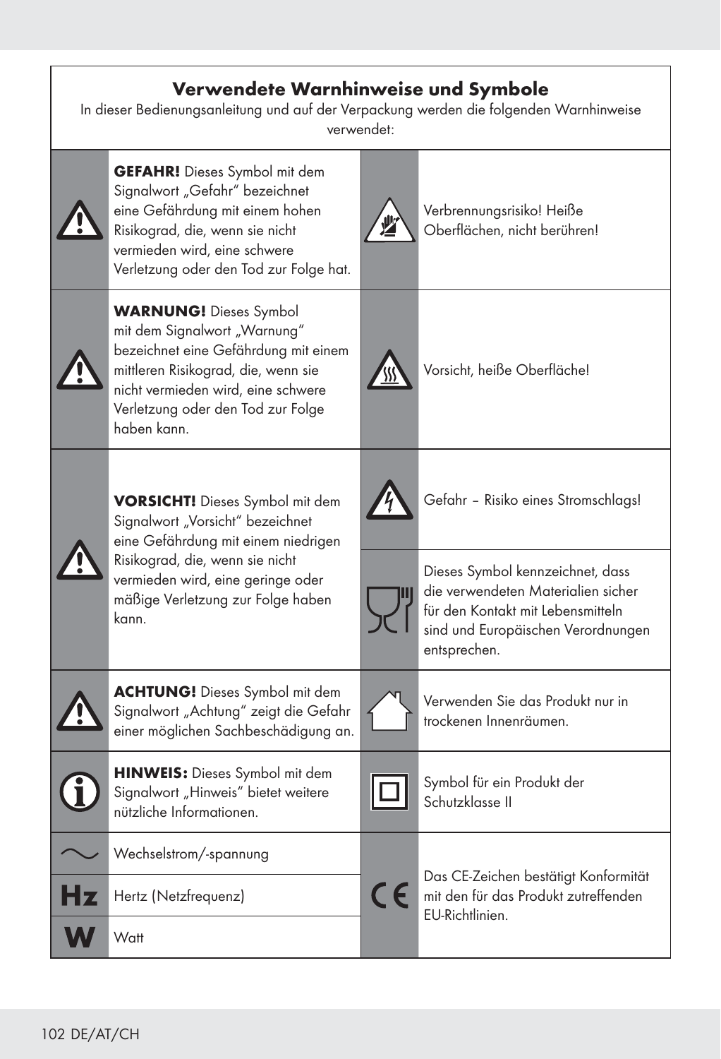## Verwendete Warnhinweise und Symbole

In dieser Bedienungsanleitung und auf der Verpackung werden die folgenden Warnhinweise verwendet:

| Symbol | Beschreibung | Symbol | Beschreibung |
|---|---|---|---|
| ⚠ | **GEFAHR!** Dieses Symbol mit dem Signalwort „Gefahr" bezeichnet eine Gefährdung mit einem hohen Risikograd, die, wenn sie nicht vermieden wird, eine schwere Verletzung oder den Tod zur Folge hat. | | Verbrennungsrisiko! Heiße Oberflächen, nicht berühren! |
| ⚠ | **WARNUNG!** Dieses Symbol mit dem Signalwort „Warnung" bezeichnet eine Gefährdung mit einem mittleren Risikograd, die, wenn sie nicht vermieden wird, eine schwere Verletzung oder den Tod zur Folge haben kann. | | Vorsicht, heiße Oberfläche! |
| ⚠ | **VORSICHT!** Dieses Symbol mit dem Signalwort „Vorsicht" bezeichnet eine Gefährdung mit einem niedrigen Risikograd, die, wenn sie nicht vermieden wird, eine geringe oder mäßige Verletzung zur Folge haben kann. | | Gefahr – Risiko eines Stromschlags! |
| | | | Dieses Symbol kennzeichnet, dass die verwendeten Materialien sicher für den Kontakt mit Lebensmitteln sind und Europäischen Verordnungen entsprechen. |
| ⚠ | **ACHTUNG!** Dieses Symbol mit dem Signalwort „Achtung" zeigt die Gefahr einer möglichen Sachbeschädigung an. | | Verwenden Sie das Produkt nur in trockenen Innenräumen. |
| ⓘ | **HINWEIS:** Dieses Symbol mit dem Signalwort „Hinweis" bietet weitere nützliche Informationen. | | Symbol für ein Produkt der Schutzklasse II |
| ∼ | Wechselstrom/-spannung | CE | Das CE-Zeichen bestätigt Konformität mit den für das Produkt zutreffenden EU-Richtlinien. |
| Hz | Hertz (Netzfrequenz) | | |
| W | Watt | | |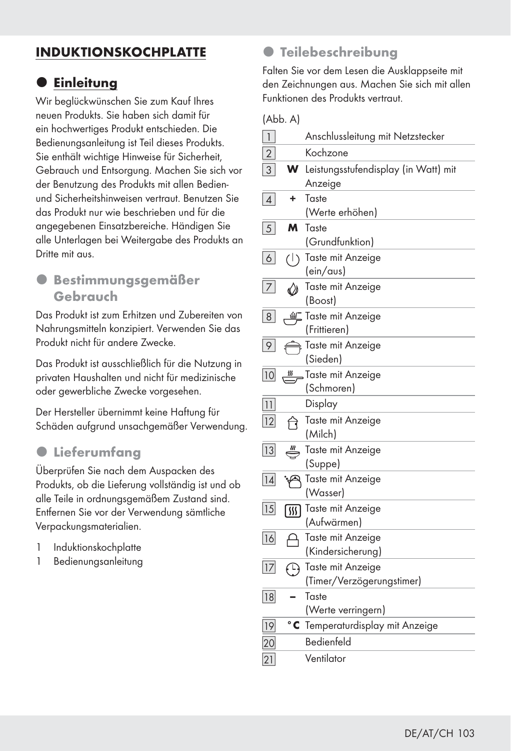# INDUKTIONSKOCHPLATTE

## Einleitung

Wir beglückwünschen Sie zum Kauf Ihres neuen Produkts. Sie haben sich damit für ein hochwertiges Produkt entschieden. Die Bedienungsanleitung ist Teil dieses Produkts. Sie enthält wichtige Hinweise für Sicherheit, Gebrauch und Entsorgung. Machen Sie sich vor der Benutzung des Produkts mit allen Bedien- und Sicherheitshinweisen vertraut. Benutzen Sie das Produkt nur wie beschrieben und für die angegebenen Einsatzbereiche. Händigen Sie alle Unterlagen bei Weitergabe des Produkts an Dritte mit aus.

## Bestimmungsgemäßer Gebrauch

Das Produkt ist zum Erhitzen und Zubereiten von Nahrungsmitteln konzipiert. Verwenden Sie das Produkt nicht für andere Zwecke.

Das Produkt ist ausschließlich für die Nutzung in privaten Haushalten und nicht für medizinische oder gewerbliche Zwecke vorgesehen.

Der Hersteller übernimmt keine Haftung für Schäden aufgrund unsachgemäßer Verwendung.

## Lieferumfang

Überprüfen Sie nach dem Auspacken des Produkts, ob die Lieferung vollständig ist und ob alle Teile in ordnungsgemäßem Zustand sind. Entfernen Sie vor der Verwendung sämtliche Verpackungsmaterialien.

1 Induktionskochplatte
1 Bedienungsanleitung

## Teilebeschreibung

Falten Sie vor dem Lesen die Ausklappseite mit den Zeichnungen aus. Machen Sie sich mit allen Funktionen des Produkts vertraut.

(Abb. A)

| Nr. | Symbol | Beschreibung |
|---|---|---|
| 1 | | Anschlussleitung mit Netzstecker |
| 2 | | Kochzone |
| 3 | **W** | Leistungsstufendisplay (in Watt) mit Anzeige |
| 4 | **+** | Taste (Werte erhöhen) |
| 5 | **M** | Taste (Grundfunktion) |
| 6 | | Taste mit Anzeige (ein/aus) |
| 7 | | Taste mit Anzeige (Boost) |
| 8 | | Taste mit Anzeige (Frittieren) |
| 9 | | Taste mit Anzeige (Sieden) |
| 10 | | Taste mit Anzeige (Schmoren) |
| 11 | | Display |
| 12 | | Taste mit Anzeige (Milch) |
| 13 | | Taste mit Anzeige (Suppe) |
| 14 | | Taste mit Anzeige (Wasser) |
| 15 | | Taste mit Anzeige (Aufwärmen) |
| 16 | | Taste mit Anzeige (Kindersicherung) |
| 17 | | Taste mit Anzeige (Timer/Verzögerungstimer) |
| 18 | **–** | Taste (Werte verringern) |
| 19 | **°C** | Temperaturdisplay mit Anzeige |
| 20 | | Bedienfeld |
| 21 | | Ventilator |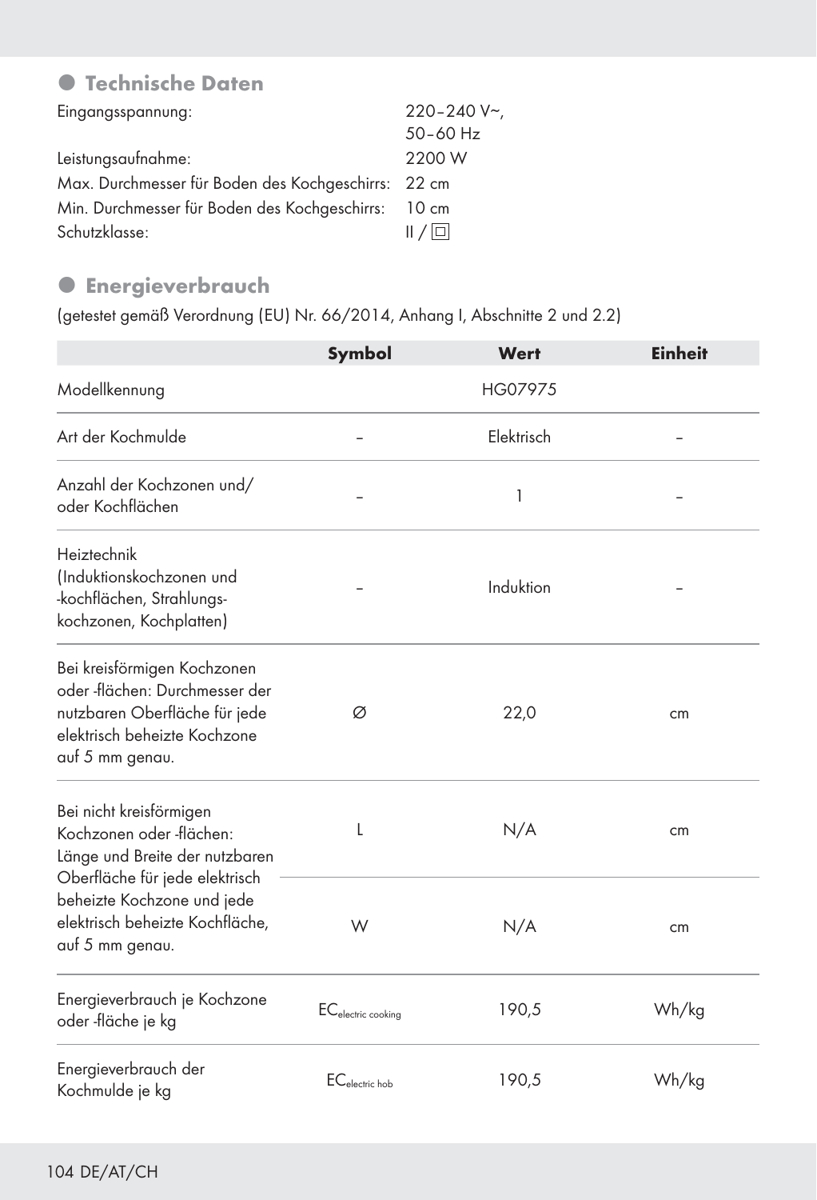## Technische Daten

Eingangsspannung: 220–240 V∼, 50–60 Hz

Leistungsaufnahme: 2200 W

Max. Durchmesser für Boden des Kochgeschirrs: 22 cm

Min. Durchmesser für Boden des Kochgeschirrs: 10 cm

Schutzklasse: II / ⧈

## Energieverbrauch

(getestet gemäß Verordnung (EU) Nr. 66/2014, Anhang I, Abschnitte 2 und 2.2)

| | Symbol | Wert | Einheit |
|---|---|---|---|
| Modellkennung | | HG07975 | |
| Art der Kochmulde | – | Elektrisch | – |
| Anzahl der Kochzonen und/ oder Kochflächen | – | 1 | – |
| Heiztechnik (Induktionskochzonen und -kochflächen, Strahlungs-kochzonen, Kochplatten) | – | Induktion | – |
| Bei kreisförmigen Kochzonen oder -flächen: Durchmesser der nutzbaren Oberfläche für jede elektrisch beheizte Kochzone auf 5 mm genau. | Ø | 22,0 | cm |
| Bei nicht kreisförmigen Kochzonen oder -flächen: Länge und Breite der nutzbaren Oberfläche für jede elektrisch beheizte Kochzone und jede elektrisch beheizte Kochfläche, auf 5 mm genau. | L | N/A | cm |
| | W | N/A | cm |
| Energieverbrauch je Kochzone oder -fläche je kg | $EC_{electric\ cooking}$ | 190,5 | Wh/kg |
| Energieverbrauch der Kochmulde je kg | $EC_{electric\ hob}$ | 190,5 | Wh/kg |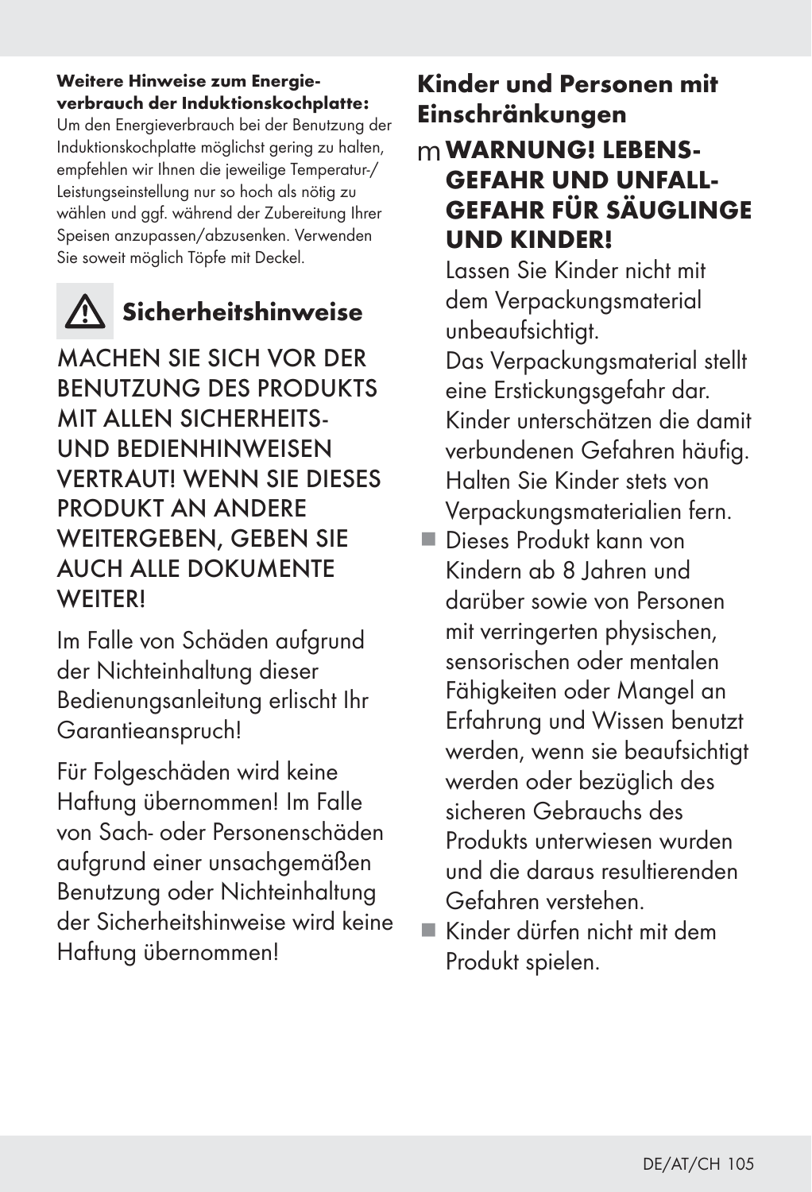**Weitere Hinweise zum Energieverbrauch der Induktionskochplatte:**
Um den Energieverbrauch bei der Benutzung der Induktionskochplatte möglichst gering zu halten, empfehlen wir Ihnen die jeweilige Temperatur-/Leistungseinstellung nur so hoch als nötig zu wählen und ggf. während der Zubereitung Ihrer Speisen anzupassen/abzusenken. Verwenden Sie soweit möglich Töpfe mit Deckel.

## Sicherheitshinweise

MACHEN SIE SICH VOR DER BENUTZUNG DES PRODUKTS MIT ALLEN SICHERHEITS- UND BEDIENHINWEISEN VERTRAUT! WENN SIE DIESES PRODUKT AN ANDERE WEITERGEBEN, GEBEN SIE AUCH ALLE DOKUMENTE WEITER!

Im Falle von Schäden aufgrund der Nichteinhaltung dieser Bedienungsanleitung erlischt Ihr Garantieanspruch!

Für Folgeschäden wird keine Haftung übernommen! Im Falle von Sach- oder Personenschäden aufgrund einer unsachgemäßen Benutzung oder Nichteinhaltung der Sicherheitshinweise wird keine Haftung übernommen!

### Kinder und Personen mit Einschränkungen

**WARNUNG! LEBENSGEFAHR UND UNFALLGEFAHR FÜR SÄUGLINGE UND KINDER!**
Lassen Sie Kinder nicht mit dem Verpackungsmaterial unbeaufsichtigt.
Das Verpackungsmaterial stellt eine Erstickungsgefahr dar. Kinder unterschätzen die damit verbundenen Gefahren häufig. Halten Sie Kinder stets von Verpackungsmaterialien fern.

- Dieses Produkt kann von Kindern ab 8 Jahren und darüber sowie von Personen mit verringerten physischen, sensorischen oder mentalen Fähigkeiten oder Mangel an Erfahrung und Wissen benutzt werden, wenn sie beaufsichtigt werden oder bezüglich des sicheren Gebrauchs des Produkts unterwiesen wurden und die daraus resultierenden Gefahren verstehen.
- Kinder dürfen nicht mit dem Produkt spielen.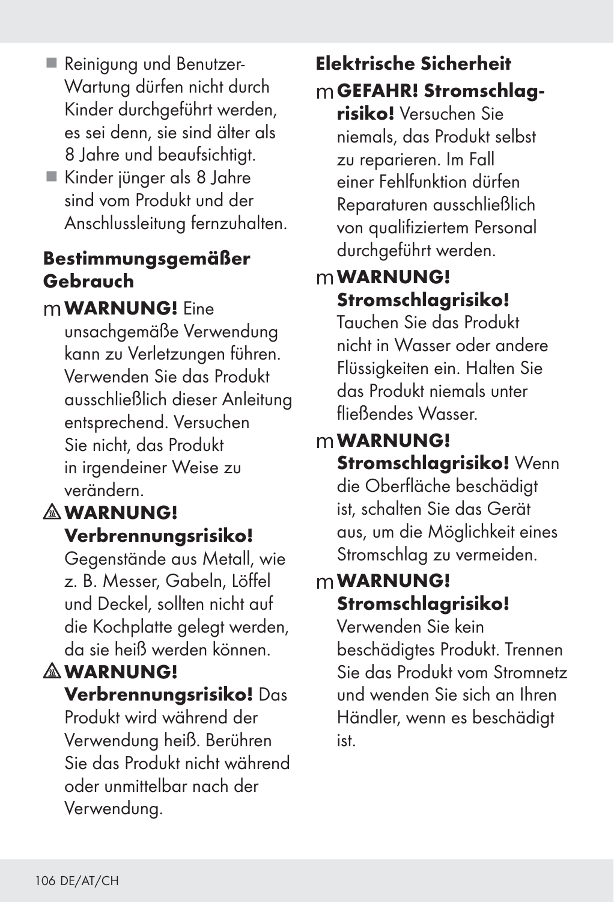- Reinigung und Benutzer-Wartung dürfen nicht durch Kinder durchgeführt werden, es sei denn, sie sind älter als 8 Jahre und beaufsichtigt.
- Kinder jünger als 8 Jahre sind vom Produkt und der Anschlussleitung fernzuhalten.

## Bestimmungsgemäßer Gebrauch

m **WARNUNG!** Eine unsachgemäße Verwendung kann zu Verletzungen führen. Verwenden Sie das Produkt ausschließlich dieser Anleitung entsprechend. Versuchen Sie nicht, das Produkt in irgendeiner Weise zu verändern.

⚠ **WARNUNG! Verbrennungsrisiko!** Gegenstände aus Metall, wie z. B. Messer, Gabeln, Löffel und Deckel, sollten nicht auf die Kochplatte gelegt werden, da sie heiß werden können.

⚠ **WARNUNG! Verbrennungsrisiko!** Das Produkt wird während der Verwendung heiß. Berühren Sie das Produkt nicht während oder unmittelbar nach der Verwendung.

## Elektrische Sicherheit

m **GEFAHR! Stromschlagrisiko!** Versuchen Sie niemals, das Produkt selbst zu reparieren. Im Fall einer Fehlfunktion dürfen Reparaturen ausschließlich von qualifiziertem Personal durchgeführt werden.

m **WARNUNG! Stromschlagrisiko!** Tauchen Sie das Produkt nicht in Wasser oder andere Flüssigkeiten ein. Halten Sie das Produkt niemals unter fließendes Wasser.

m **WARNUNG! Stromschlagrisiko!** Wenn die Oberfläche beschädigt ist, schalten Sie das Gerät aus, um die Möglichkeit eines Stromschlag zu vermeiden.

m **WARNUNG! Stromschlagrisiko!** Verwenden Sie kein beschädigtes Produkt. Trennen Sie das Produkt vom Stromnetz und wenden Sie sich an Ihren Händler, wenn es beschädigt ist.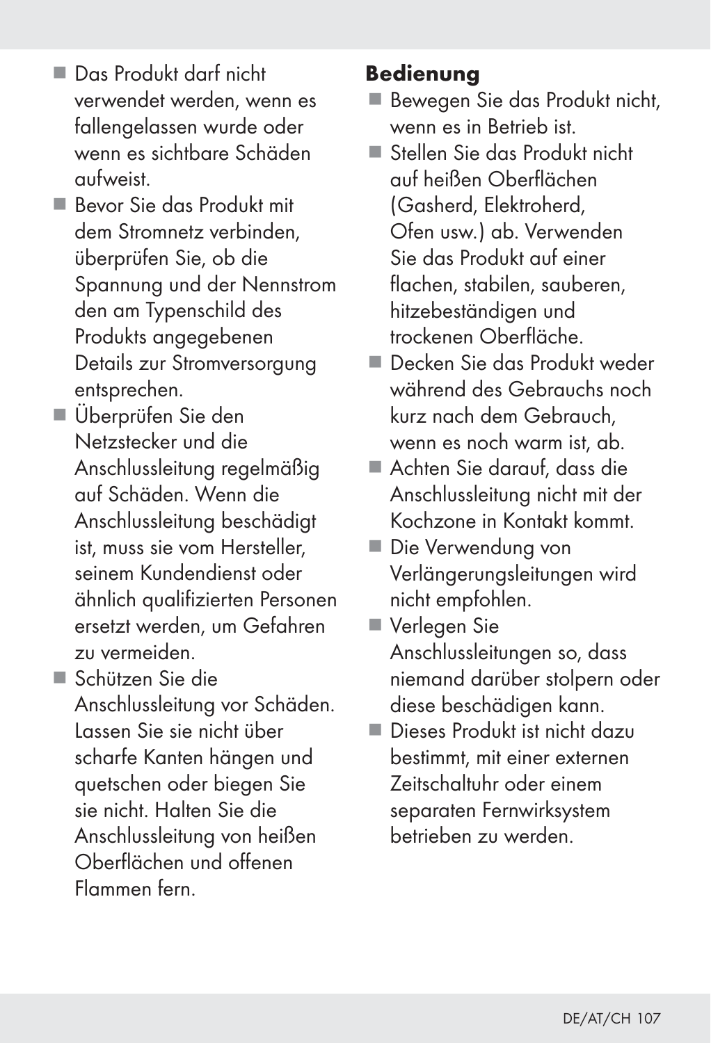- Das Produkt darf nicht verwendet werden, wenn es fallengelassen wurde oder wenn es sichtbare Schäden aufweist.
- Bevor Sie das Produkt mit dem Stromnetz verbinden, überprüfen Sie, ob die Spannung und der Nennstrom den am Typenschild des Produkts angegebenen Details zur Stromversorgung entsprechen.
- Überprüfen Sie den Netzstecker und die Anschlussleitung regelmäßig auf Schäden. Wenn die Anschlussleitung beschädigt ist, muss sie vom Hersteller, seinem Kundendienst oder ähnlich qualifizierten Personen ersetzt werden, um Gefahren zu vermeiden.
- Schützen Sie die Anschlussleitung vor Schäden. Lassen Sie sie nicht über scharfe Kanten hängen und quetschen oder biegen Sie sie nicht. Halten Sie die Anschlussleitung von heißen Oberflächen und offenen Flammen fern.

**Bedienung**

- Bewegen Sie das Produkt nicht, wenn es in Betrieb ist.
- Stellen Sie das Produkt nicht auf heißen Oberflächen (Gasherd, Elektroherd, Ofen usw.) ab. Verwenden Sie das Produkt auf einer flachen, stabilen, sauberen, hitzebeständigen und trockenen Oberfläche.
- Decken Sie das Produkt weder während des Gebrauchs noch kurz nach dem Gebrauch, wenn es noch warm ist, ab.
- Achten Sie darauf, dass die Anschlussleitung nicht mit der Kochzone in Kontakt kommt.
- Die Verwendung von Verlängerungsleitungen wird nicht empfohlen.
- Verlegen Sie Anschlussleitungen so, dass niemand darüber stolpern oder diese beschädigen kann.
- Dieses Produkt ist nicht dazu bestimmt, mit einer externen Zeitschaltuhr oder einem separaten Fernwirksystem betrieben zu werden.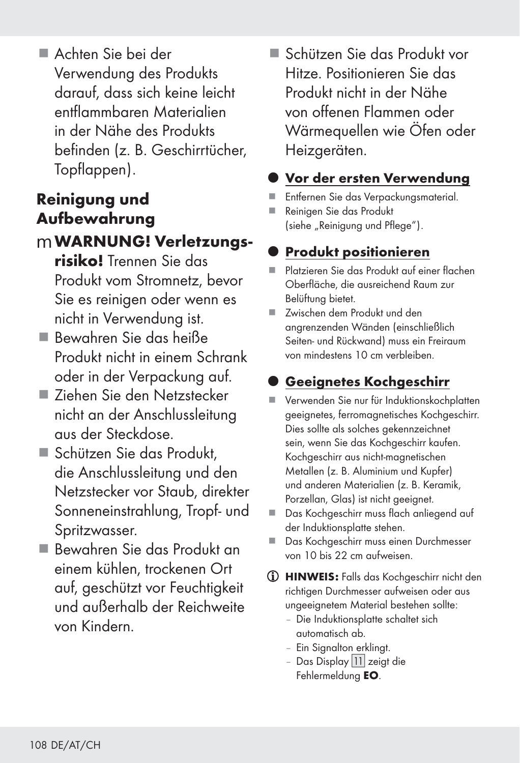- Achten Sie bei der Verwendung des Produkts darauf, dass sich keine leicht entflammbaren Materialien in der Nähe des Produkts befinden (z. B. Geschirrtücher, Topflappen).

## Reinigung und Aufbewahrung

m **WARNUNG! Verletzungsrisiko!** Trennen Sie das Produkt vom Stromnetz, bevor Sie es reinigen oder wenn es nicht in Verwendung ist.

- Bewahren Sie das heiße Produkt nicht in einem Schrank oder in der Verpackung auf.
- Ziehen Sie den Netzstecker nicht an der Anschlussleitung aus der Steckdose.
- Schützen Sie das Produkt, die Anschlussleitung und den Netzstecker vor Staub, direkter Sonneneinstrahlung, Tropf- und Spritzwasser.
- Bewahren Sie das Produkt an einem kühlen, trockenen Ort auf, geschützt vor Feuchtigkeit und außerhalb der Reichweite von Kindern.
- Schützen Sie das Produkt vor Hitze. Positionieren Sie das Produkt nicht in der Nähe von offenen Flammen oder Wärmequellen wie Öfen oder Heizgeräten.

## Vor der ersten Verwendung

- Entfernen Sie das Verpackungsmaterial.
- Reinigen Sie das Produkt (siehe „Reinigung und Pflege").

## Produkt positionieren

- Platzieren Sie das Produkt auf einer flachen Oberfläche, die ausreichend Raum zur Belüftung bietet.
- Zwischen dem Produkt und den angrenzenden Wänden (einschließlich Seiten- und Rückwand) muss ein Freiraum von mindestens 10 cm verbleiben.

## Geeignetes Kochgeschirr

- Verwenden Sie nur für Induktionskochplatten geeignetes, ferromagnetisches Kochgeschirr. Dies sollte als solches gekennzeichnet sein, wenn Sie das Kochgeschirr kaufen. Kochgeschirr aus nicht-magnetischen Metallen (z. B. Aluminium und Kupfer) und anderen Materialien (z. B. Keramik, Porzellan, Glas) ist nicht geeignet.
- Das Kochgeschirr muss flach anliegend auf der Induktionsplatte stehen.
- Das Kochgeschirr muss einen Durchmesser von 10 bis 22 cm aufweisen.

**HINWEIS:** Falls das Kochgeschirr nicht den richtigen Durchmesser aufweisen oder aus ungeeignetem Material bestehen sollte:

- Die Induktionsplatte schaltet sich automatisch ab.
- Ein Signalton erklingt.
- Das Display 11 zeigt die Fehlermeldung **EO**.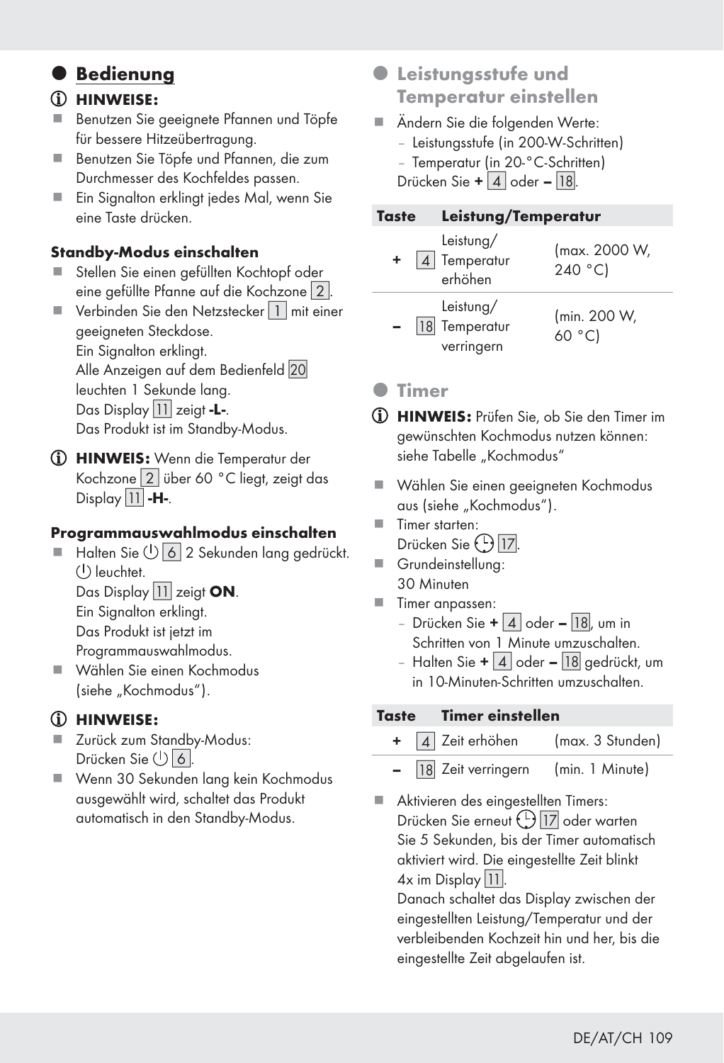## Bedienung

**HINWEISE:**

- Benutzen Sie geeignete Pfannen und Töpfe für bessere Hitzeübertragung.
- Benutzen Sie Töpfe und Pfannen, die zum Durchmesser des Kochfeldes passen.
- Ein Signalton erklingt jedes Mal, wenn Sie eine Taste drücken.

### Standby-Modus einschalten

- Stellen Sie einen gefüllten Kochtopf oder eine gefüllte Pfanne auf die Kochzone 2.
- Verbinden Sie den Netzstecker 1 mit einer geeigneten Steckdose.
  Ein Signalton erklingt.
  Alle Anzeigen auf dem Bedienfeld 20 leuchten 1 Sekunde lang.
  Das Display 11 zeigt **-L-**.
  Das Produkt ist im Standby-Modus.

**HINWEIS:** Wenn die Temperatur der Kochzone 2 über 60 °C liegt, zeigt das Display 11 **-H-**.

### Programmauswahlmodus einschalten

- Halten Sie ⏻ 6 2 Sekunden lang gedrückt.
  ⏻ leuchtet.
  Das Display 11 zeigt **ON**.
  Ein Signalton erklingt.
  Das Produkt ist jetzt im Programmauswahlmodus.
- Wählen Sie einen Kochmodus (siehe „Kochmodus").

**HINWEISE:**

- Zurück zum Standby-Modus:
  Drücken Sie ⏻ 6.
- Wenn 30 Sekunden lang kein Kochmodus ausgewählt wird, schaltet das Produkt automatisch in den Standby-Modus.

## Leistungsstufe und Temperatur einstellen

- Ändern Sie die folgenden Werte:
  - Leistungsstufe (in 200-W-Schritten)
  - Temperatur (in 20-°C-Schritten)

  Drücken Sie **+** 4 oder **–** 18.

| Taste | | Leistung/Temperatur | |
|---|---|---|---|
| **+** | 4 | Leistung/ Temperatur erhöhen | (max. 2000 W, 240 °C) |
| **–** | 18 | Leistung/ Temperatur verringern | (min. 200 W, 60 °C) |

## Timer

**HINWEIS:** Prüfen Sie, ob Sie den Timer im gewünschten Kochmodus nutzen können: siehe Tabelle „Kochmodus"

- Wählen Sie einen geeigneten Kochmodus aus (siehe „Kochmodus").
- Timer starten:
  Drücken Sie ⏲ 17.
- Grundeinstellung:
  30 Minuten
- Timer anpassen:
  - Drücken Sie **+** 4 oder **–** 18, um in Schritten von 1 Minute umzuschalten.
  - Halten Sie **+** 4 oder **–** 18 gedrückt, um in 10-Minuten-Schritten umzuschalten.

| Taste | | Timer einstellen | |
|---|---|---|---|
| **+** | 4 | Zeit erhöhen | (max. 3 Stunden) |
| **–** | 18 | Zeit verringern | (min. 1 Minute) |

- Aktivieren des eingestellten Timers:
  Drücken Sie erneut ⏲ 17 oder warten Sie 5 Sekunden, bis der Timer automatisch aktiviert wird. Die eingestellte Zeit blinkt 4x im Display 11.
  Danach schaltet das Display zwischen der eingestellten Leistung/Temperatur und der verbleibenden Kochzeit hin und her, bis die eingestellte Zeit abgelaufen ist.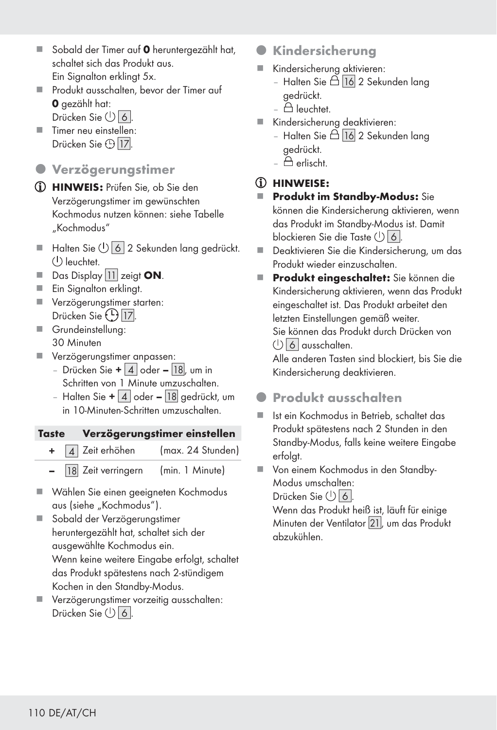- Sobald der Timer auf **0** heruntergezählt hat, schaltet sich das Produkt aus. Ein Signalton erklingt 5x.
- Produkt ausschalten, bevor der Timer auf **0** gezählt hat: Drücken Sie ⏻ 6.
- Timer neu einstellen: Drücken Sie ⏲ 17.

## Verzögerungstimer

ⓘ **HINWEIS:** Prüfen Sie, ob Sie den Verzögerungstimer im gewünschten Kochmodus nutzen können: siehe Tabelle „Kochmodus"

- Halten Sie ⏻ 6 2 Sekunden lang gedrückt. ⏻ leuchtet.
- Das Display 11 zeigt **ON**.
- Ein Signalton erklingt.
- Verzögerungstimer starten: Drücken Sie ⏲ 17.
- Grundeinstellung: 30 Minuten
- Verzögerungstimer anpassen:
  - Drücken Sie **+** 4 oder **–** 18, um in Schritten von 1 Minute umzuschalten.
  - Halten Sie **+** 4 oder **–** 18 gedrückt, um in 10-Minuten-Schritten umzuschalten.

| Taste | | Verzögerungstimer einstellen | |
|---|---|---|---|
| + | 4 | Zeit erhöhen | (max. 24 Stunden) |
| – | 18 | Zeit verringern | (min. 1 Minute) |

- Wählen Sie einen geeigneten Kochmodus aus (siehe „Kochmodus").
- Sobald der Verzögerungstimer heruntergezählt hat, schaltet sich der ausgewählte Kochmodus ein. Wenn keine weitere Eingabe erfolgt, schaltet das Produkt spätestens nach 2-stündigem Kochen in den Standby-Modus.
- Verzögerungstimer vorzeitig ausschalten: Drücken Sie ⏻ 6.

## Kindersicherung

- Kindersicherung aktivieren:
  - Halten Sie 🔒 16 2 Sekunden lang gedrückt.
  - 🔒 leuchtet.
- Kindersicherung deaktivieren:
  - Halten Sie 🔒 16 2 Sekunden lang gedrückt.
  - 🔒 erlischt.

ⓘ **HINWEISE:**

- **Produkt im Standby-Modus:** Sie können die Kindersicherung aktivieren, wenn das Produkt im Standby-Modus ist. Damit blockieren Sie die Taste ⏻ 6.
- Deaktivieren Sie die Kindersicherung, um das Produkt wieder einzuschalten.
- **Produkt eingeschaltet:** Sie können die Kindersicherung aktivieren, wenn das Produkt eingeschaltet ist. Das Produkt arbeitet den letzten Einstellungen gemäß weiter. Sie können das Produkt durch Drücken von ⏻ 6 ausschalten. Alle anderen Tasten sind blockiert, bis Sie die Kindersicherung deaktivieren.

## Produkt ausschalten

- Ist ein Kochmodus in Betrieb, schaltet das Produkt spätestens nach 2 Stunden in den Standby-Modus, falls keine weitere Eingabe erfolgt.
- Von einem Kochmodus in den Standby-Modus umschalten: Drücken Sie ⏻ 6. Wenn das Produkt heiß ist, läuft für einige Minuten der Ventilator 21, um das Produkt abzukühlen.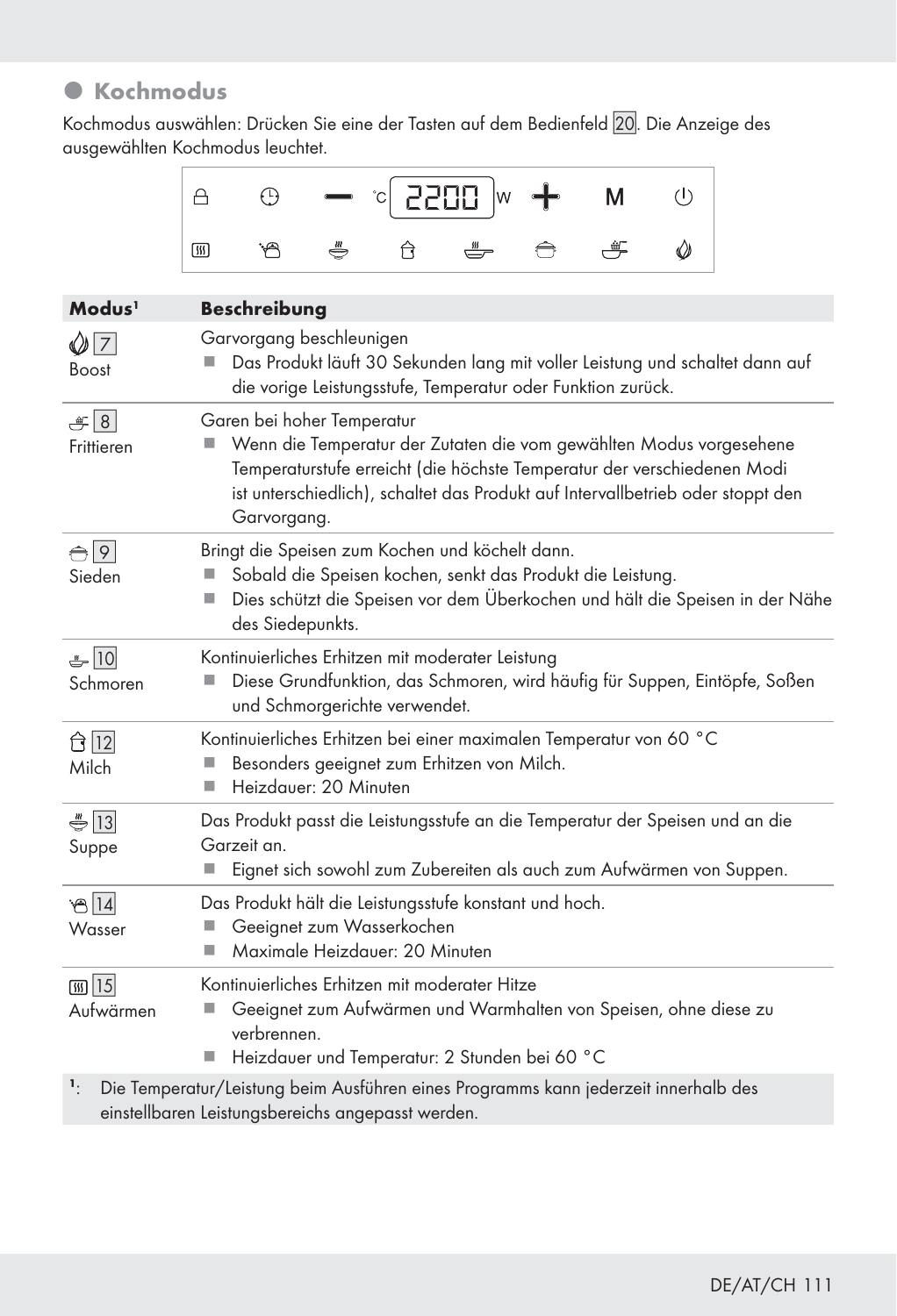## Kochmodus

Kochmodus auswählen: Drücken Sie eine der Tasten auf dem Bedienfeld 20. Die Anzeige des ausgewählten Kochmodus leuchtet.

| Modus[1] | Beschreibung |
|---|---|
| 7 Boost | Garvorgang beschleunigen<br>■ Das Produkt läuft 30 Sekunden lang mit voller Leistung und schaltet dann auf die vorige Leistungsstufe, Temperatur oder Funktion zurück. |
| 8 Frittieren | Garen bei hoher Temperatur<br>■ Wenn die Temperatur der Zutaten die vom gewählten Modus vorgesehene Temperaturstufe erreicht (die höchste Temperatur der verschiedenen Modi ist unterschiedlich), schaltet das Produkt auf Intervallbetrieb oder stoppt den Garvorgang. |
| 9 Sieden | Bringt die Speisen zum Kochen und köchelt dann.<br>■ Sobald die Speisen kochen, senkt das Produkt die Leistung.<br>■ Dies schützt die Speisen vor dem Überkochen und hält die Speisen in der Nähe des Siedepunkts. |
| 10 Schmoren | Kontinuierliches Erhitzen mit moderater Leistung<br>■ Diese Grundfunktion, das Schmoren, wird häufig für Suppen, Eintöpfe, Soßen und Schmorgerichte verwendet. |
| 12 Milch | Kontinuierliches Erhitzen bei einer maximalen Temperatur von 60 °C<br>■ Besonders geeignet zum Erhitzen von Milch.<br>■ Heizdauer: 20 Minuten |
| 13 Suppe | Das Produkt passt die Leistungsstufe an die Temperatur der Speisen und an die Garzeit an.<br>■ Eignet sich sowohl zum Zubereiten als auch zum Aufwärmen von Suppen. |
| 14 Wasser | Das Produkt hält die Leistungsstufe konstant und hoch.<br>■ Geeignet zum Wasserkochen<br>■ Maximale Heizdauer: 20 Minuten |
| 15 Aufwärmen | Kontinuierliches Erhitzen mit moderater Hitze<br>■ Geeignet zum Aufwärmen und Warmhalten von Speisen, ohne diese zu verbrennen.<br>■ Heizdauer und Temperatur: 2 Stunden bei 60 °C |

[1]: Die Temperatur/Leistung beim Ausführen eines Programms kann jederzeit innerhalb des einstellbaren Leistungsbereichs angepasst werden.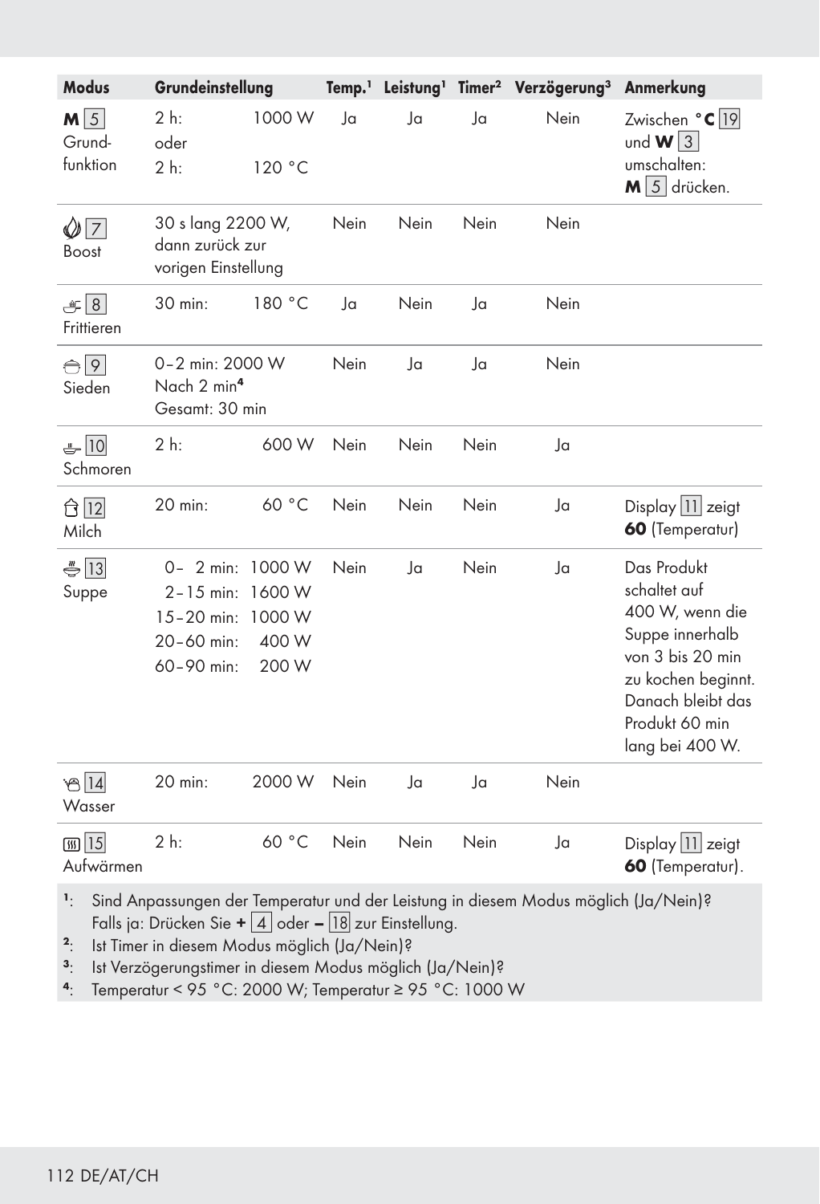| Modus | Grundeinstellung | | Temp.[1] | Leistung[1] | Timer[2] | Verzögerung[3] | Anmerkung |
|---|---|---|---|---|---|---|---|
| **M** 5 Grundfunktion | 2 h: oder 2 h: | 1000 W 120 °C | Ja | Ja | Ja | Nein | Zwischen **°C** 19 und **W** 3 umschalten: **M** 5 drücken. |
| 7 Boost | 30 s lang 2200 W, dann zurück zur vorigen Einstellung | | Nein | Nein | Nein | Nein | |
| 8 Frittieren | 30 min: | 180 °C | Ja | Nein | Ja | Nein | |
| 9 Sieden | 0–2 min: 2000 W Nach 2 min[4] Gesamt: 30 min | | Nein | Ja | Ja | Nein | |
| 10 Schmoren | 2 h: | 600 W | Nein | Nein | Nein | Ja | |
| 12 Milch | 20 min: | 60 °C | Nein | Nein | Nein | Ja | Display 11 zeigt **60** (Temperatur) |
| 13 Suppe | 0– 2 min: 2–15 min: 15–20 min: 20–60 min: 60–90 min: | 1000 W 1600 W 1000 W 400 W 200 W | Nein | Ja | Nein | Ja | Das Produkt schaltet auf 400 W, wenn die Suppe innerhalb von 3 bis 20 min zu kochen beginnt. Danach bleibt das Produkt 60 min lang bei 400 W. |
| 14 Wasser | 20 min: | 2000 W | Nein | Ja | Ja | Nein | |
| 15 Aufwärmen | 2 h: | 60 °C | Nein | Nein | Nein | Ja | Display 11 zeigt **60** (Temperatur). |

[1]: Sind Anpassungen der Temperatur und der Leistung in diesem Modus möglich (Ja/Nein)? Falls ja: Drücken Sie **+** 4 oder **–** 18 zur Einstellung.
[2]: Ist Timer in diesem Modus möglich (Ja/Nein)?
[3]: Ist Verzögerungstimer in diesem Modus möglich (Ja/Nein)?
[4]: Temperatur < 95 °C: 2000 W; Temperatur ≥ 95 °C: 1000 W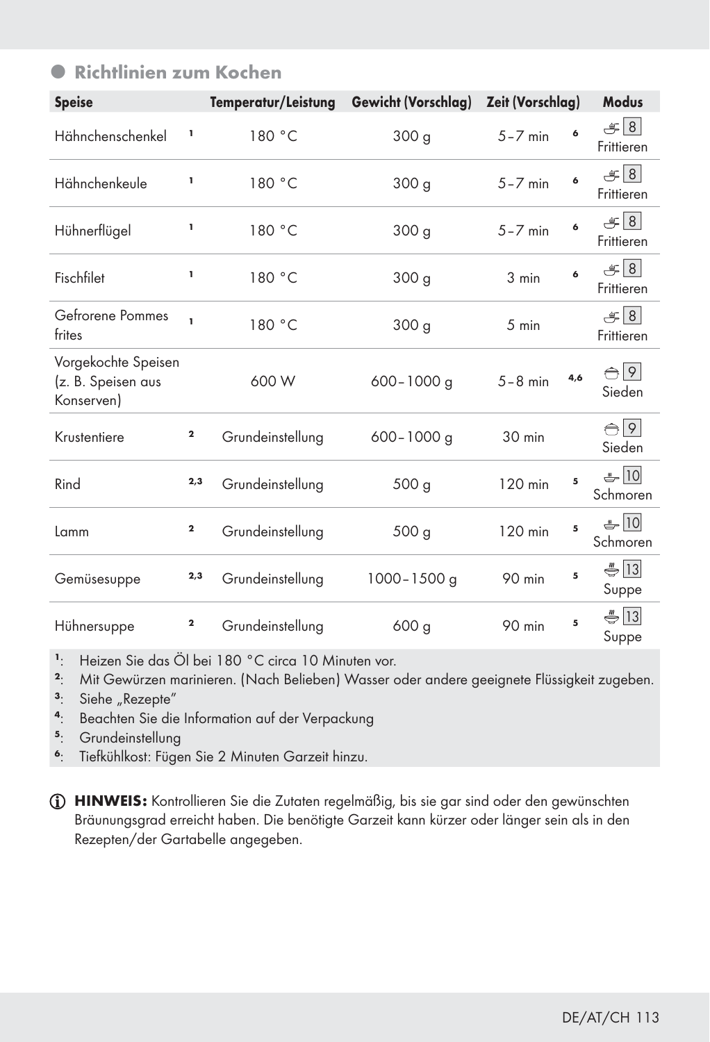## Richtlinien zum Kochen

| Speise | | Temperatur/Leistung | Gewicht (Vorschlag) | Zeit (Vorschlag) | | Modus |
|---|---|---|---|---|---|---|
| Hähnchenschenkel | [1] | 180 °C | 300 g | 5 – 7 min | [6] | 8 Frittieren |
| Hähnchenkeule | [1] | 180 °C | 300 g | 5 – 7 min | [6] | 8 Frittieren |
| Hühnerflügel | [1] | 180 °C | 300 g | 5 – 7 min | [6] | 8 Frittieren |
| Fischfilet | [1] | 180 °C | 300 g | 3 min | [6] | 8 Frittieren |
| Gefrorene Pommes frites | [1] | 180 °C | 300 g | 5 min | | 8 Frittieren |
| Vorgekochte Speisen (z. B. Speisen aus Konserven) | | 600 W | 600 – 1000 g | 5 – 8 min | [4,6] | 9 Sieden |
| Krustentiere | [2] | Grundeinstellung | 600 – 1000 g | 30 min | | 9 Sieden |
| Rind | [2,3] | Grundeinstellung | 500 g | 120 min | [5] | 10 Schmoren |
| Lamm | [2] | Grundeinstellung | 500 g | 120 min | [5] | 10 Schmoren |
| Gemüsesuppe | [2,3] | Grundeinstellung | 1000 – 1500 g | 90 min | [5] | 13 Suppe |
| Hühnersuppe | [2] | Grundeinstellung | 600 g | 90 min | [5] | 13 Suppe |

[1]: Heizen Sie das Öl bei 180 °C circa 10 Minuten vor.
[2]: Mit Gewürzen marinieren. (Nach Belieben) Wasser oder andere geeignete Flüssigkeit zugeben.
[3]: Siehe „Rezepte"
[4]: Beachten Sie die Information auf der Verpackung
[5]: Grundeinstellung
[6]: Tiefkühlkost: Fügen Sie 2 Minuten Garzeit hinzu.

**HINWEIS:** Kontrollieren Sie die Zutaten regelmäßig, bis sie gar sind oder den gewünschten Bräunungsgrad erreicht haben. Die benötigte Garzeit kann kürzer oder länger sein als in den Rezepten/der Gartabelle angegeben.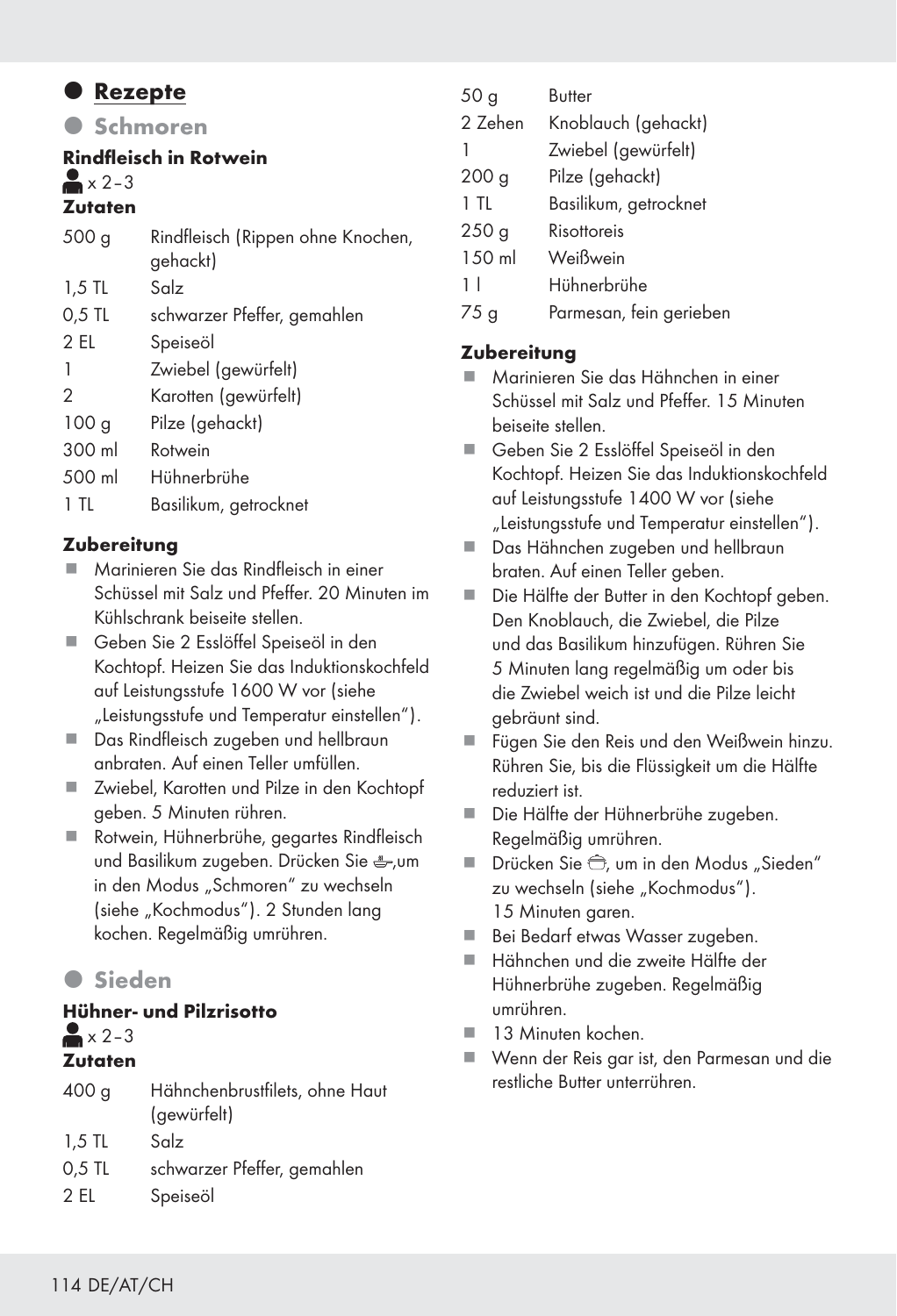# Rezepte

## Schmoren

### Rindfleisch in Rotwein

x 2–3

**Zutaten**

| | |
|---|---|
| 500 g | Rindfleisch (Rippen ohne Knochen, gehackt) |
| 1,5 TL | Salz |
| 0,5 TL | schwarzer Pfeffer, gemahlen |
| 2 EL | Speiseöl |
| 1 | Zwiebel (gewürfelt) |
| 2 | Karotten (gewürfelt) |
| 100 g | Pilze (gehackt) |
| 300 ml | Rotwein |
| 500 ml | Hühnerbrühe |
| 1 TL | Basilikum, getrocknet |

**Zubereitung**

- Marinieren Sie das Rindfleisch in einer Schüssel mit Salz und Pfeffer. 20 Minuten im Kühlschrank beiseite stellen.
- Geben Sie 2 Esslöffel Speiseöl in den Kochtopf. Heizen Sie das Induktionskochfeld auf Leistungsstufe 1600 W vor (siehe „Leistungsstufe und Temperatur einstellen").
- Das Rindfleisch zugeben und hellbraun anbraten. Auf einen Teller umfüllen.
- Zwiebel, Karotten und Pilze in den Kochtopf geben. 5 Minuten rühren.
- Rotwein, Hühnerbrühe, gegartes Rindfleisch und Basilikum zugeben. Drücken Sie ,um in den Modus „Schmoren" zu wechseln (siehe „Kochmodus"). 2 Stunden lang kochen. Regelmäßig umrühren.

## Sieden

### Hühner- und Pilzrisotto

x 2–3

**Zutaten**

| | |
|---|---|
| 400 g | Hähnchenbrustfilets, ohne Haut (gewürfelt) |
| 1,5 TL | Salz |
| 0,5 TL | schwarzer Pfeffer, gemahlen |
| 2 EL | Speiseöl |
| 50 g | Butter |
| 2 Zehen | Knoblauch (gehackt) |
| 1 | Zwiebel (gewürfelt) |
| 200 g | Pilze (gehackt) |
| 1 TL | Basilikum, getrocknet |
| 250 g | Risottoreis |
| 150 ml | Weißwein |
| 1 l | Hühnerbrühe |
| 75 g | Parmesan, fein gerieben |

**Zubereitung**

- Marinieren Sie das Hähnchen in einer Schüssel mit Salz und Pfeffer. 15 Minuten beiseite stellen.
- Geben Sie 2 Esslöffel Speiseöl in den Kochtopf. Heizen Sie das Induktionskochfeld auf Leistungsstufe 1400 W vor (siehe „Leistungsstufe und Temperatur einstellen").
- Das Hähnchen zugeben und hellbraun braten. Auf einen Teller geben.
- Die Hälfte der Butter in den Kochtopf geben. Den Knoblauch, die Zwiebel, die Pilze und das Basilikum hinzufügen. Rühren Sie 5 Minuten lang regelmäßig um oder bis die Zwiebel weich ist und die Pilze leicht gebräunt sind.
- Fügen Sie den Reis und den Weißwein hinzu. Rühren Sie, bis die Flüssigkeit um die Hälfte reduziert ist.
- Die Hälfte der Hühnerbrühe zugeben. Regelmäßig umrühren.
- Drücken Sie , um in den Modus „Sieden" zu wechseln (siehe „Kochmodus"). 15 Minuten garen.
- Bei Bedarf etwas Wasser zugeben.
- Hähnchen und die zweite Hälfte der Hühnerbrühe zugeben. Regelmäßig umrühren.
- 13 Minuten kochen.
- Wenn der Reis gar ist, den Parmesan und die restliche Butter unterrühren.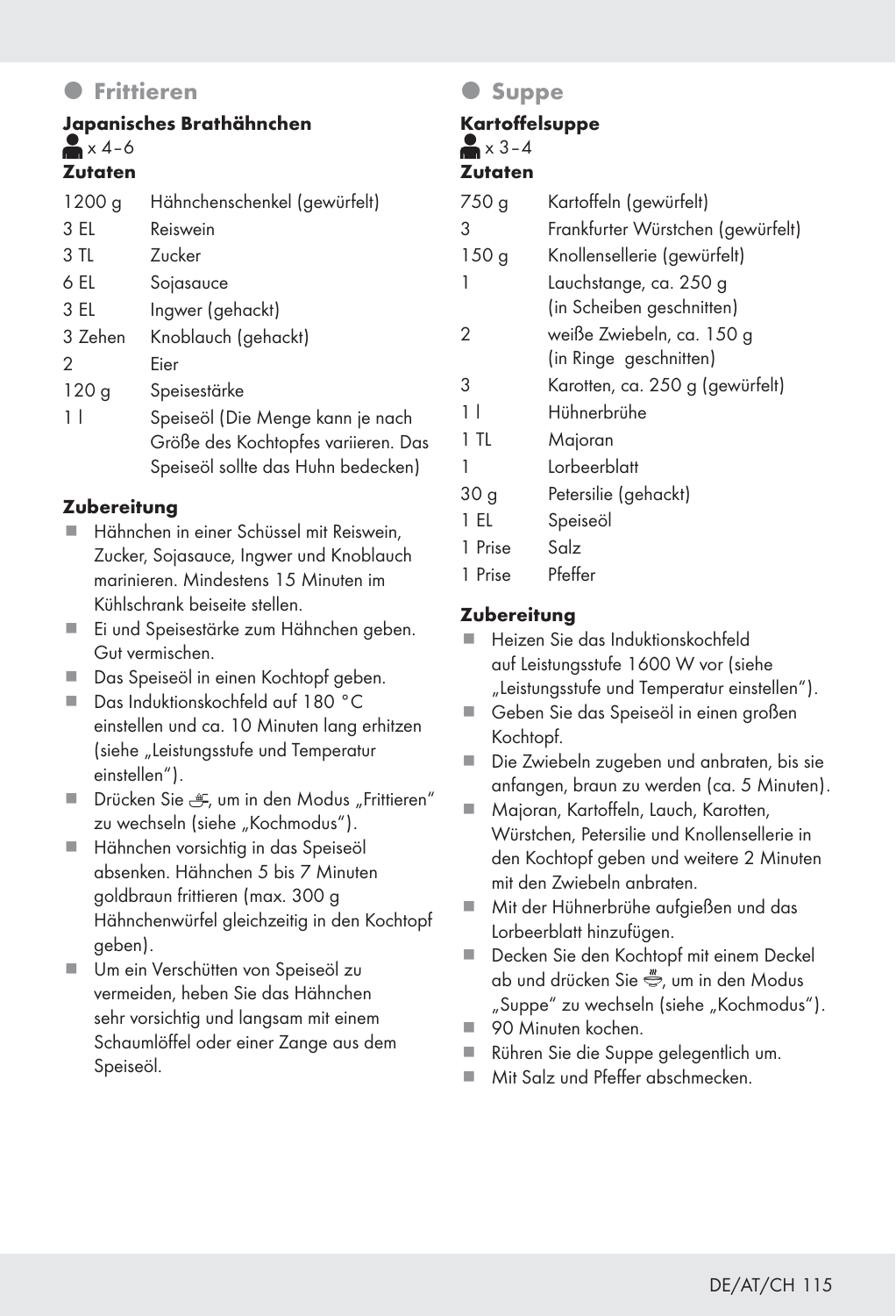## Frittieren

### Japanisches Brathähnchen

x 4–6

**Zutaten**

| | |
|---|---|
| 1200 g | Hähnchenschenkel (gewürfelt) |
| 3 EL | Reiswein |
| 3 TL | Zucker |
| 6 EL | Sojasauce |
| 3 EL | Ingwer (gehackt) |
| 3 Zehen | Knoblauch (gehackt) |
| 2 | Eier |
| 120 g | Speisestärke |
| 1 l | Speiseöl (Die Menge kann je nach Größe des Kochtopfes variieren. Das Speiseöl sollte das Huhn bedecken) |

**Zubereitung**

- Hähnchen in einer Schüssel mit Reiswein, Zucker, Sojasauce, Ingwer und Knoblauch marinieren. Mindestens 15 Minuten im Kühlschrank beiseite stellen.
- Ei und Speisestärke zum Hähnchen geben. Gut vermischen.
- Das Speiseöl in einen Kochtopf geben.
- Das Induktionskochfeld auf 180 °C einstellen und ca. 10 Minuten lang erhitzen (siehe „Leistungsstufe und Temperatur einstellen“).
- Drücken Sie , um in den Modus „Frittieren“ zu wechseln (siehe „Kochmodus“).
- Hähnchen vorsichtig in das Speiseöl absenken. Hähnchen 5 bis 7 Minuten goldbraun frittieren (max. 300 g Hähnchenwürfel gleichzeitig in den Kochtopf geben).
- Um ein Verschütten von Speiseöl zu vermeiden, heben Sie das Hähnchen sehr vorsichtig und langsam mit einem Schaumlöffel oder einer Zange aus dem Speiseöl.

## Suppe

### Kartoffelsuppe

x 3–4

**Zutaten**

| | |
|---|---|
| 750 g | Kartoffeln (gewürfelt) |
| 3 | Frankfurter Würstchen (gewürfelt) |
| 150 g | Knollensellerie (gewürfelt) |
| 1 | Lauchstange, ca. 250 g (in Scheiben geschnitten) |
| 2 | weiße Zwiebeln, ca. 150 g (in Ringe geschnitten) |
| 3 | Karotten, ca. 250 g (gewürfelt) |
| 1 l | Hühnerbrühe |
| 1 TL | Majoran |
| 1 | Lorbeerblatt |
| 30 g | Petersilie (gehackt) |
| 1 EL | Speiseöl |
| 1 Prise | Salz |
| 1 Prise | Pfeffer |

**Zubereitung**

- Heizen Sie das Induktionskochfeld auf Leistungsstufe 1600 W vor (siehe „Leistungsstufe und Temperatur einstellen“).
- Geben Sie das Speiseöl in einen großen Kochtopf.
- Die Zwiebeln zugeben und anbraten, bis sie anfangen, braun zu werden (ca. 5 Minuten).
- Majoran, Kartoffeln, Lauch, Karotten, Würstchen, Petersilie und Knollensellerie in den Kochtopf geben und weitere 2 Minuten mit den Zwiebeln anbraten.
- Mit der Hühnerbrühe aufgießen und das Lorbeerblatt hinzufügen.
- Decken Sie den Kochtopf mit einem Deckel ab und drücken Sie , um in den Modus „Suppe“ zu wechseln (siehe „Kochmodus“).
- 90 Minuten kochen.
- Rühren Sie die Suppe gelegentlich um.
- Mit Salz und Pfeffer abschmecken.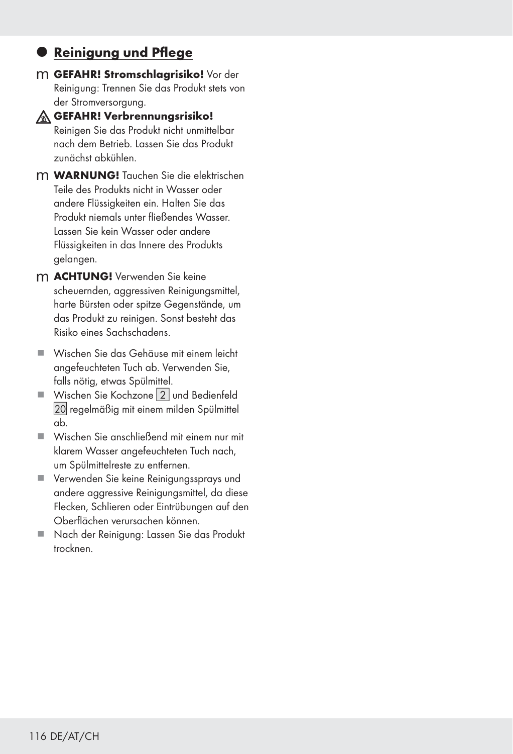## Reinigung und Pflege

m **GEFAHR! Stromschlagrisiko!** Vor der Reinigung: Trennen Sie das Produkt stets von der Stromversorgung.

**GEFAHR! Verbrennungsrisiko!** Reinigen Sie das Produkt nicht unmittelbar nach dem Betrieb. Lassen Sie das Produkt zunächst abkühlen.

m **WARNUNG!** Tauchen Sie die elektrischen Teile des Produkts nicht in Wasser oder andere Flüssigkeiten ein. Halten Sie das Produkt niemals unter fließendes Wasser. Lassen Sie kein Wasser oder andere Flüssigkeiten in das Innere des Produkts gelangen.

m **ACHTUNG!** Verwenden Sie keine scheuernden, aggressiven Reinigungsmittel, harte Bürsten oder spitze Gegenstände, um das Produkt zu reinigen. Sonst besteht das Risiko eines Sachschadens.

- Wischen Sie das Gehäuse mit einem leicht angefeuchteten Tuch ab. Verwenden Sie, falls nötig, etwas Spülmittel.
- Wischen Sie Kochzone 2 und Bedienfeld 20 regelmäßig mit einem milden Spülmittel ab.
- Wischen Sie anschließend mit einem nur mit klarem Wasser angefeuchteten Tuch nach, um Spülmittelreste zu entfernen.
- Verwenden Sie keine Reinigungssprays und andere aggressive Reinigungsmittel, da diese Flecken, Schlieren oder Eintrübungen auf den Oberflächen verursachen können.
- Nach der Reinigung: Lassen Sie das Produkt trocknen.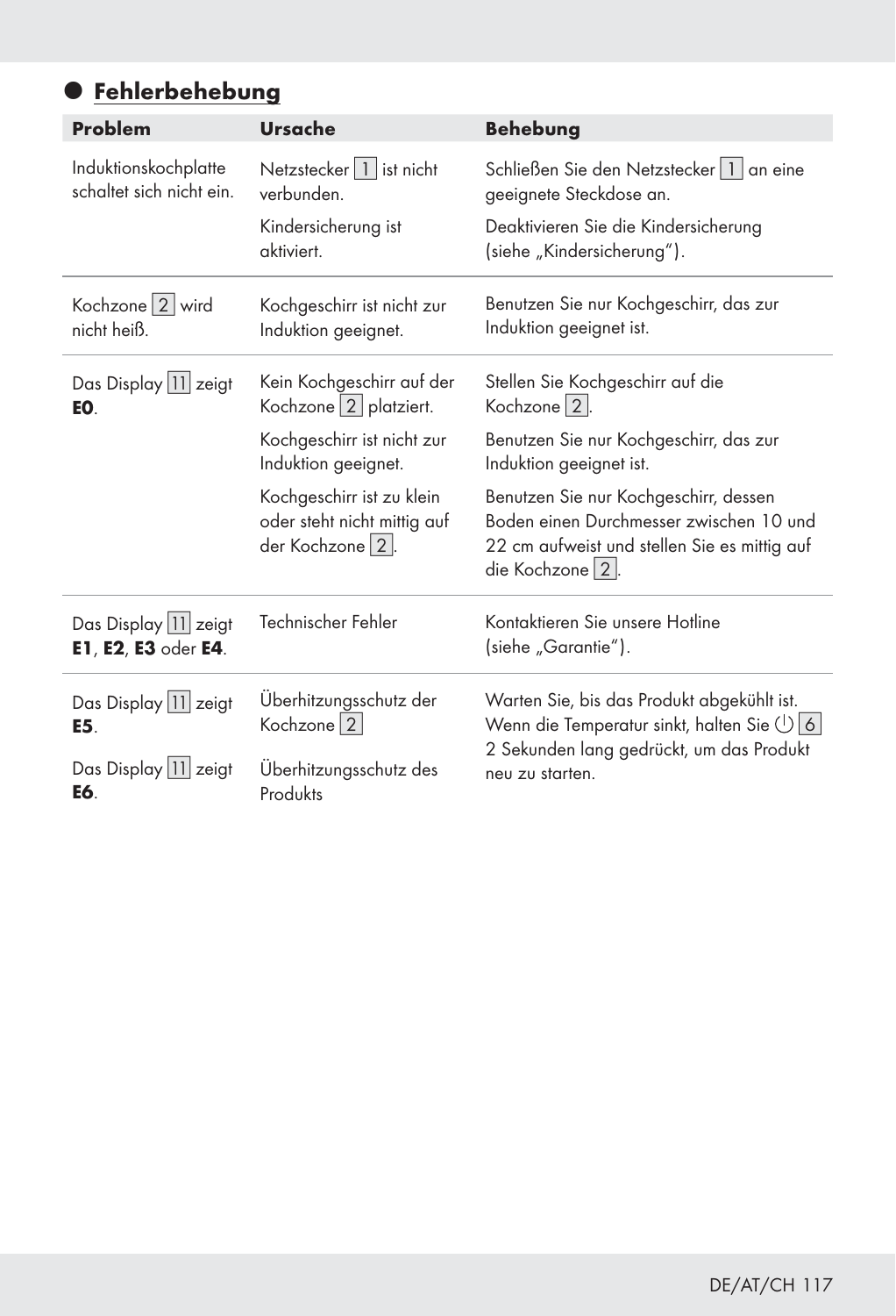## Fehlerbehebung

| Problem | Ursache | Behebung |
|---|---|---|
| Induktionskochplatte schaltet sich nicht ein. | Netzstecker 1 ist nicht verbunden. | Schließen Sie den Netzstecker 1 an eine geeignete Steckdose an. |
| | Kindersicherung ist aktiviert. | Deaktivieren Sie die Kindersicherung (siehe „Kindersicherung“). |
| Kochzone 2 wird nicht heiß. | Kochgeschirr ist nicht zur Induktion geeignet. | Benutzen Sie nur Kochgeschirr, das zur Induktion geeignet ist. |
| Das Display 11 zeigt **E0**. | Kein Kochgeschirr auf der Kochzone 2 platziert. | Stellen Sie Kochgeschirr auf die Kochzone 2. |
| | Kochgeschirr ist nicht zur Induktion geeignet. | Benutzen Sie nur Kochgeschirr, das zur Induktion geeignet ist. |
| | Kochgeschirr ist zu klein oder steht nicht mittig auf der Kochzone 2. | Benutzen Sie nur Kochgeschirr, dessen Boden einen Durchmesser zwischen 10 und 22 cm aufweist und stellen Sie es mittig auf die Kochzone 2. |
| Das Display 11 zeigt **E1**, **E2**, **E3** oder **E4**. | Technischer Fehler | Kontaktieren Sie unsere Hotline (siehe „Garantie“). |
| Das Display 11 zeigt **E5**. | Überhitzungsschutz der Kochzone 2 | Warten Sie, bis das Produkt abgekühlt ist. Wenn die Temperatur sinkt, halten Sie ⏻ 6 2 Sekunden lang gedrückt, um das Produkt neu zu starten. |
| Das Display 11 zeigt **E6**. | Überhitzungsschutz des Produkts | |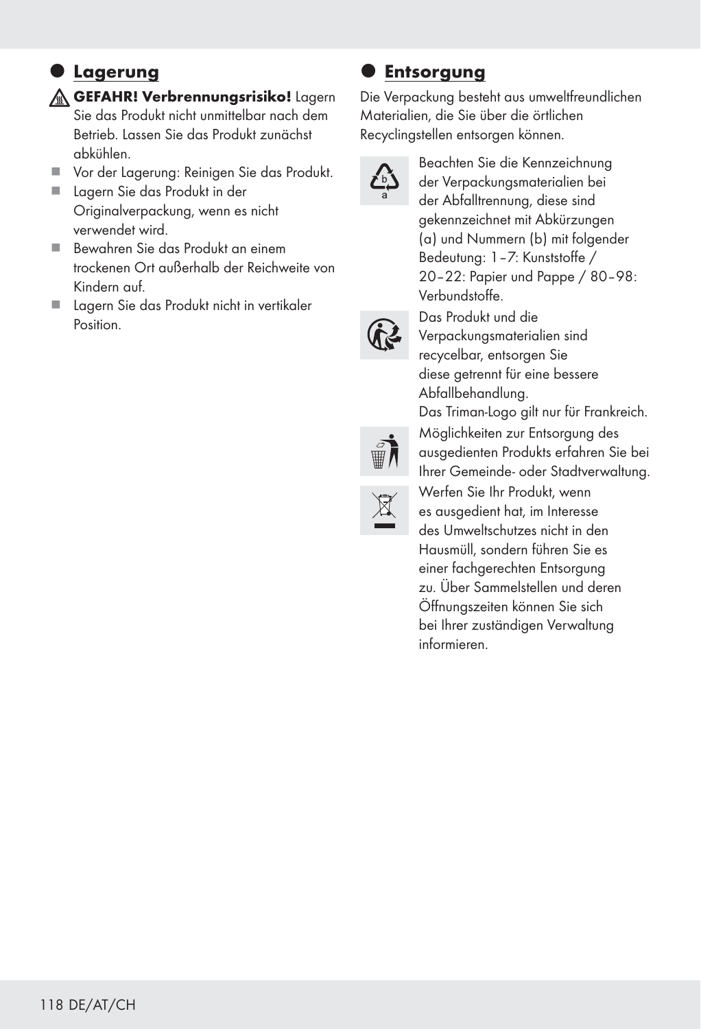## Lagerung

**GEFAHR! Verbrennungsrisiko!** Lagern Sie das Produkt nicht unmittelbar nach dem Betrieb. Lassen Sie das Produkt zunächst abkühlen.

- Vor der Lagerung: Reinigen Sie das Produkt.
- Lagern Sie das Produkt in der Originalverpackung, wenn es nicht verwendet wird.
- Bewahren Sie das Produkt an einem trockenen Ort außerhalb der Reichweite von Kindern auf.
- Lagern Sie das Produkt nicht in vertikaler Position.

## Entsorgung

Die Verpackung besteht aus umweltfreundlichen Materialien, die Sie über die örtlichen Recyclingstellen entsorgen können.

Beachten Sie die Kennzeichnung der Verpackungsmaterialien bei der Abfalltrennung, diese sind gekennzeichnet mit Abkürzungen (a) und Nummern (b) mit folgender Bedeutung: 1–7: Kunststoffe / 20–22: Papier und Pappe / 80–98: Verbundstoffe.

Das Produkt und die Verpackungsmaterialien sind recycelbar, entsorgen Sie diese getrennt für eine bessere Abfallbehandlung. Das Triman-Logo gilt nur für Frankreich.

Möglichkeiten zur Entsorgung des ausgedienten Produkts erfahren Sie bei Ihrer Gemeinde- oder Stadtverwaltung.

Werfen Sie Ihr Produkt, wenn es ausgedient hat, im Interesse des Umweltschutzes nicht in den Hausmüll, sondern führen Sie es einer fachgerechten Entsorgung zu. Über Sammelstellen und deren Öffnungszeiten können Sie sich bei Ihrer zuständigen Verwaltung informieren.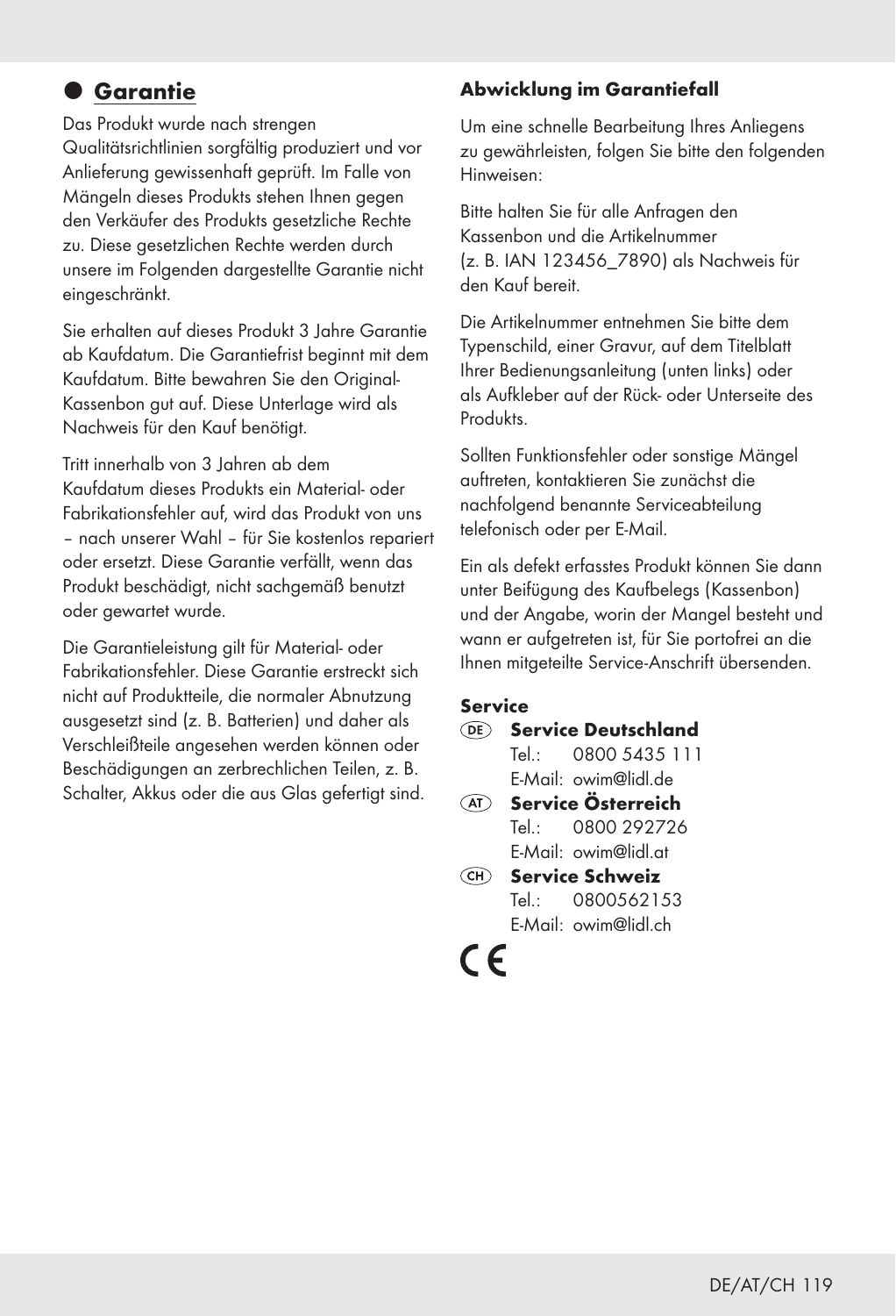## Garantie

Das Produkt wurde nach strengen Qualitätsrichtlinien sorgfältig produziert und vor Anlieferung gewissenhaft geprüft. Im Falle von Mängeln dieses Produkts stehen Ihnen gegen den Verkäufer des Produkts gesetzliche Rechte zu. Diese gesetzlichen Rechte werden durch unsere im Folgenden dargestellte Garantie nicht eingeschränkt.

Sie erhalten auf dieses Produkt 3 Jahre Garantie ab Kaufdatum. Die Garantiefrist beginnt mit dem Kaufdatum. Bitte bewahren Sie den Original-Kassenbon gut auf. Diese Unterlage wird als Nachweis für den Kauf benötigt.

Tritt innerhalb von 3 Jahren ab dem Kaufdatum dieses Produkts ein Material- oder Fabrikationsfehler auf, wird das Produkt von uns – nach unserer Wahl – für Sie kostenlos repariert oder ersetzt. Diese Garantie verfällt, wenn das Produkt beschädigt, nicht sachgemäß benutzt oder gewartet wurde.

Die Garantieleistung gilt für Material- oder Fabrikationsfehler. Diese Garantie erstreckt sich nicht auf Produktteile, die normaler Abnutzung ausgesetzt sind (z. B. Batterien) und daher als Verschleißteile angesehen werden können oder Beschädigungen an zerbrechlichen Teilen, z. B. Schalter, Akkus oder die aus Glas gefertigt sind.

**Abwicklung im Garantiefall**

Um eine schnelle Bearbeitung Ihres Anliegens zu gewährleisten, folgen Sie bitte den folgenden Hinweisen:

Bitte halten Sie für alle Anfragen den Kassenbon und die Artikelnummer (z. B. IAN 123456_7890) als Nachweis für den Kauf bereit.

Die Artikelnummer entnehmen Sie bitte dem Typenschild, einer Gravur, auf dem Titelblatt Ihrer Bedienungsanleitung (unten links) oder als Aufkleber auf der Rück- oder Unterseite des Produkts.

Sollten Funktionsfehler oder sonstige Mängel auftreten, kontaktieren Sie zunächst die nachfolgend benannte Serviceabteilung telefonisch oder per E-Mail.

Ein als defekt erfasstes Produkt können Sie dann unter Beifügung des Kaufbelegs (Kassenbon) und der Angabe, worin der Mangel besteht und wann er aufgetreten ist, für Sie portofrei an die Ihnen mitgeteilte Service-Anschrift übersenden.

**Service**

(DE) **Service Deutschland**
Tel.: 0800 5435 111
E-Mail: owim@lidl.de

(AT) **Service Österreich**
Tel.: 0800 292726
E-Mail: owim@lidl.at

(CH) **Service Schweiz**
Tel.: 0800562153
E-Mail: owim@lidl.ch

CE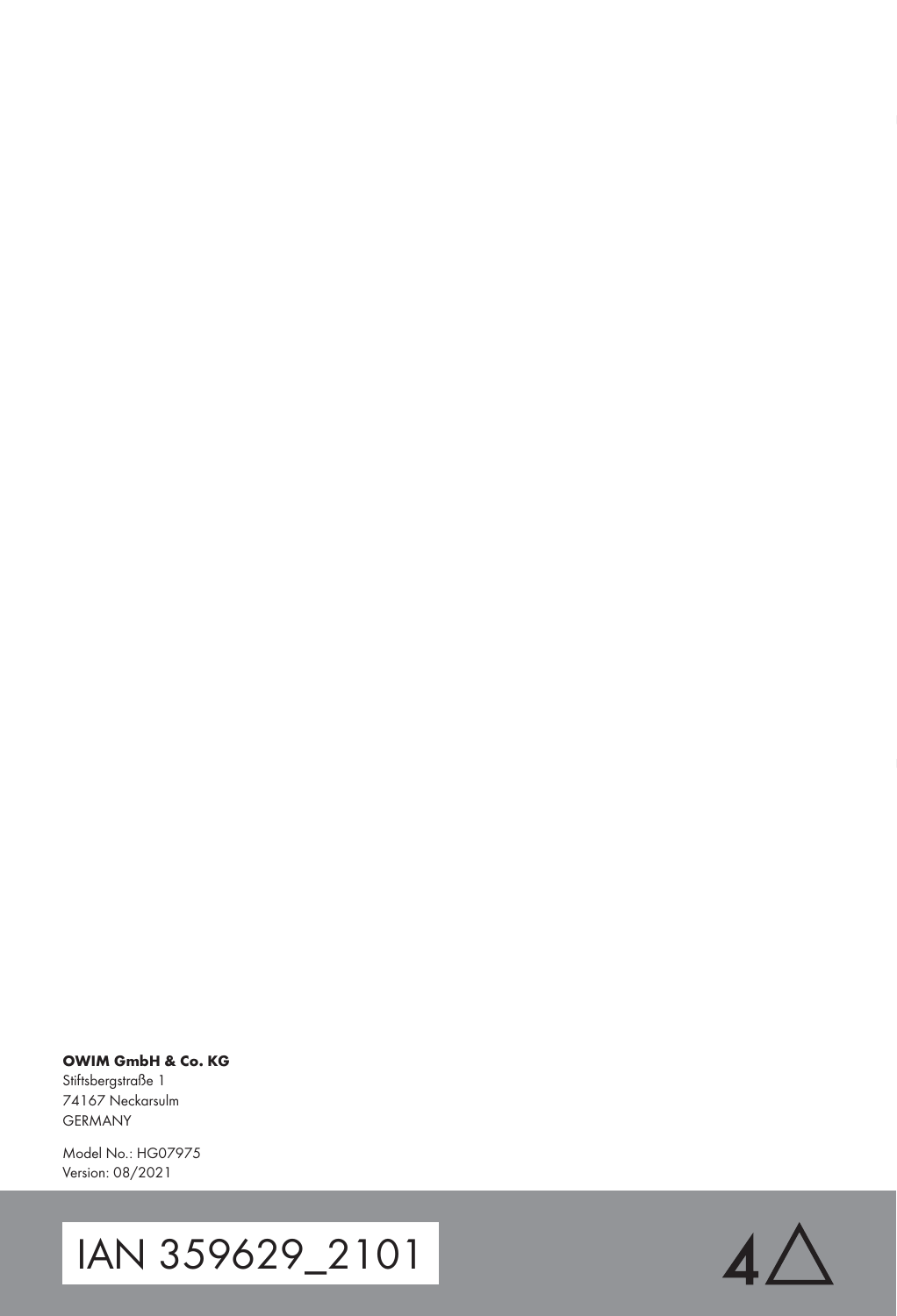**OWIM GmbH & Co. KG**
Stiftsbergstraße 1
74167 Neckarsulm
GERMANY

Model No.: HG07975
Version: 08/2021

IAN 359629_2101